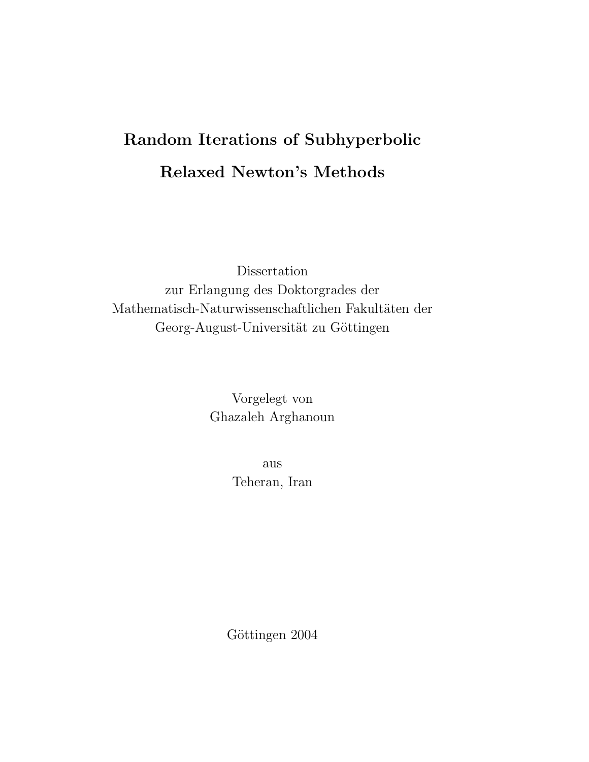# Random Iterations of Subhyperbolic Relaxed Newton's Methods

Dissertation
zur Erlangung des Doktorgrades der
Mathematisch-Naturwissenschaftlichen Fakultäten der
Georg-August-Universität zu Göttingen

Vorgelegt von
Ghazaleh Arghanoun

aus
Teheran, Iran

Göttingen 2004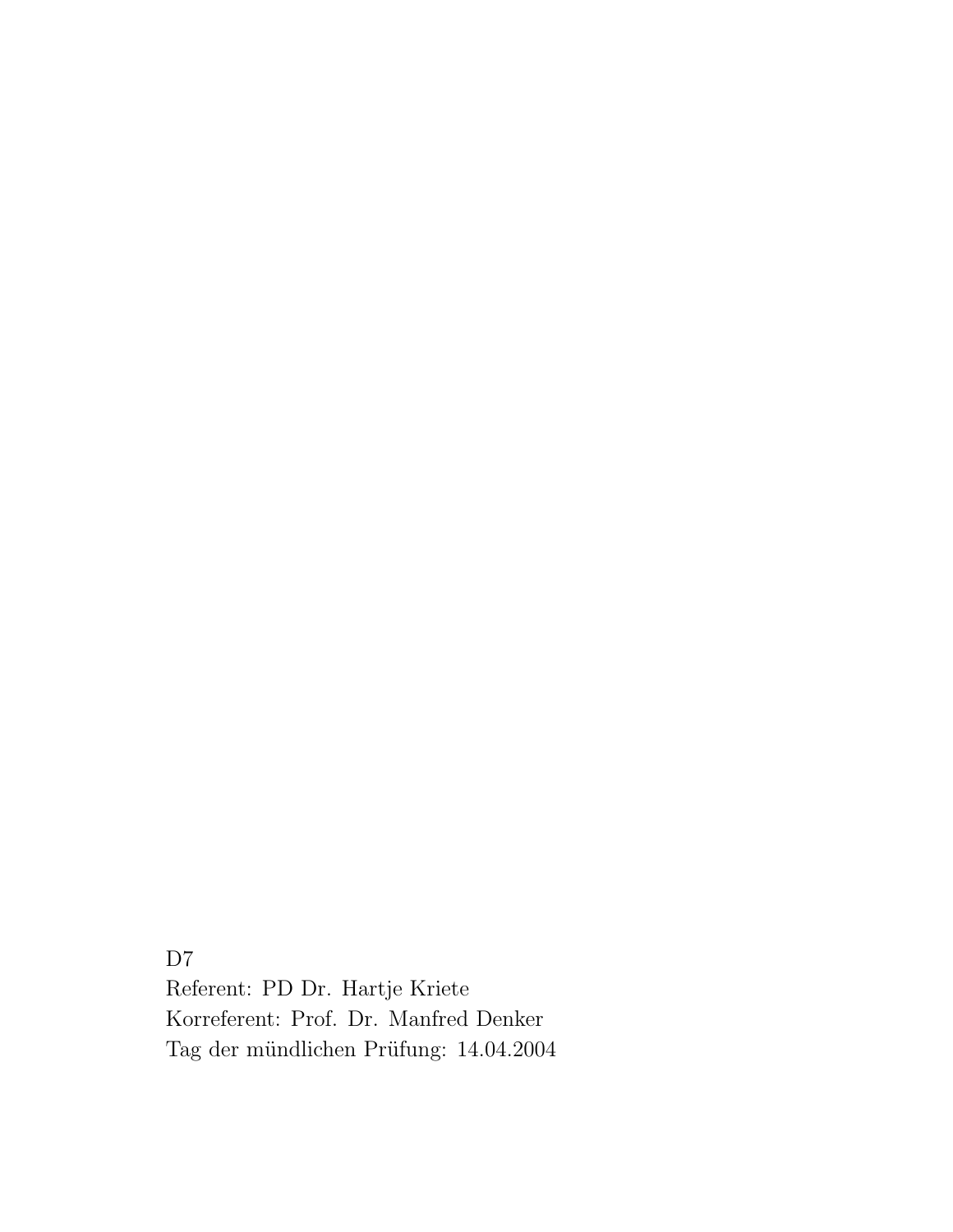D7
Referent: PD Dr. Hartje Kriete
Korreferent: Prof. Dr. Manfred Denker
Tag der mündlichen Prüfung: 14.04.2004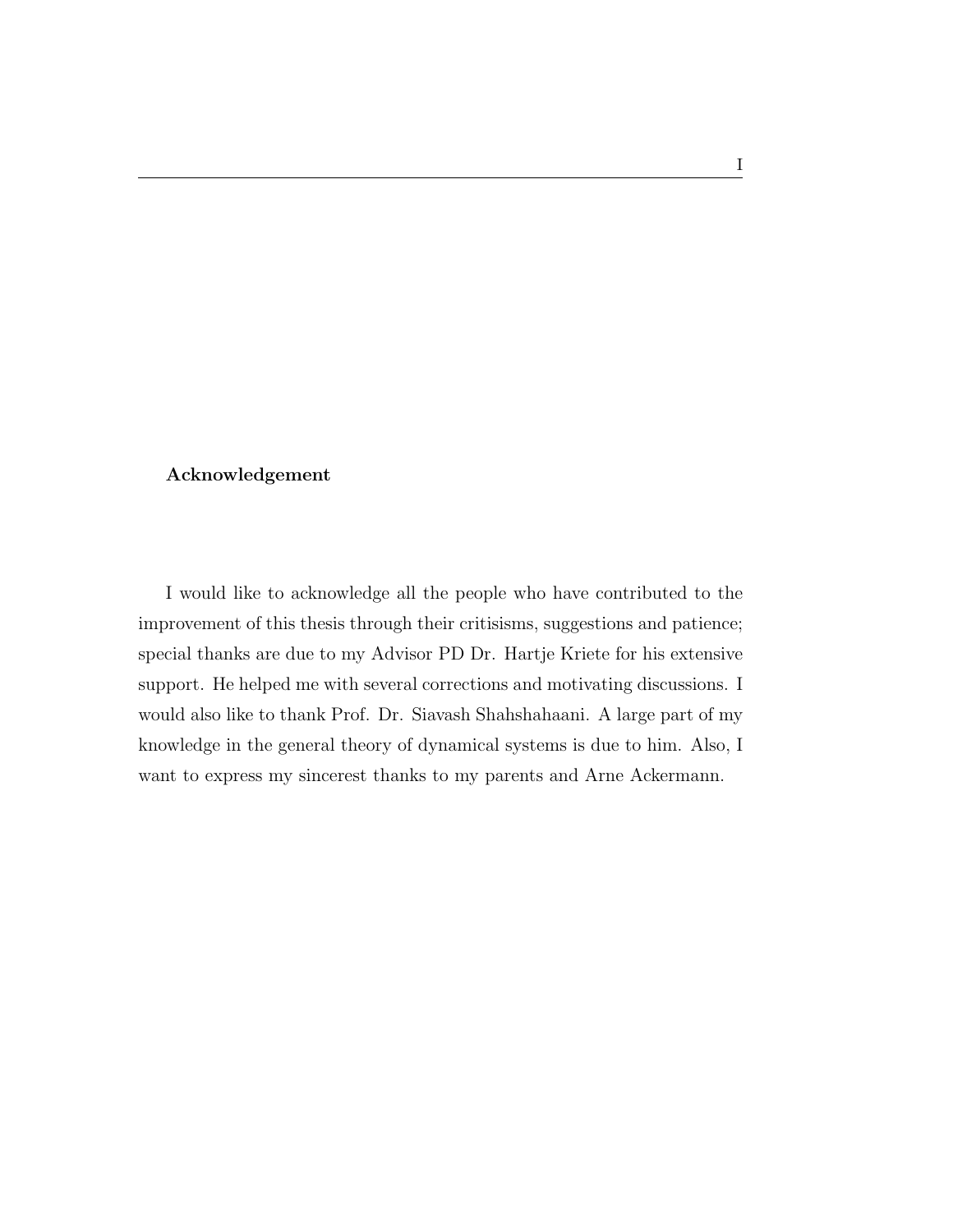**Acknowledgement**

I would like to acknowledge all the people who have contributed to the improvement of this thesis through their critisisms, suggestions and patience; special thanks are due to my Advisor PD Dr. Hartje Kriete for his extensive support. He helped me with several corrections and motivating discussions. I would also like to thank Prof. Dr. Siavash Shahshahaani. A large part of my knowledge in the general theory of dynamical systems is due to him. Also, I want to express my sincerest thanks to my parents and Arne Ackermann.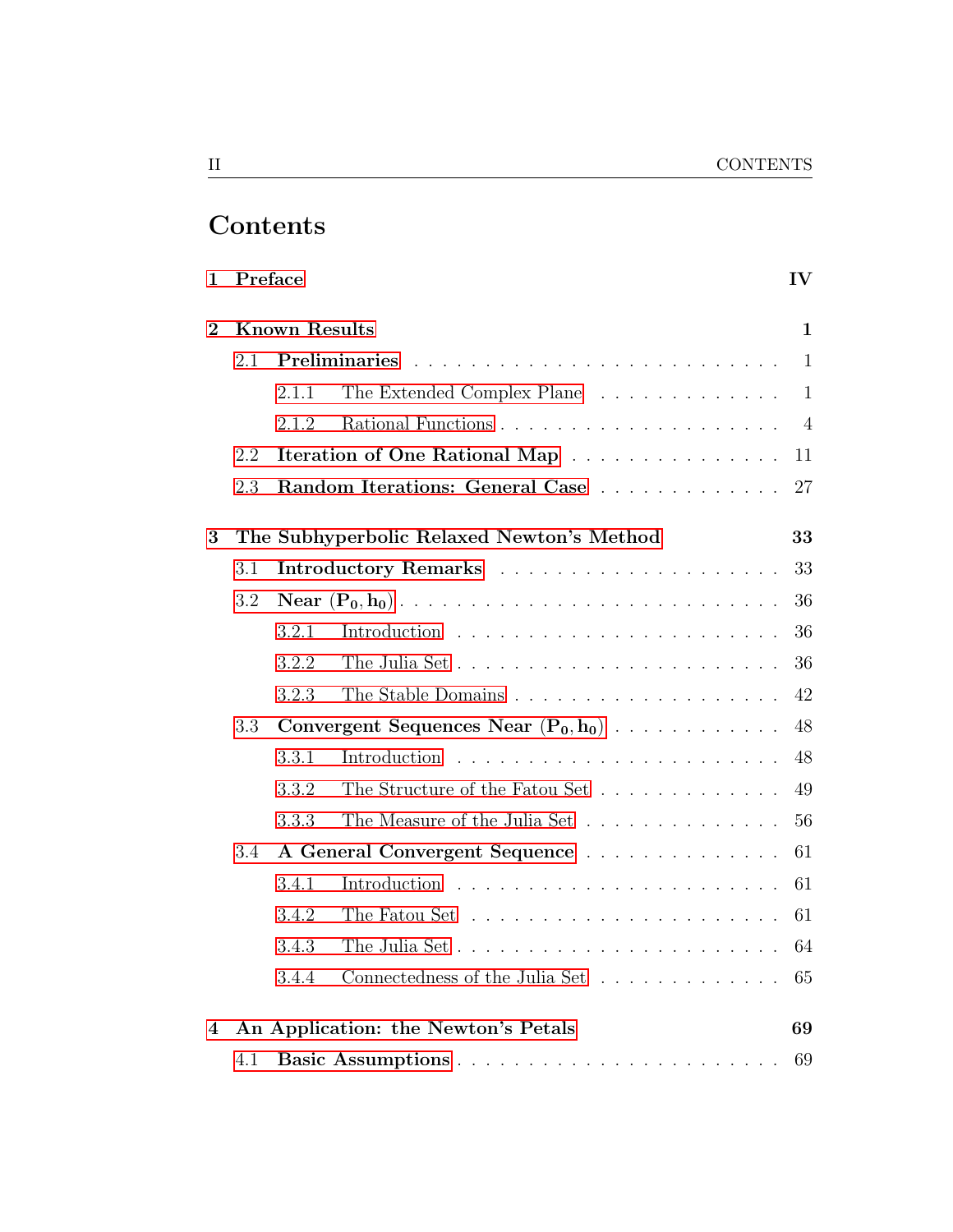# Contents

**1 Preface** IV

**2 Known Results** 1

- 2.1 **Preliminaries** 1
  - 2.1.1 The Extended Complex Plane 1
  - 2.1.2 Rational Functions 4
- 2.2 **Iteration of One Rational Map** 11
- 2.3 **Random Iterations: General Case** 27

**3 The Subhyperbolic Relaxed Newton's Method** 33

- 3.1 **Introductory Remarks** 33
- 3.2 **Near $(\mathbf{P_0}, \mathbf{h_0})$** 36
  - 3.2.1 Introduction 36
  - 3.2.2 The Julia Set 36
  - 3.2.3 The Stable Domains 42
- 3.3 **Convergent Sequences Near $(\mathbf{P_0}, \mathbf{h_0})$** 48
  - 3.3.1 Introduction 48
  - 3.3.2 The Structure of the Fatou Set 49
  - 3.3.3 The Measure of the Julia Set 56
- 3.4 **A General Convergent Sequence** 61
  - 3.4.1 Introduction 61
  - 3.4.2 The Fatou Set 61
  - 3.4.3 The Julia Set 64
  - 3.4.4 Connectedness of the Julia Set 65

**4 An Application: the Newton's Petals** 69

- 4.1 **Basic Assumptions** 69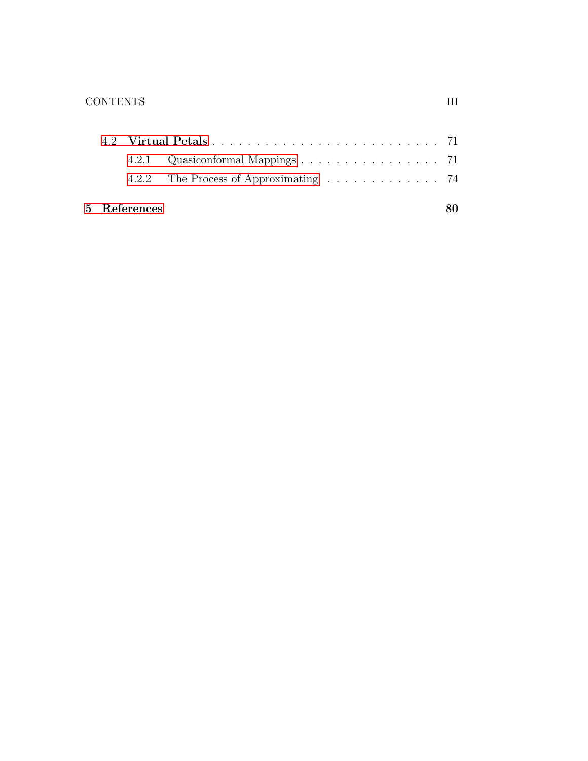4.2 **Virtual Petals** . . . . . . . . . . . . . . . . . . . . . . . . . . 71

4.2.1 Quasiconformal Mappings . . . . . . . . . . . . . . . . . 71

4.2.2 The Process of Approximating . . . . . . . . . . . . . . 74

**5 References** **80**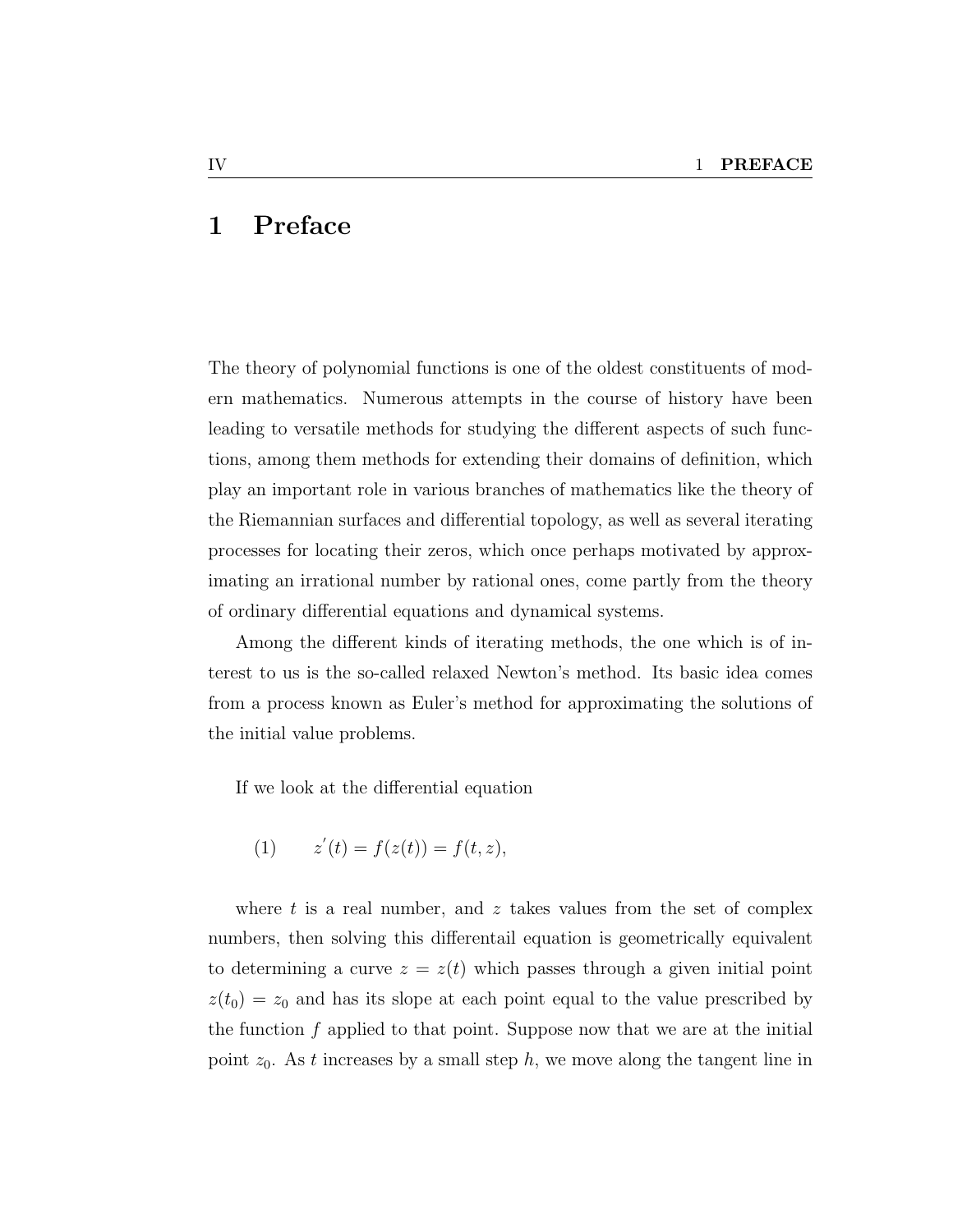# 1 Preface

The theory of polynomial functions is one of the oldest constituents of modern mathematics. Numerous attempts in the course of history have been leading to versatile methods for studying the different aspects of such functions, among them methods for extending their domains of definition, which play an important role in various branches of mathematics like the theory of the Riemannian surfaces and differential topology, as well as several iterating processes for locating their zeros, which once perhaps motivated by approximating an irrational number by rational ones, come partly from the theory of ordinary differential equations and dynamical systems.

Among the different kinds of iterating methods, the one which is of interest to us is the so-called relaxed Newton's method. Its basic idea comes from a process known as Euler's method for approximating the solutions of the initial value problems.

If we look at the differential equation

$$(1) \qquad z'(t) = f(z(t)) = f(t, z),$$

where $t$ is a real number, and $z$ takes values from the set of complex numbers, then solving this differentail equation is geometrically equivalent to determining a curve $z = z(t)$ which passes through a given initial point $z(t_0) = z_0$ and has its slope at each point equal to the value prescribed by the function $f$ applied to that point. Suppose now that we are at the initial point $z_0$. As $t$ increases by a small step $h$, we move along the tangent line in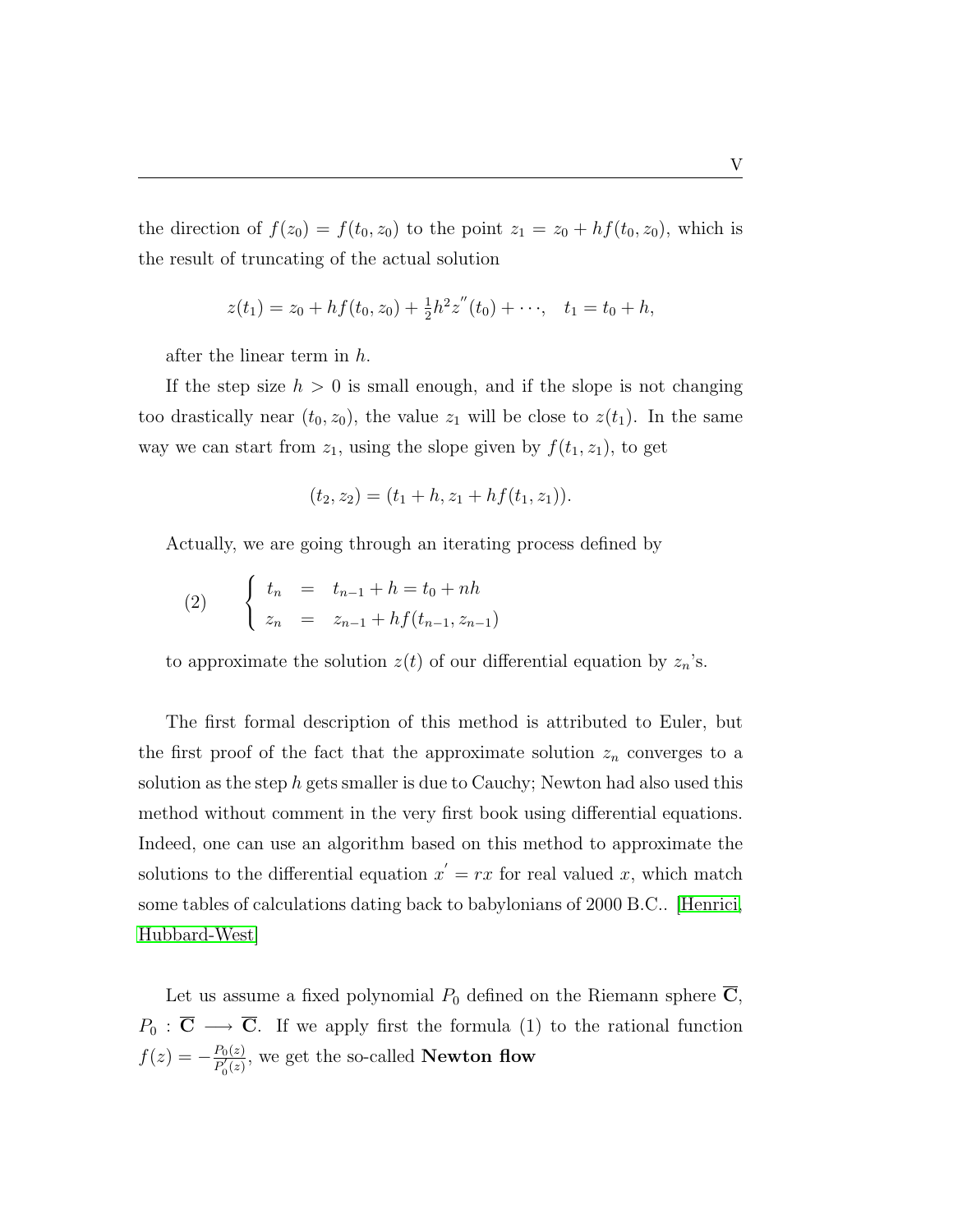the direction of $f(z_0) = f(t_0, z_0)$ to the point $z_1 = z_0 + hf(t_0, z_0)$, which is the result of truncating of the actual solution

$$z(t_1) = z_0 + hf(t_0, z_0) + \tfrac{1}{2}h^2 z^{''}(t_0) + \cdots, \quad t_1 = t_0 + h,$$

after the linear term in $h$.

If the step size $h > 0$ is small enough, and if the slope is not changing too drastically near $(t_0, z_0)$, the value $z_1$ will be close to $z(t_1)$. In the same way we can start from $z_1$, using the slope given by $f(t_1, z_1)$, to get

$$(t_2, z_2) = (t_1 + h, z_1 + hf(t_1, z_1)).$$

Actually, we are going through an iterating process defined by

$$(2) \qquad \begin{cases} t_n &= t_{n-1} + h = t_0 + nh \\ z_n &= z_{n-1} + hf(t_{n-1}, z_{n-1}) \end{cases}$$

to approximate the solution $z(t)$ of our differential equation by $z_n$'s.

The first formal description of this method is attributed to Euler, but the first proof of the fact that the approximate solution $z_n$ converges to a solution as the step $h$ gets smaller is due to Cauchy; Newton had also used this method without comment in the very first book using differential equations. Indeed, one can use an algorithm based on this method to approximate the solutions to the differential equation $x^{'} = rx$ for real valued $x$, which match some tables of calculations dating back to babylonians of 2000 B.C.. [Henrici, Hubbard-West]

Let us assume a fixed polynomial $P_0$ defined on the Riemann sphere $\overline{\mathbf{C}}$, $P_0 : \overline{\mathbf{C}} \longrightarrow \overline{\mathbf{C}}$. If we apply first the formula (1) to the rational function $f(z) = -\frac{P_0(z)}{P_0^{'}(z)}$, we get the so-called **Newton flow**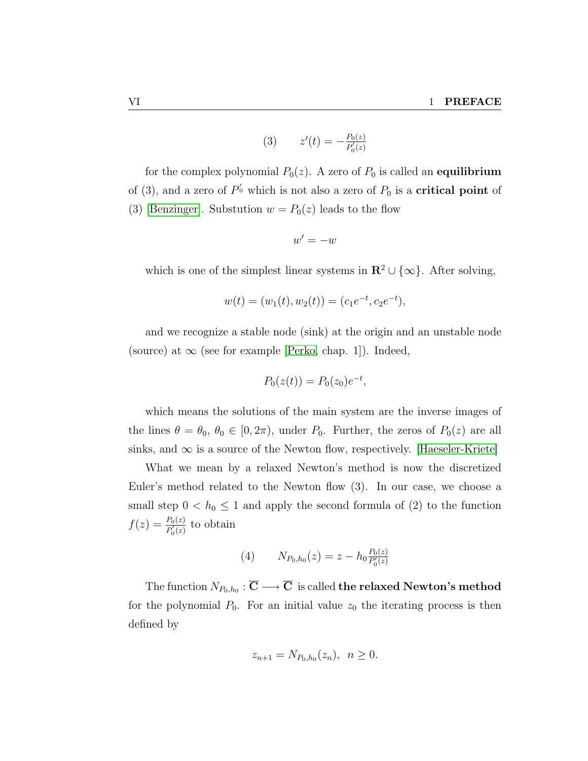$$(3) \qquad z'(t) = -\frac{P_0(z)}{P_0'(z)}$$

for the complex polynomial $P_0(z)$. A zero of $P_0$ is called an **equilibrium** of (3), and a zero of $P_0'$ which is not also a zero of $P_0$ is a **critical point** of (3) [Benzinger]. Substution $w = P_0(z)$ leads to the flow

$$w' = -w$$

which is one of the simplest linear systems in $\mathbf{R}^2 \cup \{\infty\}$. After solving,

$$w(t) = (w_1(t), w_2(t)) = (c_1 e^{-t}, c_2 e^{-t}),$$

and we recognize a stable node (sink) at the origin and an unstable node (source) at $\infty$ (see for example [Perko, chap. 1]). Indeed,

$$P_0(z(t)) = P_0(z_0)e^{-t},$$

which means the solutions of the main system are the inverse images of the lines $\theta = \theta_0$, $\theta_0 \in [0, 2\pi)$, under $P_0$. Further, the zeros of $P_0(z)$ are all sinks, and $\infty$ is a source of the Newton flow, respectively. [Haeseler-Kriete]

What we mean by a relaxed Newton's method is now the discretized Euler's method related to the Newton flow (3). In our case, we choose a small step $0 < h_0 \leq 1$ and apply the second formula of (2) to the function $f(z) = \frac{P_0(z)}{P_0'(z)}$ to obtain

$$(4) \qquad N_{P_0,h_0}(z) = z - h_0 \frac{P_0(z)}{P_0'(z)}$$

The function $N_{P_0,h_0} : \overline{\mathbf{C}} \longrightarrow \overline{\mathbf{C}}$ is called **the relaxed Newton's method** for the polynomial $P_0$. For an initial value $z_0$ the iterating process is then defined by

$$z_{n+1} = N_{P_0,h_0}(z_n), \;\; n \geq 0.$$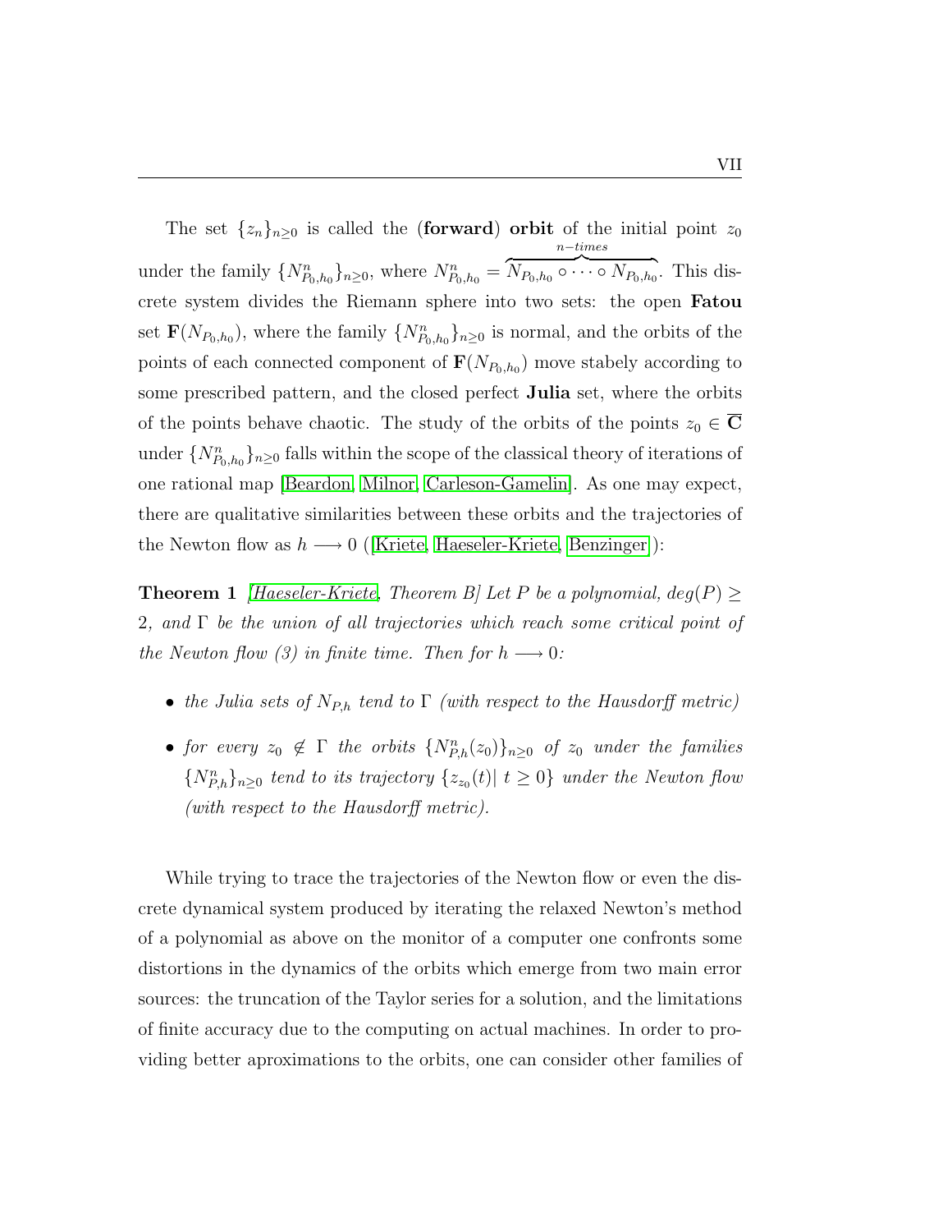The set $\{z_n\}_{n\geq 0}$ is called the (**forward**) **orbit** of the initial point $z_0$ under the family $\{N^n_{P_0,h_0}\}_{n\geq 0}$, where $N^n_{P_0,h_0} = \overbrace{N_{P_0,h_0} \circ \cdots \circ N_{P_0,h_0}}^{n-times}$. This discrete system divides the Riemann sphere into two sets: the open **Fatou** set $\mathbf{F}(N_{P_0,h_0})$, where the family $\{N^n_{P_0,h_0}\}_{n\geq 0}$ is normal, and the orbits of the points of each connected component of $\mathbf{F}(N_{P_0,h_0})$ move stabely according to some prescribed pattern, and the closed perfect **Julia** set, where the orbits of the points behave chaotic. The study of the orbits of the points $z_0 \in \overline{\mathbf{C}}$ under $\{N^n_{P_0,h_0}\}_{n\geq 0}$ falls within the scope of the classical theory of iterations of one rational map [Beardon, Milnor, Carleson-Gamelin]. As one may expect, there are qualitative similarities between these orbits and the trajectories of the Newton flow as $h \longrightarrow 0$ ([Kriete, Haeseler-Kriete, Benzinger]):

**Theorem 1** *[Haeseler-Kriete, Theorem B] Let $P$ be a polynomial, $deg(P) \geq 2$, and $\Gamma$ be the union of all trajectories which reach some critical point of the Newton flow (3) in finite time. Then for $h \longrightarrow 0$:*

- *the Julia sets of $N_{P,h}$ tend to $\Gamma$ (with respect to the Hausdorff metric)*
- *for every $z_0 \notin \Gamma$ the orbits $\{N^n_{P,h}(z_0)\}_{n\geq 0}$ of $z_0$ under the families $\{N^n_{P,h}\}_{n\geq 0}$ tend to its trajectory $\{z_{z_0}(t)|\ t \geq 0\}$ under the Newton flow (with respect to the Hausdorff metric).*

While trying to trace the trajectories of the Newton flow or even the discrete dynamical system produced by iterating the relaxed Newton's method of a polynomial as above on the monitor of a computer one confronts some distortions in the dynamics of the orbits which emerge from two main error sources: the truncation of the Taylor series for a solution, and the limitations of finite accuracy due to the computing on actual machines. In order to providing better aproximations to the orbits, one can consider other families of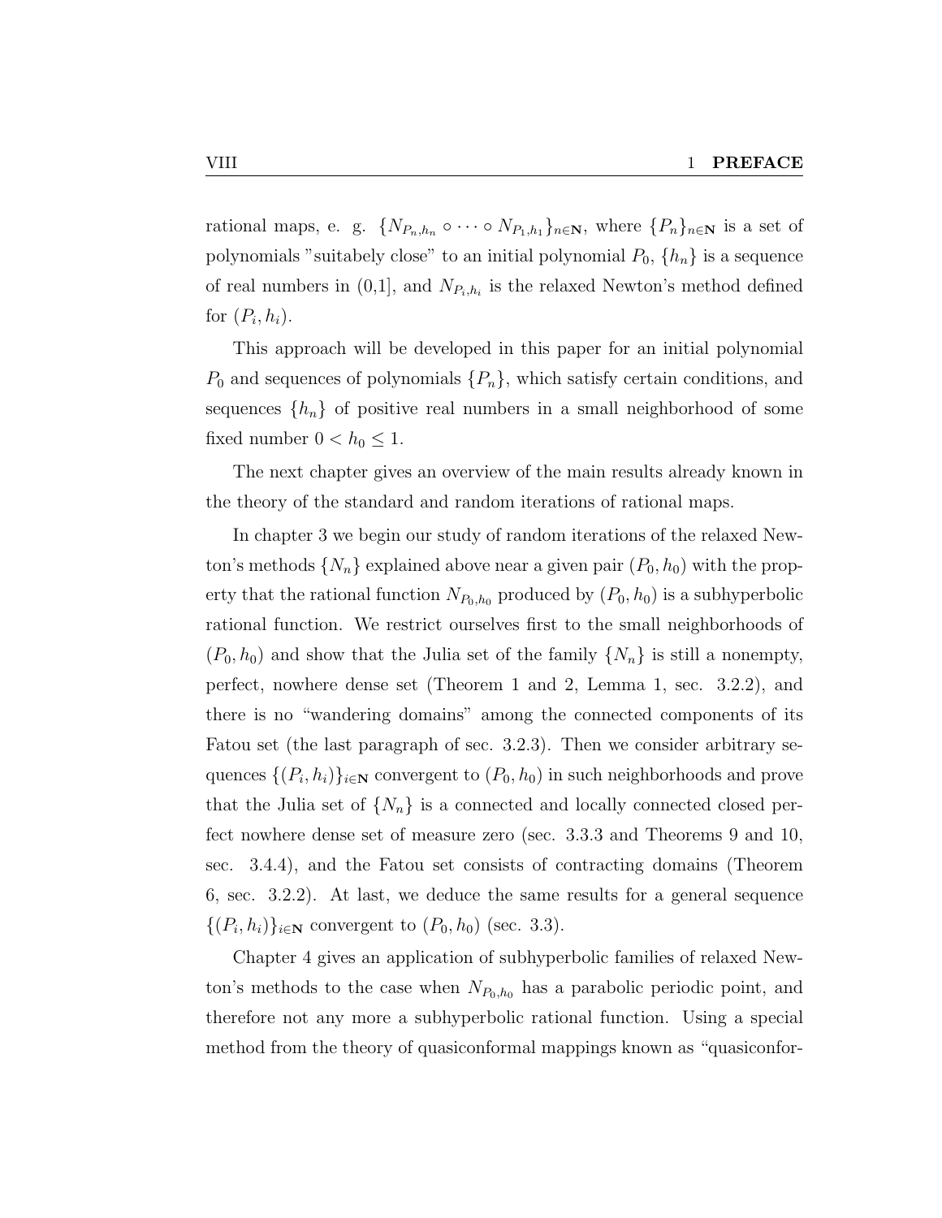rational maps, e. g. $\{N_{P_n,h_n} \circ \cdots \circ N_{P_1,h_1}\}_{n\in\mathbf{N}}$, where $\{P_n\}_{n\in\mathbf{N}}$ is a set of polynomials "suitabely close" to an initial polynomial $P_0$, $\{h_n\}$ is a sequence of real numbers in (0,1], and $N_{P_i,h_i}$ is the relaxed Newton's method defined for $(P_i, h_i)$.

This approach will be developed in this paper for an initial polynomial $P_0$ and sequences of polynomials $\{P_n\}$, which satisfy certain conditions, and sequences $\{h_n\}$ of positive real numbers in a small neighborhood of some fixed number $0 < h_0 \leq 1$.

The next chapter gives an overview of the main results already known in the theory of the standard and random iterations of rational maps.

In chapter 3 we begin our study of random iterations of the relaxed Newton's methods $\{N_n\}$ explained above near a given pair $(P_0, h_0)$ with the property that the rational function $N_{P_0,h_0}$ produced by $(P_0, h_0)$ is a subhyperbolic rational function. We restrict ourselves first to the small neighborhoods of $(P_0, h_0)$ and show that the Julia set of the family $\{N_n\}$ is still a nonempty, perfect, nowhere dense set (Theorem 1 and 2, Lemma 1, sec. 3.2.2), and there is no "wandering domains" among the connected components of its Fatou set (the last paragraph of sec. 3.2.3). Then we consider arbitrary sequences $\{(P_i, h_i)\}_{i\in\mathbf{N}}$ convergent to $(P_0, h_0)$ in such neighborhoods and prove that the Julia set of $\{N_n\}$ is a connected and locally connected closed perfect nowhere dense set of measure zero (sec. 3.3.3 and Theorems 9 and 10, sec. 3.4.4), and the Fatou set consists of contracting domains (Theorem 6, sec. 3.2.2). At last, we deduce the same results for a general sequence $\{(P_i, h_i)\}_{i\in\mathbf{N}}$ convergent to $(P_0, h_0)$ (sec. 3.3).

Chapter 4 gives an application of subhyperbolic families of relaxed Newton's methods to the case when $N_{P_0,h_0}$ has a parabolic periodic point, and therefore not any more a subhyperbolic rational function. Using a special method from the theory of quasiconformal mappings known as "quasiconfor-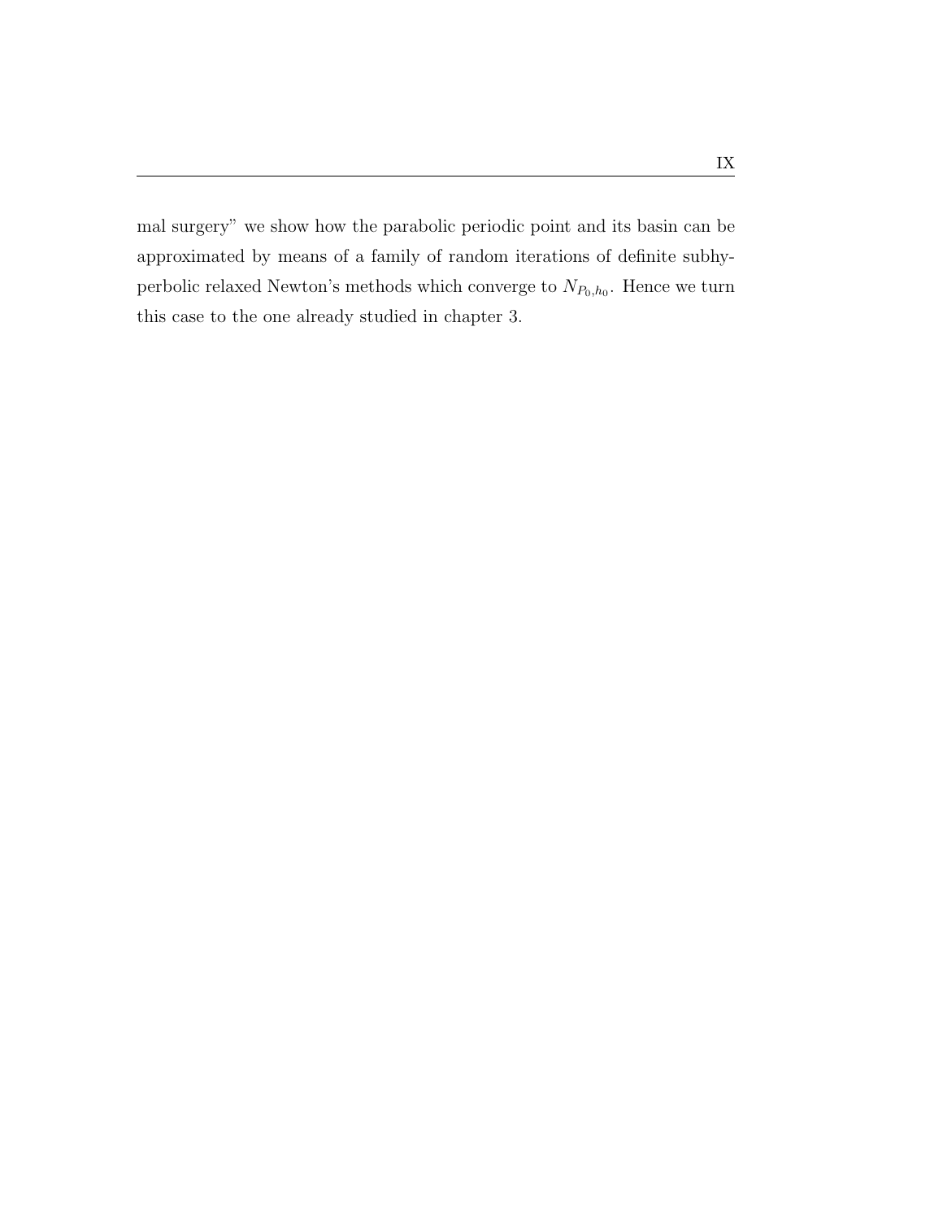mal surgery" we show how the parabolic periodic point and its basin can be approximated by means of a family of random iterations of definite subhyperbolic relaxed Newton's methods which converge to $N_{P_0,h_0}$. Hence we turn this case to the one already studied in chapter 3.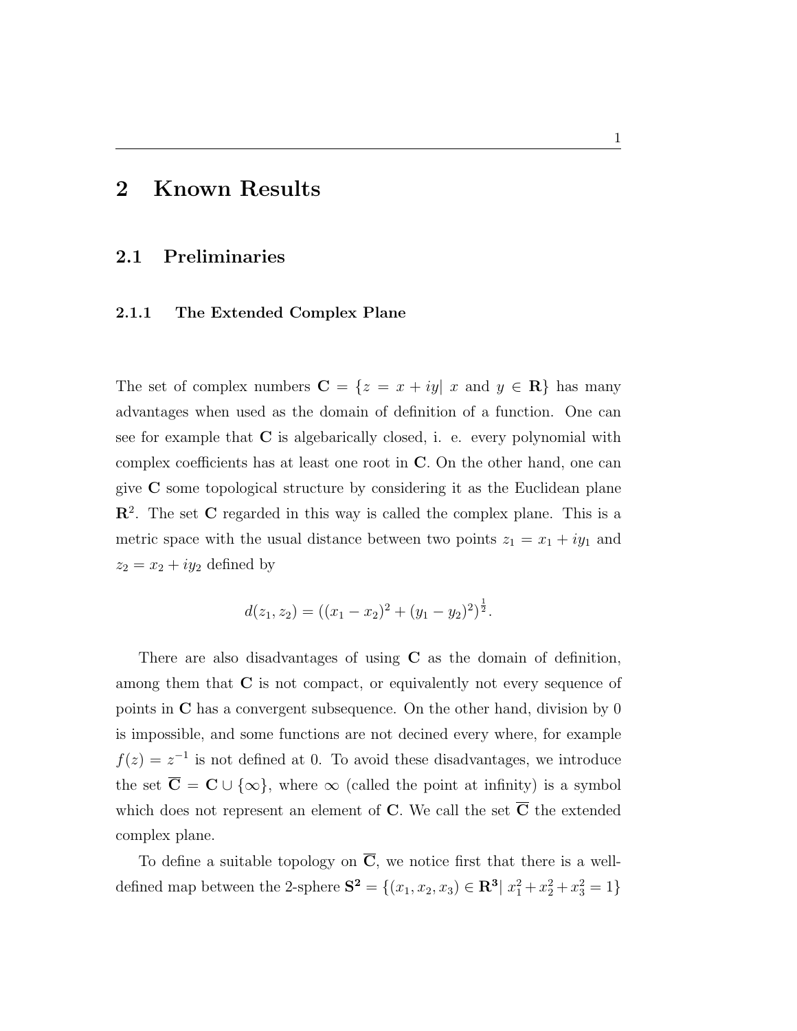# 2 Known Results

## 2.1 Preliminaries

### 2.1.1 The Extended Complex Plane

The set of complex numbers $\mathbf{C} = \{z = x + iy | \ x \text{ and } y \in \mathbf{R}\}$ has many advantages when used as the domain of definition of a function. One can see for example that $\mathbf{C}$ is algebarically closed, i. e. every polynomial with complex coefficients has at least one root in $\mathbf{C}$. On the other hand, one can give $\mathbf{C}$ some topological structure by considering it as the Euclidean plane $\mathbf{R}^2$. The set $\mathbf{C}$ regarded in this way is called the complex plane. This is a metric space with the usual distance between two points $z_1 = x_1 + iy_1$ and $z_2 = x_2 + iy_2$ defined by

$$d(z_1, z_2) = ((x_1 - x_2)^2 + (y_1 - y_2)^2)^{\frac{1}{2}}.$$

There are also disadvantages of using $\mathbf{C}$ as the domain of definition, among them that $\mathbf{C}$ is not compact, or equivalently not every sequence of points in $\mathbf{C}$ has a convergent subsequence. On the other hand, division by 0 is impossible, and some functions are not decined every where, for example $f(z) = z^{-1}$ is not defined at 0. To avoid these disadvantages, we introduce the set $\overline{\mathbf{C}} = \mathbf{C} \cup \{\infty\}$, where $\infty$ (called the point at infinity) is a symbol which does not represent an element of $\mathbf{C}$. We call the set $\overline{\mathbf{C}}$ the extended complex plane.

To define a suitable topology on $\overline{\mathbf{C}}$, we notice first that there is a well-defined map between the 2-sphere $\mathbf{S^2} = \{(x_1, x_2, x_3) \in \mathbf{R^3} | \ x_1^2 + x_2^2 + x_3^2 = 1\}$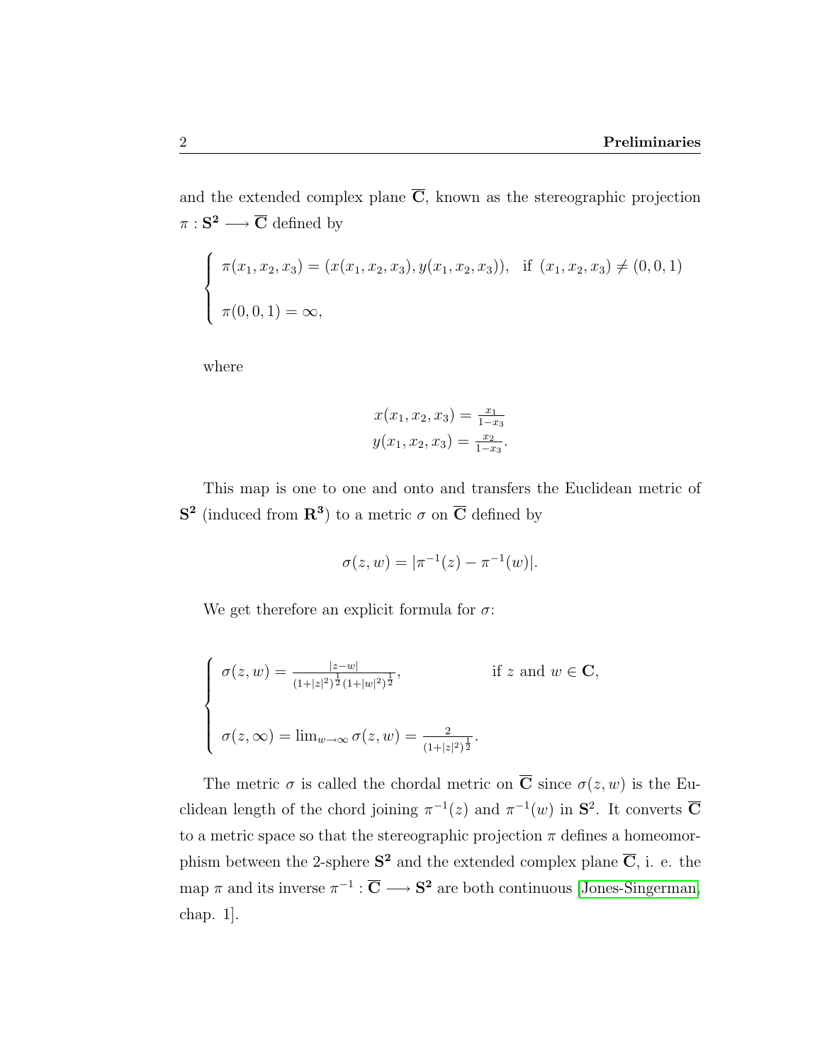and the extended complex plane $\overline{\mathbf{C}}$, known as the stereographic projection $\pi : \mathbf{S^2} \longrightarrow \overline{\mathbf{C}}$ defined by

$$
\begin{cases}
\pi(x_1, x_2, x_3) = (x(x_1, x_2, x_3), y(x_1, x_2, x_3)), & \text{if } (x_1, x_2, x_3) \neq (0, 0, 1) \\
\\
\pi(0, 0, 1) = \infty,
\end{cases}
$$

where

$$
\begin{aligned}
x(x_1, x_2, x_3) &= \tfrac{x_1}{1 - x_3} \\
y(x_1, x_2, x_3) &= \tfrac{x_2}{1 - x_3}.
\end{aligned}
$$

This map is one to one and onto and transfers the Euclidean metric of $\mathbf{S^2}$ (induced from $\mathbf{R^3}$) to a metric $\sigma$ on $\overline{\mathbf{C}}$ defined by

$$
\sigma(z, w) = |\pi^{-1}(z) - \pi^{-1}(w)|.
$$

We get therefore an explicit formula for $\sigma$:

$$
\begin{cases}
\sigma(z, w) = \frac{|z - w|}{(1 + |z|^2)^{\frac{1}{2}} (1 + |w|^2)^{\frac{1}{2}}}, & \text{if } z \text{ and } w \in \mathbf{C}, \\
\\
\sigma(z, \infty) = \lim_{w \to \infty} \sigma(z, w) = \frac{2}{(1 + |z|^2)^{\frac{1}{2}}}.
\end{cases}
$$

The metric $\sigma$ is called the chordal metric on $\overline{\mathbf{C}}$ since $\sigma(z, w)$ is the Euclidean length of the chord joining $\pi^{-1}(z)$ and $\pi^{-1}(w)$ in $\mathbf{S}^2$. It converts $\overline{\mathbf{C}}$ to a metric space so that the stereographic projection $\pi$ defines a homeomorphism between the 2-sphere $\mathbf{S^2}$ and the extended complex plane $\overline{\mathbf{C}}$, i. e. the map $\pi$ and its inverse $\pi^{-1} : \overline{\mathbf{C}} \longrightarrow \mathbf{S^2}$ are both continuous [Jones-Singerman, chap. 1].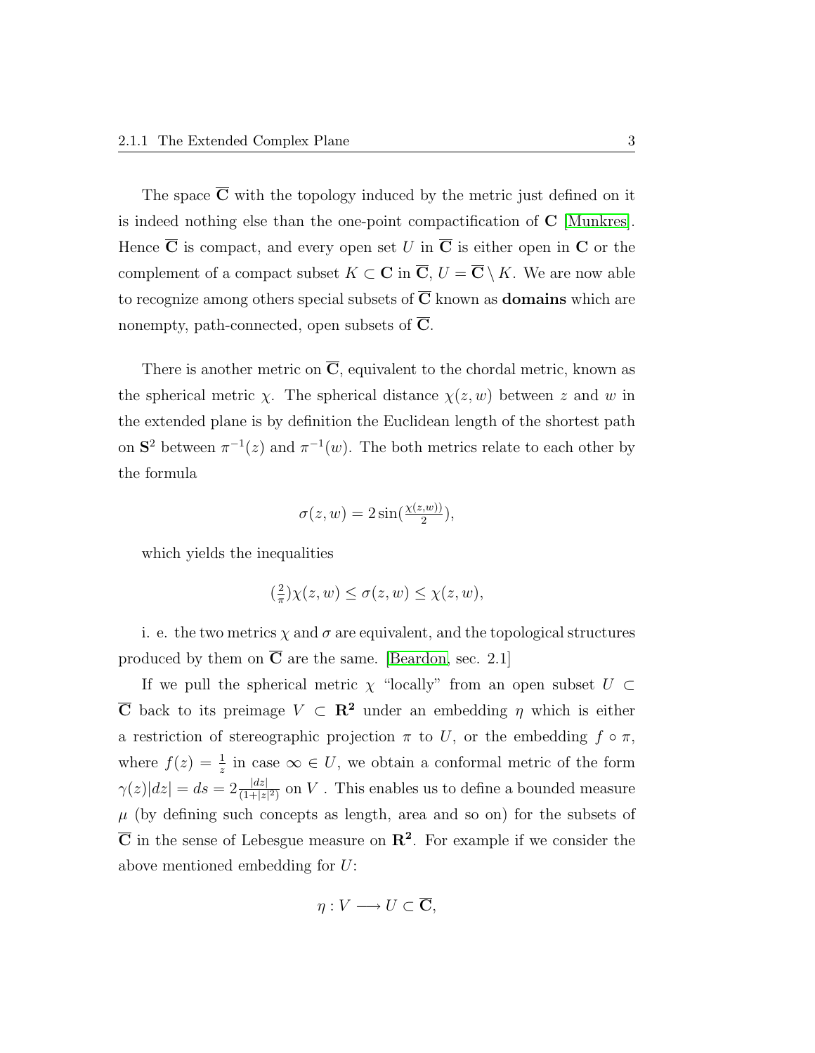The space $\overline{\mathbf{C}}$ with the topology induced by the metric just defined on it is indeed nothing else than the one-point compactification of $\mathbf{C}$ [Munkres]. Hence $\overline{\mathbf{C}}$ is compact, and every open set $U$ in $\overline{\mathbf{C}}$ is either open in $\mathbf{C}$ or the complement of a compact subset $K \subset \mathbf{C}$ in $\overline{\mathbf{C}}$, $U = \overline{\mathbf{C}} \setminus K$. We are now able to recognize among others special subsets of $\overline{\mathbf{C}}$ known as **domains** which are nonempty, path-connected, open subsets of $\overline{\mathbf{C}}$.

There is another metric on $\overline{\mathbf{C}}$, equivalent to the chordal metric, known as the spherical metric $\chi$. The spherical distance $\chi(z, w)$ between $z$ and $w$ in the extended plane is by definition the Euclidean length of the shortest path on $\mathbf{S}^2$ between $\pi^{-1}(z)$ and $\pi^{-1}(w)$. The both metrics relate to each other by the formula

$$\sigma(z, w) = 2\sin(\tfrac{\chi(z,w))}{2}),$$

which yields the inequalities

$$(\tfrac{2}{\pi})\chi(z, w) \leq \sigma(z, w) \leq \chi(z, w),$$

i. e. the two metrics $\chi$ and $\sigma$ are equivalent, and the topological structures produced by them on $\overline{\mathbf{C}}$ are the same. [Beardon, sec. 2.1]

If we pull the spherical metric $\chi$ "locally" from an open subset $U \subset \overline{\mathbf{C}}$ back to its preimage $V \subset \mathbf{R^2}$ under an embedding $\eta$ which is either a restriction of stereographic projection $\pi$ to $U$, or the embedding $f \circ \pi$, where $f(z) = \frac{1}{z}$ in case $\infty \in U$, we obtain a conformal metric of the form $\gamma(z)|dz| = ds = 2\frac{|dz|}{(1+|z|^2)}$ on $V$ . This enables us to define a bounded measure $\mu$ (by defining such concepts as length, area and so on) for the subsets of $\overline{\mathbf{C}}$ in the sense of Lebesgue measure on $\mathbf{R^2}$. For example if we consider the above mentioned embedding for $U$:

$$\eta : V \longrightarrow U \subset \overline{\mathbf{C}},$$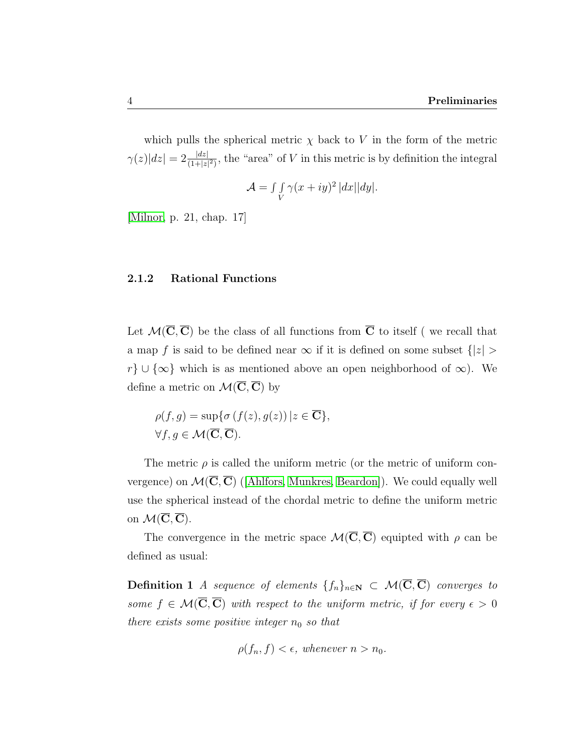which pulls the spherical metric $\chi$ back to $V$ in the form of the metric $\gamma(z)|dz| = 2\frac{|dz|}{(1+|z|^2)}$, the "area" of $V$ in this metric is by definition the integral

$$\mathcal{A} = \int\int_V \gamma(x+iy)^2 \, |dx||dy|.$$

[Milnor, p. 21, chap. 17]

### 2.1.2 Rational Functions

Let $\mathcal{M}(\overline{\mathbf{C}}, \overline{\mathbf{C}})$ be the class of all functions from $\overline{\mathbf{C}}$ to itself ( we recall that a map $f$ is said to be defined near $\infty$ if it is defined on some subset $\{|z| > r\} \cup \{\infty\}$ which is as mentioned above an open neighborhood of $\infty$). We define a metric on $\mathcal{M}(\overline{\mathbf{C}}, \overline{\mathbf{C}})$ by

$$\rho(f, g) = \sup\{\sigma\left(f(z), g(z)\right) | z \in \overline{\mathbf{C}}\},$$
$$\forall f, g \in \mathcal{M}(\overline{\mathbf{C}}, \overline{\mathbf{C}}).$$

The metric $\rho$ is called the uniform metric (or the metric of uniform convergence) on $\mathcal{M}(\overline{\mathbf{C}}, \overline{\mathbf{C}})$ ([Ahlfors, Munkres, Beardon]). We could equally well use the spherical instead of the chordal metric to define the uniform metric on $\mathcal{M}(\overline{\mathbf{C}}, \overline{\mathbf{C}})$.

The convergence in the metric space $\mathcal{M}(\overline{\mathbf{C}}, \overline{\mathbf{C}})$ equipted with $\rho$ can be defined as usual:

**Definition 1** *A sequence of elements $\{f_n\}_{n \in \mathbf{N}} \subset \mathcal{M}(\overline{\mathbf{C}}, \overline{\mathbf{C}})$ converges to some $f \in \mathcal{M}(\overline{\mathbf{C}}, \overline{\mathbf{C}})$ with respect to the uniform metric, if for every $\epsilon > 0$ there exists some positive integer $n_0$ so that*

$$\rho(f_n, f) < \epsilon, \text{ whenever } n > n_0.$$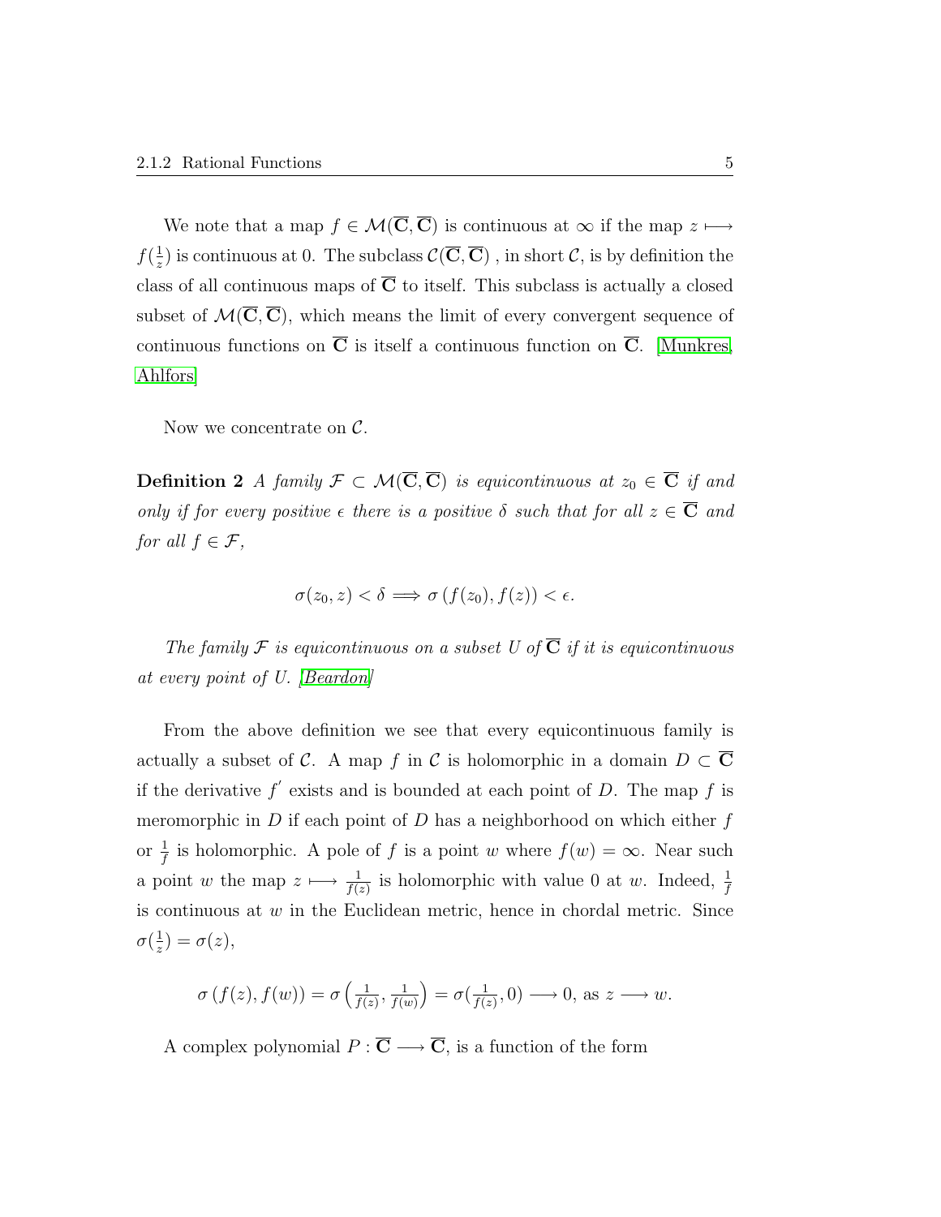We note that a map $f \in \mathcal{M}(\overline{\mathbf{C}}, \overline{\mathbf{C}})$ is continuous at $\infty$ if the map $z \longmapsto f(\frac{1}{z})$ is continuous at 0. The subclass $\mathcal{C}(\overline{\mathbf{C}}, \overline{\mathbf{C}})$ , in short $\mathcal{C}$, is by definition the class of all continuous maps of $\overline{\mathbf{C}}$ to itself. This subclass is actually a closed subset of $\mathcal{M}(\overline{\mathbf{C}}, \overline{\mathbf{C}})$, which means the limit of every convergent sequence of continuous functions on $\overline{\mathbf{C}}$ is itself a continuous function on $\overline{\mathbf{C}}$. [Munkres, Ahlfors]

Now we concentrate on $\mathcal{C}$.

**Definition 2** *A family $\mathcal{F} \subset \mathcal{M}(\overline{\mathbf{C}}, \overline{\mathbf{C}})$ is equicontinuous at $z_0 \in \overline{\mathbf{C}}$ if and only if for every positive $\epsilon$ there is a positive $\delta$ such that for all $z \in \overline{\mathbf{C}}$ and for all $f \in \mathcal{F}$,*

$$\sigma(z_0, z) < \delta \Longrightarrow \sigma\left(f(z_0), f(z)\right) < \epsilon.$$

*The family $\mathcal{F}$ is equicontinuous on a subset $U$ of $\overline{\mathbf{C}}$ if it is equicontinuous at every point of $U$. [Beardon]*

From the above definition we see that every equicontinuous family is actually a subset of $\mathcal{C}$. A map $f$ in $\mathcal{C}$ is holomorphic in a domain $D \subset \overline{\mathbf{C}}$ if the derivative $f'$ exists and is bounded at each point of $D$. The map $f$ is meromorphic in $D$ if each point of $D$ has a neighborhood on which either $f$ or $\frac{1}{f}$ is holomorphic. A pole of $f$ is a point $w$ where $f(w) = \infty$. Near such a point $w$ the map $z \longmapsto \frac{1}{f(z)}$ is holomorphic with value 0 at $w$. Indeed, $\frac{1}{f}$ is continuous at $w$ in the Euclidean metric, hence in chordal metric. Since $\sigma(\frac{1}{z}) = \sigma(z)$,

$$\sigma\left(f(z), f(w)\right) = \sigma\left(\tfrac{1}{f(z)}, \tfrac{1}{f(w)}\right) = \sigma(\tfrac{1}{f(z)}, 0) \longrightarrow 0, \text{ as } z \longrightarrow w.$$

A complex polynomial $P : \overline{\mathbf{C}} \longrightarrow \overline{\mathbf{C}}$, is a function of the form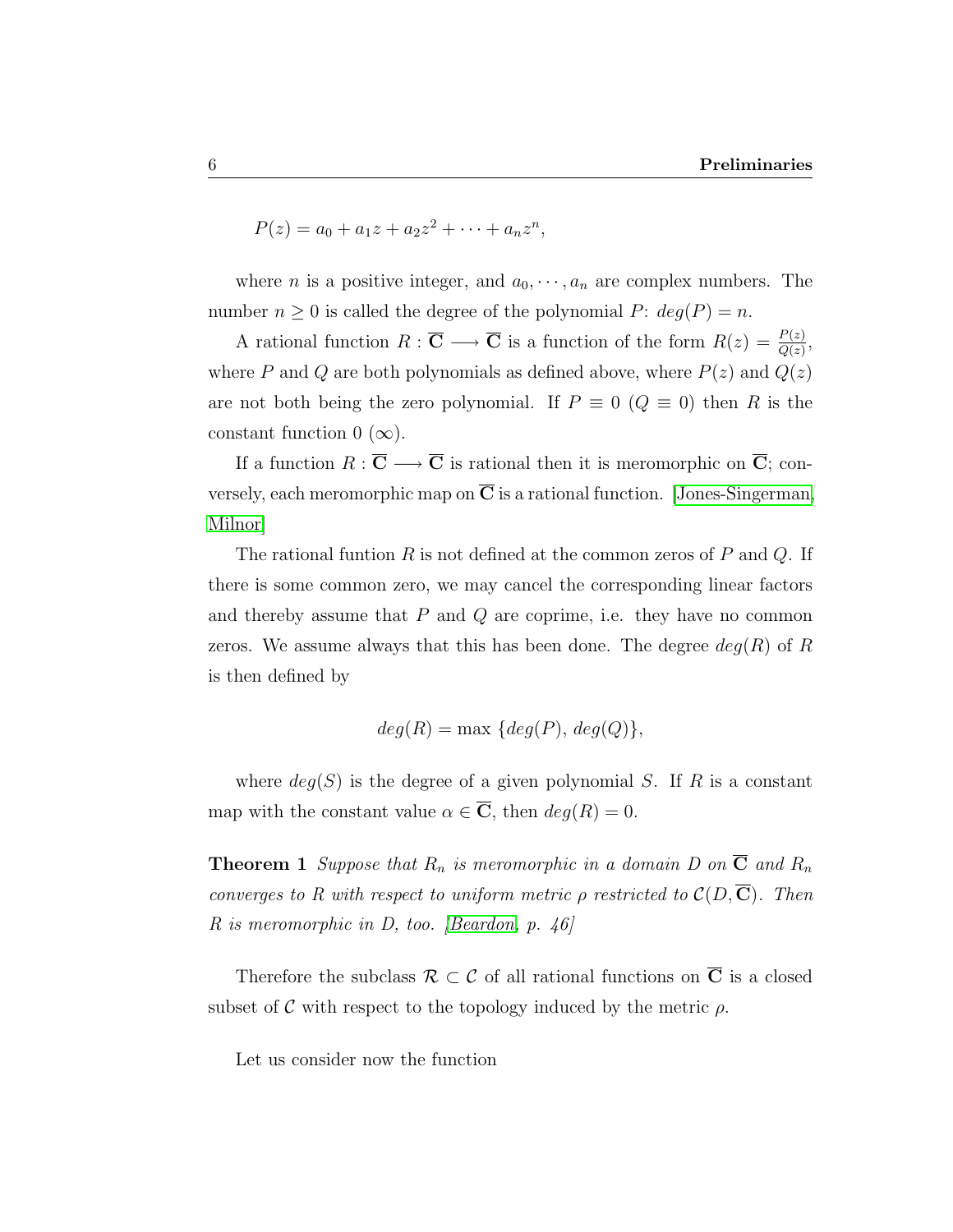$$P(z) = a_0 + a_1 z + a_2 z^2 + \cdots + a_n z^n,$$

where $n$ is a positive integer, and $a_0, \cdots, a_n$ are complex numbers. The number $n \geq 0$ is called the degree of the polynomial $P$: $deg(P) = n$.

A rational function $R : \overline{\mathbf{C}} \longrightarrow \overline{\mathbf{C}}$ is a function of the form $R(z) = \frac{P(z)}{Q(z)}$, where $P$ and $Q$ are both polynomials as defined above, where $P(z)$ and $Q(z)$ are not both being the zero polynomial. If $P \equiv 0$ ($Q \equiv 0$) then $R$ is the constant function $0$ ($\infty$).

If a function $R : \overline{\mathbf{C}} \longrightarrow \overline{\mathbf{C}}$ is rational then it is meromorphic on $\overline{\mathbf{C}}$; conversely, each meromorphic map on $\overline{\mathbf{C}}$ is a rational function. [Jones-Singerman, Milnor]

The rational funtion $R$ is not defined at the common zeros of $P$ and $Q$. If there is some common zero, we may cancel the corresponding linear factors and thereby assume that $P$ and $Q$ are coprime, i.e. they have no common zeros. We assume always that this has been done. The degree $deg(R)$ of $R$ is then defined by

$$deg(R) = \max \{deg(P),\, deg(Q)\},$$

where $deg(S)$ is the degree of a given polynomial $S$. If $R$ is a constant map with the constant value $\alpha \in \overline{\mathbf{C}}$, then $deg(R) = 0$.

**Theorem 1** *Suppose that $R_n$ is meromorphic in a domain $D$ on $\overline{\mathbf{C}}$ and $R_n$ converges to $R$ with respect to uniform metric $\rho$ restricted to $\mathcal{C}(D, \overline{\mathbf{C}})$. Then $R$ is meromorphic in $D$, too. [Beardon, p. 46]*

Therefore the subclass $\mathcal{R} \subset \mathcal{C}$ of all rational functions on $\overline{\mathbf{C}}$ is a closed subset of $\mathcal{C}$ with respect to the topology induced by the metric $\rho$.

Let us consider now the function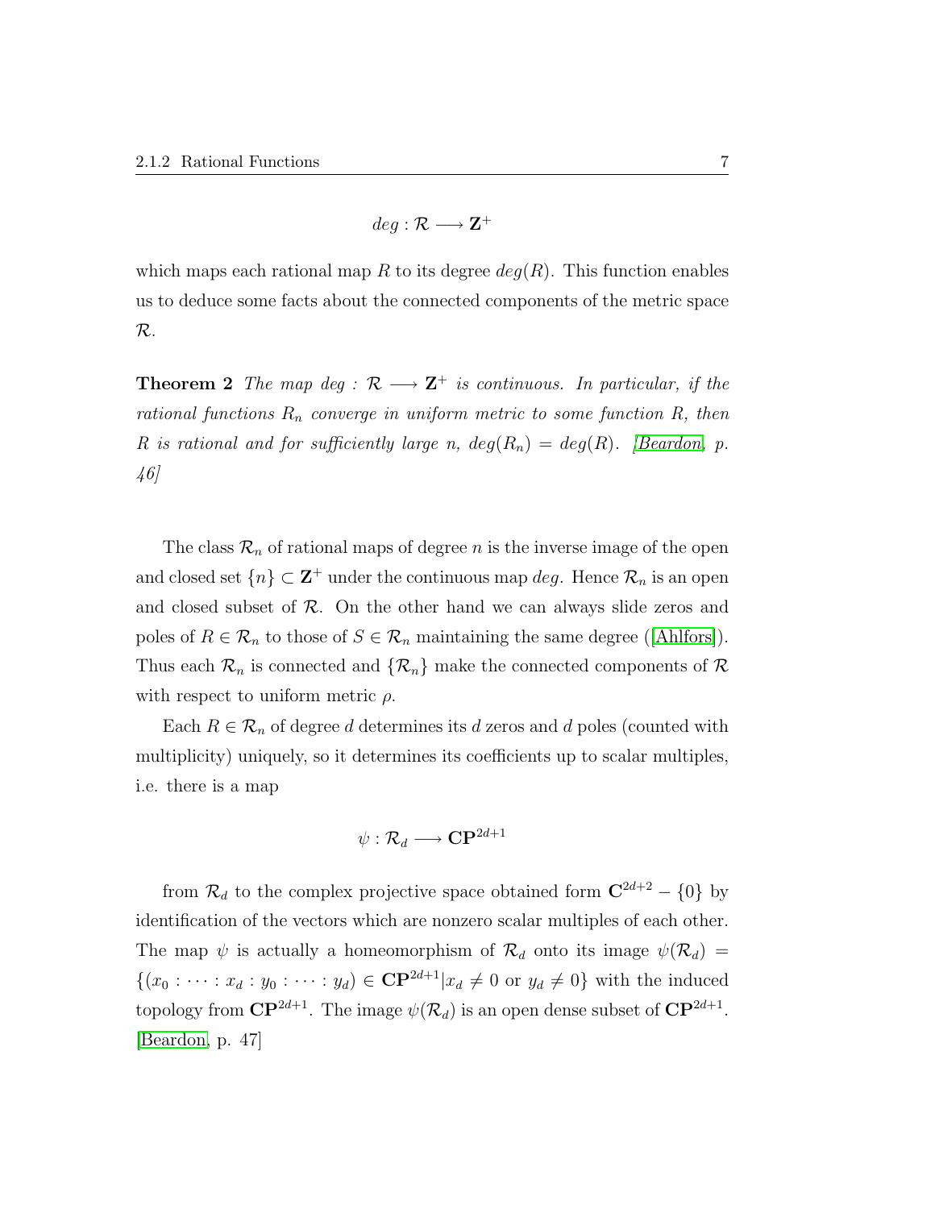$$deg : \mathcal{R} \longrightarrow \mathbf{Z}^+$$

which maps each rational map $R$ to its degree $deg(R)$. This function enables us to deduce some facts about the connected components of the metric space $\mathcal{R}$.

**Theorem 2** *The map $deg : \mathcal{R} \longrightarrow \mathbf{Z}^+$ is continuous. In particular, if the rational functions $R_n$ converge in uniform metric to some function $R$, then $R$ is rational and for sufficiently large $n$, $deg(R_n) = deg(R)$. [Beardon, p. 46]*

The class $\mathcal{R}_n$ of rational maps of degree $n$ is the inverse image of the open and closed set $\{n\} \subset \mathbf{Z}^+$ under the continuous map $deg$. Hence $\mathcal{R}_n$ is an open and closed subset of $\mathcal{R}$. On the other hand we can always slide zeros and poles of $R \in \mathcal{R}_n$ to those of $S \in \mathcal{R}_n$ maintaining the same degree ([Ahlfors]). Thus each $\mathcal{R}_n$ is connected and $\{\mathcal{R}_n\}$ make the connected components of $\mathcal{R}$ with respect to uniform metric $\rho$.

Each $R \in \mathcal{R}_n$ of degree $d$ determines its $d$ zeros and $d$ poles (counted with multiplicity) uniquely, so it determines its coefficients up to scalar multiples, i.e. there is a map

$$\psi : \mathcal{R}_d \longrightarrow \mathbf{CP}^{2d+1}$$

from $\mathcal{R}_d$ to the complex projective space obtained form $\mathbf{C}^{2d+2} - \{0\}$ by identification of the vectors which are nonzero scalar multiples of each other. The map $\psi$ is actually a homeomorphism of $\mathcal{R}_d$ onto its image $\psi(\mathcal{R}_d) = \{(x_0 : \cdots : x_d : y_0 : \cdots : y_d) \in \mathbf{CP}^{2d+1} | x_d \neq 0 \text{ or } y_d \neq 0\}$ with the induced topology from $\mathbf{CP}^{2d+1}$. The image $\psi(\mathcal{R}_d)$ is an open dense subset of $\mathbf{CP}^{2d+1}$. [Beardon, p. 47]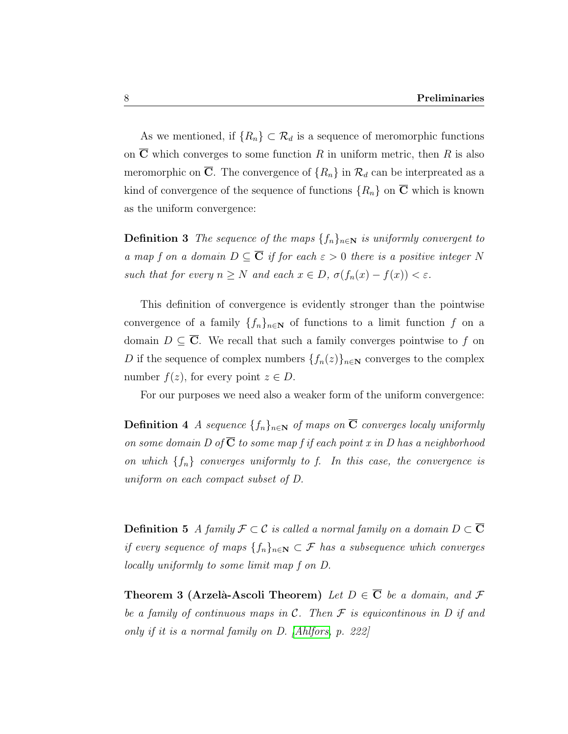As we mentioned, if $\{R_n\} \subset \mathcal{R}_d$ is a sequence of meromorphic functions on $\overline{\mathbf{C}}$ which converges to some function $R$ in uniform metric, then $R$ is also meromorphic on $\overline{\mathbf{C}}$. The convergence of $\{R_n\}$ in $\mathcal{R}_d$ can be interpreated as a kind of convergence of the sequence of functions $\{R_n\}$ on $\overline{\mathbf{C}}$ which is known as the uniform convergence:

**Definition 3** *The sequence of the maps $\{f_n\}_{n\in\mathbf{N}}$ is uniformly convergent to a map $f$ on a domain $D \subseteq \overline{\mathbf{C}}$ if for each $\varepsilon > 0$ there is a positive integer $N$ such that for every $n \geq N$ and each $x \in D$, $\sigma(f_n(x) - f(x)) < \varepsilon$.*

This definition of convergence is evidently stronger than the pointwise convergence of a family $\{f_n\}_{n\in\mathbf{N}}$ of functions to a limit function $f$ on a domain $D \subseteq \overline{\mathbf{C}}$. We recall that such a family converges pointwise to $f$ on $D$ if the sequence of complex numbers $\{f_n(z)\}_{n\in\mathbf{N}}$ converges to the complex number $f(z)$, for every point $z \in D$.

For our purposes we need also a weaker form of the uniform convergence:

**Definition 4** *A sequence $\{f_n\}_{n\in\mathbf{N}}$ of maps on $\overline{\mathbf{C}}$ converges localy uniformly on some domain $D$ of $\overline{\mathbf{C}}$ to some map $f$ if each point $x$ in $D$ has a neighborhood on which $\{f_n\}$ converges uniformly to $f$. In this case, the convergence is uniform on each compact subset of $D$.*

**Definition 5** *A family $\mathcal{F} \subset \mathcal{C}$ is called a normal family on a domain $D \subset \overline{\mathbf{C}}$ if every sequence of maps $\{f_n\}_{n\in\mathbf{N}} \subset \mathcal{F}$ has a subsequence which converges locally uniformly to some limit map $f$ on $D$.*

**Theorem 3 (Arzelà-Ascoli Theorem)** *Let $D \in \overline{\mathbf{C}}$ be a domain, and $\mathcal{F}$ be a family of continuous maps in $\mathcal{C}$. Then $\mathcal{F}$ is equicontinous in $D$ if and only if it is a normal family on $D$. [Ahlfors, p. 222]*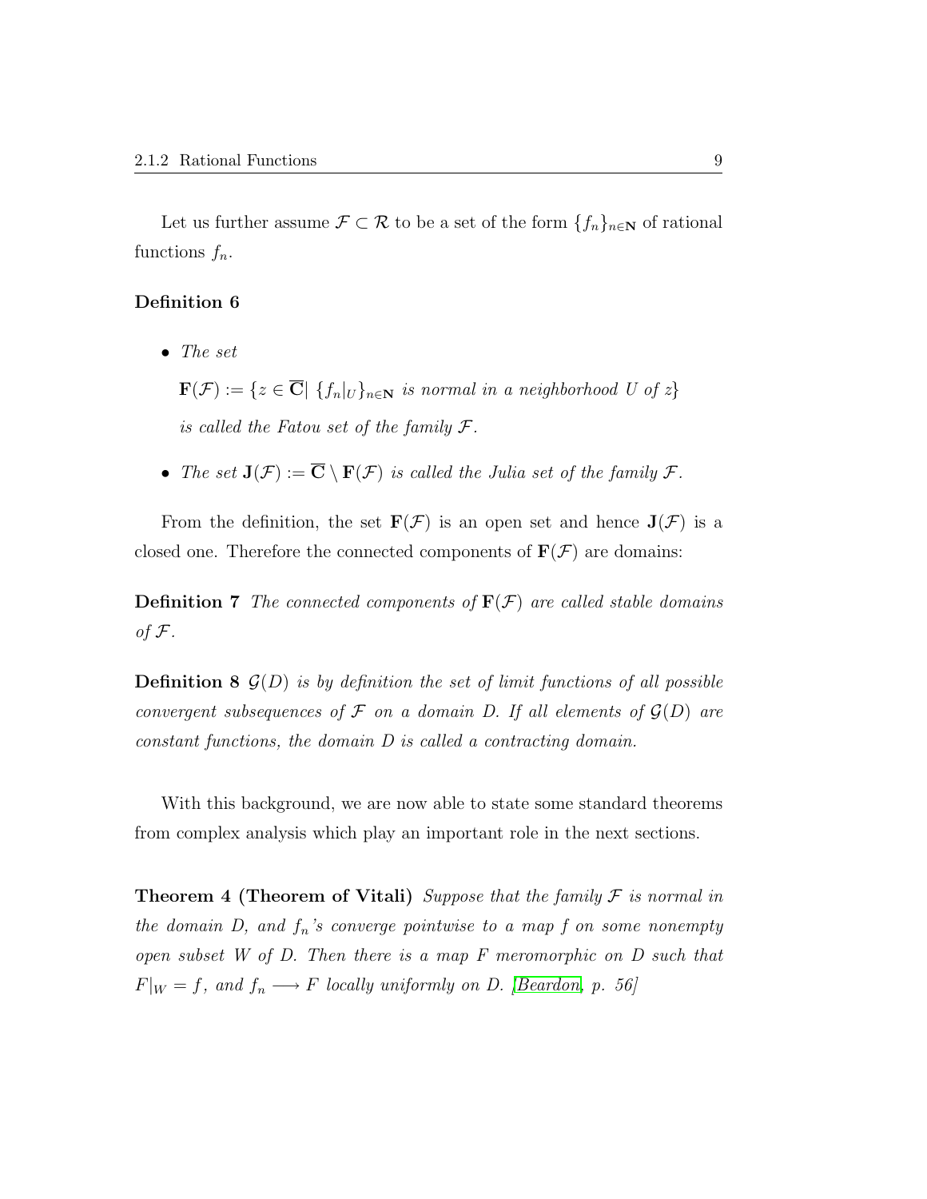Let us further assume $\mathcal{F} \subset \mathcal{R}$ to be a set of the form $\{f_n\}_{n\in\mathbf{N}}$ of rational functions $f_n$.

**Definition 6**

- *The set*

  $\mathbf{F}(\mathcal{F}) := \{z \in \overline{\mathbf{C}} | \ \{f_n|_U\}_{n\in\mathbf{N}}$ *is normal in a neighborhood* $U$ *of* $z\}$

  *is called the Fatou set of the family* $\mathcal{F}$.

- *The set* $\mathbf{J}(\mathcal{F}) := \overline{\mathbf{C}} \setminus \mathbf{F}(\mathcal{F})$ *is called the Julia set of the family* $\mathcal{F}$.

From the definition, the set $\mathbf{F}(\mathcal{F})$ is an open set and hence $\mathbf{J}(\mathcal{F})$ is a closed one. Therefore the connected components of $\mathbf{F}(\mathcal{F})$ are domains:

**Definition 7** *The connected components of* $\mathbf{F}(\mathcal{F})$ *are called stable domains of* $\mathcal{F}$.

**Definition 8** $\mathcal{G}(D)$ *is by definition the set of limit functions of all possible convergent subsequences of* $\mathcal{F}$ *on a domain* $D$. *If all elements of* $\mathcal{G}(D)$ *are constant functions, the domain* $D$ *is called a contracting domain.*

With this background, we are now able to state some standard theorems from complex analysis which play an important role in the next sections.

**Theorem 4 (Theorem of Vitali)** *Suppose that the family* $\mathcal{F}$ *is normal in the domain* $D$, *and* $f_n$*'s converge pointwise to a map* $f$ *on some nonempty open subset* $W$ *of* $D$. *Then there is a map* $F$ *meromorphic on* $D$ *such that* $F|_W = f$, *and* $f_n \longrightarrow F$ *locally uniformly on* $D$. *[Beardon, p. 56]*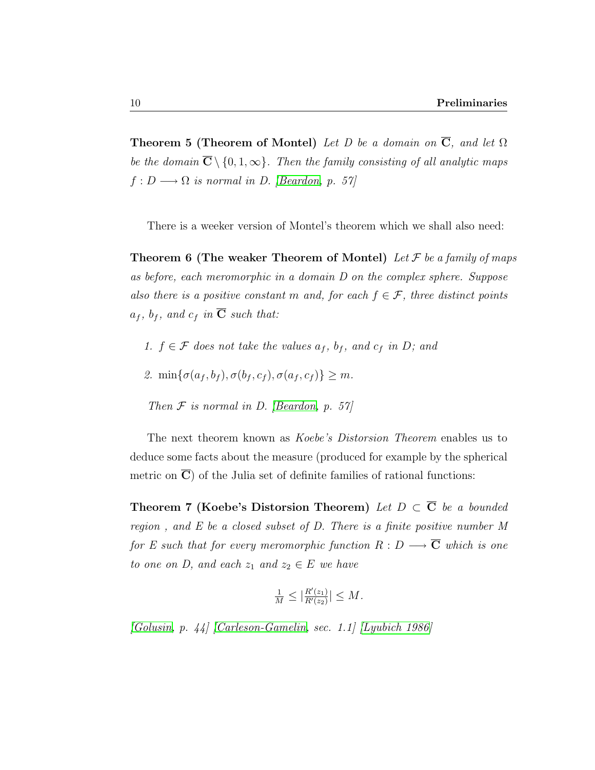**Theorem 5 (Theorem of Montel)** *Let $D$ be a domain on $\overline{\mathbf{C}}$, and let $\Omega$ be the domain $\overline{\mathbf{C}} \setminus \{0, 1, \infty\}$. Then the family consisting of all analytic maps $f : D \longrightarrow \Omega$ is normal in $D$. [Beardon, p. 57]*

There is a weeker version of Montel's theorem which we shall also need:

**Theorem 6 (The weaker Theorem of Montel)** *Let $\mathcal{F}$ be a family of maps as before, each meromorphic in a domain $D$ on the complex sphere. Suppose also there is a positive constant $m$ and, for each $f \in \mathcal{F}$, three distinct points $a_f$, $b_f$, and $c_f$ in $\overline{\mathbf{C}}$ such that:*

1. *$f \in \mathcal{F}$ does not take the values $a_f$, $b_f$, and $c_f$ in $D$; and*
2. *$\min\{\sigma(a_f, b_f), \sigma(b_f, c_f), \sigma(a_f, c_f)\} \geq m$.*

*Then $\mathcal{F}$ is normal in $D$. [Beardon, p. 57]*

The next theorem known as *Koebe's Distorsion Theorem* enables us to deduce some facts about the measure (produced for example by the spherical metric on $\overline{\mathbf{C}}$) of the Julia set of definite families of rational functions:

**Theorem 7 (Koebe's Distorsion Theorem)** *Let $D \subset \overline{\mathbf{C}}$ be a bounded region , and $E$ be a closed subset of $D$. There is a finite positive number $M$ for $E$ such that for every meromorphic function $R : D \longrightarrow \overline{\mathbf{C}}$ which is one to one on $D$, and each $z_1$ and $z_2 \in E$ we have*

$$\tfrac{1}{M} \leq |\tfrac{R'(z_1)}{R'(z_2)}| \leq M.$$

*[Golusin, p. 44] [Carleson-Gamelin, sec. 1.1] [Lyubich 1986]*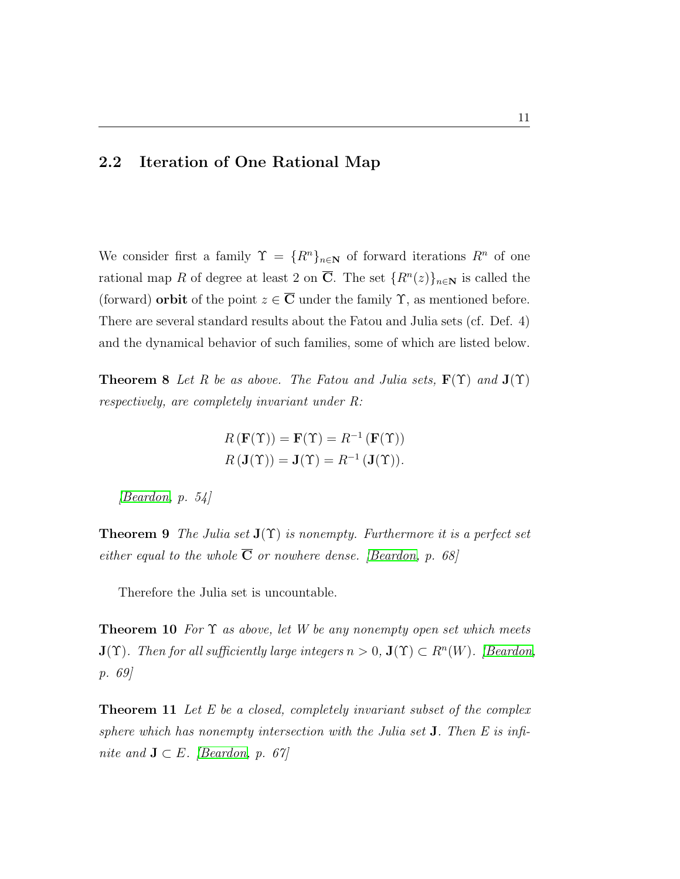## 2.2 Iteration of One Rational Map

We consider first a family $\Upsilon = \{R^n\}_{n\in\mathbf{N}}$ of forward iterations $R^n$ of one rational map $R$ of degree at least 2 on $\overline{\mathbf{C}}$. The set $\{R^n(z)\}_{n\in\mathbf{N}}$ is called the (forward) **orbit** of the point $z \in \overline{\mathbf{C}}$ under the family $\Upsilon$, as mentioned before. There are several standard results about the Fatou and Julia sets (cf. Def. 4) and the dynamical behavior of such families, some of which are listed below.

**Theorem 8** *Let $R$ be as above. The Fatou and Julia sets, $\mathbf{F}(\Upsilon)$ and $\mathbf{J}(\Upsilon)$ respectively, are completely invariant under $R$:*

$$R(\mathbf{F}(\Upsilon)) = \mathbf{F}(\Upsilon) = R^{-1}(\mathbf{F}(\Upsilon))$$
$$R(\mathbf{J}(\Upsilon)) = \mathbf{J}(\Upsilon) = R^{-1}(\mathbf{J}(\Upsilon)).$$

*[Beardon, p. 54]*

**Theorem 9** *The Julia set $\mathbf{J}(\Upsilon)$ is nonempty. Furthermore it is a perfect set either equal to the whole $\overline{\mathbf{C}}$ or nowhere dense. [Beardon, p. 68]*

Therefore the Julia set is uncountable.

**Theorem 10** *For $\Upsilon$ as above, let $W$ be any nonempty open set which meets $\mathbf{J}(\Upsilon)$. Then for all sufficiently large integers $n > 0$, $\mathbf{J}(\Upsilon) \subset R^n(W)$. [Beardon, p. 69]*

**Theorem 11** *Let $E$ be a closed, completely invariant subset of the complex sphere which has nonempty intersection with the Julia set $\mathbf{J}$. Then $E$ is infinite and $\mathbf{J} \subset E$. [Beardon, p. 67]*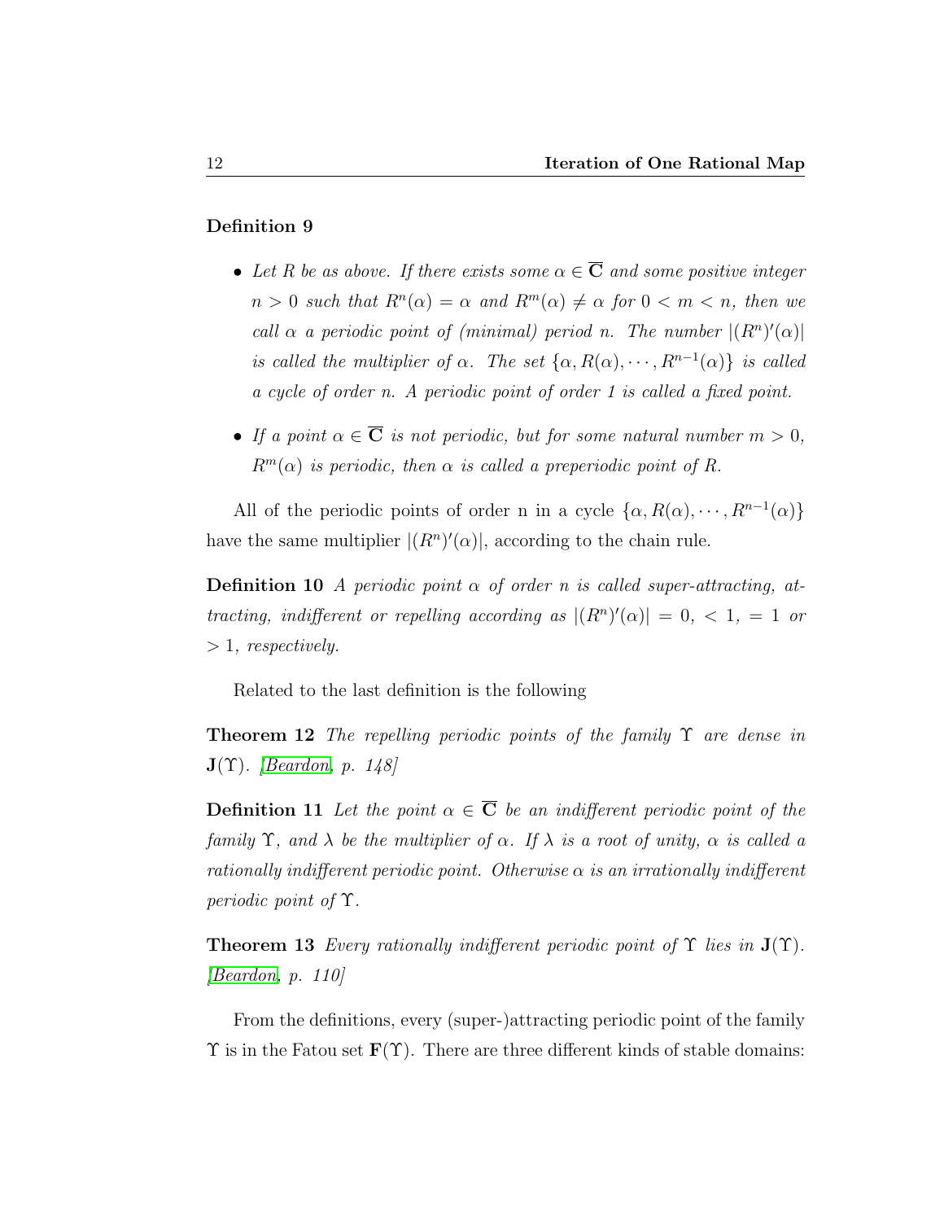**Definition 9**

- *Let $R$ be as above. If there exists some $\alpha \in \overline{\mathbf{C}}$ and some positive integer $n > 0$ such that $R^n(\alpha) = \alpha$ and $R^m(\alpha) \neq \alpha$ for $0 < m < n$, then we call $\alpha$ a periodic point of (minimal) period $n$. The number $|(R^n)'(\alpha)|$ is called the multiplier of $\alpha$. The set $\{\alpha, R(\alpha), \cdots, R^{n-1}(\alpha)\}$ is called a cycle of order $n$. A periodic point of order 1 is called a fixed point.*

- *If a point $\alpha \in \overline{\mathbf{C}}$ is not periodic, but for some natural number $m > 0$, $R^m(\alpha)$ is periodic, then $\alpha$ is called a preperiodic point of $R$.*

All of the periodic points of order n in a cycle $\{\alpha, R(\alpha), \cdots, R^{n-1}(\alpha)\}$ have the same multiplier $|(R^n)'(\alpha)|$, according to the chain rule.

**Definition 10** *A periodic point $\alpha$ of order $n$ is called super-attracting, attracting, indifferent or repelling according as $|(R^n)'(\alpha)| = 0$, $< 1$, $= 1$ or $> 1$, respectively.*

Related to the last definition is the following

**Theorem 12** *The repelling periodic points of the family $\Upsilon$ are dense in $\mathbf{J}(\Upsilon)$. [Beardon, p. 148]*

**Definition 11** *Let the point $\alpha \in \overline{\mathbf{C}}$ be an indifferent periodic point of the family $\Upsilon$, and $\lambda$ be the multiplier of $\alpha$. If $\lambda$ is a root of unity, $\alpha$ is called a rationally indifferent periodic point. Otherwise $\alpha$ is an irrationally indifferent periodic point of $\Upsilon$.*

**Theorem 13** *Every rationally indifferent periodic point of $\Upsilon$ lies in $\mathbf{J}(\Upsilon)$. [Beardon, p. 110]*

From the definitions, every (super-)attracting periodic point of the family $\Upsilon$ is in the Fatou set $\mathbf{F}(\Upsilon)$. There are three different kinds of stable domains: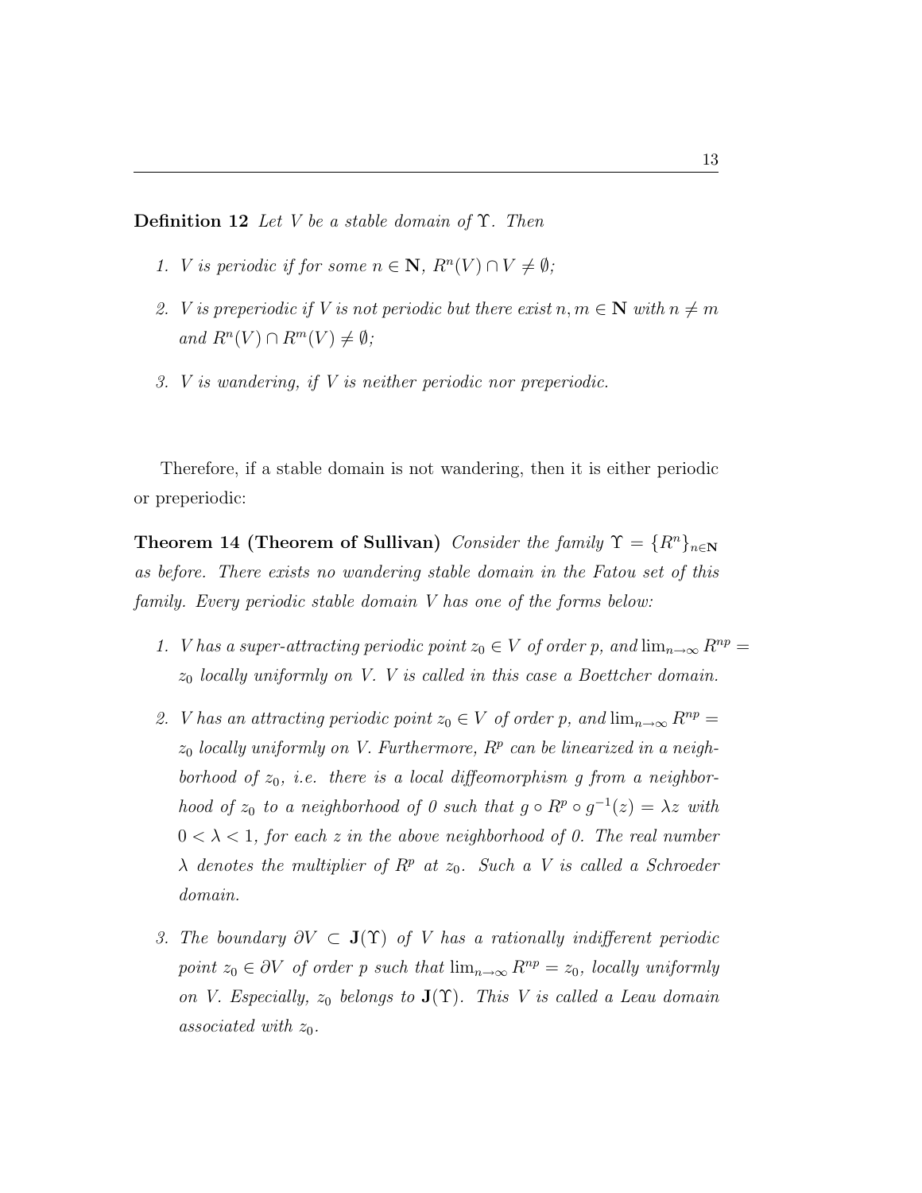**Definition 12** *Let $V$ be a stable domain of $\Upsilon$. Then*

1. *$V$ is periodic if for some $n \in \mathbf{N}$, $R^n(V) \cap V \neq \emptyset$;*
2. *$V$ is preperiodic if $V$ is not periodic but there exist $n, m \in \mathbf{N}$ with $n \neq m$ and $R^n(V) \cap R^m(V) \neq \emptyset$;*
3. *$V$ is wandering, if $V$ is neither periodic nor preperiodic.*

Therefore, if a stable domain is not wandering, then it is either periodic or preperiodic:

**Theorem 14 (Theorem of Sullivan)** *Consider the family $\Upsilon = \{R^n\}_{n \in \mathbf{N}}$ as before. There exists no wandering stable domain in the Fatou set of this family. Every periodic stable domain $V$ has one of the forms below:*

1. *$V$ has a super-attracting periodic point $z_0 \in V$ of order $p$, and $\lim_{n\to\infty} R^{np} = z_0$ locally uniformly on $V$. $V$ is called in this case a Boettcher domain.*
2. *$V$ has an attracting periodic point $z_0 \in V$ of order $p$, and $\lim_{n\to\infty} R^{np} = z_0$ locally uniformly on $V$. Furthermore, $R^p$ can be linearized in a neighborhood of $z_0$, i.e. there is a local diffeomorphism $g$ from a neighborhood of $z_0$ to a neighborhood of 0 such that $g \circ R^p \circ g^{-1}(z) = \lambda z$ with $0 < \lambda < 1$, for each $z$ in the above neighborhood of 0. The real number $\lambda$ denotes the multiplier of $R^p$ at $z_0$. Such a $V$ is called a Schroeder domain.*
3. *The boundary $\partial V \subset \mathbf{J}(\Upsilon)$ of $V$ has a rationally indifferent periodic point $z_0 \in \partial V$ of order $p$ such that $\lim_{n\to\infty} R^{np} = z_0$, locally uniformly on $V$. Especially, $z_0$ belongs to $\mathbf{J}(\Upsilon)$. This $V$ is called a Leau domain associated with $z_0$.*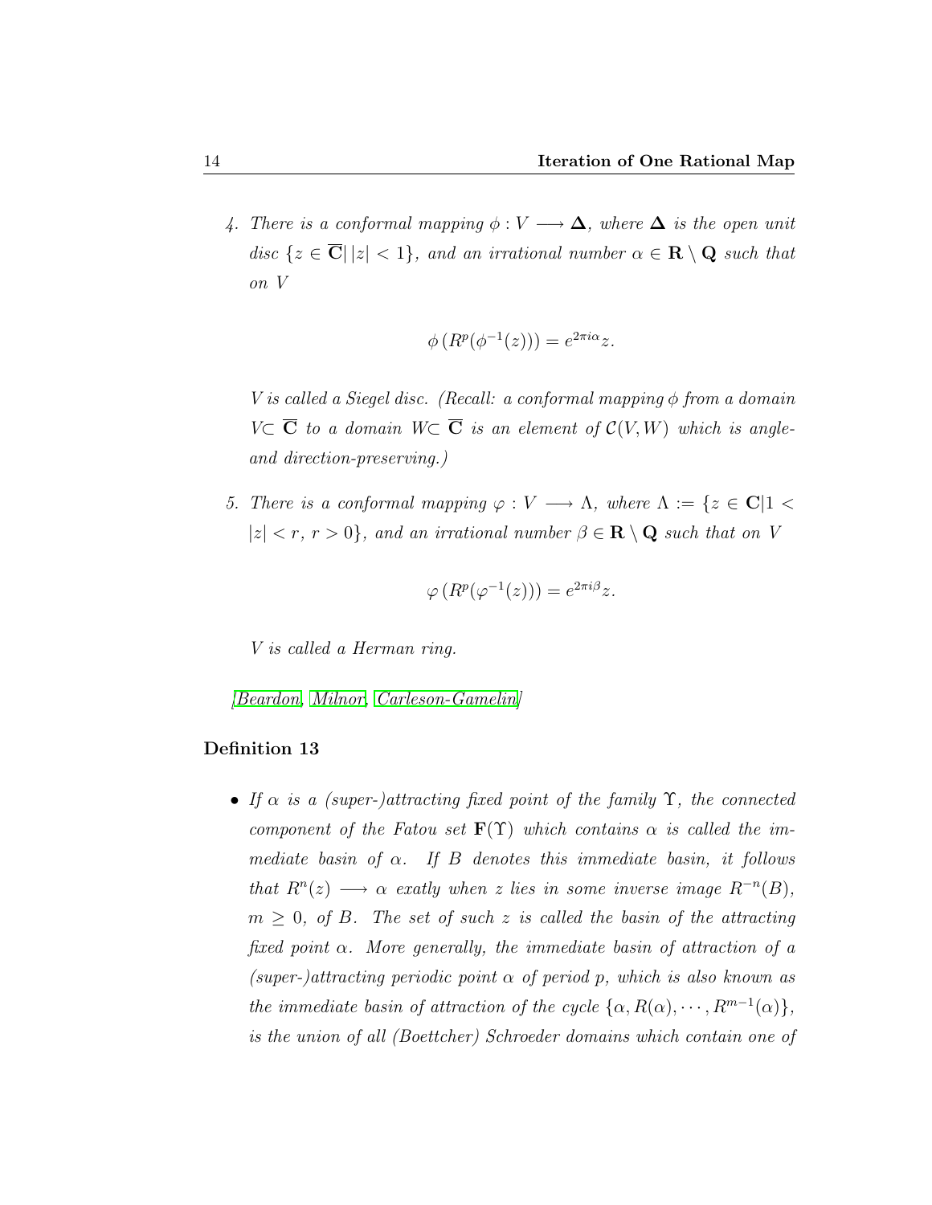4. *There is a conformal mapping $\phi : V \longrightarrow \mathbf{\Delta}$, where $\mathbf{\Delta}$ is the open unit disc $\{z \in \overline{\mathbf{C}} | \, |z| < 1\}$, and an irrational number $\alpha \in \mathbf{R} \setminus \mathbf{Q}$ such that on $V$*

$$\phi \left( R^p(\phi^{-1}(z)) \right) = e^{2\pi i \alpha} z.$$

*$V$ is called a Siegel disc. (Recall: a conformal mapping $\phi$ from a domain $V \subset \overline{\mathbf{C}}$ to a domain $W \subset \overline{\mathbf{C}}$ is an element of $\mathcal{C}(V, W)$ which is angle- and direction-preserving.)*

5. *There is a conformal mapping $\varphi : V \longrightarrow \Lambda$, where $\Lambda := \{z \in \mathbf{C} | 1 < |z| < r, \, r > 0\}$, and an irrational number $\beta \in \mathbf{R} \setminus \mathbf{Q}$ such that on $V$*

$$\varphi \left( R^p(\varphi^{-1}(z)) \right) = e^{2\pi i \beta} z.$$

*$V$ is called a Herman ring.*

*[Beardon, Milnor, Carleson-Gamelin]*

**Definition 13**

- *If $\alpha$ is a (super-)attracting fixed point of the family $\Upsilon$, the connected component of the Fatou set $\mathbf{F}(\Upsilon)$ which contains $\alpha$ is called the immediate basin of $\alpha$. If $B$ denotes this immediate basin, it follows that $R^n(z) \longrightarrow \alpha$ exatly when $z$ lies in some inverse image $R^{-n}(B)$, $m \geq 0$, of $B$. The set of such $z$ is called the basin of the attracting fixed point $\alpha$. More generally, the immediate basin of attraction of a (super-)attracting periodic point $\alpha$ of period $p$, which is also known as the immediate basin of attraction of the cycle $\{\alpha, R(\alpha), \cdots, R^{m-1}(\alpha)\}$, is the union of all (Boettcher) Schroeder domains which contain one of*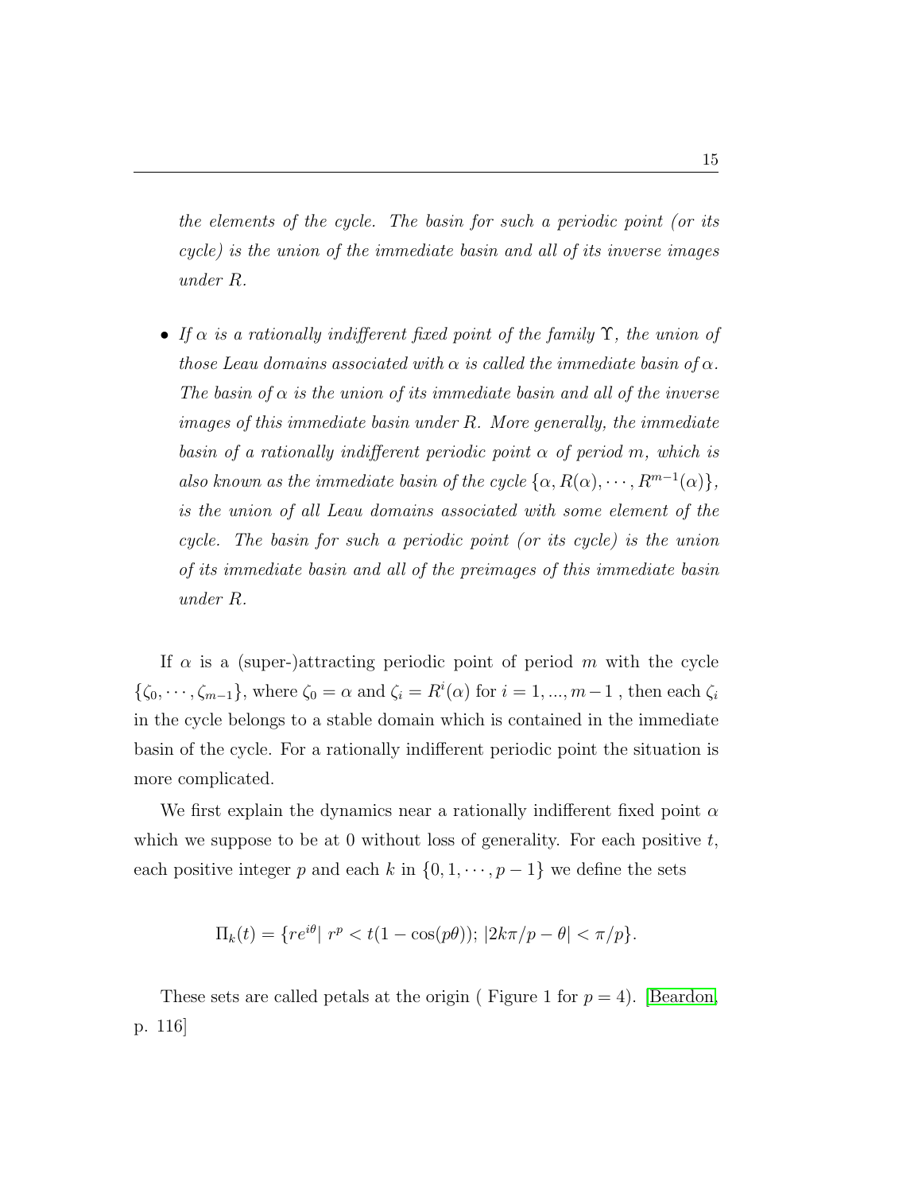*the elements of the cycle. The basin for such a periodic point (or its cycle) is the union of the immediate basin and all of its inverse images under $R$.*

- *If $\alpha$ is a rationally indifferent fixed point of the family $\Upsilon$, the union of those Leau domains associated with $\alpha$ is called the immediate basin of $\alpha$. The basin of $\alpha$ is the union of its immediate basin and all of the inverse images of this immediate basin under $R$. More generally, the immediate basin of a rationally indifferent periodic point $\alpha$ of period $m$, which is also known as the immediate basin of the cycle $\{\alpha, R(\alpha), \cdots, R^{m-1}(\alpha)\}$, is the union of all Leau domains associated with some element of the cycle. The basin for such a periodic point (or its cycle) is the union of its immediate basin and all of the preimages of this immediate basin under $R$.*

If $\alpha$ is a (super-)attracting periodic point of period $m$ with the cycle $\{\zeta_0, \cdots, \zeta_{m-1}\}$, where $\zeta_0 = \alpha$ and $\zeta_i = R^i(\alpha)$ for $i = 1, ..., m-1$ , then each $\zeta_i$ in the cycle belongs to a stable domain which is contained in the immediate basin of the cycle. For a rationally indifferent periodic point the situation is more complicated.

We first explain the dynamics near a rationally indifferent fixed point $\alpha$ which we suppose to be at 0 without loss of generality. For each positive $t$, each positive integer $p$ and each $k$ in $\{0, 1, \cdots, p-1\}$ we define the sets

$$\Pi_k(t) = \{re^{i\theta} | \ r^p < t(1 - \cos(p\theta)); \ |2k\pi/p - \theta| < \pi/p\}.$$

These sets are called petals at the origin ( Figure 1 for $p = 4$). [Beardon, p. 116]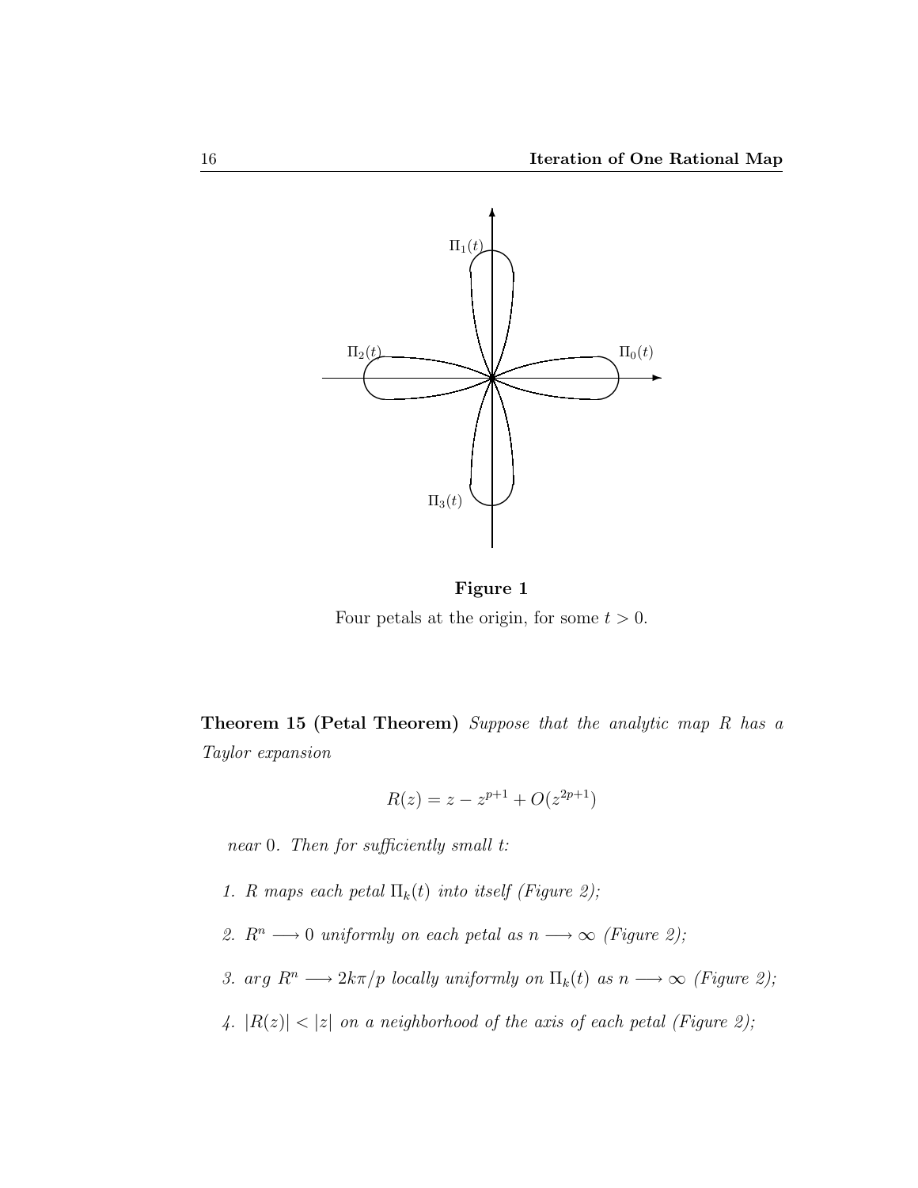**Figure 1**

Four petals at the origin, for some $t > 0$.

**Theorem 15 (Petal Theorem)** *Suppose that the analytic map $R$ has a Taylor expansion*

$$R(z) = z - z^{p+1} + O(z^{2p+1})$$

*near 0. Then for sufficiently small $t$:*

1. *$R$ maps each petal $\Pi_k(t)$ into itself (Figure 2);*
2. *$R^n \longrightarrow 0$ uniformly on each petal as $n \longrightarrow \infty$ (Figure 2);*
3. *$arg\ R^n \longrightarrow 2k\pi/p$ locally uniformly on $\Pi_k(t)$ as $n \longrightarrow \infty$ (Figure 2);*
4. *$|R(z)| < |z|$ on a neighborhood of the axis of each petal (Figure 2);*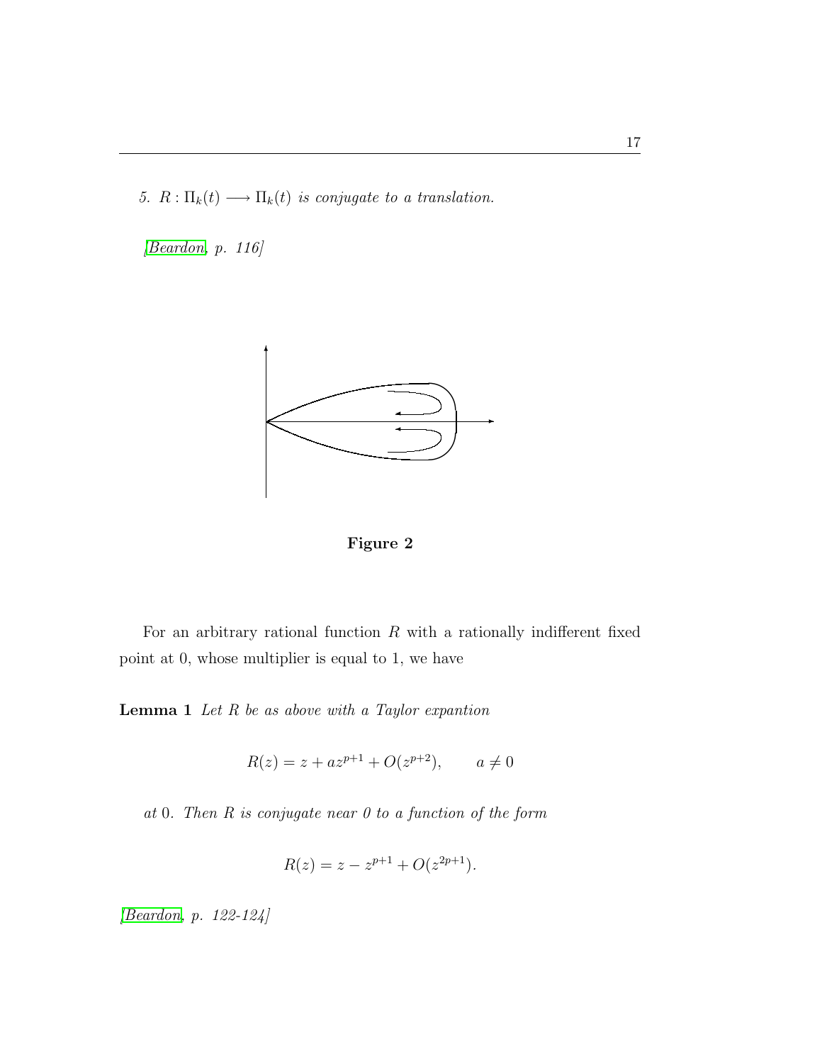*5. $R : \Pi_k(t) \longrightarrow \Pi_k(t)$ is conjugate to a translation.*

*[Beardon, p. 116]*

**Figure 2**

For an arbitrary rational function $R$ with a rationally indifferent fixed point at 0, whose multiplier is equal to 1, we have

**Lemma 1** *Let $R$ be as above with a Taylor expantion*

$$R(z) = z + az^{p+1} + O(z^{p+2}), \qquad a \neq 0$$

*at 0. Then $R$ is conjugate near 0 to a function of the form*

$$R(z) = z - z^{p+1} + O(z^{2p+1}).$$

*[Beardon, p. 122-124]*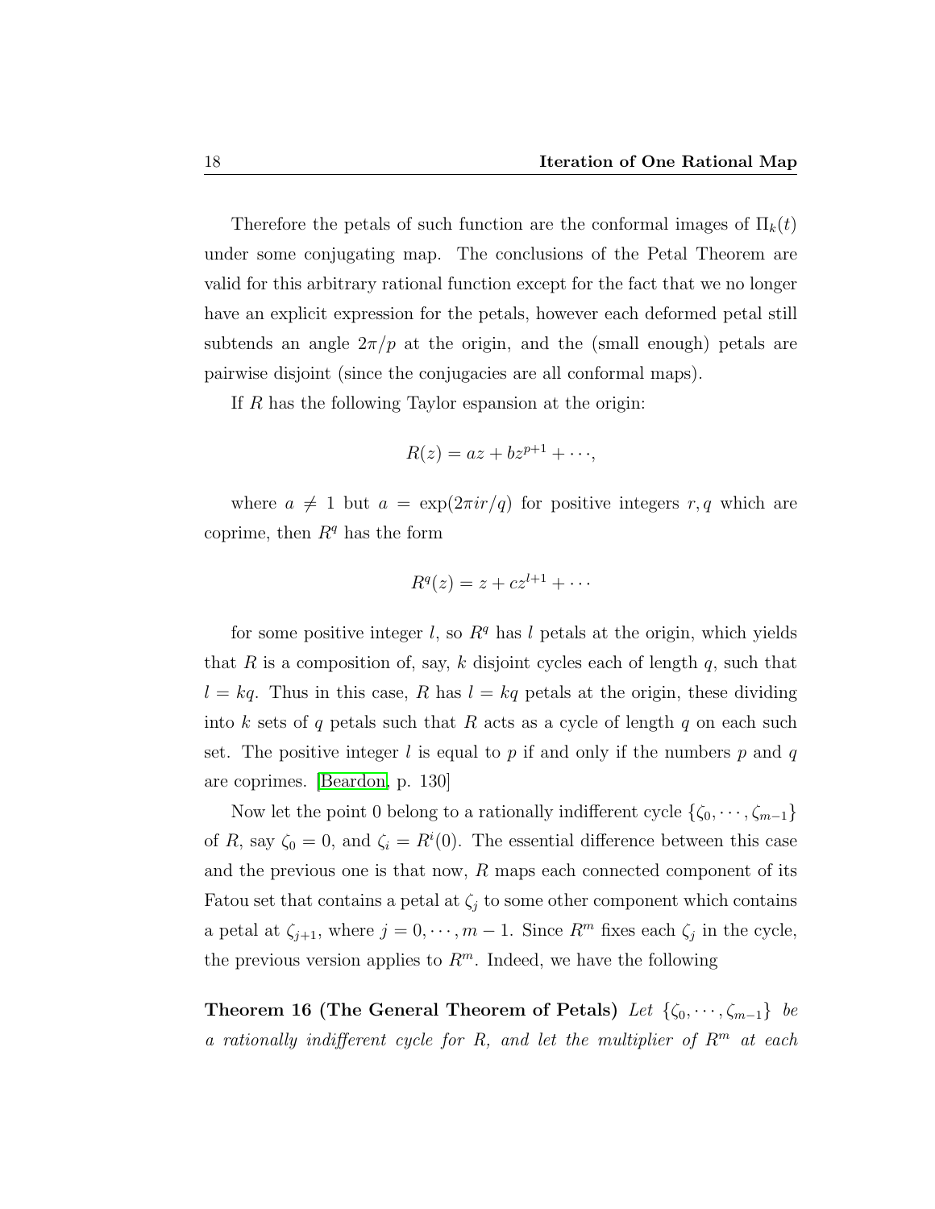Therefore the petals of such function are the conformal images of $\Pi_k(t)$ under some conjugating map. The conclusions of the Petal Theorem are valid for this arbitrary rational function except for the fact that we no longer have an explicit expression for the petals, however each deformed petal still subtends an angle $2\pi/p$ at the origin, and the (small enough) petals are pairwise disjoint (since the conjugacies are all conformal maps).

If $R$ has the following Taylor espansion at the origin:

$$R(z) = az + bz^{p+1} + \cdots,$$

where $a \neq 1$ but $a = \exp(2\pi ir/q)$ for positive integers $r, q$ which are coprime, then $R^q$ has the form

$$R^q(z) = z + cz^{l+1} + \cdots$$

for some positive integer $l$, so $R^q$ has $l$ petals at the origin, which yields that $R$ is a composition of, say, $k$ disjoint cycles each of length $q$, such that $l = kq$. Thus in this case, $R$ has $l = kq$ petals at the origin, these dividing into $k$ sets of $q$ petals such that $R$ acts as a cycle of length $q$ on each such set. The positive integer $l$ is equal to $p$ if and only if the numbers $p$ and $q$ are coprimes. [Beardon, p. 130]

Now let the point 0 belong to a rationally indifferent cycle $\{\zeta_0, \cdots, \zeta_{m-1}\}$ of $R$, say $\zeta_0 = 0$, and $\zeta_i = R^i(0)$. The essential difference between this case and the previous one is that now, $R$ maps each connected component of its Fatou set that contains a petal at $\zeta_j$ to some other component which contains a petal at $\zeta_{j+1}$, where $j = 0, \cdots, m-1$. Since $R^m$ fixes each $\zeta_j$ in the cycle, the previous version applies to $R^m$. Indeed, we have the following

**Theorem 16 (The General Theorem of Petals)** *Let $\{\zeta_0, \cdots, \zeta_{m-1}\}$ be a rationally indifferent cycle for $R$, and let the multiplier of $R^m$ at each*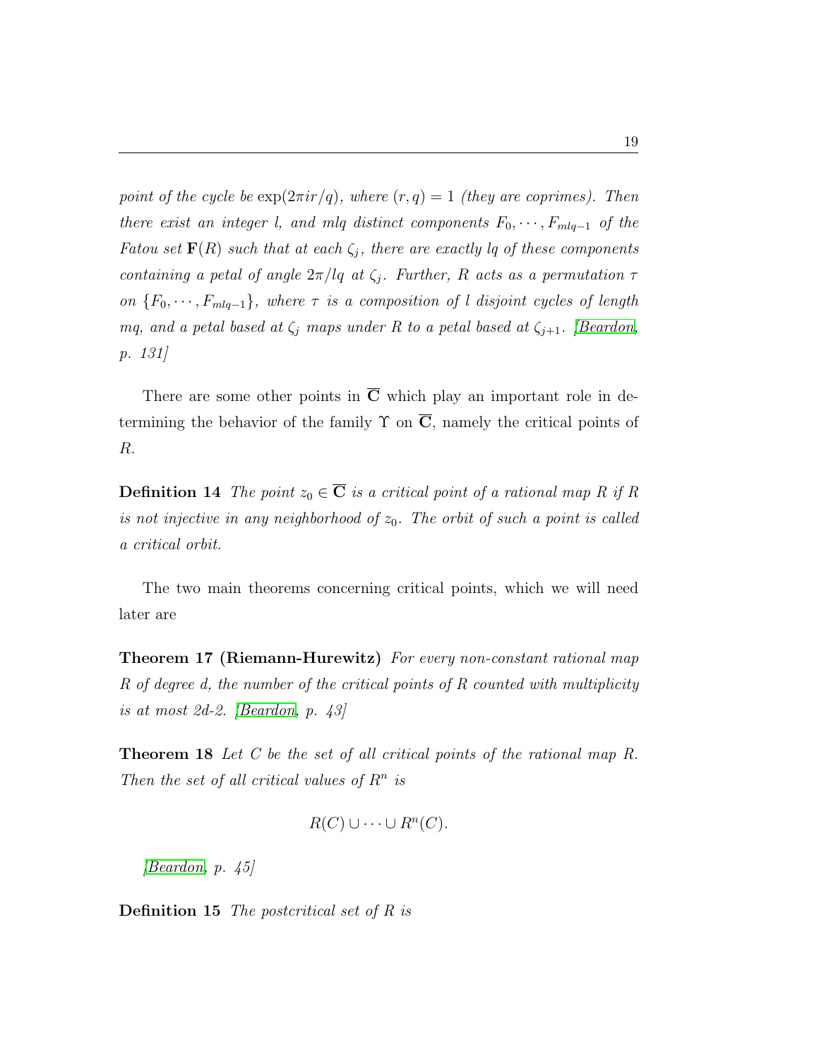*point of the cycle be $\exp(2\pi i r/q)$, where $(r,q)=1$ (they are coprimes). Then there exist an integer $l$, and $mlq$ distinct components $F_0, \cdots, F_{mlq-1}$ of the Fatou set $\mathbf{F}(R)$ such that at each $\zeta_j$, there are exactly $lq$ of these components containing a petal of angle $2\pi/lq$ at $\zeta_j$. Further, $R$ acts as a permutation $\tau$ on $\{F_0, \cdots, F_{mlq-1}\}$, where $\tau$ is a composition of $l$ disjoint cycles of length $mq$, and a petal based at $\zeta_j$ maps under $R$ to a petal based at $\zeta_{j+1}$. [Beardon, p. 131]*

There are some other points in $\overline{\mathbf{C}}$ which play an important role in determining the behavior of the family $\Upsilon$ on $\overline{\mathbf{C}}$, namely the critical points of $R$.

**Definition 14** *The point $z_0 \in \overline{\mathbf{C}}$ is a critical point of a rational map $R$ if $R$ is not injective in any neighborhood of $z_0$. The orbit of such a point is called a critical orbit.*

The two main theorems concerning critical points, which we will need later are

**Theorem 17 (Riemann-Hurewitz)** *For every non-constant rational map $R$ of degree $d$, the number of the critical points of $R$ counted with multiplicity is at most 2d-2. [Beardon, p. 43]*

**Theorem 18** *Let $C$ be the set of all critical points of the rational map $R$. Then the set of all critical values of $R^n$ is*

$$R(C) \cup \cdots \cup R^n(C).$$

*[Beardon, p. 45]*

**Definition 15** *The postcritical set of $R$ is*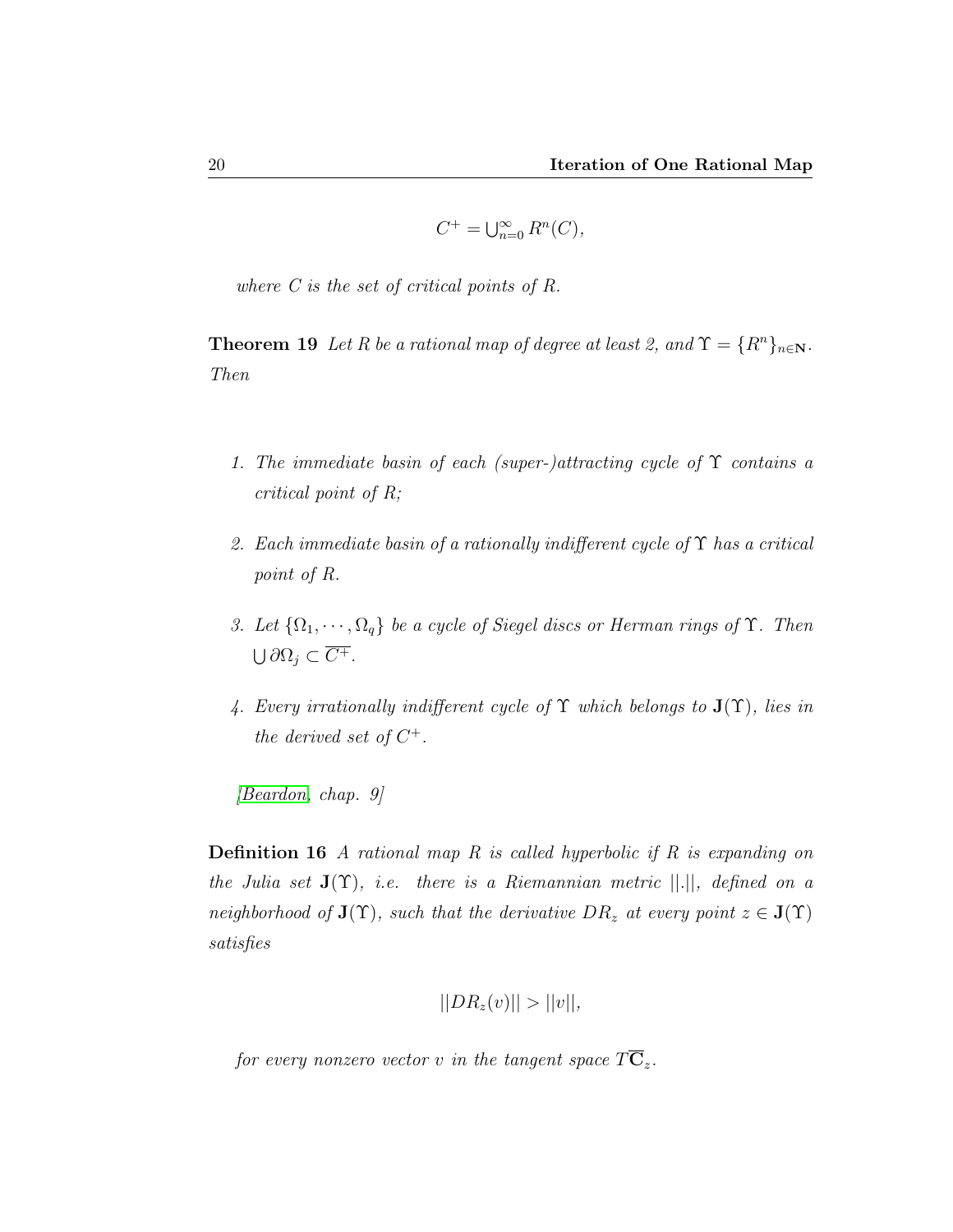$$C^+ = \bigcup_{n=0}^{\infty} R^n(C),$$

*where $C$ is the set of critical points of $R$.*

**Theorem 19** *Let $R$ be a rational map of degree at least 2, and $\Upsilon = \{R^n\}_{n \in \mathbf{N}}$. Then*

1. *The immediate basin of each (super-)attracting cycle of $\Upsilon$ contains a critical point of $R$;*
2. *Each immediate basin of a rationally indifferent cycle of $\Upsilon$ has a critical point of $R$.*
3. *Let $\{\Omega_1, \cdots, \Omega_q\}$ be a cycle of Siegel discs or Herman rings of $\Upsilon$. Then $\bigcup \partial\Omega_j \subset \overline{C^+}$.*
4. *Every irrationally indifferent cycle of $\Upsilon$ which belongs to $\mathbf{J}(\Upsilon)$, lies in the derived set of $C^+$.*

*[Beardon, chap. 9]*

**Definition 16** *A rational map $R$ is called hyperbolic if $R$ is expanding on the Julia set $\mathbf{J}(\Upsilon)$, i.e. there is a Riemannian metric $||.||$, defined on a neighborhood of $\mathbf{J}(\Upsilon)$, such that the derivative $DR_z$ at every point $z \in \mathbf{J}(\Upsilon)$ satisfies*

$$||DR_z(v)|| > ||v||,$$

*for every nonzero vector $v$ in the tangent space $T\overline{\mathbf{C}}_z$.*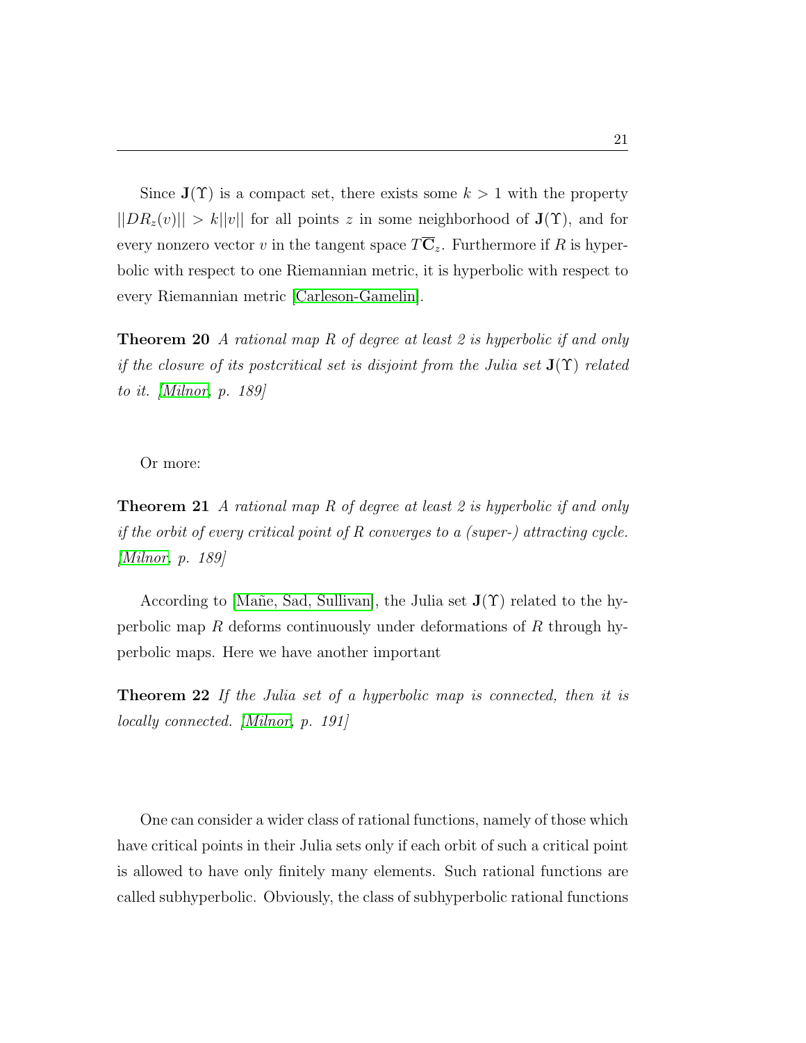Since $\mathbf{J}(\Upsilon)$ is a compact set, there exists some $k > 1$ with the property $||DR_z(v)|| > k||v||$ for all points $z$ in some neighborhood of $\mathbf{J}(\Upsilon)$, and for every nonzero vector $v$ in the tangent space $T\overline{\mathbf{C}}_z$. Furthermore if $R$ is hyperbolic with respect to one Riemannian metric, it is hyperbolic with respect to every Riemannian metric [Carleson-Gamelin].

**Theorem 20** *A rational map $R$ of degree at least 2 is hyperbolic if and only if the closure of its postcritical set is disjoint from the Julia set $\mathbf{J}(\Upsilon)$ related to it. [Milnor, p. 189]*

Or more:

**Theorem 21** *A rational map $R$ of degree at least 2 is hyperbolic if and only if the orbit of every critical point of $R$ converges to a (super-) attracting cycle. [Milnor, p. 189]*

According to [Mañe, Sad, Sullivan], the Julia set $\mathbf{J}(\Upsilon)$ related to the hyperbolic map $R$ deforms continuously under deformations of $R$ through hyperbolic maps. Here we have another important

**Theorem 22** *If the Julia set of a hyperbolic map is connected, then it is locally connected. [Milnor, p. 191]*

One can consider a wider class of rational functions, namely of those which have critical points in their Julia sets only if each orbit of such a critical point is allowed to have only finitely many elements. Such rational functions are called subhyperbolic. Obviously, the class of subhyperbolic rational functions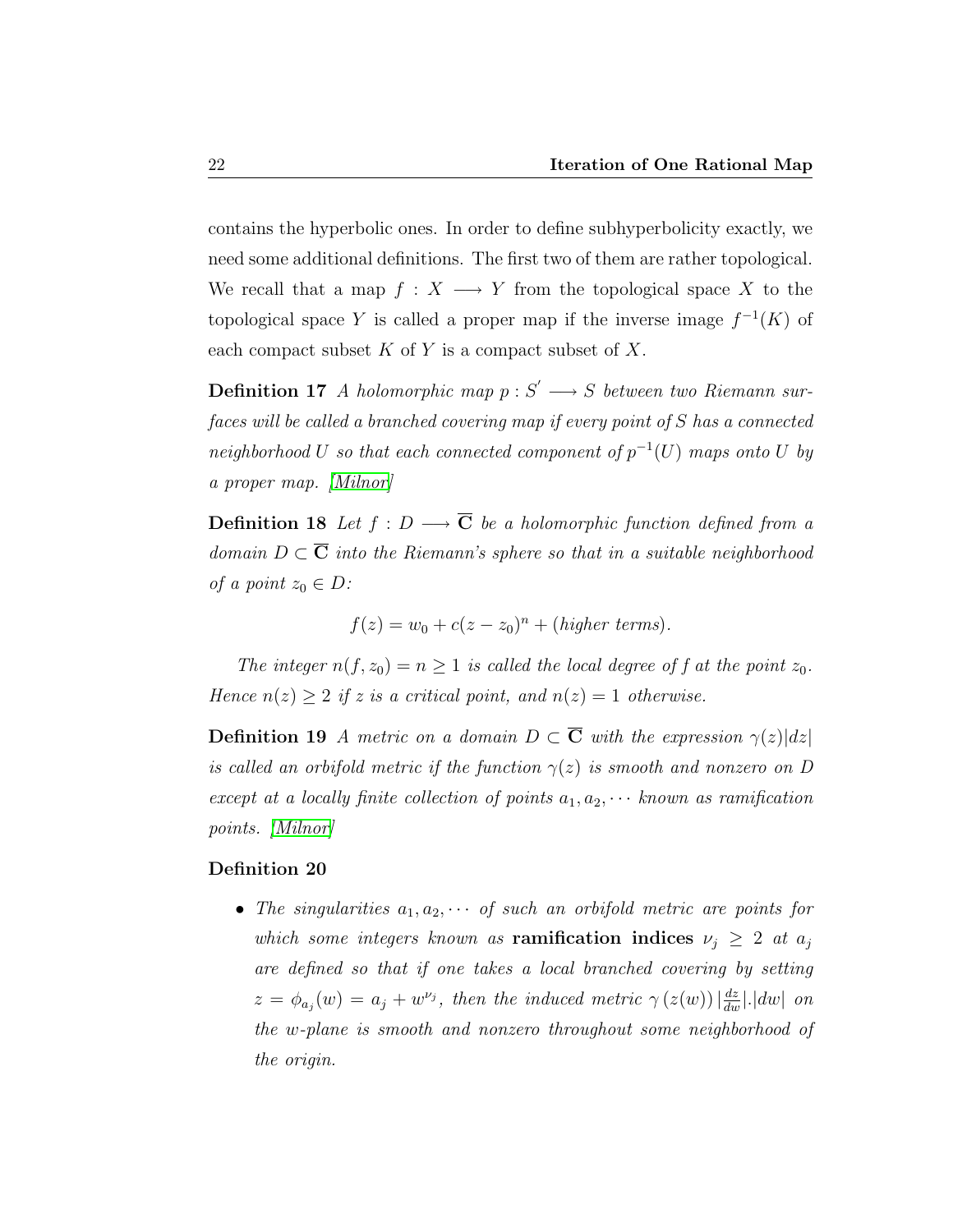contains the hyperbolic ones. In order to define subhyperbolicity exactly, we need some additional definitions. The first two of them are rather topological. We recall that a map $f : X \longrightarrow Y$ from the topological space $X$ to the topological space $Y$ is called a proper map if the inverse image $f^{-1}(K)$ of each compact subset $K$ of $Y$ is a compact subset of $X$.

**Definition 17** *A holomorphic map $p : S' \longrightarrow S$ between two Riemann surfaces will be called a branched covering map if every point of $S$ has a connected neighborhood $U$ so that each connected component of $p^{-1}(U)$ maps onto $U$ by a proper map. [Milnor]*

**Definition 18** *Let $f : D \longrightarrow \overline{\mathbf{C}}$ be a holomorphic function defined from a domain $D \subset \overline{\mathbf{C}}$ into the Riemann's sphere so that in a suitable neighborhood of a point $z_0 \in D$:*

$$f(z) = w_0 + c(z - z_0)^n + (\textit{higher terms}).$$

*The integer $n(f, z_0) = n \geq 1$ is called the local degree of $f$ at the point $z_0$. Hence $n(z) \geq 2$ if $z$ is a critical point, and $n(z) = 1$ otherwise.*

**Definition 19** *A metric on a domain $D \subset \overline{\mathbf{C}}$ with the expression $\gamma(z)|dz|$ is called an orbifold metric if the function $\gamma(z)$ is smooth and nonzero on $D$ except at a locally finite collection of points $a_1, a_2, \cdots$ known as ramification points. [Milnor]*

**Definition 20**

- *The singularities $a_1, a_2, \cdots$ of such an orbifold metric are points for which some integers known as* **ramification indices** *$\nu_j \geq 2$ at $a_j$ are defined so that if one takes a local branched covering by setting $z = \phi_{a_j}(w) = a_j + w^{\nu_j}$, then the induced metric $\gamma(z(w)) |\frac{dz}{dw}|.|dw|$ on the $w$-plane is smooth and nonzero throughout some neighborhood of the origin.*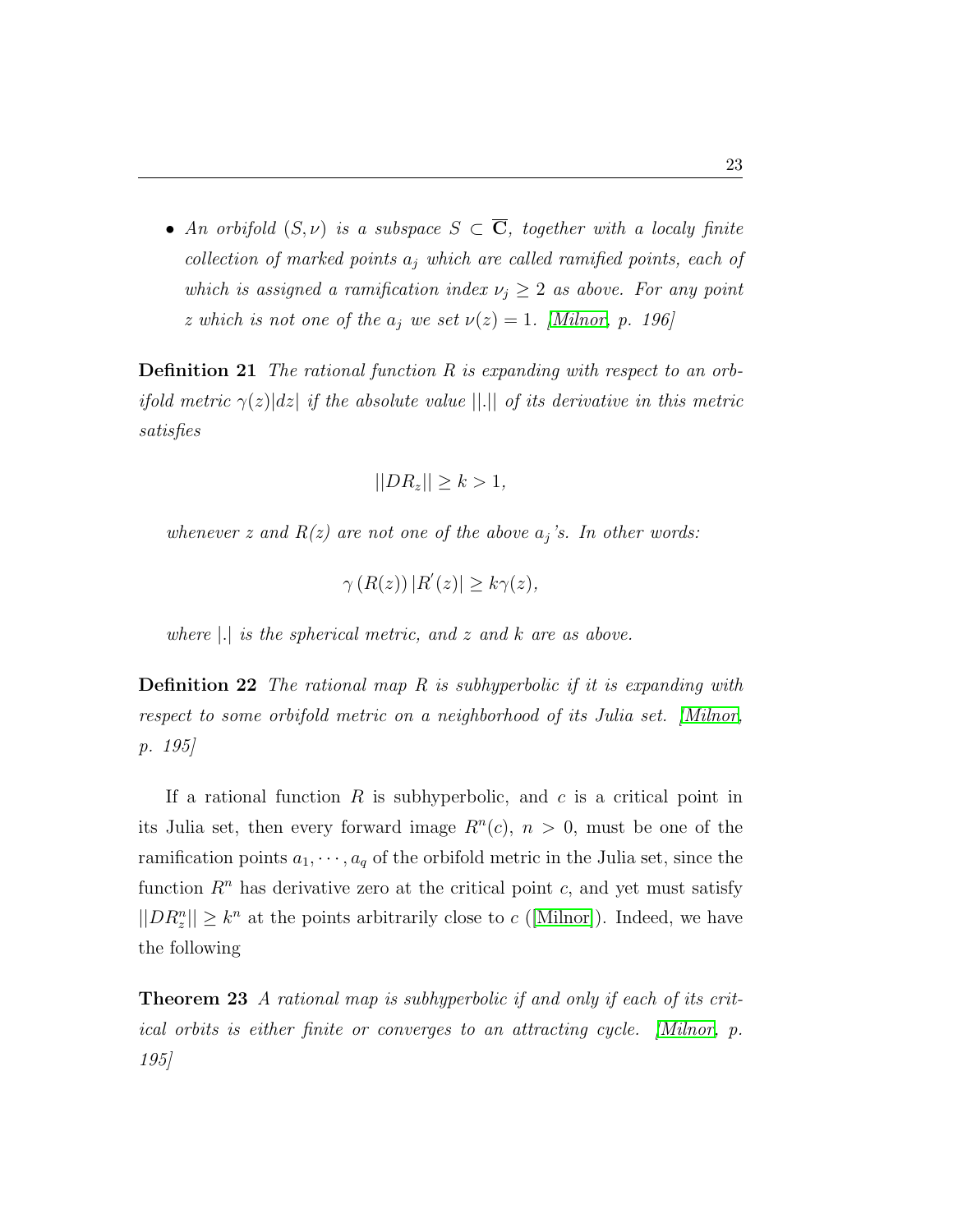- *An orbifold $(S, \nu)$ is a subspace $S \subset \overline{\mathbf{C}}$, together with a localy finite collection of marked points $a_j$ which are called ramified points, each of which is assigned a ramification index $\nu_j \geq 2$ as above. For any point $z$ which is not one of the $a_j$ we set $\nu(z) = 1$. [Milnor, p. 196]*

**Definition 21** *The rational function $R$ is expanding with respect to an orbifold metric $\gamma(z)|dz|$ if the absolute value $||.||$ of its derivative in this metric satisfies*

$$||DR_z|| \geq k > 1,$$

*whenever $z$ and $R(z)$ are not one of the above $a_j$'s. In other words:*

$$\gamma\left(R(z)\right)|R^{'}(z)| \geq k\gamma(z),$$

*where $|.|$ is the spherical metric, and $z$ and $k$ are as above.*

**Definition 22** *The rational map $R$ is subhyperbolic if it is expanding with respect to some orbifold metric on a neighborhood of its Julia set. [Milnor, p. 195]*

If a rational function $R$ is subhyperbolic, and $c$ is a critical point in its Julia set, then every forward image $R^n(c)$, $n > 0$, must be one of the ramification points $a_1, \cdots, a_q$ of the orbifold metric in the Julia set, since the function $R^n$ has derivative zero at the critical point $c$, and yet must satisfy $||DR^n_z|| \geq k^n$ at the points arbitrarily close to $c$ ([Milnor]). Indeed, we have the following

**Theorem 23** *A rational map is subhyperbolic if and only if each of its critical orbits is either finite or converges to an attracting cycle. [Milnor, p. 195]*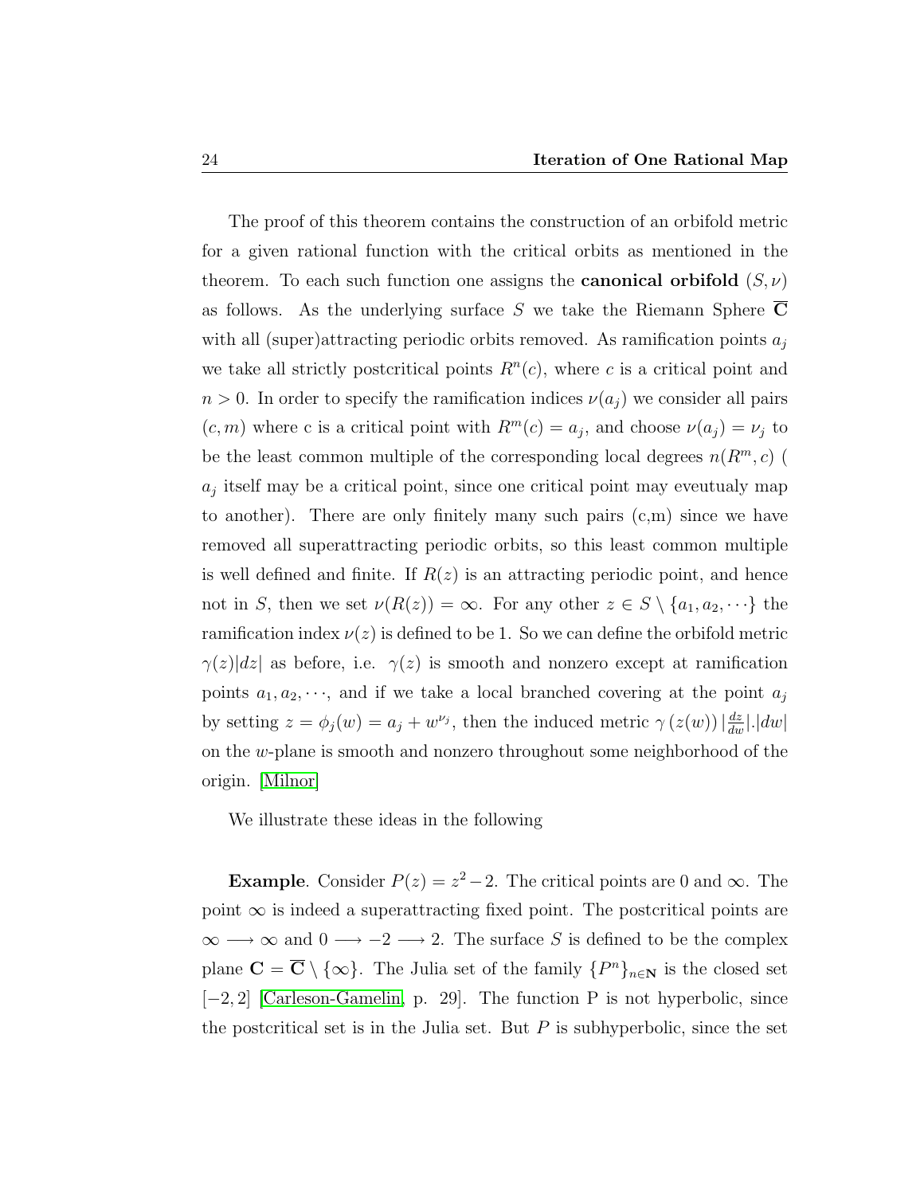The proof of this theorem contains the construction of an orbifold metric for a given rational function with the critical orbits as mentioned in the theorem. To each such function one assigns the **canonical orbifold** $(S, \nu)$ as follows. As the underlying surface $S$ we take the Riemann Sphere $\overline{\mathbf{C}}$ with all (super)attracting periodic orbits removed. As ramification points $a_j$ we take all strictly postcritical points $R^n(c)$, where $c$ is a critical point and $n > 0$. In order to specify the ramification indices $\nu(a_j)$ we consider all pairs $(c, m)$ where c is a critical point with $R^m(c) = a_j$, and choose $\nu(a_j) = \nu_j$ to be the least common multiple of the corresponding local degrees $n(R^m, c)$ ( $a_j$ itself may be a critical point, since one critical point may eveutualy map to another). There are only finitely many such pairs (c,m) since we have removed all superattracting periodic orbits, so this least common multiple is well defined and finite. If $R(z)$ is an attracting periodic point, and hence not in $S$, then we set $\nu(R(z)) = \infty$. For any other $z \in S \setminus \{a_1, a_2, \cdots\}$ the ramification index $\nu(z)$ is defined to be 1. So we can define the orbifold metric $\gamma(z)|dz|$ as before, i.e. $\gamma(z)$ is smooth and nonzero except at ramification points $a_1, a_2, \cdots$, and if we take a local branched covering at the point $a_j$ by setting $z = \phi_j(w) = a_j + w^{\nu_j}$, then the induced metric $\gamma\left(z(w)\right)|\frac{dz}{dw}|.|dw|$ on the $w$-plane is smooth and nonzero throughout some neighborhood of the origin. [Milnor]

We illustrate these ideas in the following

**Example**. Consider $P(z) = z^2 - 2$. The critical points are 0 and $\infty$. The point $\infty$ is indeed a superattracting fixed point. The postcritical points are $\infty \longrightarrow \infty$ and $0 \longrightarrow -2 \longrightarrow 2$. The surface $S$ is defined to be the complex plane $\mathbf{C} = \overline{\mathbf{C}} \setminus \{\infty\}$. The Julia set of the family $\{P^n\}_{n \in \mathbf{N}}$ is the closed set $[-2, 2]$ [Carleson-Gamelin, p. 29]. The function P is not hyperbolic, since the postcritical set is in the Julia set. But $P$ is subhyperbolic, since the set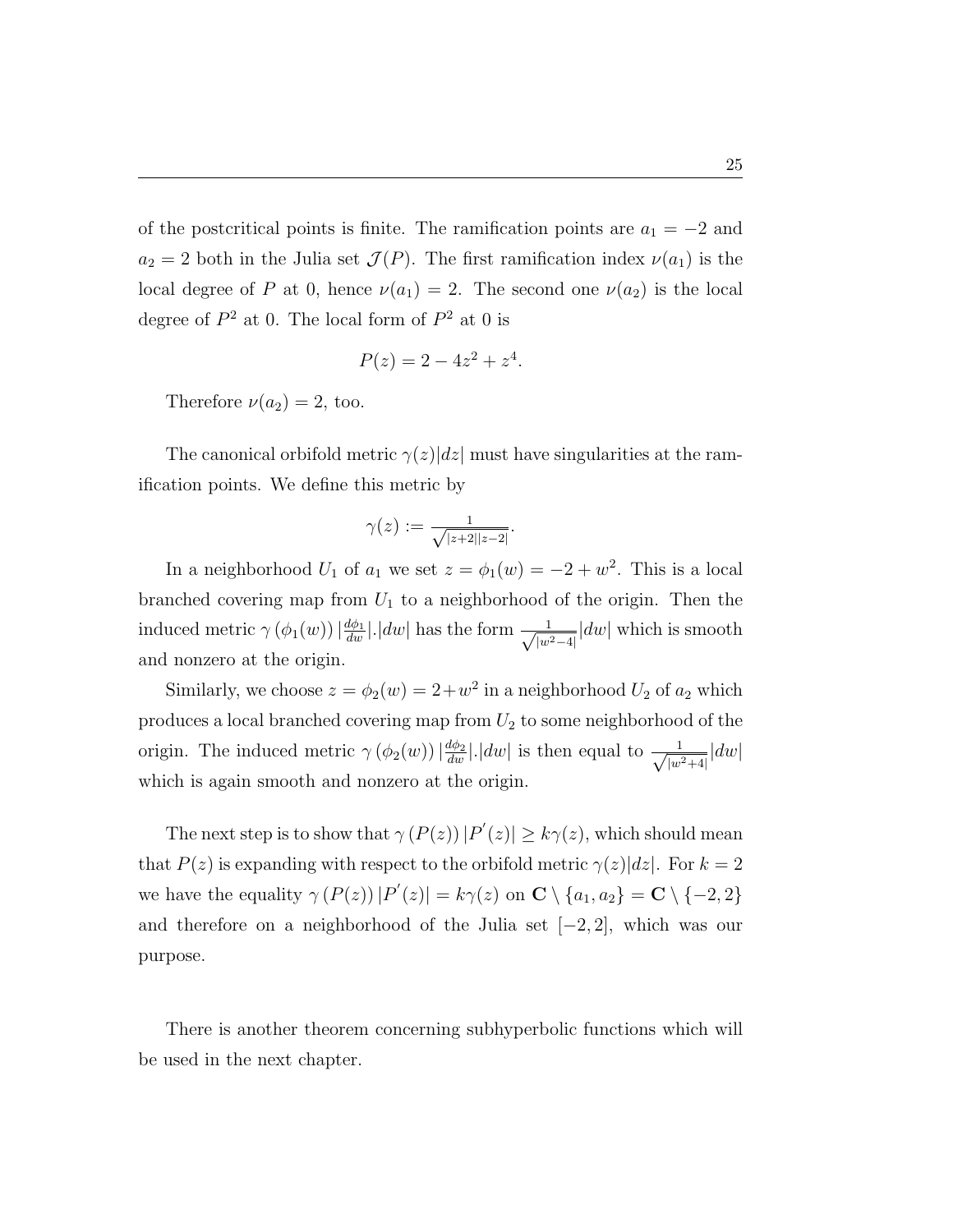of the postcritical points is finite. The ramification points are $a_1 = -2$ and $a_2 = 2$ both in the Julia set $\mathcal{J}(P)$. The first ramification index $\nu(a_1)$ is the local degree of $P$ at 0, hence $\nu(a_1) = 2$. The second one $\nu(a_2)$ is the local degree of $P^2$ at 0. The local form of $P^2$ at 0 is

$$P(z) = 2 - 4z^2 + z^4.$$

Therefore $\nu(a_2) = 2$, too.

The canonical orbifold metric $\gamma(z)|dz|$ must have singularities at the ramification points. We define this metric by

$$\gamma(z) := \frac{1}{\sqrt{|z+2||z-2|}}.$$

In a neighborhood $U_1$ of $a_1$ we set $z = \phi_1(w) = -2 + w^2$. This is a local branched covering map from $U_1$ to a neighborhood of the origin. Then the induced metric $\gamma(\phi_1(w))\,|\frac{d\phi_1}{dw}|.|dw|$ has the form $\frac{1}{\sqrt{|w^2-4|}}|dw|$ which is smooth and nonzero at the origin.

Similarly, we choose $z = \phi_2(w) = 2 + w^2$ in a neighborhood $U_2$ of $a_2$ which produces a local branched covering map from $U_2$ to some neighborhood of the origin. The induced metric $\gamma(\phi_2(w))\,|\frac{d\phi_2}{dw}|.|dw|$ is then equal to $\frac{1}{\sqrt{|w^2+4|}}|dw|$ which is again smooth and nonzero at the origin.

The next step is to show that $\gamma(P(z))\,|P'(z)| \geq k\gamma(z)$, which should mean that $P(z)$ is expanding with respect to the orbifold metric $\gamma(z)|dz|$. For $k = 2$ we have the equality $\gamma(P(z))\,|P'(z)| = k\gamma(z)$ on $\mathbf{C} \setminus \{a_1, a_2\} = \mathbf{C} \setminus \{-2, 2\}$ and therefore on a neighborhood of the Julia set $[-2, 2]$, which was our purpose.

There is another theorem concerning subhyperbolic functions which will be used in the next chapter.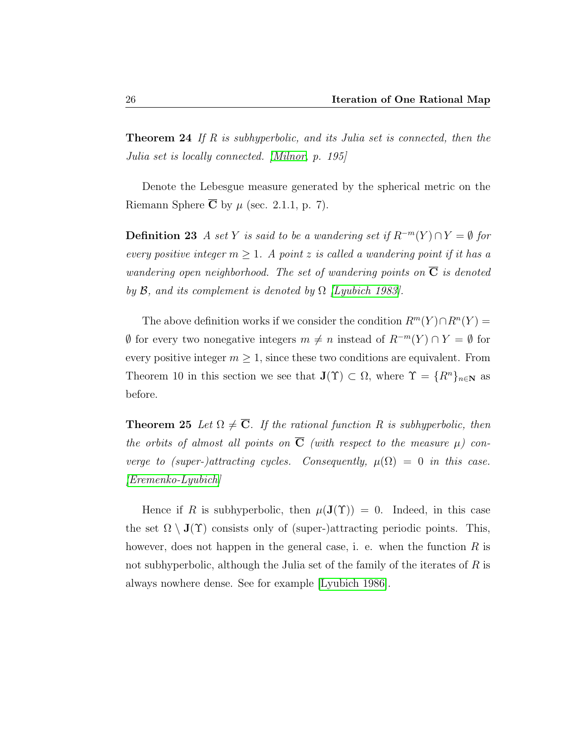**Theorem 24** *If $R$ is subhyperbolic, and its Julia set is connected, then the Julia set is locally connected. [Milnor, p. 195]*

Denote the Lebesgue measure generated by the spherical metric on the Riemann Sphere $\overline{\mathbf{C}}$ by $\mu$ (sec. 2.1.1, p. 7).

**Definition 23** *A set $Y$ is said to be a wandering set if $R^{-m}(Y) \cap Y = \emptyset$ for every positive integer $m \geq 1$. A point $z$ is called a wandering point if it has a wandering open neighborhood. The set of wandering points on $\overline{\mathbf{C}}$ is denoted by $\mathcal{B}$, and its complement is denoted by $\Omega$ [Lyubich 1983].*

The above definition works if we consider the condition $R^m(Y) \cap R^n(Y) = \emptyset$ for every two nonegative integers $m \neq n$ instead of $R^{-m}(Y) \cap Y = \emptyset$ for every positive integer $m \geq 1$, since these two conditions are equivalent. From Theorem 10 in this section we see that $\mathbf{J}(\Upsilon) \subset \Omega$, where $\Upsilon = \{R^n\}_{n \in \mathbf{N}}$ as before.

**Theorem 25** *Let $\Omega \neq \overline{\mathbf{C}}$. If the rational function $R$ is subhyperbolic, then the orbits of almost all points on $\overline{\mathbf{C}}$ (with respect to the measure $\mu$) converge to (super-)attracting cycles. Consequently, $\mu(\Omega) = 0$ in this case. [Eremenko-Lyubich]*

Hence if $R$ is subhyperbolic, then $\mu(\mathbf{J}(\Upsilon)) = 0$. Indeed, in this case the set $\Omega \setminus \mathbf{J}(\Upsilon)$ consists only of (super-)attracting periodic points. This, however, does not happen in the general case, i. e. when the function $R$ is not subhyperbolic, although the Julia set of the family of the iterates of $R$ is always nowhere dense. See for example [Lyubich 1986].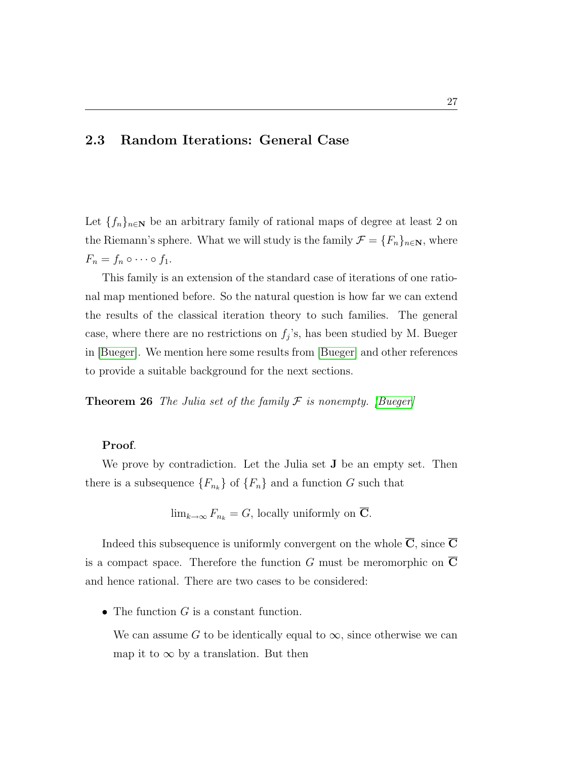## 2.3 Random Iterations: General Case

Let $\{f_n\}_{n\in\mathbf{N}}$ be an arbitrary family of rational maps of degree at least 2 on the Riemann's sphere. What we will study is the family $\mathcal{F} = \{F_n\}_{n\in\mathbf{N}}$, where $F_n = f_n \circ \cdots \circ f_1$.

This family is an extension of the standard case of iterations of one rational map mentioned before. So the natural question is how far we can extend the results of the classical iteration theory to such families. The general case, where there are no restrictions on $f_j$'s, has been studied by M. Bueger in [Bueger]. We mention here some results from [Bueger] and other references to provide a suitable background for the next sections.

**Theorem 26** *The Julia set of the family $\mathcal{F}$ is nonempty. [Bueger]*

**Proof**.

We prove by contradiction. Let the Julia set $\mathbf{J}$ be an empty set. Then there is a subsequence $\{F_{n_k}\}$ of $\{F_n\}$ and a function $G$ such that

$$\lim_{k\to\infty} F_{n_k} = G, \text{ locally uniformly on } \overline{\mathbf{C}}.$$

Indeed this subsequence is uniformly convergent on the whole $\overline{\mathbf{C}}$, since $\overline{\mathbf{C}}$ is a compact space. Therefore the function $G$ must be meromorphic on $\overline{\mathbf{C}}$ and hence rational. There are two cases to be considered:

- The function $G$ is a constant function.

  We can assume $G$ to be identically equal to $\infty$, since otherwise we can map it to $\infty$ by a translation. But then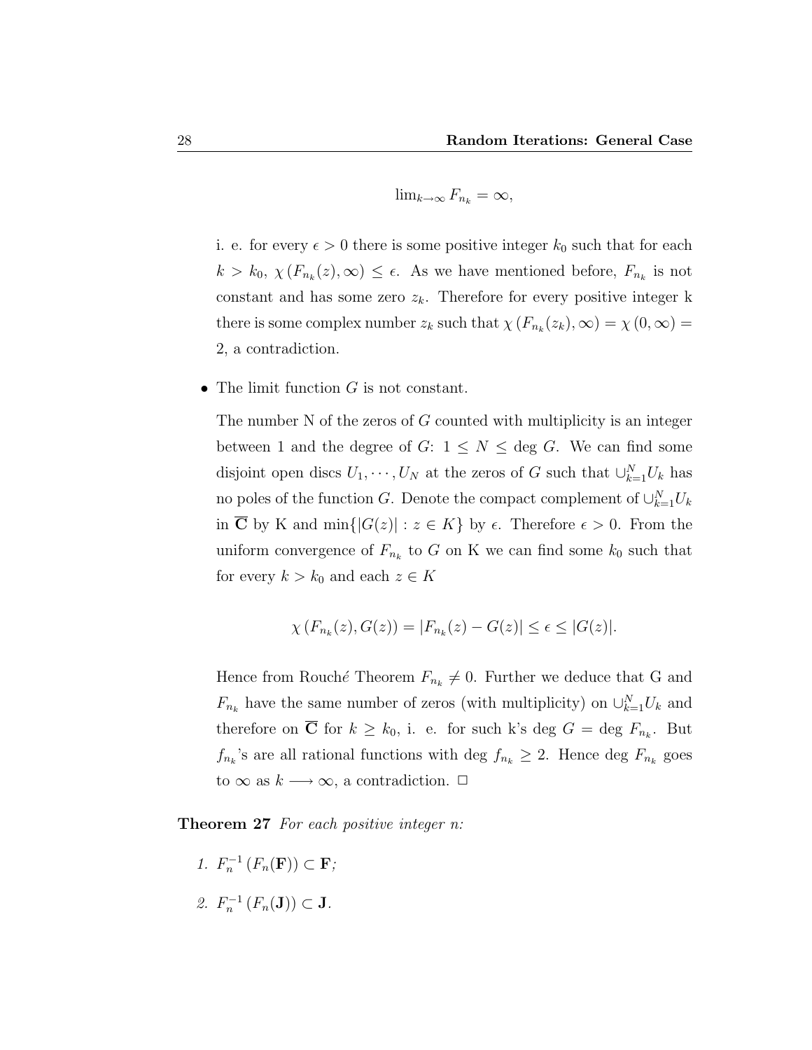$$\lim_{k\to\infty} F_{n_k} = \infty,$$

i. e. for every $\epsilon > 0$ there is some positive integer $k_0$ such that for each $k > k_0$, $\chi(F_{n_k}(z), \infty) \leq \epsilon$. As we have mentioned before, $F_{n_k}$ is not constant and has some zero $z_k$. Therefore for every positive integer k there is some complex number $z_k$ such that $\chi(F_{n_k}(z_k), \infty) = \chi(0, \infty) = 2$, a contradiction.

- The limit function $G$ is not constant.

  The number N of the zeros of $G$ counted with multiplicity is an integer between 1 and the degree of $G$: $1 \leq N \leq \deg G$. We can find some disjoint open discs $U_1, \cdots, U_N$ at the zeros of $G$ such that $\cup_{k=1}^{N} U_k$ has no poles of the function $G$. Denote the compact complement of $\cup_{k=1}^{N} U_k$ in $\overline{\mathbf{C}}$ by K and $\min\{|G(z)| : z \in K\}$ by $\epsilon$. Therefore $\epsilon > 0$. From the uniform convergence of $F_{n_k}$ to $G$ on K we can find some $k_0$ such that for every $k > k_0$ and each $z \in K$

  $$\chi(F_{n_k}(z), G(z)) = |F_{n_k}(z) - G(z)| \leq \epsilon \leq |G(z)|.$$

  Hence from Rouché Theorem $F_{n_k} \neq 0$. Further we deduce that G and $F_{n_k}$ have the same number of zeros (with multiplicity) on $\cup_{k=1}^{N} U_k$ and therefore on $\overline{\mathbf{C}}$ for $k \geq k_0$, i. e. for such k's $\deg G = \deg F_{n_k}$. But $f_{n_k}$'s are all rational functions with $\deg f_{n_k} \geq 2$. Hence $\deg F_{n_k}$ goes to $\infty$ as $k \longrightarrow \infty$, a contradiction. □

**Theorem 27** *For each positive integer n:*

1. $F_n^{-1}(F_n(\mathbf{F})) \subset \mathbf{F}$;
2. $F_n^{-1}(F_n(\mathbf{J})) \subset \mathbf{J}$.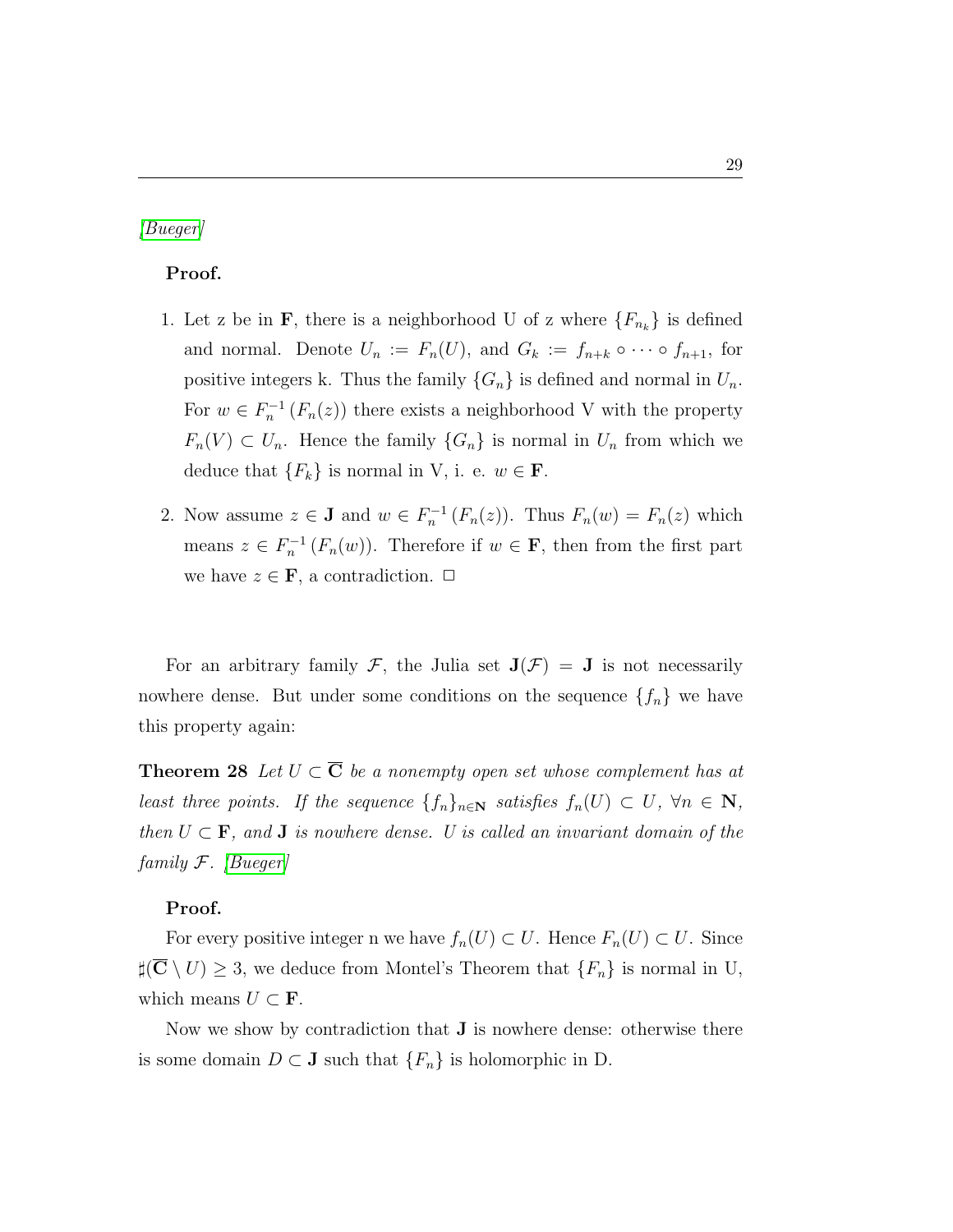[Bueger]

**Proof.**

1. Let z be in $\mathbf{F}$, there is a neighborhood U of z where $\{F_{n_k}\}$ is defined and normal. Denote $U_n := F_n(U)$, and $G_k := f_{n+k} \circ \cdots \circ f_{n+1}$, for positive integers k. Thus the family $\{G_n\}$ is defined and normal in $U_n$. For $w \in F_n^{-1}(F_n(z))$ there exists a neighborhood V with the property $F_n(V) \subset U_n$. Hence the family $\{G_n\}$ is normal in $U_n$ from which we deduce that $\{F_k\}$ is normal in V, i. e. $w \in \mathbf{F}$.

2. Now assume $z \in \mathbf{J}$ and $w \in F_n^{-1}(F_n(z))$. Thus $F_n(w) = F_n(z)$ which means $z \in F_n^{-1}(F_n(w))$. Therefore if $w \in \mathbf{F}$, then from the first part we have $z \in \mathbf{F}$, a contradiction. $\square$

For an arbitrary family $\mathcal{F}$, the Julia set $\mathbf{J}(\mathcal{F}) = \mathbf{J}$ is not necessarily nowhere dense. But under some conditions on the sequence $\{f_n\}$ we have this property again:

**Theorem 28** *Let $U \subset \overline{\mathbf{C}}$ be a nonempty open set whose complement has at least three points. If the sequence $\{f_n\}_{n\in\mathbf{N}}$ satisfies $f_n(U) \subset U$, $\forall n \in \mathbf{N}$, then $U \subset \mathbf{F}$, and $\mathbf{J}$ is nowhere dense. U is called an invariant domain of the family $\mathcal{F}$.* [Bueger]

**Proof.**

For every positive integer n we have $f_n(U) \subset U$. Hence $F_n(U) \subset U$. Since $\sharp(\overline{\mathbf{C}} \setminus U) \geq 3$, we deduce from Montel's Theorem that $\{F_n\}$ is normal in U, which means $U \subset \mathbf{F}$.

Now we show by contradiction that $\mathbf{J}$ is nowhere dense: otherwise there is some domain $D \subset \mathbf{J}$ such that $\{F_n\}$ is holomorphic in D.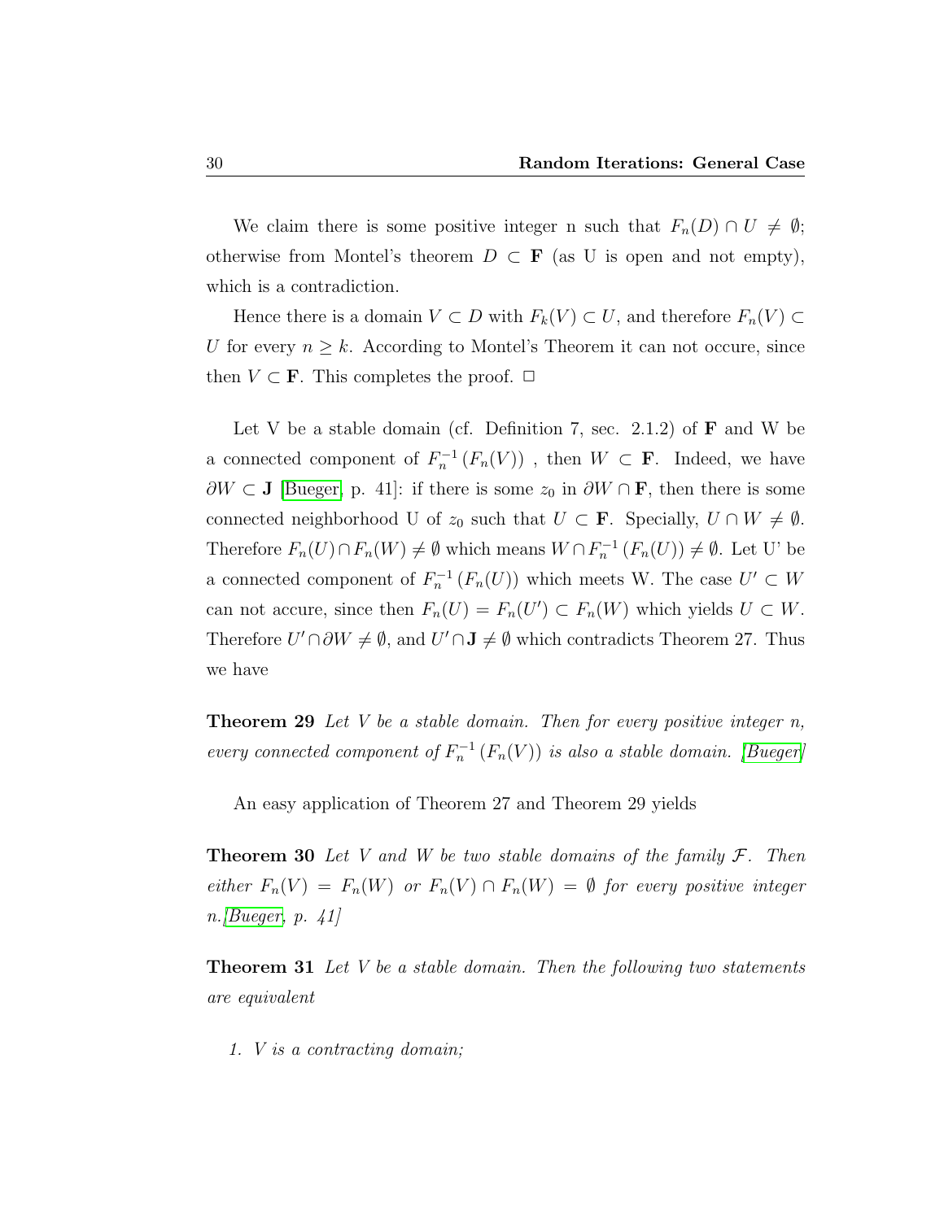We claim there is some positive integer n such that $F_n(D) \cap U \neq \emptyset$; otherwise from Montel's theorem $D \subset \mathbf{F}$ (as U is open and not empty), which is a contradiction.

Hence there is a domain $V \subset D$ with $F_k(V) \subset U$, and therefore $F_n(V) \subset U$ for every $n \geq k$. According to Montel's Theorem it can not occure, since then $V \subset \mathbf{F}$. This completes the proof. $\square$

Let V be a stable domain (cf. Definition 7, sec. 2.1.2) of $\mathbf{F}$ and W be a connected component of $F_n^{-1}(F_n(V))$ , then $W \subset \mathbf{F}$. Indeed, we have $\partial W \subset \mathbf{J}$ [Bueger, p. 41]: if there is some $z_0$ in $\partial W \cap \mathbf{F}$, then there is some connected neighborhood U of $z_0$ such that $U \subset \mathbf{F}$. Specially, $U \cap W \neq \emptyset$. Therefore $F_n(U) \cap F_n(W) \neq \emptyset$ which means $W \cap F_n^{-1}(F_n(U)) \neq \emptyset$. Let U' be a connected component of $F_n^{-1}(F_n(U))$ which meets W. The case $U' \subset W$ can not accure, since then $F_n(U) = F_n(U') \subset F_n(W)$ which yields $U \subset W$. Therefore $U' \cap \partial W \neq \emptyset$, and $U' \cap \mathbf{J} \neq \emptyset$ which contradicts Theorem 27. Thus we have

**Theorem 29** *Let V be a stable domain. Then for every positive integer n, every connected component of $F_n^{-1}(F_n(V))$ is also a stable domain. [Bueger]*

An easy application of Theorem 27 and Theorem 29 yields

**Theorem 30** *Let V and W be two stable domains of the family $\mathcal{F}$. Then either $F_n(V) = F_n(W)$ or $F_n(V) \cap F_n(W) = \emptyset$ for every positive integer n.[Bueger, p. 41]*

**Theorem 31** *Let V be a stable domain. Then the following two statements are equivalent*

1. *V is a contracting domain;*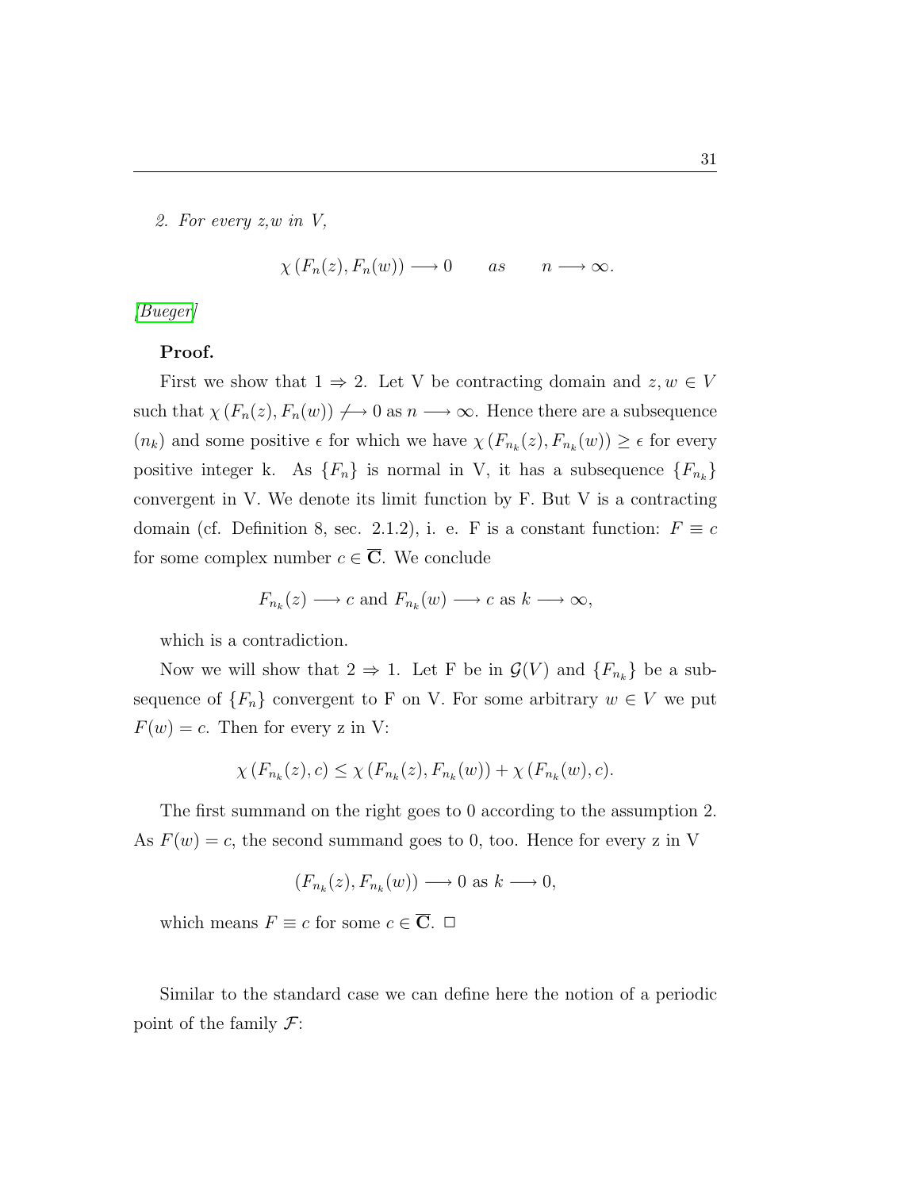*2. For every z,w in V,*

$$\chi\left(F_n(z), F_n(w)\right) \longrightarrow 0 \qquad as \qquad n \longrightarrow \infty.$$

[Bueger]

**Proof.**

First we show that $1 \Rightarrow 2$. Let V be contracting domain and $z, w \in V$ such that $\chi\left(F_n(z), F_n(w)\right) \not\longrightarrow 0$ as $n \longrightarrow \infty$. Hence there are a subsequence $(n_k)$ and some positive $\epsilon$ for which we have $\chi\left(F_{n_k}(z), F_{n_k}(w)\right) \geq \epsilon$ for every positive integer k. As $\{F_n\}$ is normal in V, it has a subsequence $\{F_{n_k}\}$ convergent in V. We denote its limit function by F. But V is a contracting domain (cf. Definition 8, sec. 2.1.2), i. e. F is a constant function: $F \equiv c$ for some complex number $c \in \overline{\mathbf{C}}$. We conclude

$$F_{n_k}(z) \longrightarrow c \text{ and } F_{n_k}(w) \longrightarrow c \text{ as } k \longrightarrow \infty,$$

which is a contradiction.

Now we will show that $2 \Rightarrow 1$. Let F be in $\mathcal{G}(V)$ and $\{F_{n_k}\}$ be a subsequence of $\{F_n\}$ convergent to F on V. For some arbitrary $w \in V$ we put $F(w) = c$. Then for every z in V:

$$\chi\left(F_{n_k}(z), c\right) \leq \chi\left(F_{n_k}(z), F_{n_k}(w)\right) + \chi\left(F_{n_k}(w), c\right).$$

The first summand on the right goes to 0 according to the assumption 2. As $F(w) = c$, the second summand goes to 0, too. Hence for every z in V

$$\left(F_{n_k}(z), F_{n_k}(w)\right) \longrightarrow 0 \text{ as } k \longrightarrow 0,$$

which means $F \equiv c$ for some $c \in \overline{\mathbf{C}}$. □

Similar to the standard case we can define here the notion of a periodic point of the family $\mathcal{F}$: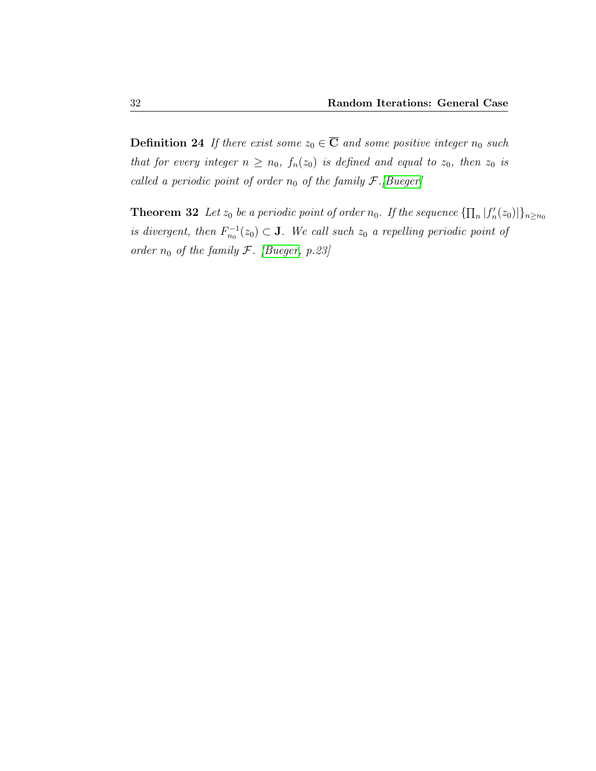**Definition 24** *If there exist some $z_0 \in \overline{\mathbf{C}}$ and some positive integer $n_0$ such that for every integer $n \geq n_0$, $f_n(z_0)$ is defined and equal to $z_0$, then $z_0$ is called a periodic point of order $n_0$ of the family $\mathcal{F}$.[Bueger]*

**Theorem 32** *Let $z_0$ be a periodic point of order $n_0$. If the sequence $\{\prod_n |f_n'(z_0)|\}_{n \geq n_0}$ is divergent, then $F_{n_0}^{-1}(z_0) \subset \mathbf{J}$. We call such $z_0$ a repelling periodic point of order $n_0$ of the family $\mathcal{F}$. [Bueger, p.23]*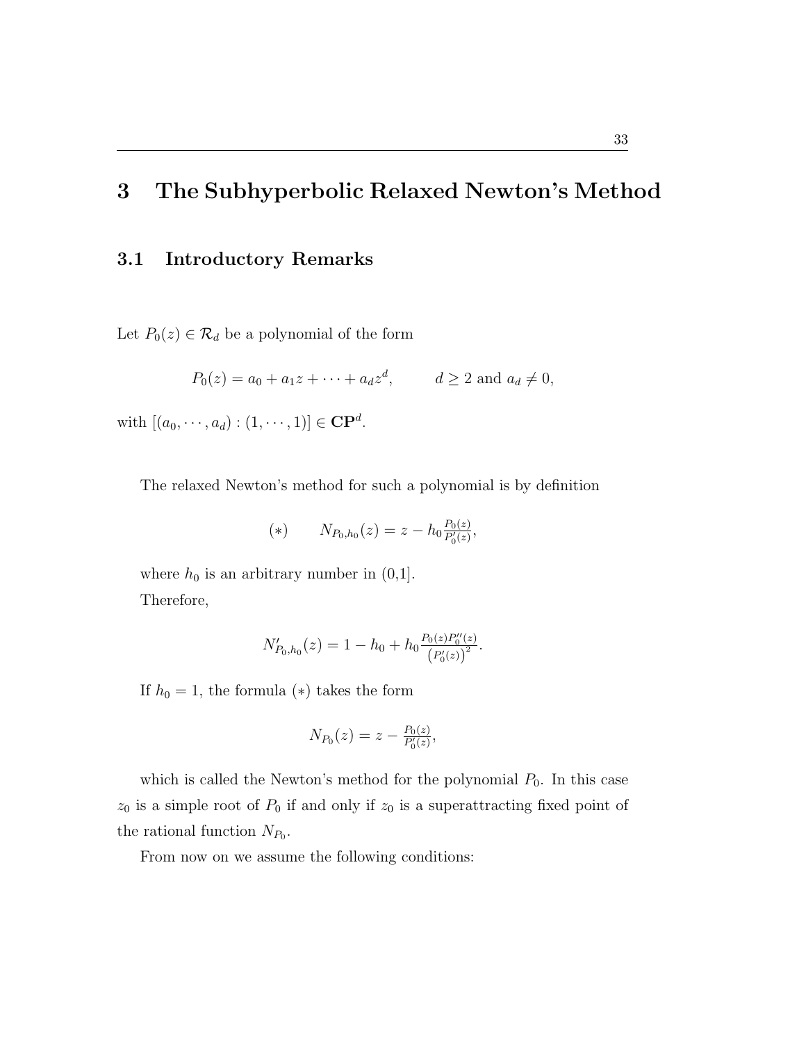# 3 The Subhyperbolic Relaxed Newton's Method

## 3.1 Introductory Remarks

Let $P_0(z) \in \mathcal{R}_d$ be a polynomial of the form

$$P_0(z) = a_0 + a_1 z + \cdots + a_d z^d, \qquad d \geq 2 \text{ and } a_d \neq 0,$$

with $[(a_0, \cdots, a_d) : (1, \cdots, 1)] \in \mathbf{CP}^d$.

The relaxed Newton's method for such a polynomial is by definition

$$(*) \qquad N_{P_0,h_0}(z) = z - h_0 \tfrac{P_0(z)}{P_0'(z)},$$

where $h_0$ is an arbitrary number in (0,1].

Therefore,

$$N'_{P_0,h_0}(z) = 1 - h_0 + h_0 \tfrac{P_0(z) P_0''(z)}{\left(P_0'(z)\right)^2}.$$

If $h_0 = 1$, the formula $(*)$ takes the form

$$N_{P_0}(z) = z - \tfrac{P_0(z)}{P_0'(z)},$$

which is called the Newton's method for the polynomial $P_0$. In this case $z_0$ is a simple root of $P_0$ if and only if $z_0$ is a superattracting fixed point of the rational function $N_{P_0}$.

From now on we assume the following conditions: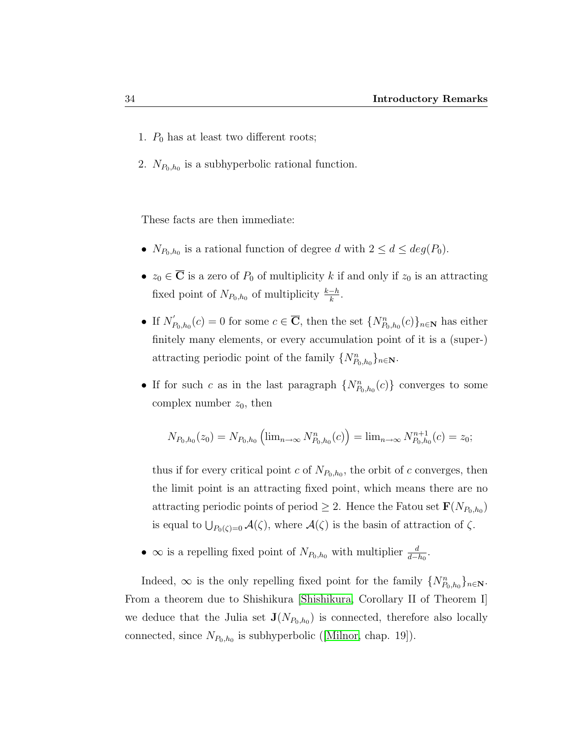1. $P_0$ has at least two different roots;
2. $N_{P_0,h_0}$ is a subhyperbolic rational function.

These facts are then immediate:

- $N_{P_0,h_0}$ is a rational function of degree $d$ with $2 \leq d \leq deg(P_0)$.
- $z_0 \in \overline{\mathbf{C}}$ is a zero of $P_0$ of multiplicity $k$ if and only if $z_0$ is an attracting fixed point of $N_{P_0,h_0}$ of multiplicity $\frac{k-h}{k}$.
- If $N^{'}_{P_0,h_0}(c) = 0$ for some $c \in \overline{\mathbf{C}}$, then the set $\{N^n_{P_0,h_0}(c)\}_{n\in\mathbf{N}}$ has either finitely many elements, or every accumulation point of it is a (super-) attracting periodic point of the family $\{N^n_{P_0,h_0}\}_{n\in\mathbf{N}}$.
- If for such $c$ as in the last paragraph $\{N^n_{P_0,h_0}(c)\}$ converges to some complex number $z_0$, then

$$N_{P_0,h_0}(z_0) = N_{P_0,h_0}\left(\lim_{n\to\infty} N^n_{P_0,h_0}(c)\right) = \lim_{n\to\infty} N^{n+1}_{P_0,h_0}(c) = z_0;$$

  thus if for every critical point $c$ of $N_{P_0,h_0}$, the orbit of $c$ converges, then the limit point is an attracting fixed point, which means there are no attracting periodic points of period $\geq 2$. Hence the Fatou set $\mathbf{F}(N_{P_0,h_0})$ is equal to $\bigcup_{P_0(\zeta)=0} \mathcal{A}(\zeta)$, where $\mathcal{A}(\zeta)$ is the basin of attraction of $\zeta$.
- $\infty$ is a repelling fixed point of $N_{P_0,h_0}$ with multiplier $\frac{d}{d-h_0}$.

Indeed, $\infty$ is the only repelling fixed point for the family $\{N^n_{P_0,h_0}\}_{n\in\mathbf{N}}$. From a theorem due to Shishikura [Shishikura, Corollary II of Theorem I] we deduce that the Julia set $\mathbf{J}(N_{P_0,h_0})$ is connected, therefore also locally connected, since $N_{P_0,h_0}$ is subhyperbolic ([Milnor, chap. 19]).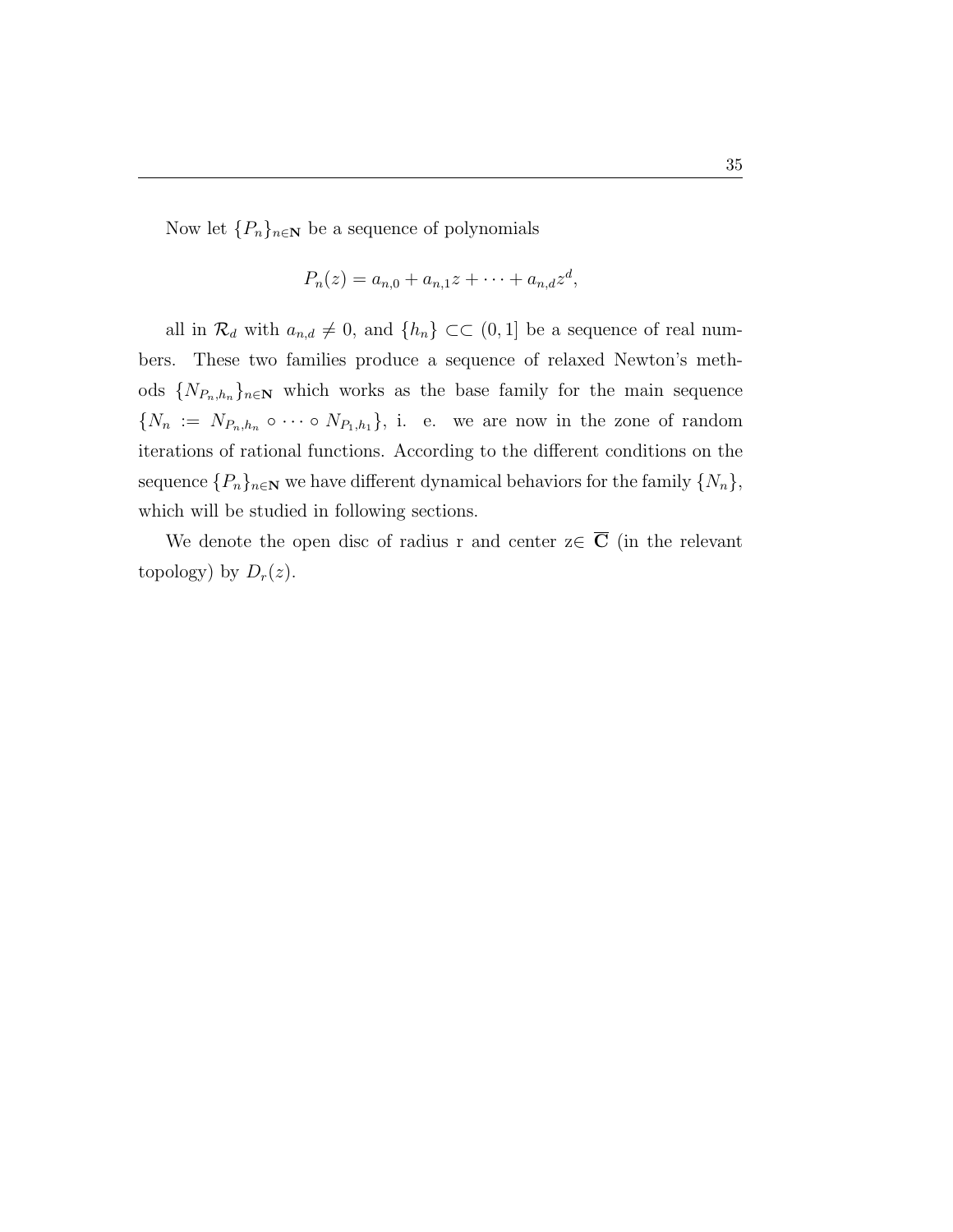Now let $\{P_n\}_{n\in\mathbf{N}}$ be a sequence of polynomials

$$P_n(z) = a_{n,0} + a_{n,1}z + \cdots + a_{n,d}z^d,$$

all in $\mathcal{R}_d$ with $a_{n,d} \neq 0$, and $\{h_n\} \subset\subset (0,1]$ be a sequence of real numbers. These two families produce a sequence of relaxed Newton's methods $\{N_{P_n,h_n}\}_{n\in\mathbf{N}}$ which works as the base family for the main sequence $\{N_n := N_{P_n,h_n} \circ \cdots \circ N_{P_1,h_1}\}$, i. e. we are now in the zone of random iterations of rational functions. According to the different conditions on the sequence $\{P_n\}_{n\in\mathbf{N}}$ we have different dynamical behaviors for the family $\{N_n\}$, which will be studied in following sections.

We denote the open disc of radius r and center z$\in$ $\overline{\mathbf{C}}$ (in the relevant topology) by $D_r(z)$.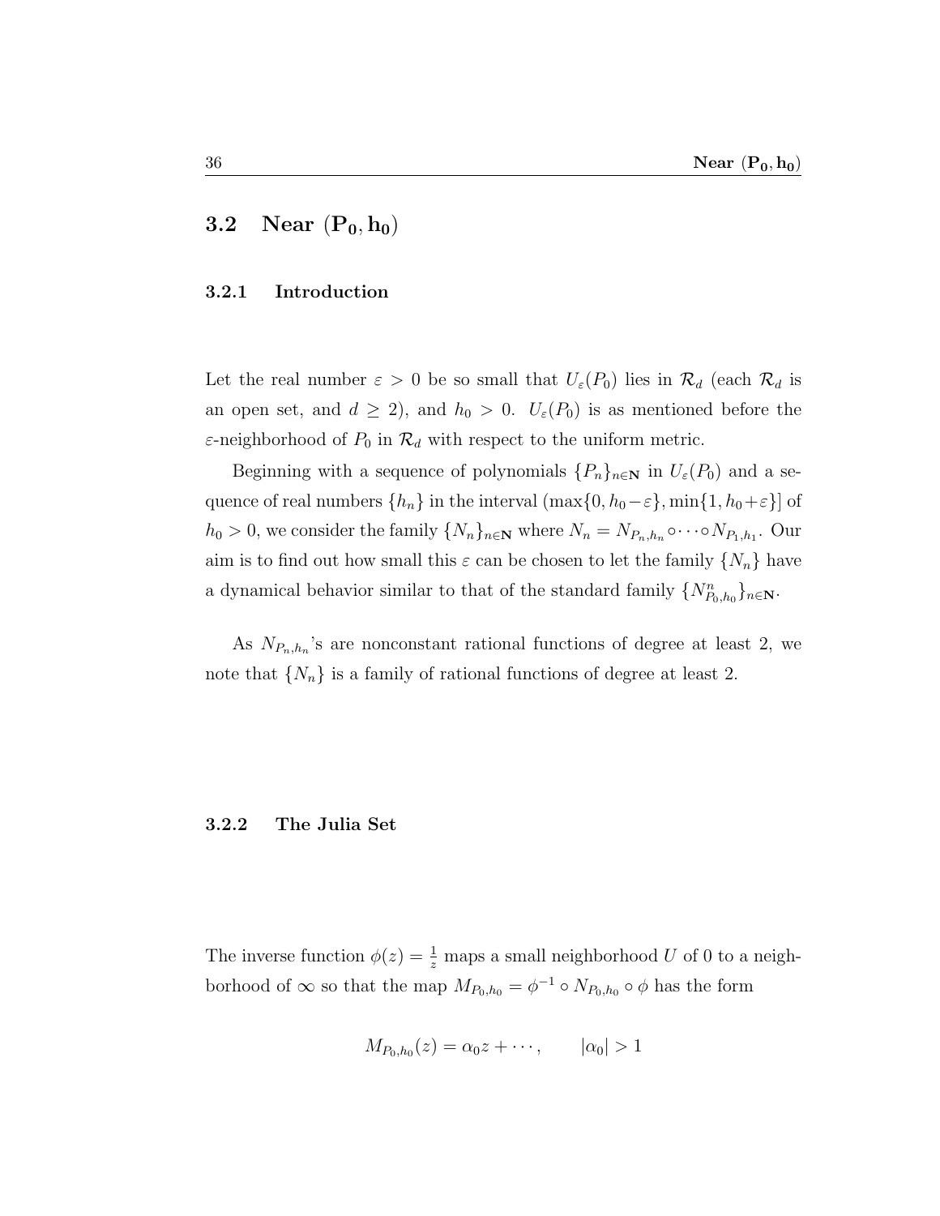## 3.2 Near $(\mathbf{P_0}, \mathbf{h_0})$

### 3.2.1 Introduction

Let the real number $\varepsilon > 0$ be so small that $U_\varepsilon(P_0)$ lies in $\mathcal{R}_d$ (each $\mathcal{R}_d$ is an open set, and $d \geq 2$), and $h_0 > 0$. $U_\varepsilon(P_0)$ is as mentioned before the $\varepsilon$-neighborhood of $P_0$ in $\mathcal{R}_d$ with respect to the uniform metric.

Beginning with a sequence of polynomials $\{P_n\}_{n\in\mathbf{N}}$ in $U_\varepsilon(P_0)$ and a sequence of real numbers $\{h_n\}$ in the interval $(\max\{0, h_0-\varepsilon\}, \min\{1, h_0+\varepsilon\}]$ of $h_0 > 0$, we consider the family $\{N_n\}_{n\in\mathbf{N}}$ where $N_n = N_{P_n,h_n} \circ \cdots \circ N_{P_1,h_1}$. Our aim is to find out how small this $\varepsilon$ can be chosen to let the family $\{N_n\}$ have a dynamical behavior similar to that of the standard family $\{N^n_{P_0,h_0}\}_{n\in\mathbf{N}}$.

As $N_{P_n,h_n}$'s are nonconstant rational functions of degree at least 2, we note that $\{N_n\}$ is a family of rational functions of degree at least 2.

### 3.2.2 The Julia Set

The inverse function $\phi(z) = \frac{1}{z}$ maps a small neighborhood $U$ of 0 to a neighborhood of $\infty$ so that the map $M_{P_0,h_0} = \phi^{-1} \circ N_{P_0,h_0} \circ \phi$ has the form

$$M_{P_0,h_0}(z) = \alpha_0 z + \cdots, \qquad |\alpha_0| > 1$$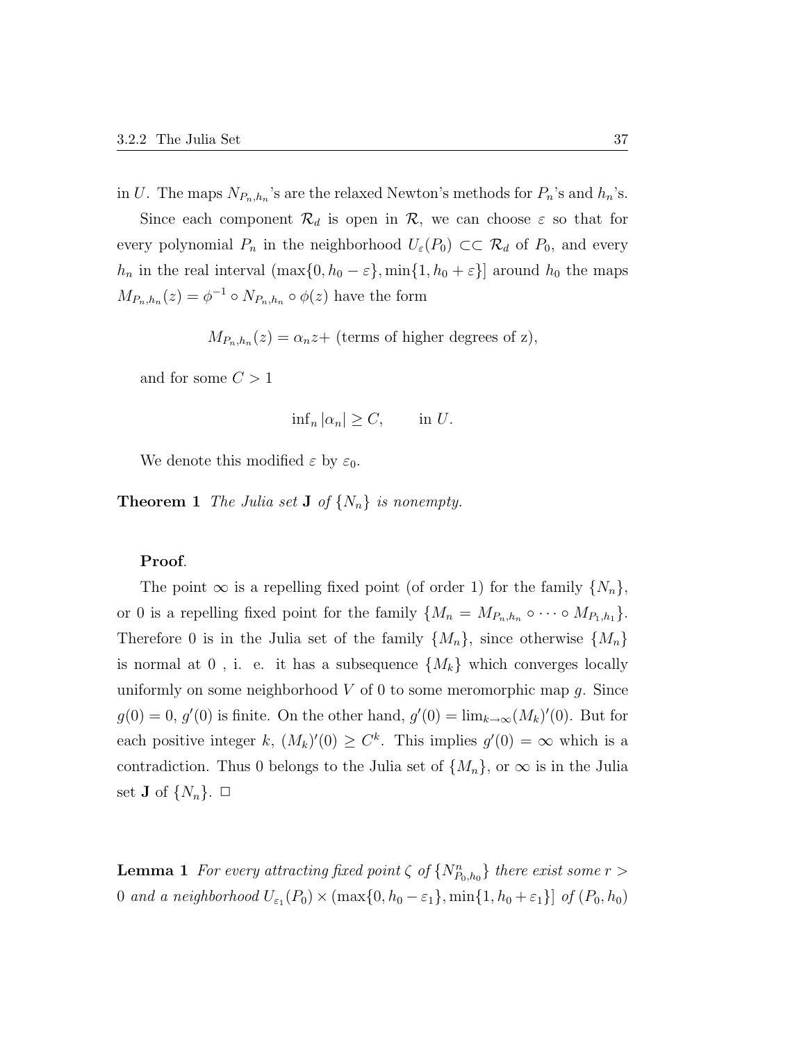in $U$. The maps $N_{P_n,h_n}$'s are the relaxed Newton's methods for $P_n$'s and $h_n$'s.

Since each component $\mathcal{R}_d$ is open in $\mathcal{R}$, we can choose $\varepsilon$ so that for every polynomial $P_n$ in the neighborhood $U_\varepsilon(P_0) \subset\subset \mathcal{R}_d$ of $P_0$, and every $h_n$ in the real interval $(\max\{0, h_0 - \varepsilon\}, \min\{1, h_0 + \varepsilon\}]$ around $h_0$ the maps $M_{P_n,h_n}(z) = \phi^{-1} \circ N_{P_n,h_n} \circ \phi(z)$ have the form

$$M_{P_n,h_n}(z) = \alpha_n z + \text{ (terms of higher degrees of z)},$$

and for some $C > 1$

$$\inf_n |\alpha_n| \geq C, \qquad \text{in } U.$$

We denote this modified $\varepsilon$ by $\varepsilon_0$.

**Theorem 1** *The Julia set* $\mathbf{J}$ *of* $\{N_n\}$ *is nonempty.*

**Proof**.

The point $\infty$ is a repelling fixed point (of order 1) for the family $\{N_n\}$, or 0 is a repelling fixed point for the family $\{M_n = M_{P_n,h_n} \circ \cdots \circ M_{P_1,h_1}\}$. Therefore 0 is in the Julia set of the family $\{M_n\}$, since otherwise $\{M_n\}$ is normal at 0 , i. e. it has a subsequence $\{M_k\}$ which converges locally uniformly on some neighborhood $V$ of 0 to some meromorphic map $g$. Since $g(0) = 0$, $g'(0)$ is finite. On the other hand, $g'(0) = \lim_{k\to\infty}(M_k)'(0)$. But for each positive integer $k$, $(M_k)'(0) \geq C^k$. This implies $g'(0) = \infty$ which is a contradiction. Thus 0 belongs to the Julia set of $\{M_n\}$, or $\infty$ is in the Julia set $\mathbf{J}$ of $\{N_n\}$. $\square$

**Lemma 1** *For every attracting fixed point* $\zeta$ *of* $\{N^n_{P_0,h_0}\}$ *there exist some* $r > 0$ *and a neighborhood* $U_{\varepsilon_1}(P_0) \times (\max\{0, h_0 - \varepsilon_1\}, \min\{1, h_0 + \varepsilon_1\}]$ *of* $(P_0, h_0)$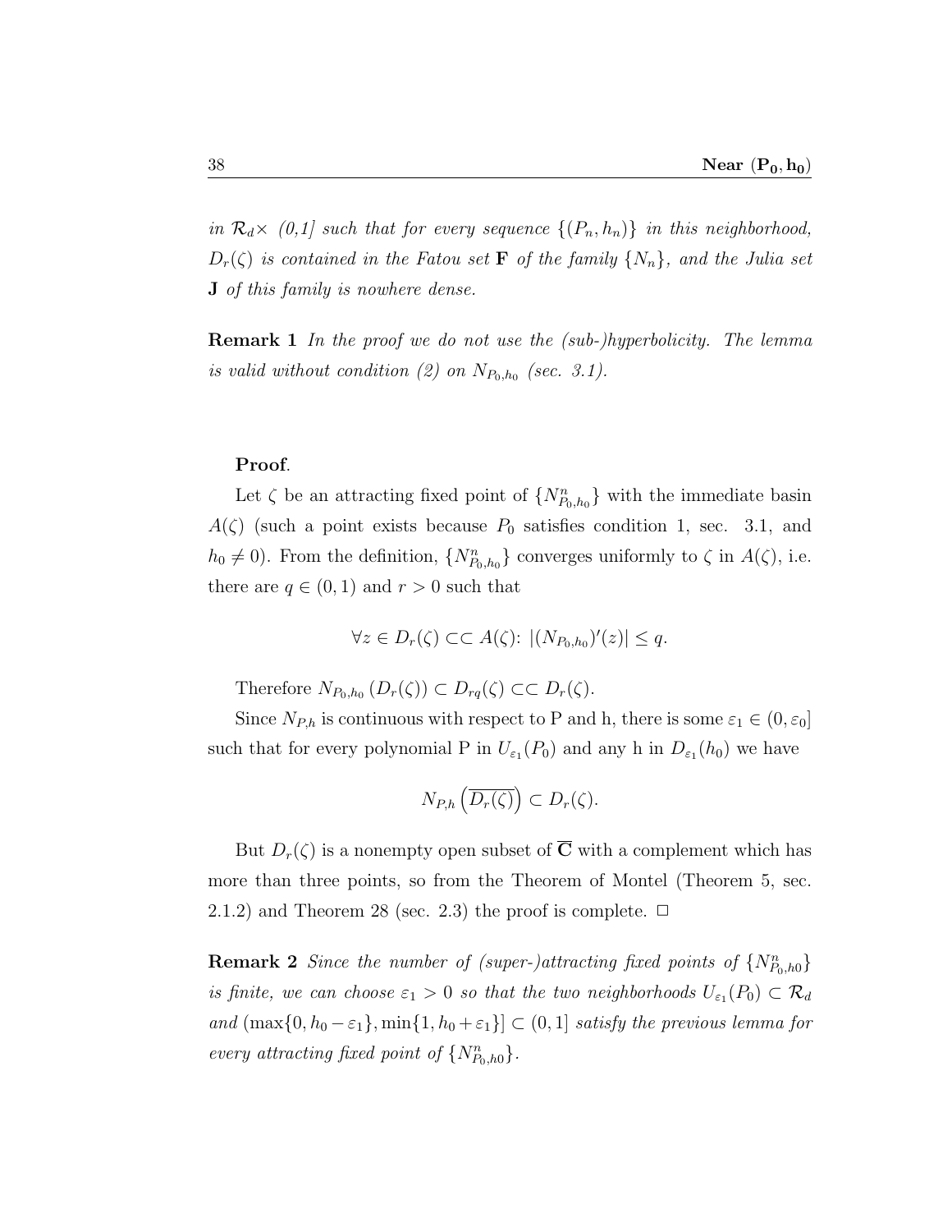*in $\mathcal{R}_d\times$ (0,1] such that for every sequence $\{(P_n, h_n)\}$ in this neighborhood, $D_r(\zeta)$ is contained in the Fatou set* **F** *of the family $\{N_n\}$, and the Julia set* **J** *of this family is nowhere dense.*

**Remark 1** *In the proof we do not use the (sub-)hyperbolicity. The lemma is valid without condition (2) on $N_{P_0,h_0}$ (sec. 3.1).*

**Proof**.

Let $\zeta$ be an attracting fixed point of $\{N^n_{P_0,h_0}\}$ with the immediate basin $A(\zeta)$ (such a point exists because $P_0$ satisfies condition 1, sec. 3.1, and $h_0 \neq 0$). From the definition, $\{N^n_{P_0,h_0}\}$ converges uniformly to $\zeta$ in $A(\zeta)$, i.e. there are $q \in (0,1)$ and $r > 0$ such that

$$\forall z \in D_r(\zeta) \subset\subset A(\zeta)\colon\ |(N_{P_0,h_0})'(z)| \leq q.$$

Therefore $N_{P_0,h_0}\left(D_r(\zeta)\right) \subset D_{rq}(\zeta) \subset\subset D_r(\zeta)$.

Since $N_{P,h}$ is continuous with respect to P and h, there is some $\varepsilon_1 \in (0, \varepsilon_0]$ such that for every polynomial P in $U_{\varepsilon_1}(P_0)$ and any h in $D_{\varepsilon_1}(h_0)$ we have

$$N_{P,h}\left(\overline{D_r(\zeta)}\right) \subset D_r(\zeta).$$

But $D_r(\zeta)$ is a nonempty open subset of $\overline{\mathbf{C}}$ with a complement which has more than three points, so from the Theorem of Montel (Theorem 5, sec. 2.1.2) and Theorem 28 (sec. 2.3) the proof is complete. $\Box$

**Remark 2** *Since the number of (super-)attracting fixed points of $\{N^n_{P_0,h0}\}$ is finite, we can choose $\varepsilon_1 > 0$ so that the two neighborhoods $U_{\varepsilon_1}(P_0) \subset \mathcal{R}_d$ and $(\max\{0, h_0 - \varepsilon_1\}, \min\{1, h_0 + \varepsilon_1\}] \subset (0,1]$ satisfy the previous lemma for every attracting fixed point of $\{N^n_{P_0,h0}\}$.*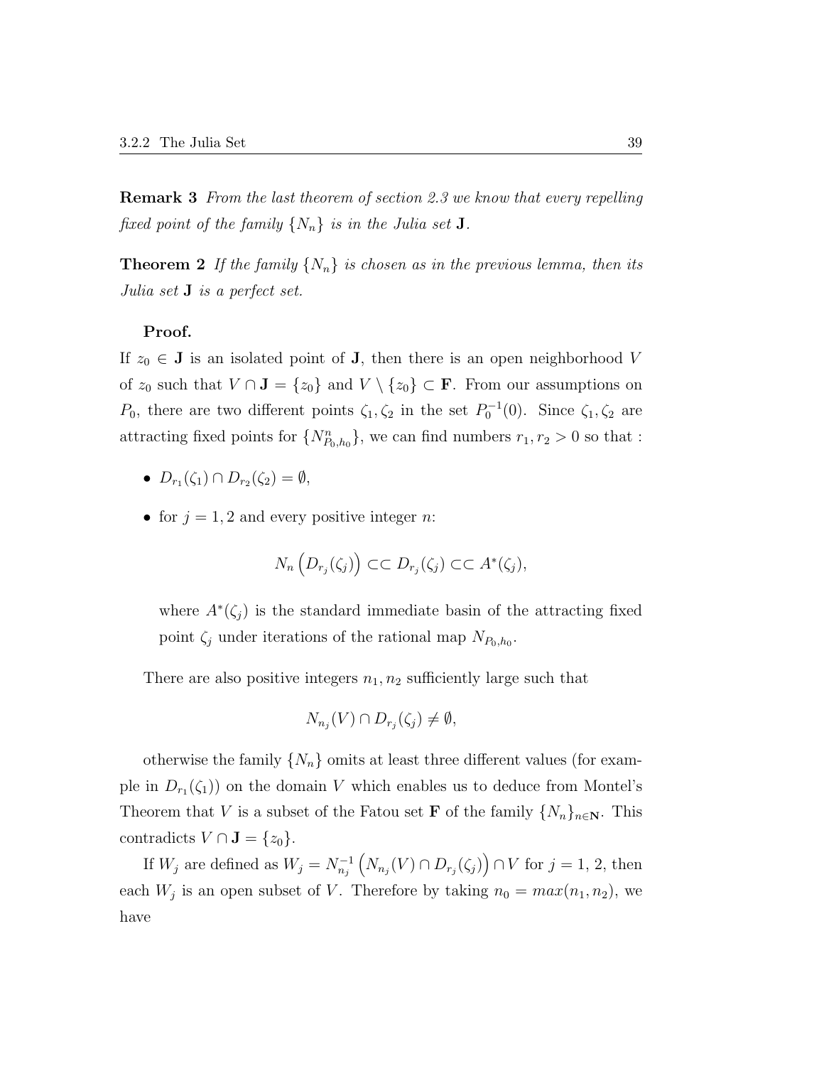**Remark 3** *From the last theorem of section 2.3 we know that every repelling fixed point of the family $\{N_n\}$ is in the Julia set $\mathbf{J}$.*

**Theorem 2** *If the family $\{N_n\}$ is chosen as in the previous lemma, then its Julia set $\mathbf{J}$ is a perfect set.*

**Proof.**

If $z_0 \in \mathbf{J}$ is an isolated point of $\mathbf{J}$, then there is an open neighborhood $V$ of $z_0$ such that $V \cap \mathbf{J} = \{z_0\}$ and $V \setminus \{z_0\} \subset \mathbf{F}$. From our assumptions on $P_0$, there are two different points $\zeta_1, \zeta_2$ in the set $P_0^{-1}(0)$. Since $\zeta_1, \zeta_2$ are attracting fixed points for $\{N^n_{P_0,h_0}\}$, we can find numbers $r_1, r_2 > 0$ so that :

- $D_{r_1}(\zeta_1) \cap D_{r_2}(\zeta_2) = \emptyset$,
- for $j = 1, 2$ and every positive integer $n$:

$$N_n\left(D_{r_j}(\zeta_j)\right) \subset\subset D_{r_j}(\zeta_j) \subset\subset A^*(\zeta_j),$$

  where $A^*(\zeta_j)$ is the standard immediate basin of the attracting fixed point $\zeta_j$ under iterations of the rational map $N_{P_0,h_0}$.

There are also positive integers $n_1, n_2$ sufficiently large such that

$$N_{n_j}(V) \cap D_{r_j}(\zeta_j) \neq \emptyset,$$

otherwise the family $\{N_n\}$ omits at least three different values (for example in $D_{r_1}(\zeta_1)$) on the domain $V$ which enables us to deduce from Montel's Theorem that $V$ is a subset of the Fatou set $\mathbf{F}$ of the family $\{N_n\}_{n\in\mathbf{N}}$. This contradicts $V \cap \mathbf{J} = \{z_0\}$.

If $W_j$ are defined as $W_j = N_{n_j}^{-1}\left(N_{n_j}(V) \cap D_{r_j}(\zeta_j)\right) \cap V$ for $j = 1, 2$, then each $W_j$ is an open subset of $V$. Therefore by taking $n_0 = max(n_1, n_2)$, we have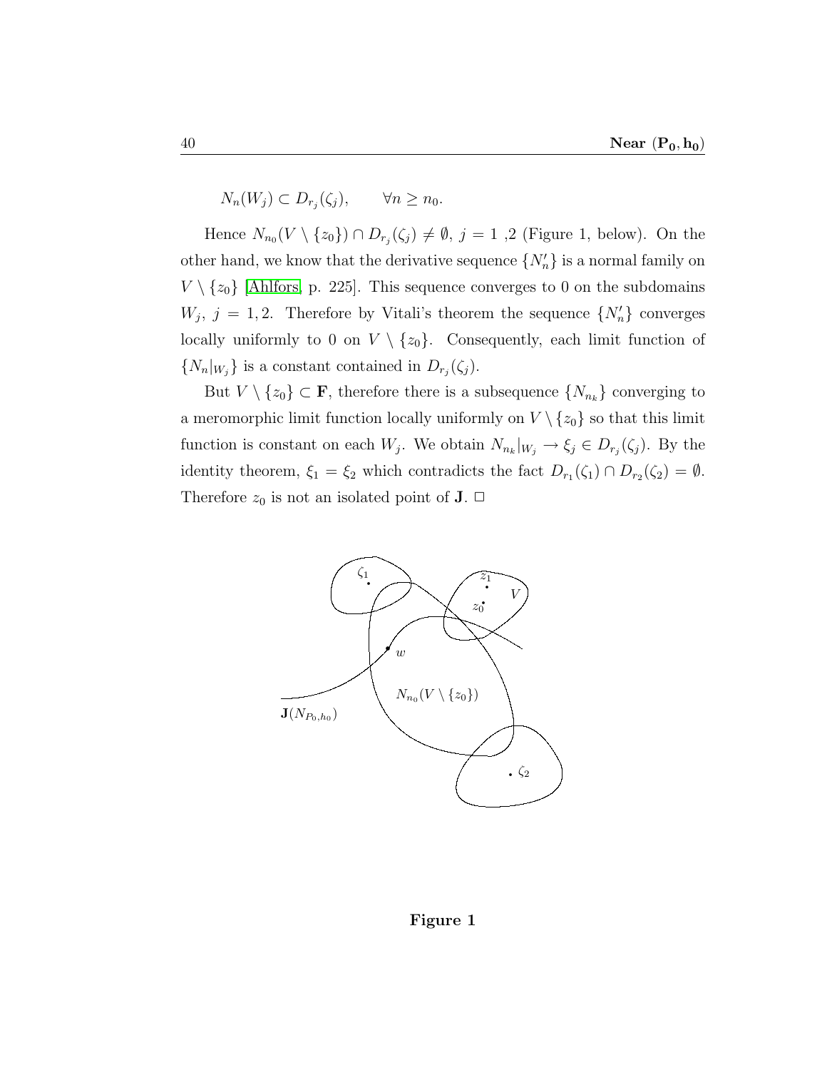$$N_n(W_j) \subset D_{r_j}(\zeta_j), \qquad \forall n \geq n_0.$$

Hence $N_{n_0}(V \setminus \{z_0\}) \cap D_{r_j}(\zeta_j) \neq \emptyset$, $j = 1$ ,2 (Figure 1, below). On the other hand, we know that the derivative sequence $\{N'_n\}$ is a normal family on $V \setminus \{z_0\}$ [Ahlfors, p. 225]. This sequence converges to 0 on the subdomains $W_j$, $j = 1, 2$. Therefore by Vitali's theorem the sequence $\{N'_n\}$ converges locally uniformly to 0 on $V \setminus \{z_0\}$. Consequently, each limit function of $\{N_n|_{W_j}\}$ is a constant contained in $D_{r_j}(\zeta_j)$.

But $V \setminus \{z_0\} \subset \mathbf{F}$, therefore there is a subsequence $\{N_{n_k}\}$ converging to a meromorphic limit function locally uniformly on $V \setminus \{z_0\}$ so that this limit function is constant on each $W_j$. We obtain $N_{n_k}|_{W_j} \to \xi_j \in D_{r_j}(\zeta_j)$. By the identity theorem, $\xi_1 = \xi_2$ which contradicts the fact $D_{r_1}(\zeta_1) \cap D_{r_2}(\zeta_2) = \emptyset$. Therefore $z_0$ is not an isolated point of $\mathbf{J}$. □

**Figure 1**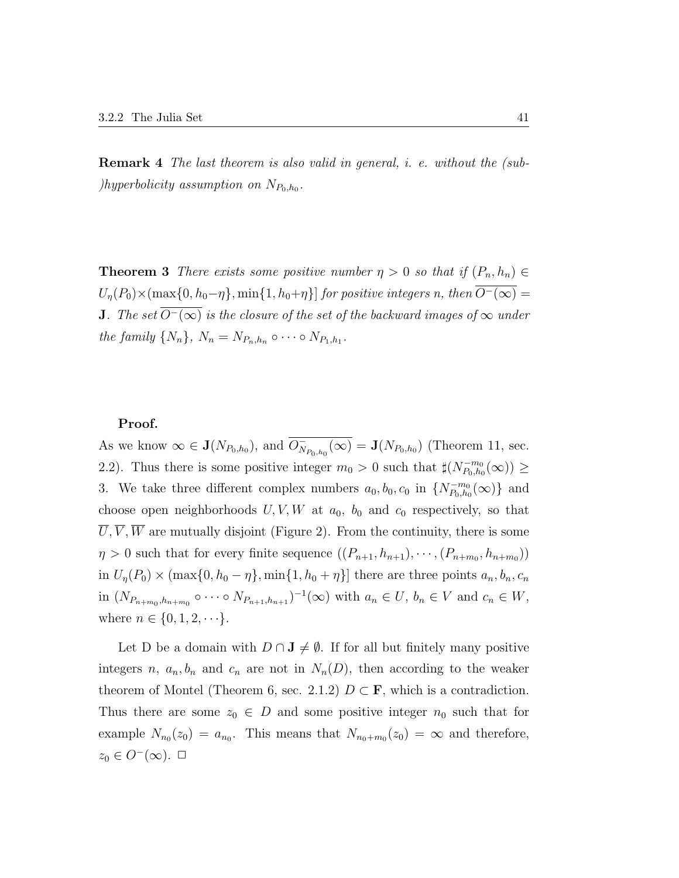**Remark 4** *The last theorem is also valid in general, i. e. without the (sub-)hyperbolicity assumption on $N_{P_0,h_0}$.*

**Theorem 3** *There exists some positive number $\eta > 0$ so that if $(P_n, h_n) \in U_\eta(P_0) \times (\max\{0, h_0 - \eta\}, \min\{1, h_0 + \eta\}]$ for positive integers $n$, then $\overline{O^-(\infty)} = \mathbf{J}$. The set $\overline{O^-(\infty)}$ is the closure of the set of the backward images of $\infty$ under the family $\{N_n\}$, $N_n = N_{P_n,h_n} \circ \cdots \circ N_{P_1,h_1}$.*

**Proof.**
As we know $\infty \in \mathbf{J}(N_{P_0,h_0})$, and $\overline{O^-_{N_{P_0,h_0}}(\infty)} = \mathbf{J}(N_{P_0,h_0})$ (Theorem 11, sec. 2.2). Thus there is some positive integer $m_0 > 0$ such that $\sharp(N^{-m_0}_{P_0,h_0}(\infty)) \geq 3$. We take three different complex numbers $a_0, b_0, c_0$ in $\{N^{-m_0}_{P_0,h_0}(\infty)\}$ and choose open neighborhoods $U, V, W$ at $a_0$, $b_0$ and $c_0$ respectively, so that $\overline{U}, \overline{V}, \overline{W}$ are mutually disjoint (Figure 2). From the continuity, there is some $\eta > 0$ such that for every finite sequence $((P_{n+1}, h_{n+1}), \cdots, (P_{n+m_0}, h_{n+m_0}))$ in $U_\eta(P_0) \times (\max\{0, h_0 - \eta\}, \min\{1, h_0 + \eta\}]$ there are three points $a_n, b_n, c_n$ in $(N_{P_{n+m_0},h_{n+m_0}} \circ \cdots \circ N_{P_{n+1},h_{n+1}})^{-1}(\infty)$ with $a_n \in U$, $b_n \in V$ and $c_n \in W$, where $n \in \{0, 1, 2, \cdots\}$.

Let D be a domain with $D \cap \mathbf{J} \neq \emptyset$. If for all but finitely many positive integers $n$, $a_n, b_n$ and $c_n$ are not in $N_n(D)$, then according to the weaker theorem of Montel (Theorem 6, sec. 2.1.2) $D \subset \mathbf{F}$, which is a contradiction. Thus there are some $z_0 \in D$ and some positive integer $n_0$ such that for example $N_{n_0}(z_0) = a_{n_0}$. This means that $N_{n_0+m_0}(z_0) = \infty$ and therefore, $z_0 \in O^-(\infty)$. □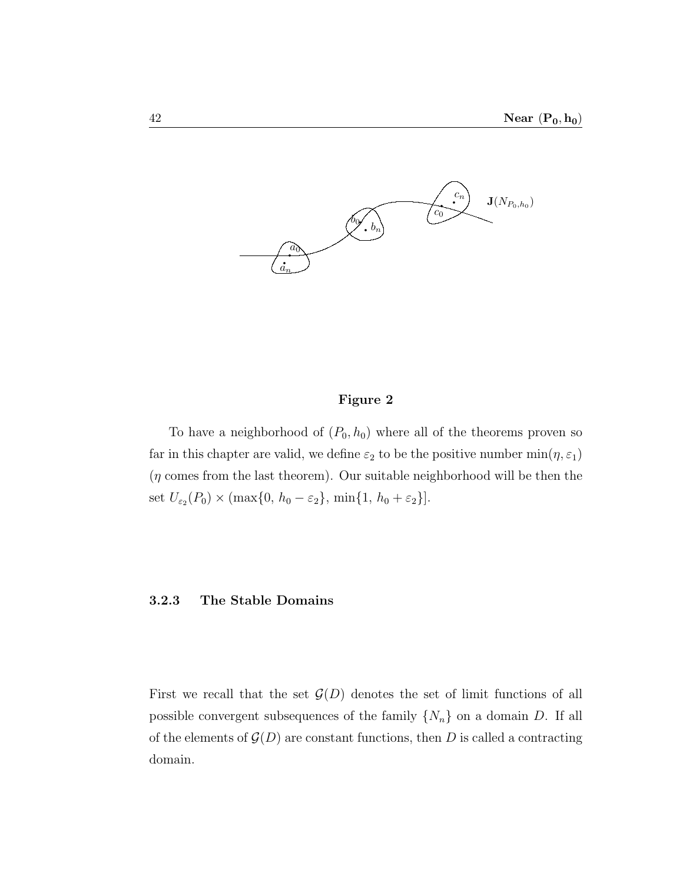**Figure 2**

To have a neighborhood of $(P_0, h_0)$ where all of the theorems proven so far in this chapter are valid, we define $\varepsilon_2$ to be the positive number $\min(\eta, \varepsilon_1)$ ($\eta$ comes from the last theorem). Our suitable neighborhood will be then the set $U_{\varepsilon_2}(P_0) \times (\max\{0,\, h_0 - \varepsilon_2\},\, \min\{1,\, h_0 + \varepsilon_2\}]$.

### 3.2.3 The Stable Domains

First we recall that the set $\mathcal{G}(D)$ denotes the set of limit functions of all possible convergent subsequences of the family $\{N_n\}$ on a domain $D$. If all of the elements of $\mathcal{G}(D)$ are constant functions, then $D$ is called a contracting domain.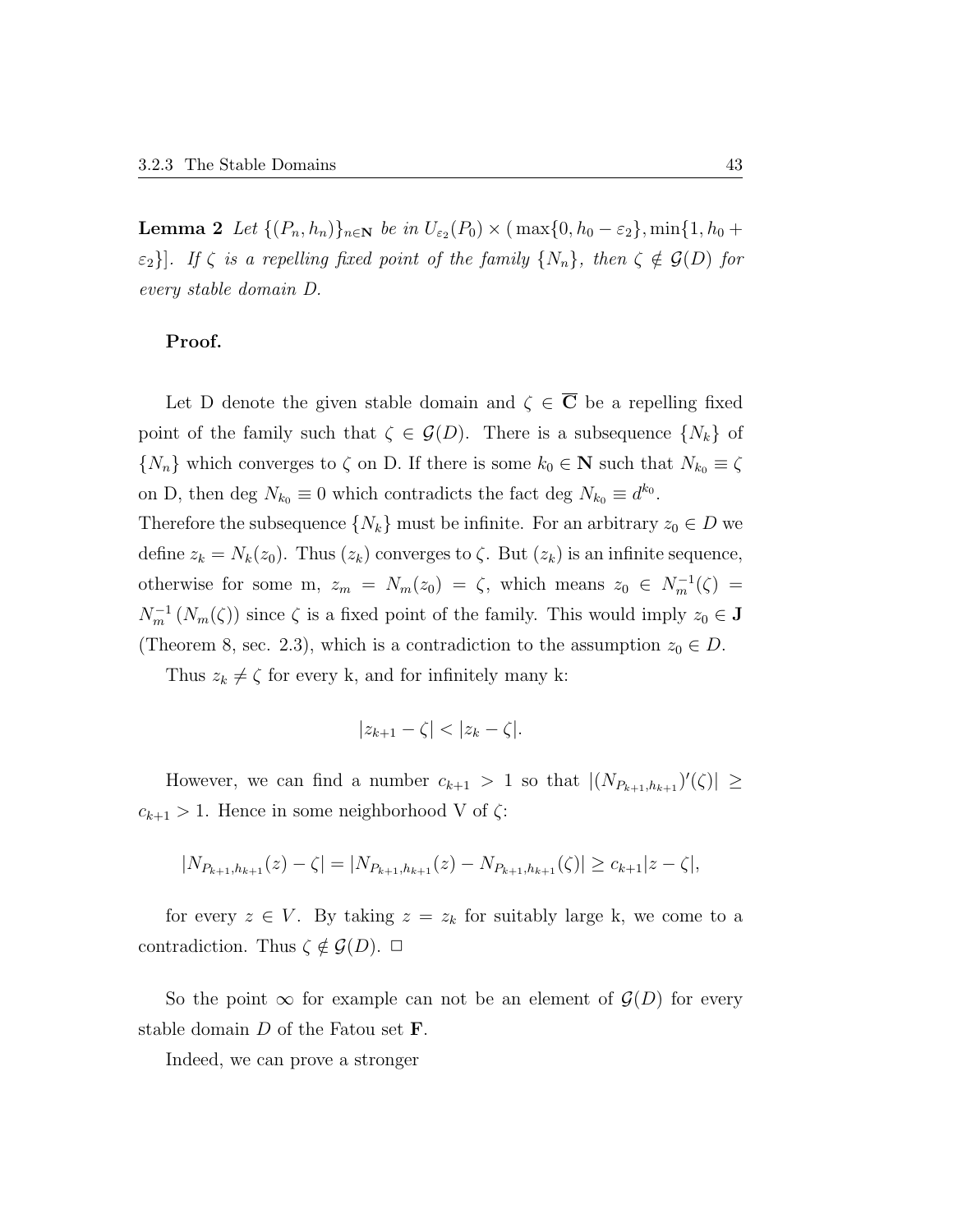**Lemma 2** *Let $\{(P_n, h_n)\}_{n\in\mathbf{N}}$ be in $U_{\varepsilon_2}(P_0) \times (\max\{0, h_0 - \varepsilon_2\}, \min\{1, h_0 + \varepsilon_2\}]$. If $\zeta$ is a repelling fixed point of the family $\{N_n\}$, then $\zeta \notin \mathcal{G}(D)$ for every stable domain D.*

**Proof.**

Let D denote the given stable domain and $\zeta \in \overline{\mathbf{C}}$ be a repelling fixed point of the family such that $\zeta \in \mathcal{G}(D)$. There is a subsequence $\{N_k\}$ of $\{N_n\}$ which converges to $\zeta$ on D. If there is some $k_0 \in \mathbf{N}$ such that $N_{k_0} \equiv \zeta$ on D, then deg $N_{k_0} \equiv 0$ which contradicts the fact deg $N_{k_0} \equiv d^{k_0}$.
Therefore the subsequence $\{N_k\}$ must be infinite. For an arbitrary $z_0 \in D$ we define $z_k = N_k(z_0)$. Thus $(z_k)$ converges to $\zeta$. But $(z_k)$ is an infinite sequence, otherwise for some m, $z_m = N_m(z_0) = \zeta$, which means $z_0 \in N_m^{-1}(\zeta) = N_m^{-1}(N_m(\zeta))$ since $\zeta$ is a fixed point of the family. This would imply $z_0 \in \mathbf{J}$ (Theorem 8, sec. 2.3), which is a contradiction to the assumption $z_0 \in D$.

Thus $z_k \neq \zeta$ for every k, and for infinitely many k:

$$|z_{k+1} - \zeta| < |z_k - \zeta|.$$

However, we can find a number $c_{k+1} > 1$ so that $|(N_{P_{k+1},h_{k+1}})'(\zeta)| \geq c_{k+1} > 1$. Hence in some neighborhood V of $\zeta$:

$$|N_{P_{k+1},h_{k+1}}(z) - \zeta| = |N_{P_{k+1},h_{k+1}}(z) - N_{P_{k+1},h_{k+1}}(\zeta)| \geq c_{k+1}|z - \zeta|,$$

for every $z \in V$. By taking $z = z_k$ for suitably large k, we come to a contradiction. Thus $\zeta \notin \mathcal{G}(D)$. $\Box$

So the point $\infty$ for example can not be an element of $\mathcal{G}(D)$ for every stable domain $D$ of the Fatou set $\mathbf{F}$.

Indeed, we can prove a stronger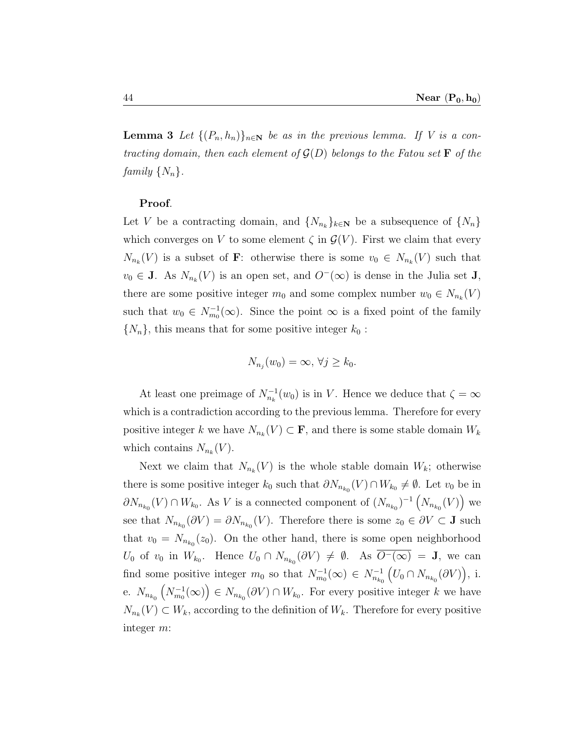**Lemma 3** *Let $\{(P_n, h_n)\}_{n\in\mathbf{N}}$ be as in the previous lemma. If $V$ is a contracting domain, then each element of $\mathcal{G}(D)$ belongs to the Fatou set $\mathbf{F}$ of the family $\{N_n\}$.*

**Proof**.

Let $V$ be a contracting domain, and $\{N_{n_k}\}_{k\in\mathbf{N}}$ be a subsequence of $\{N_n\}$ which converges on $V$ to some element $\zeta$ in $\mathcal{G}(V)$. First we claim that every $N_{n_k}(V)$ is a subset of $\mathbf{F}$: otherwise there is some $v_0 \in N_{n_k}(V)$ such that $v_0 \in \mathbf{J}$. As $N_{n_k}(V)$ is an open set, and $O^{-}(\infty)$ is dense in the Julia set $\mathbf{J}$, there are some positive integer $m_0$ and some complex number $w_0 \in N_{n_k}(V)$ such that $w_0 \in N_{m_0}^{-1}(\infty)$. Since the point $\infty$ is a fixed point of the family $\{N_n\}$, this means that for some positive integer $k_0$ :

$$N_{n_j}(w_0) = \infty, \, \forall j \geq k_0.$$

At least one preimage of $N_{n_k}^{-1}(w_0)$ is in $V$. Hence we deduce that $\zeta = \infty$ which is a contradiction according to the previous lemma. Therefore for every positive integer $k$ we have $N_{n_k}(V) \subset \mathbf{F}$, and there is some stable domain $W_k$ which contains $N_{n_k}(V)$.

Next we claim that $N_{n_k}(V)$ is the whole stable domain $W_k$; otherwise there is some positive integer $k_0$ such that $\partial N_{n_{k_0}}(V) \cap W_{k_0} \neq \emptyset$. Let $v_0$ be in $\partial N_{n_{k_0}}(V) \cap W_{k_0}$. As $V$ is a connected component of $(N_{n_{k_0}})^{-1}\left(N_{n_{k_0}}(V)\right)$ we see that $N_{n_{k_0}}(\partial V) = \partial N_{n_{k_0}}(V)$. Therefore there is some $z_0 \in \partial V \subset \mathbf{J}$ such that $v_0 = N_{n_{k_0}}(z_0)$. On the other hand, there is some open neighborhood $U_0$ of $v_0$ in $W_{k_0}$. Hence $U_0 \cap N_{n_{k_0}}(\partial V) \neq \emptyset$. As $\overline{O^{-}(\infty)} = \mathbf{J}$, we can find some positive integer $m_0$ so that $N_{m_0}^{-1}(\infty) \in N_{n_{k_0}}^{-1}\left(U_0 \cap N_{n_{k_0}}(\partial V)\right)$, i. e. $N_{n_{k_0}}\left(N_{m_0}^{-1}(\infty)\right) \in N_{n_{k_0}}(\partial V) \cap W_{k_0}$. For every positive integer $k$ we have $N_{n_k}(V) \subset W_k$, according to the definition of $W_k$. Therefore for every positive integer $m$: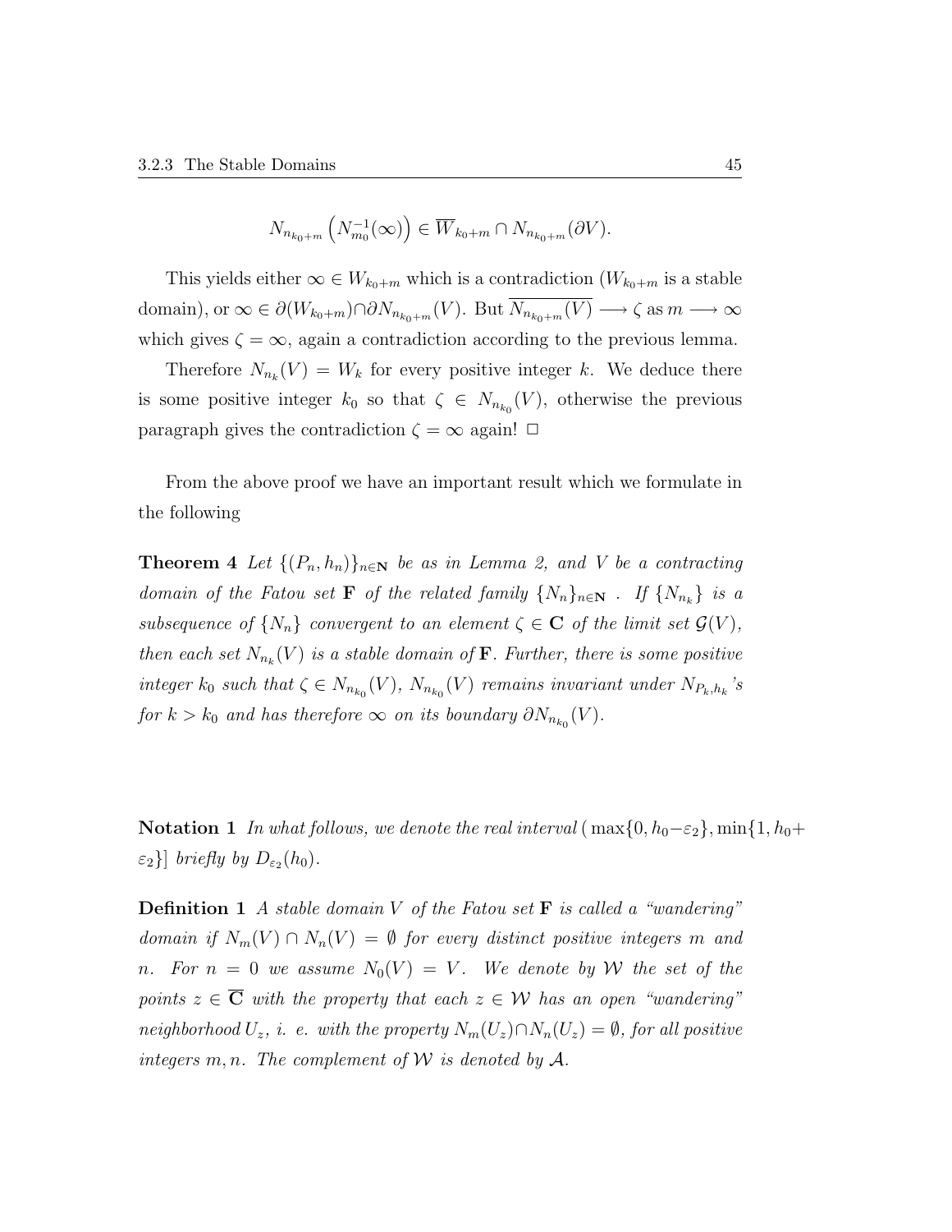$$N_{n_{k_0+m}}\left(N_{m_0}^{-1}(\infty)\right) \in \overline{W}_{k_0+m} \cap N_{n_{k_0+m}}(\partial V).$$

This yields either $\infty \in W_{k_0+m}$ which is a contradiction ($W_{k_0+m}$ is a stable domain), or $\infty \in \partial(W_{k_0+m}) \cap \partial N_{n_{k_0+m}}(V)$. But $\overline{N_{n_{k_0+m}}(V)} \longrightarrow \zeta$ as $m \longrightarrow \infty$ which gives $\zeta = \infty$, again a contradiction according to the previous lemma.

Therefore $N_{n_k}(V) = W_k$ for every positive integer $k$. We deduce there is some positive integer $k_0$ so that $\zeta \in N_{n_{k_0}}(V)$, otherwise the previous paragraph gives the contradiction $\zeta = \infty$ again! □

From the above proof we have an important result which we formulate in the following

**Theorem 4** *Let $\{(P_n, h_n)\}_{n\in\mathbf{N}}$ be as in Lemma 2, and $V$ be a contracting domain of the Fatou set $\mathbf{F}$ of the related family $\{N_n\}_{n\in\mathbf{N}}$ . If $\{N_{n_k}\}$ is a subsequence of $\{N_n\}$ convergent to an element $\zeta \in \mathbf{C}$ of the limit set $\mathcal{G}(V)$, then each set $N_{n_k}(V)$ is a stable domain of $\mathbf{F}$. Further, there is some positive integer $k_0$ such that $\zeta \in N_{n_{k_0}}(V)$, $N_{n_{k_0}}(V)$ remains invariant under $N_{P_k,h_k}$'s for $k > k_0$ and has therefore $\infty$ on its boundary $\partial N_{n_{k_0}}(V)$.*

**Notation 1** *In what follows, we denote the real interval $(\max\{0, h_0-\varepsilon_2\}, \min\{1, h_0+\varepsilon_2\}]$ briefly by $D_{\varepsilon_2}(h_0)$.*

**Definition 1** *A stable domain $V$ of the Fatou set $\mathbf{F}$ is called a "wandering" domain if $N_m(V) \cap N_n(V) = \emptyset$ for every distinct positive integers $m$ and $n$. For $n = 0$ we assume $N_0(V) = V$. We denote by $\mathcal{W}$ the set of the points $z \in \overline{\mathbf{C}}$ with the property that each $z \in \mathcal{W}$ has an open "wandering" neighborhood $U_z$, i. e. with the property $N_m(U_z) \cap N_n(U_z) = \emptyset$, for all positive integers $m, n$. The complement of $\mathcal{W}$ is denoted by $\mathcal{A}$.*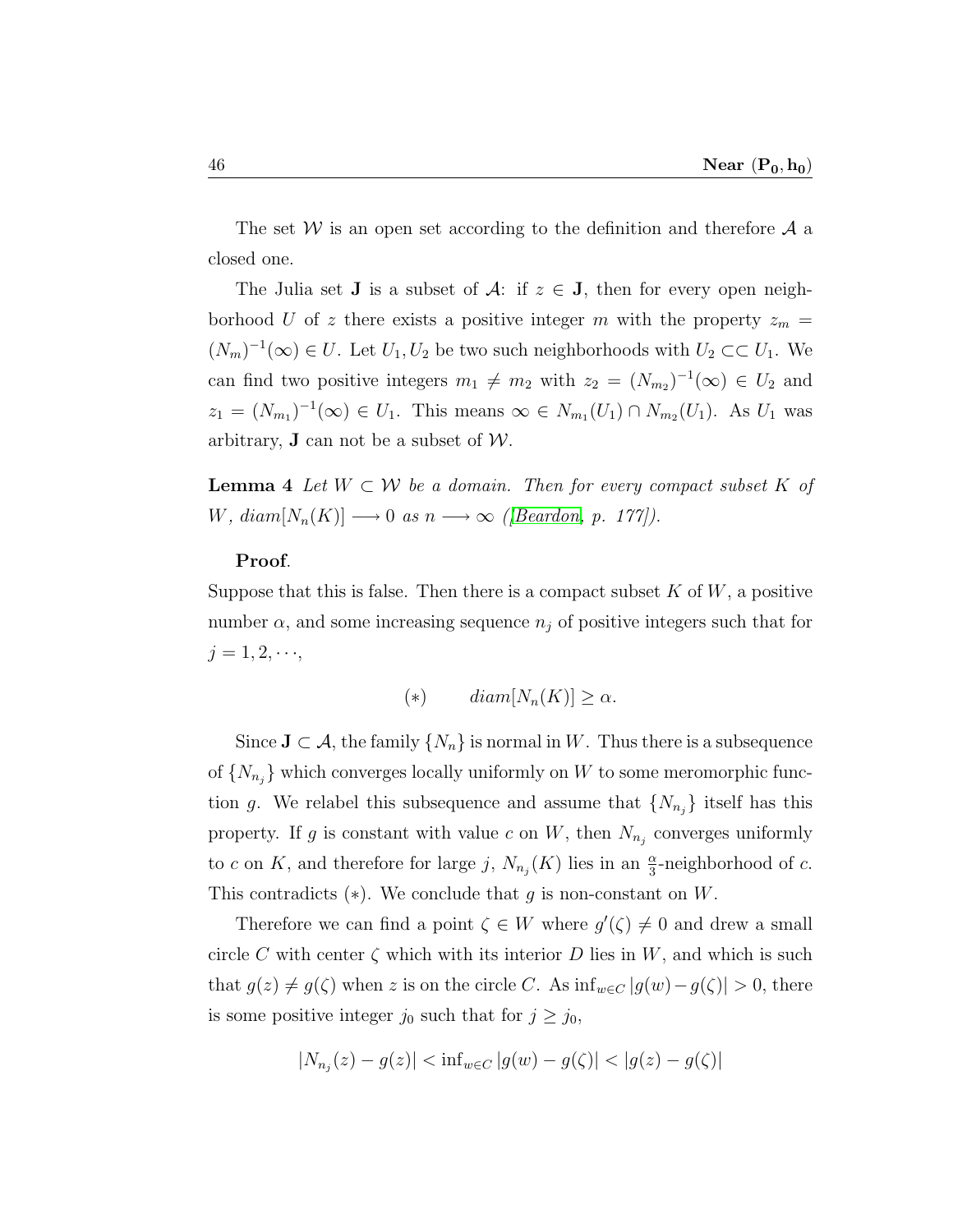The set $\mathcal{W}$ is an open set according to the definition and therefore $\mathcal{A}$ a closed one.

The Julia set $\mathbf{J}$ is a subset of $\mathcal{A}$: if $z \in \mathbf{J}$, then for every open neighborhood $U$ of $z$ there exists a positive integer $m$ with the property $z_m = (N_m)^{-1}(\infty) \in U$. Let $U_1, U_2$ be two such neighborhoods with $U_2 \subset\subset U_1$. We can find two positive integers $m_1 \neq m_2$ with $z_2 = (N_{m_2})^{-1}(\infty) \in U_2$ and $z_1 = (N_{m_1})^{-1}(\infty) \in U_1$. This means $\infty \in N_{m_1}(U_1) \cap N_{m_2}(U_1)$. As $U_1$ was arbitrary, $\mathbf{J}$ can not be a subset of $\mathcal{W}$.

**Lemma 4** *Let $W \subset \mathcal{W}$ be a domain. Then for every compact subset $K$ of $W$, $diam[N_n(K)] \longrightarrow 0$ as $n \longrightarrow \infty$ ([Beardon, p. 177]).*

**Proof**.
Suppose that this is false. Then there is a compact subset $K$ of $W$, a positive number $\alpha$, and some increasing sequence $n_j$ of positive integers such that for $j = 1, 2, \cdots,$

$$(*) \qquad diam[N_n(K)] \geq \alpha.$$

Since $\mathbf{J} \subset \mathcal{A}$, the family $\{N_n\}$ is normal in $W$. Thus there is a subsequence of $\{N_{n_j}\}$ which converges locally uniformly on $W$ to some meromorphic function $g$. We relabel this subsequence and assume that $\{N_{n_j}\}$ itself has this property. If $g$ is constant with value $c$ on $W$, then $N_{n_j}$ converges uniformly to $c$ on $K$, and therefore for large $j$, $N_{n_j}(K)$ lies in an $\frac{\alpha}{3}$-neighborhood of $c$. This contradicts $(*)$. We conclude that $g$ is non-constant on $W$.

Therefore we can find a point $\zeta \in W$ where $g'(\zeta) \neq 0$ and drew a small circle $C$ with center $\zeta$ which with its interior $D$ lies in $W$, and which is such that $g(z) \neq g(\zeta)$ when $z$ is on the circle $C$. As $\inf_{w \in C} |g(w) - g(\zeta)| > 0$, there is some positive integer $j_0$ such that for $j \geq j_0$,

$$|N_{n_j}(z) - g(z)| < \inf_{w \in C} |g(w) - g(\zeta)| < |g(z) - g(\zeta)|$$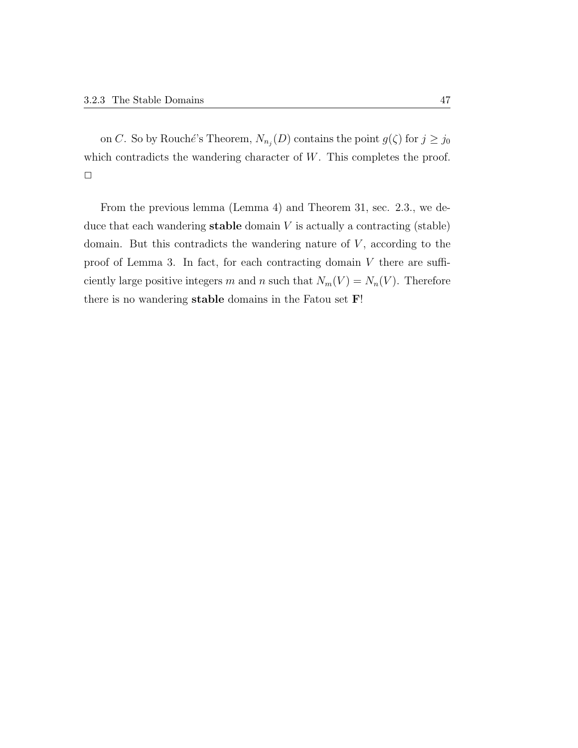on $C$. So by Rouché's Theorem, $N_{n_j}(D)$ contains the point $g(\zeta)$ for $j \geq j_0$ which contradicts the wandering character of $W$. This completes the proof. □

From the previous lemma (Lemma 4) and Theorem 31, sec. 2.3., we deduce that each wandering **stable** domain $V$ is actually a contracting (stable) domain. But this contradicts the wandering nature of $V$, according to the proof of Lemma 3. In fact, for each contracting domain $V$ there are sufficiently large positive integers $m$ and $n$ such that $N_m(V) = N_n(V)$. Therefore there is no wandering **stable** domains in the Fatou set $\mathbf{F}$!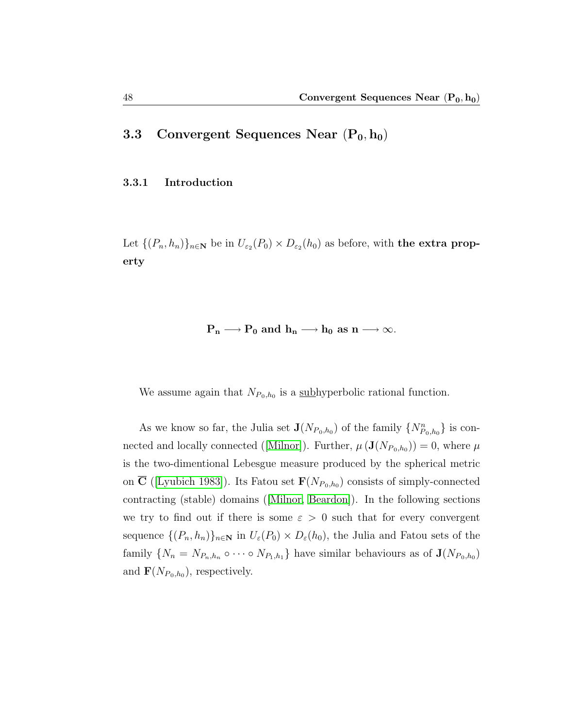## 3.3 Convergent Sequences Near $(\mathbf{P_0}, \mathbf{h_0})$

### 3.3.1 Introduction

Let $\{(P_n, h_n)\}_{n \in \mathbf{N}}$ be in $U_{\varepsilon_2}(P_0) \times D_{\varepsilon_2}(h_0)$ as before, with **the extra property**

$$\mathbf{P_n \longrightarrow P_0 \text{ and } h_n \longrightarrow h_0 \text{ as } n \longrightarrow \infty.}$$

We assume again that $N_{P_0,h_0}$ is a <u>sub</u>hyperbolic rational function.

As we know so far, the Julia set $\mathbf{J}(N_{P_0,h_0})$ of the family $\{N^n_{P_0,h_0}\}$ is connected and locally connected ([Milnor]). Further, $\mu\left(\mathbf{J}(N_{P_0,h_0})\right) = 0$, where $\mu$ is the two-dimentional Lebesgue measure produced by the spherical metric on $\overline{\mathbf{C}}$ ([Lyubich 1983]). Its Fatou set $\mathbf{F}(N_{P_0,h_0})$ consists of simply-connected contracting (stable) domains ([Milnor, Beardon]). In the following sections we try to find out if there is some $\varepsilon > 0$ such that for every convergent sequence $\{(P_n, h_n)\}_{n \in \mathbf{N}}$ in $U_\varepsilon(P_0) \times D_\varepsilon(h_0)$, the Julia and Fatou sets of the family $\{N_n = N_{P_n,h_n} \circ \cdots \circ N_{P_1,h_1}\}$ have similar behaviours as of $\mathbf{J}(N_{P_0,h_0})$ and $\mathbf{F}(N_{P_0,h_0})$, respectively.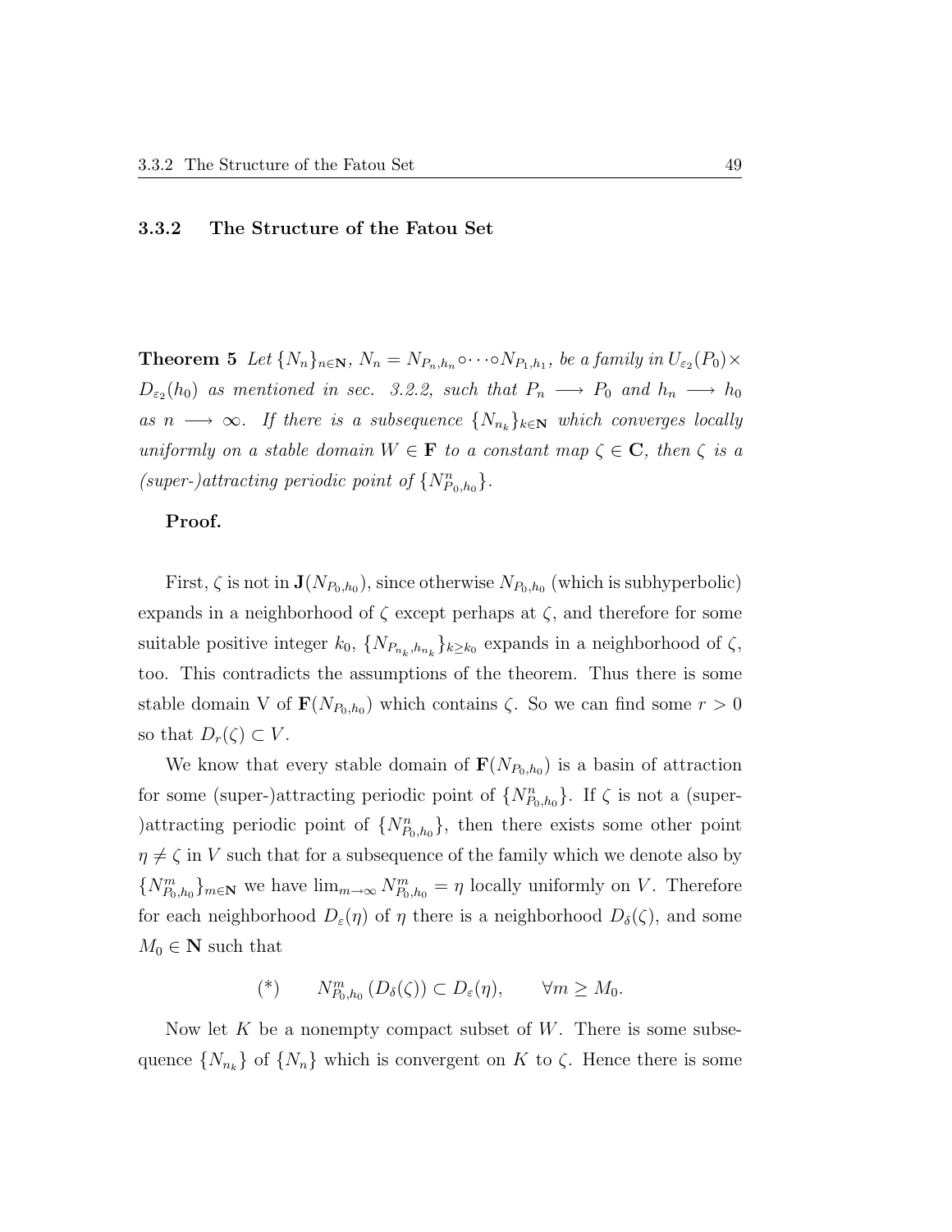### 3.3.2 The Structure of the Fatou Set

**Theorem 5** *Let $\{N_n\}_{n\in\mathbf{N}}$, $N_n = N_{P_n,h_n}\circ\cdots\circ N_{P_1,h_1}$, be a family in $U_{\varepsilon_2}(P_0)\times D_{\varepsilon_2}(h_0)$ as mentioned in sec. 3.2.2, such that $P_n \longrightarrow P_0$ and $h_n \longrightarrow h_0$ as $n \longrightarrow \infty$. If there is a subsequence $\{N_{n_k}\}_{k\in\mathbf{N}}$ which converges locally uniformly on a stable domain $W \in \mathbf{F}$ to a constant map $\zeta \in \mathbf{C}$, then $\zeta$ is a (super-)attracting periodic point of $\{N^n_{P_0,h_0}\}$.*

**Proof.**

First, $\zeta$ is not in $\mathbf{J}(N_{P_0,h_0})$, since otherwise $N_{P_0,h_0}$ (which is subhyperbolic) expands in a neighborhood of $\zeta$ except perhaps at $\zeta$, and therefore for some suitable positive integer $k_0$, $\{N_{P_{n_k},h_{n_k}}\}_{k\geq k_0}$ expands in a neighborhood of $\zeta$, too. This contradicts the assumptions of the theorem. Thus there is some stable domain V of $\mathbf{F}(N_{P_0,h_0})$ which contains $\zeta$. So we can find some $r > 0$ so that $D_r(\zeta) \subset V$.

We know that every stable domain of $\mathbf{F}(N_{P_0,h_0})$ is a basin of attraction for some (super-)attracting periodic point of $\{N^n_{P_0,h_0}\}$. If $\zeta$ is not a (super-)attracting periodic point of $\{N^n_{P_0,h_0}\}$, then there exists some other point $\eta \neq \zeta$ in $V$ such that for a subsequence of the family which we denote also by $\{N^m_{P_0,h_0}\}_{m\in\mathbf{N}}$ we have $\lim_{m\to\infty} N^m_{P_0,h_0} = \eta$ locally uniformly on $V$. Therefore for each neighborhood $D_\varepsilon(\eta)$ of $\eta$ there is a neighborhood $D_\delta(\zeta)$, and some $M_0 \in \mathbf{N}$ such that

$$(*) \qquad N^m_{P_0,h_0}\left(D_\delta(\zeta)\right) \subset D_\varepsilon(\eta), \qquad \forall m \geq M_0.$$

Now let $K$ be a nonempty compact subset of $W$. There is some subsequence $\{N_{n_k}\}$ of $\{N_n\}$ which is convergent on $K$ to $\zeta$. Hence there is some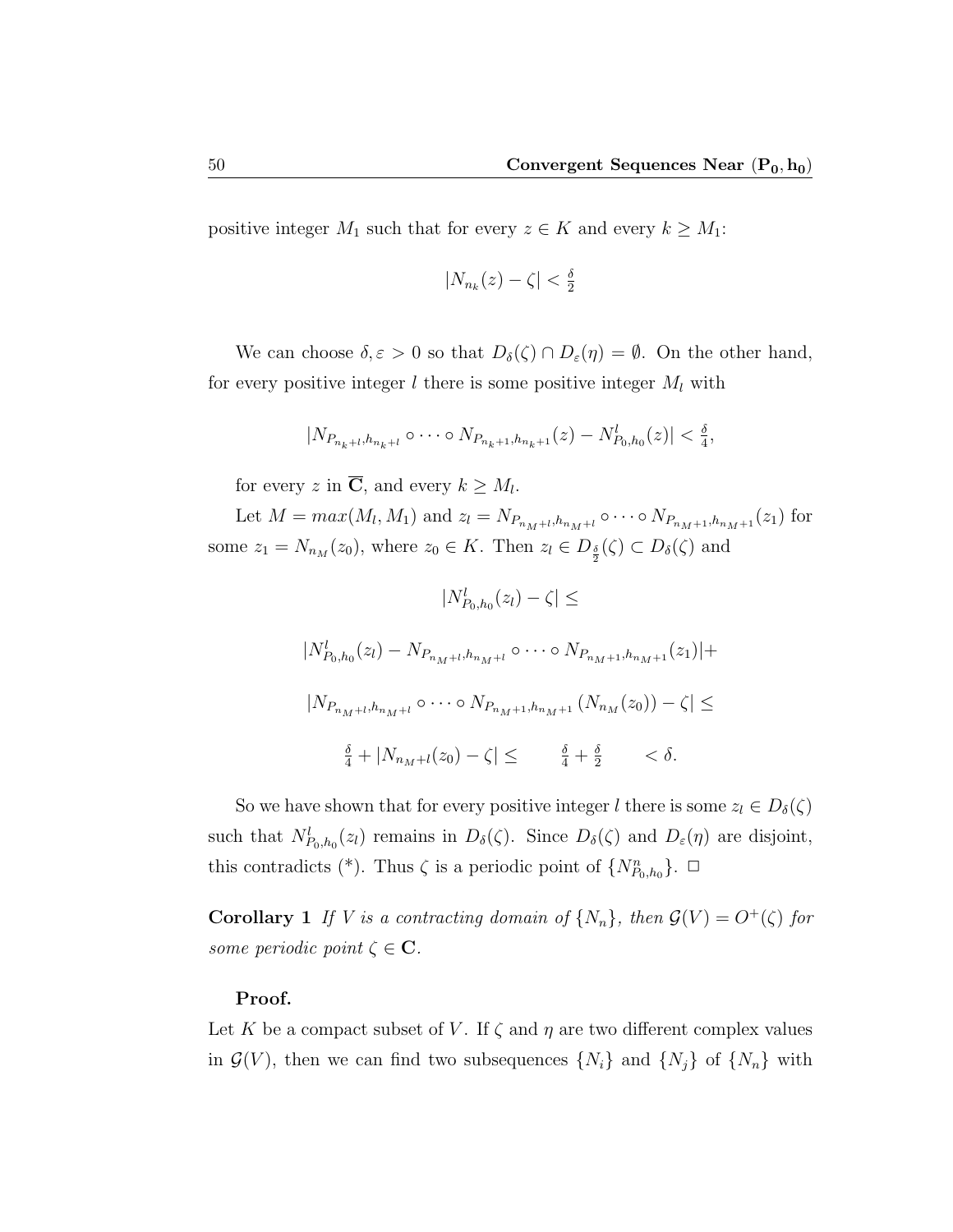positive integer $M_1$ such that for every $z \in K$ and every $k \geq M_1$:

$$|N_{n_k}(z) - \zeta| < \tfrac{\delta}{2}$$

We can choose $\delta, \varepsilon > 0$ so that $D_\delta(\zeta) \cap D_\varepsilon(\eta) = \emptyset$. On the other hand, for every positive integer $l$ there is some positive integer $M_l$ with

$$|N_{P_{n_k+l}, h_{n_k+l}} \circ \cdots \circ N_{P_{n_k+1}, h_{n_k+1}}(z) - N^l_{P_0,h_0}(z)| < \tfrac{\delta}{4},$$

for every $z$ in $\overline{\mathbf{C}}$, and every $k \geq M_l$.

Let $M = max(M_l, M_1)$ and $z_l = N_{P_{n_M+l}, h_{n_M+l}} \circ \cdots \circ N_{P_{n_M+1}, h_{n_M+1}}(z_1)$ for some $z_1 = N_{n_M}(z_0)$, where $z_0 \in K$. Then $z_l \in D_{\frac{\delta}{2}}(\zeta) \subset D_\delta(\zeta)$ and

$$|N^l_{P_0,h_0}(z_l) - \zeta| \leq$$

$$|N^l_{P_0,h_0}(z_l) - N_{P_{n_M+l}, h_{n_M+l}} \circ \cdots \circ N_{P_{n_M+1}, h_{n_M+1}}(z_1)| +$$

$$|N_{P_{n_M+l}, h_{n_M+l}} \circ \cdots \circ N_{P_{n_M+1}, h_{n_M+1}}(N_{n_M}(z_0)) - \zeta| \leq$$

$$\tfrac{\delta}{4} + |N_{n_M+l}(z_0) - \zeta| \leq \qquad \tfrac{\delta}{4} + \tfrac{\delta}{2} \qquad < \delta.$$

So we have shown that for every positive integer $l$ there is some $z_l \in D_\delta(\zeta)$ such that $N^l_{P_0,h_0}(z_l)$ remains in $D_\delta(\zeta)$. Since $D_\delta(\zeta)$ and $D_\varepsilon(\eta)$ are disjoint, this contradicts (*). Thus $\zeta$ is a periodic point of $\{N^n_{P_0,h_0}\}$. $\square$

**Corollary 1** *If $V$ is a contracting domain of $\{N_n\}$, then $\mathcal{G}(V) = O^+(\zeta)$ for some periodic point $\zeta \in \mathbf{C}$.*

**Proof.**

Let $K$ be a compact subset of $V$. If $\zeta$ and $\eta$ are two different complex values in $\mathcal{G}(V)$, then we can find two subsequences $\{N_i\}$ and $\{N_j\}$ of $\{N_n\}$ with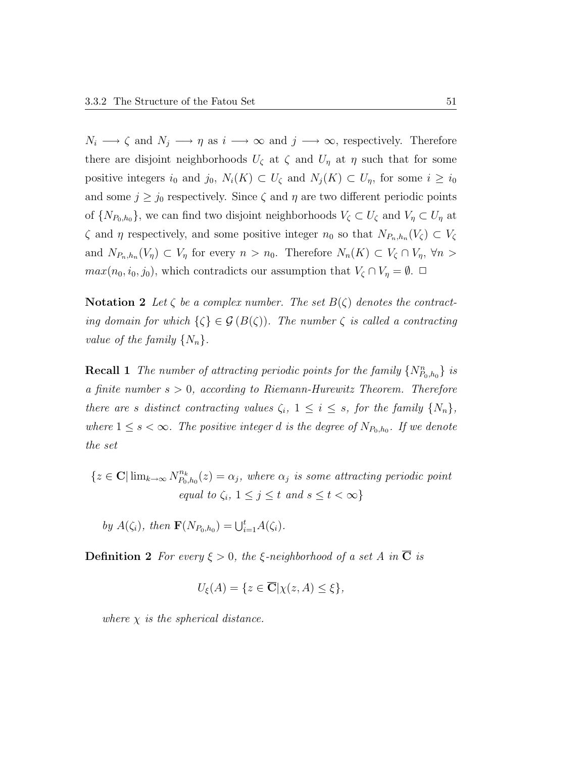$N_i \longrightarrow \zeta$ and $N_j \longrightarrow \eta$ as $i \longrightarrow \infty$ and $j \longrightarrow \infty$, respectively. Therefore there are disjoint neighborhoods $U_\zeta$ at $\zeta$ and $U_\eta$ at $\eta$ such that for some positive integers $i_0$ and $j_0$, $N_i(K) \subset U_\zeta$ and $N_j(K) \subset U_\eta$, for some $i \geq i_0$ and some $j \geq j_0$ respectively. Since $\zeta$ and $\eta$ are two different periodic points of $\{N_{P_0,h_0}\}$, we can find two disjoint neighborhoods $V_\zeta \subset U_\zeta$ and $V_\eta \subset U_\eta$ at $\zeta$ and $\eta$ respectively, and some positive integer $n_0$ so that $N_{P_n,h_n}(V_\zeta) \subset V_\zeta$ and $N_{P_n,h_n}(V_\eta) \subset V_\eta$ for every $n > n_0$. Therefore $N_n(K) \subset V_\zeta \cap V_\eta$, $\forall n > max(n_0, i_0, j_0)$, which contradicts our assumption that $V_\zeta \cap V_\eta = \emptyset$. $\square$

**Notation 2** *Let $\zeta$ be a complex number. The set $B(\zeta)$ denotes the contracting domain for which $\{\zeta\} \in \mathcal{G}\left(B(\zeta)\right)$. The number $\zeta$ is called a contracting value of the family $\{N_n\}$.*

**Recall 1** *The number of attracting periodic points for the family $\{N^n_{P_0,h_0}\}$ is a finite number $s > 0$, according to Riemann-Hurewitz Theorem. Therefore there are $s$ distinct contracting values $\zeta_i$, $1 \leq i \leq s$, for the family $\{N_n\}$, where $1 \leq s < \infty$. The positive integer $d$ is the degree of $N_{P_0,h_0}$. If we denote the set*

$$\{z \in \mathbf{C} |\lim_{k\to\infty} N^{n_k}_{P_0,h_0}(z) = \alpha_j, \text{ where } \alpha_j \text{ is some attracting periodic point equal to } \zeta_i,\ 1 \leq j \leq t \text{ and } s \leq t < \infty\}$$

*by $A(\zeta_i)$, then $\mathbf{F}(N_{P_0,h_0}) = \bigcup_{i=1}^{t} A(\zeta_i)$.*

**Definition 2** *For every $\xi > 0$, the $\xi$-neighborhood of a set $A$ in $\overline{\mathbf{C}}$ is*

$$U_\xi(A) = \{z \in \overline{\mathbf{C}} | \chi(z, A) \leq \xi\},$$

*where $\chi$ is the spherical distance.*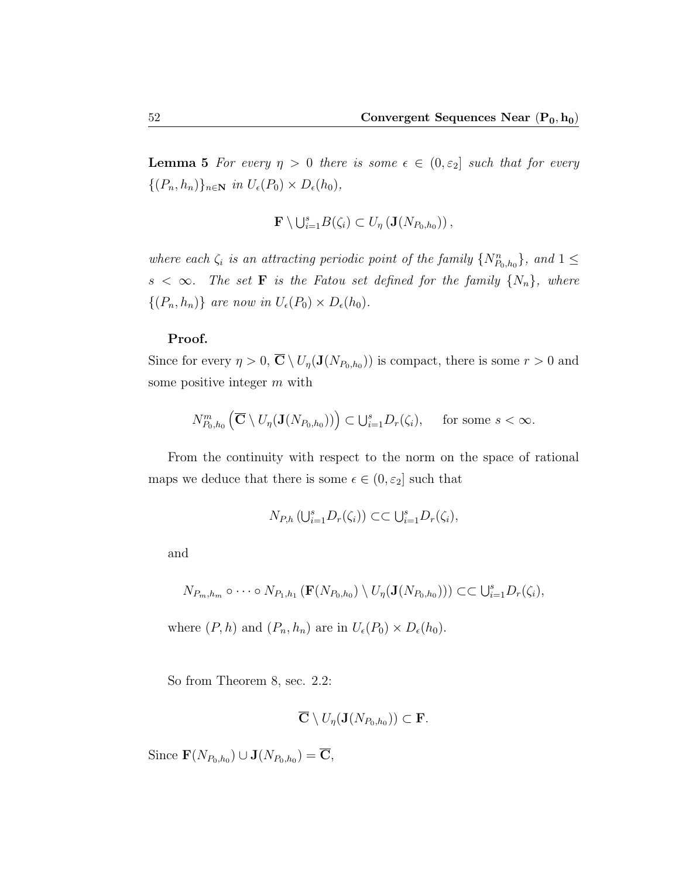**Lemma 5** *For every $\eta > 0$ there is some $\epsilon \in (0, \varepsilon_2]$ such that for every $\{(P_n, h_n)\}_{n\in\mathbf{N}}$ in $U_\epsilon(P_0) \times D_\epsilon(h_0)$,*

$$\mathbf{F} \setminus \bigcup_{i=1}^{s} B(\zeta_i) \subset U_\eta \left(\mathbf{J}(N_{P_0,h_0})\right),$$

*where each $\zeta_i$ is an attracting periodic point of the family $\{N^n_{P_0,h_0}\}$, and $1 \leq s < \infty$. The set $\mathbf{F}$ is the Fatou set defined for the family $\{N_n\}$, where $\{(P_n, h_n)\}$ are now in $U_\epsilon(P_0) \times D_\epsilon(h_0)$.*

**Proof.**

Since for every $\eta > 0$, $\overline{\mathbf{C}} \setminus U_\eta(\mathbf{J}(N_{P_0,h_0}))$ is compact, there is some $r > 0$ and some positive integer $m$ with

$$N^m_{P_0,h_0}\left(\overline{\mathbf{C}} \setminus U_\eta(\mathbf{J}(N_{P_0,h_0}))\right) \subset \bigcup_{i=1}^{s} D_r(\zeta_i), \qquad \text{for some } s < \infty.$$

From the continuity with respect to the norm on the space of rational maps we deduce that there is some $\epsilon \in (0, \varepsilon_2]$ such that

$$N_{P,h}\left(\bigcup_{i=1}^{s} D_r(\zeta_i)\right) \subset\subset \bigcup_{i=1}^{s} D_r(\zeta_i),$$

and

$$N_{P_m,h_m} \circ \cdots \circ N_{P_1,h_1}\left(\mathbf{F}(N_{P_0,h_0}) \setminus U_\eta(\mathbf{J}(N_{P_0,h_0}))\right) \subset\subset \bigcup_{i=1}^{s} D_r(\zeta_i),$$

where $(P, h)$ and $(P_n, h_n)$ are in $U_\epsilon(P_0) \times D_\epsilon(h_0)$.

So from Theorem 8, sec. 2.2:

$$\overline{\mathbf{C}} \setminus U_\eta(\mathbf{J}(N_{P_0,h_0})) \subset \mathbf{F}.$$

Since $\mathbf{F}(N_{P_0,h_0}) \cup \mathbf{J}(N_{P_0,h_0}) = \overline{\mathbf{C}}$,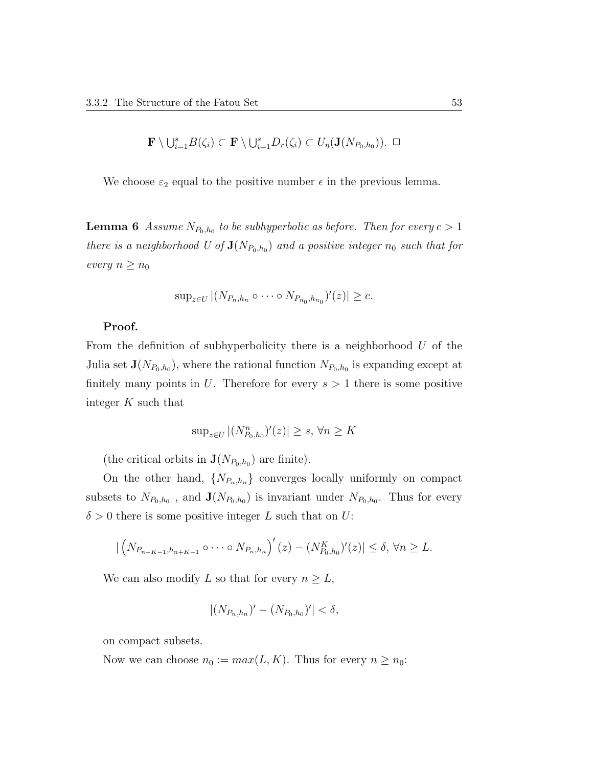$$\mathbf{F} \setminus \bigcup_{i=1}^{s} B(\zeta_i) \subset \mathbf{F} \setminus \bigcup_{i=1}^{s} D_r(\zeta_i) \subset U_\eta(\mathbf{J}(N_{P_0,h_0})). \ \square$$

We choose $\varepsilon_2$ equal to the positive number $\epsilon$ in the previous lemma.

**Lemma 6** *Assume $N_{P_0,h_0}$ to be subhyperbolic as before. Then for every $c > 1$ there is a neighborhood $U$ of $\mathbf{J}(N_{P_0,h_0})$ and a positive integer $n_0$ such that for every $n \geq n_0$*

$$\sup_{z\in U} |(N_{P_n,h_n} \circ \cdots \circ N_{P_{n_0},h_{n_0}})'(z)| \geq c.$$

**Proof.**

From the definition of subhyperbolicity there is a neighborhood $U$ of the Julia set $\mathbf{J}(N_{P_0,h_0})$, where the rational function $N_{P_0,h_0}$ is expanding except at finitely many points in $U$. Therefore for every $s > 1$ there is some positive integer $K$ such that

$$\sup_{z\in U} |(N^n_{P_0,h_0})'(z)| \geq s, \ \forall n \geq K$$

(the critical orbits in $\mathbf{J}(N_{P_0,h_0})$ are finite).

On the other hand, $\{N_{P_n,h_n}\}$ converges locally uniformly on compact subsets to $N_{P_0,h_0}$ , and $\mathbf{J}(N_{P_0,h_0})$ is invariant under $N_{P_0,h_0}$. Thus for every $\delta > 0$ there is some positive integer $L$ such that on $U$:

$$|\left(N_{P_{n+K-1},h_{n+K-1}} \circ \cdots \circ N_{P_n,h_n}\right)'(z) - (N^K_{P_0,h_0})'(z)| \leq \delta, \ \forall n \geq L.$$

We can also modify $L$ so that for every $n \geq L$,

$$|(N_{P_n,h_n})' - (N_{P_0,h_0})'| < \delta,$$

on compact subsets.

Now we can choose $n_0 := max(L, K)$. Thus for every $n \geq n_0$: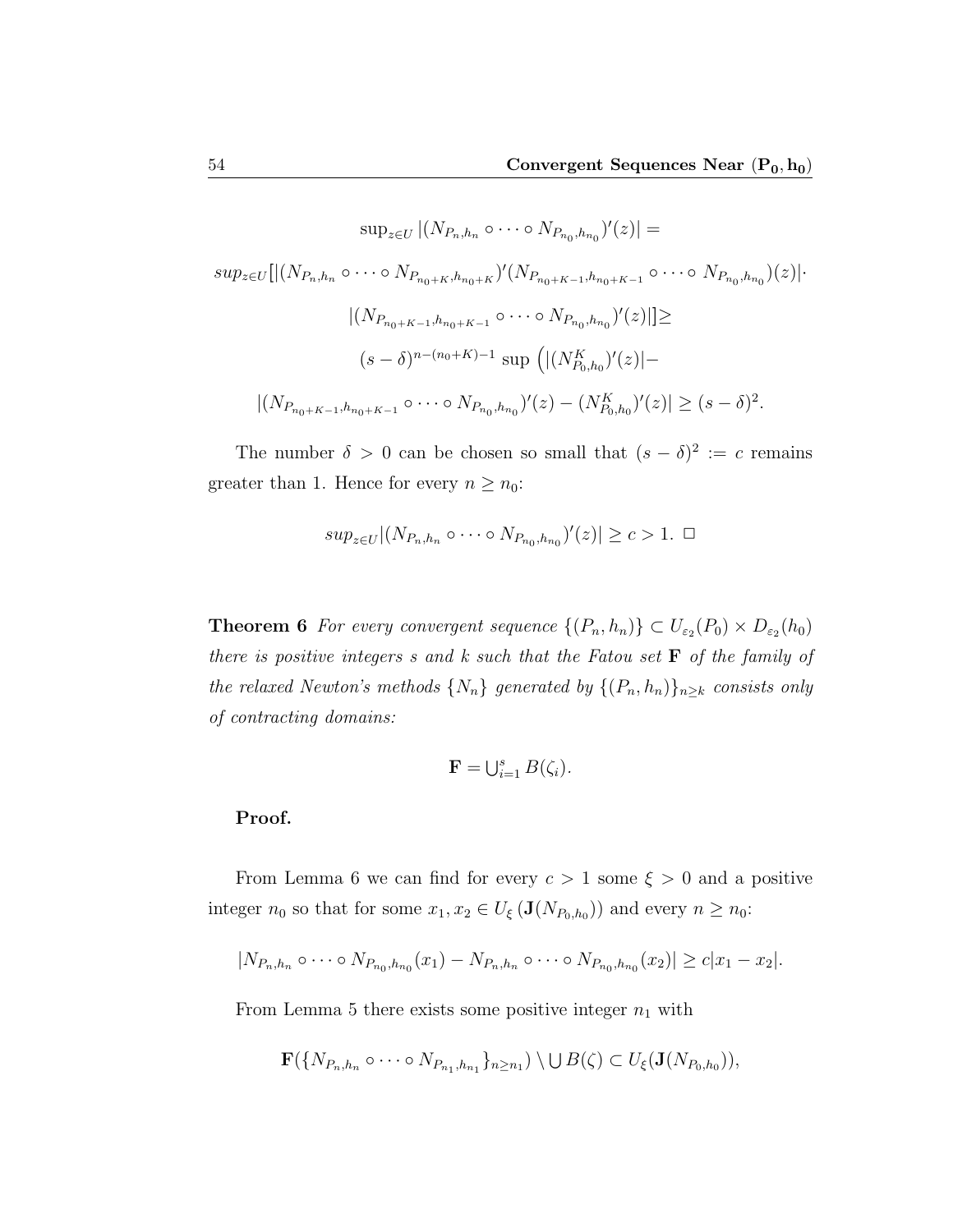$$\sup_{z\in U}|(N_{P_n,h_n}\circ\cdots\circ N_{P_{n_0},h_{n_0}})'(z)| =$$

$$sup_{z\in U}[|(N_{P_n,h_n}\circ\cdots\circ N_{P_{n_0+K},h_{n_0+K}})'(N_{P_{n_0+K-1},h_{n_0+K-1}}\circ\cdots\circ N_{P_{n_0},h_{n_0}})(z)|\cdot$$

$$|(N_{P_{n_0+K-1},h_{n_0+K-1}}\circ\cdots\circ N_{P_{n_0},h_{n_0}})'(z)|]\geq$$

$$(s-\delta)^{n-(n_0+K)-1}\sup\Big(|(N^K_{P_0,h_0})'(z)|-$$

$$|(N_{P_{n_0+K-1},h_{n_0+K-1}}\circ\cdots\circ N_{P_{n_0},h_{n_0}})'(z)-(N^K_{P_0,h_0})'(z)|\geq(s-\delta)^2.$$

The number $\delta>0$ can be chosen so small that $(s-\delta)^2:=c$ remains greater than 1. Hence for every $n\geq n_0$:

$$sup_{z\in U}|(N_{P_n,h_n}\circ\cdots\circ N_{P_{n_0},h_{n_0}})'(z)|\geq c>1.\ \square$$

**Theorem 6** *For every convergent sequence $\{(P_n,h_n)\}\subset U_{\varepsilon_2}(P_0)\times D_{\varepsilon_2}(h_0)$ there is positive integers $s$ and $k$ such that the Fatou set $\mathbf{F}$ of the family of the relaxed Newton's methods $\{N_n\}$ generated by $\{(P_n,h_n)\}_{n\geq k}$ consists only of contracting domains:*

$$\mathbf{F}=\textstyle\bigcup_{i=1}^{s}B(\zeta_i).$$

**Proof.**

From Lemma 6 we can find for every $c>1$ some $\xi>0$ and a positive integer $n_0$ so that for some $x_1,x_2\in U_\xi\left(\mathbf{J}(N_{P_0,h_0})\right)$ and every $n\geq n_0$:

$$|N_{P_n,h_n}\circ\cdots\circ N_{P_{n_0},h_{n_0}}(x_1)-N_{P_n,h_n}\circ\cdots\circ N_{P_{n_0},h_{n_0}}(x_2)|\geq c|x_1-x_2|.$$

From Lemma 5 there exists some positive integer $n_1$ with

$$\mathbf{F}(\{N_{P_n,h_n}\circ\cdots\circ N_{P_{n_1},h_{n_1}}\}_{n\geq n_1})\setminus\bigcup B(\zeta)\subset U_\xi(\mathbf{J}(N_{P_0,h_0})),$$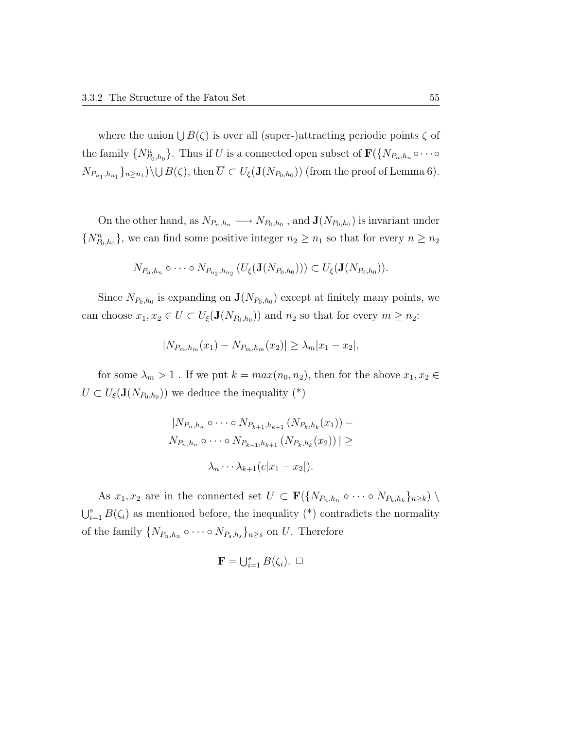where the union $\bigcup B(\zeta)$ is over all (super-)attracting periodic points $\zeta$ of the family $\{N^n_{P_0,h_0}\}$. Thus if $U$ is a connected open subset of $\mathbf{F}(\{N_{P_n,h_n} \circ \cdots \circ N_{P_{n_1},h_{n_1}}\}_{n \geq n_1}) \backslash \bigcup B(\zeta)$, then $\overline{U} \subset U_\xi(\mathbf{J}(N_{P_0,h_0}))$ (from the proof of Lemma 6).

On the other hand, as $N_{P_n,h_n} \longrightarrow N_{P_0,h_0}$ , and $\mathbf{J}(N_{P_0,h_0})$ is invariant under $\{N^n_{P_0,h_0}\}$, we can find some positive integer $n_2 \geq n_1$ so that for every $n \geq n_2$

$$N_{P_n,h_n} \circ \cdots \circ N_{P_{n_2},h_{n_2}} (U_\xi(\mathbf{J}(N_{P_0,h_0}))) \subset U_\xi(\mathbf{J}(N_{P_0,h_0})).$$

Since $N_{P_0,h_0}$ is expanding on $\mathbf{J}(N_{P_0,h_0})$ except at finitely many points, we can choose $x_1, x_2 \in U \subset U_\xi(\mathbf{J}(N_{P_0,h_0}))$ and $n_2$ so that for every $m \geq n_2$:

$$|N_{P_m,h_m}(x_1) - N_{P_m,h_m}(x_2)| \geq \lambda_m |x_1 - x_2|,$$

for some $\lambda_m > 1$ . If we put $k = max(n_0, n_2)$, then for the above $x_1, x_2 \in U \subset U_\xi(\mathbf{J}(N_{P_0,h_0}))$ we deduce the inequality (*)

$$\begin{gathered}|N_{P_n,h_n} \circ \cdots \circ N_{P_{k+1},h_{k+1}} (N_{P_k,h_k}(x_1)) - \\ N_{P_n,h_n} \circ \cdots \circ N_{P_{k+1},h_{k+1}} (N_{P_k,h_k}(x_2)) | \geq \\ \lambda_n \cdots \lambda_{k+1} (c|x_1 - x_2|).\end{gathered}$$

As $x_1, x_2$ are in the connected set $U \subset \mathbf{F}(\{N_{P_n,h_n} \circ \cdots \circ N_{P_k,h_k}\}_{n \geq k}) \setminus \bigcup_{i=1}^s B(\zeta_i)$ as mentioned before, the inequality (*) contradicts the normality of the family $\{N_{P_n,h_n} \circ \cdots \circ N_{P_s,h_s}\}_{n \geq s}$ on $U$. Therefore

$$\mathbf{F} = \textstyle\bigcup_{i=1}^s B(\zeta_i). \ \square$$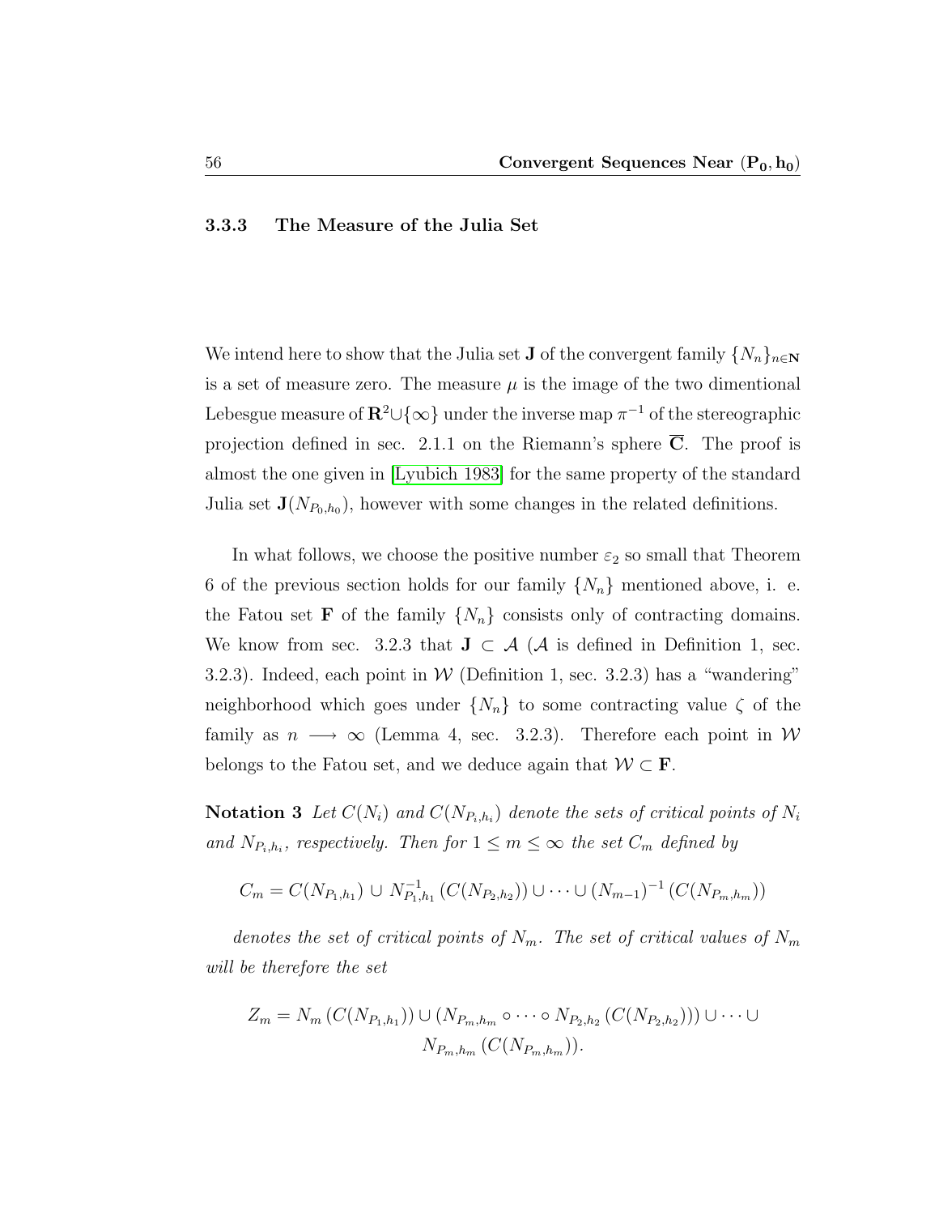### 3.3.3 The Measure of the Julia Set

We intend here to show that the Julia set $\mathbf{J}$ of the convergent family $\{N_n\}_{n\in\mathbf{N}}$ is a set of measure zero. The measure $\mu$ is the image of the two dimentional Lebesgue measure of $\mathbf{R}^2 \cup \{\infty\}$ under the inverse map $\pi^{-1}$ of the stereographic projection defined in sec. 2.1.1 on the Riemann's sphere $\overline{\mathbf{C}}$. The proof is almost the one given in [Lyubich 1983] for the same property of the standard Julia set $\mathbf{J}(N_{P_0,h_0})$, however with some changes in the related definitions.

In what follows, we choose the positive number $\varepsilon_2$ so small that Theorem 6 of the previous section holds for our family $\{N_n\}$ mentioned above, i. e. the Fatou set $\mathbf{F}$ of the family $\{N_n\}$ consists only of contracting domains. We know from sec. 3.2.3 that $\mathbf{J} \subset \mathcal{A}$ ($\mathcal{A}$ is defined in Definition 1, sec. 3.2.3). Indeed, each point in $\mathcal{W}$ (Definition 1, sec. 3.2.3) has a "wandering" neighborhood which goes under $\{N_n\}$ to some contracting value $\zeta$ of the family as $n \longrightarrow \infty$ (Lemma 4, sec. 3.2.3). Therefore each point in $\mathcal{W}$ belongs to the Fatou set, and we deduce again that $\mathcal{W} \subset \mathbf{F}$.

**Notation 3** *Let $C(N_i)$ and $C(N_{P_i,h_i})$ denote the sets of critical points of $N_i$ and $N_{P_i,h_i}$, respectively. Then for $1 \leq m \leq \infty$ the set $C_m$ defined by*

$$C_m = C(N_{P_1,h_1}) \cup N^{-1}_{P_1,h_1}\left(C(N_{P_2,h_2})\right) \cup \cdots \cup (N_{m-1})^{-1}\left(C(N_{P_m,h_m})\right)$$

*denotes the set of critical points of $N_m$. The set of critical values of $N_m$ will be therefore the set*

$$Z_m = N_m\left(C(N_{P_1,h_1})\right) \cup \left(N_{P_m,h_m} \circ \cdots \circ N_{P_2,h_2}\left(C(N_{P_2,h_2})\right)\right) \cup \cdots \cup N_{P_m,h_m}\left(C(N_{P_m,h_m})\right).$$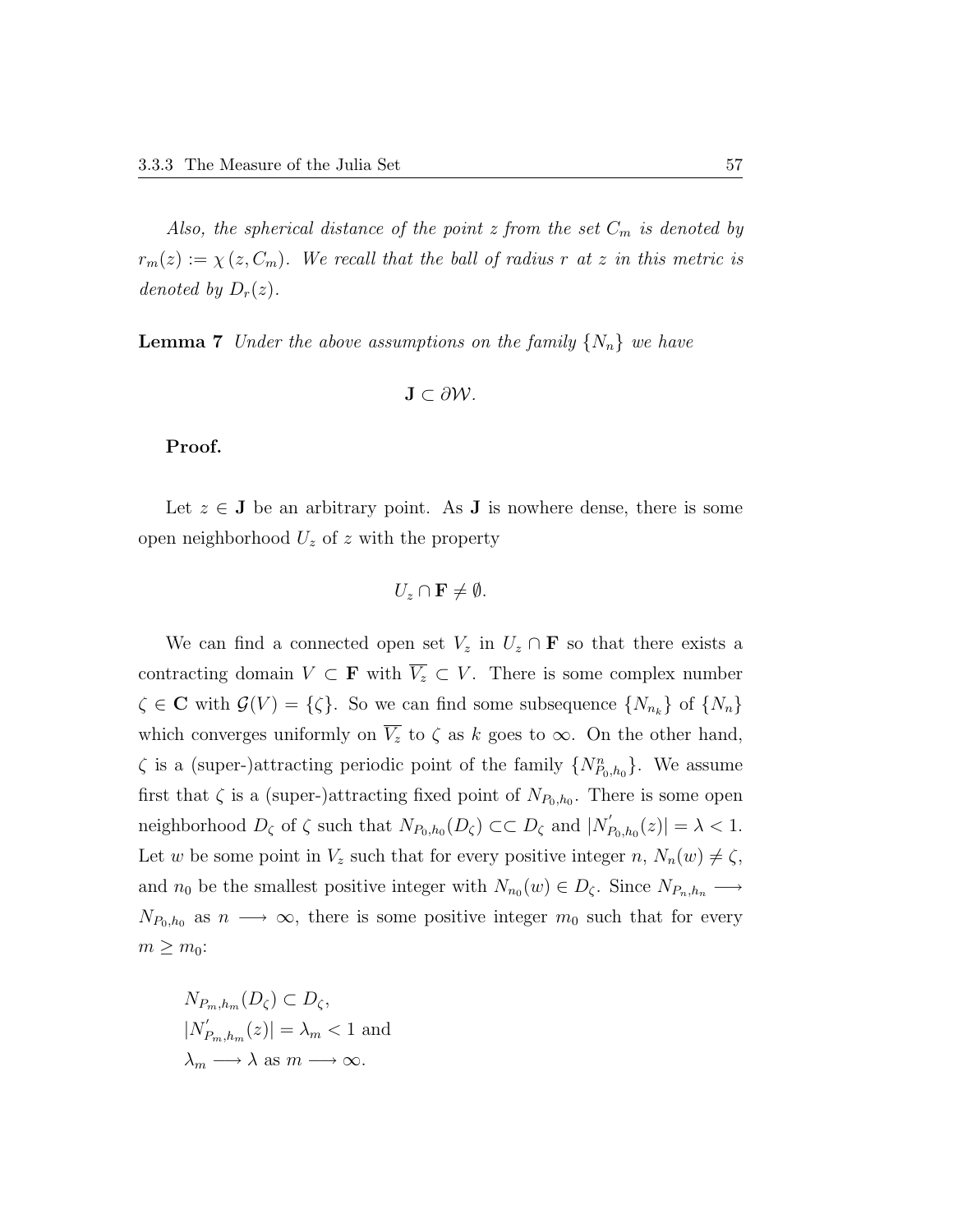*Also, the spherical distance of the point $z$ from the set $C_m$ is denoted by $r_m(z) := \chi(z, C_m)$. We recall that the ball of radius $r$ at $z$ in this metric is denoted by $D_r(z)$.*

**Lemma 7** *Under the above assumptions on the family $\{N_n\}$ we have*

$$\mathbf{J} \subset \partial\mathcal{W}.$$

**Proof.**

Let $z \in \mathbf{J}$ be an arbitrary point. As $\mathbf{J}$ is nowhere dense, there is some open neighborhood $U_z$ of $z$ with the property

$$U_z \cap \mathbf{F} \neq \emptyset.$$

We can find a connected open set $V_z$ in $U_z \cap \mathbf{F}$ so that there exists a contracting domain $V \subset \mathbf{F}$ with $\overline{V_z} \subset V$. There is some complex number $\zeta \in \mathbf{C}$ with $\mathcal{G}(V) = \{\zeta\}$. So we can find some subsequence $\{N_{n_k}\}$ of $\{N_n\}$ which converges uniformly on $\overline{V_z}$ to $\zeta$ as $k$ goes to $\infty$. On the other hand, $\zeta$ is a (super-)attracting periodic point of the family $\{N^n_{P_0,h_0}\}$. We assume first that $\zeta$ is a (super-)attracting fixed point of $N_{P_0,h_0}$. There is some open neighborhood $D_\zeta$ of $\zeta$ such that $N_{P_0,h_0}(D_\zeta) \subset\subset D_\zeta$ and $|N'_{P_0,h_0}(z)| = \lambda < 1$. Let $w$ be some point in $V_z$ such that for every positive integer $n$, $N_n(w) \neq \zeta$, and $n_0$ be the smallest positive integer with $N_{n_0}(w) \in D_\zeta$. Since $N_{P_n,h_n} \longrightarrow N_{P_0,h_0}$ as $n \longrightarrow \infty$, there is some positive integer $m_0$ such that for every $m \geq m_0$:

$N_{P_m,h_m}(D_\zeta) \subset D_\zeta$,
$|N'_{P_m,h_m}(z)| = \lambda_m < 1$ and
$\lambda_m \longrightarrow \lambda$ as $m \longrightarrow \infty$.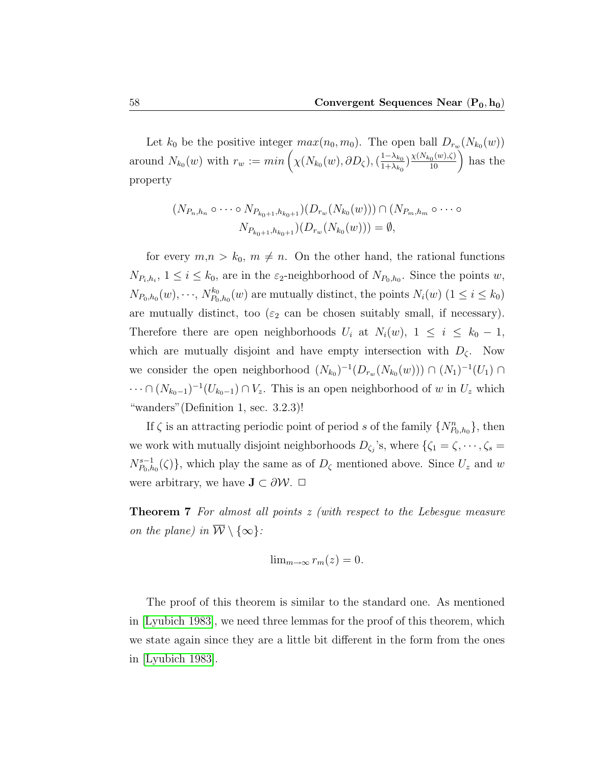Let $k_0$ be the positive integer $max(n_0, m_0)$. The open ball $D_{r_w}(N_{k_0}(w))$ around $N_{k_0}(w)$ with $r_w := min\left(\chi(N_{k_0}(w), \partial D_\zeta), (\frac{1-\lambda_{k_0}}{1+\lambda_{k_0}})\frac{\chi(N_{k_0}(w),\zeta)}{10}\right)$ has the property

$$(N_{P_n,h_n} \circ \cdots \circ N_{P_{k_0+1},h_{k_0+1}})(D_{r_w}(N_{k_0}(w))) \cap (N_{P_m,h_m} \circ \cdots \circ N_{P_{k_0+1},h_{k_0+1}})(D_{r_w}(N_{k_0}(w))) = \emptyset,$$

for every $m$,$n > k_0$, $m \neq n$. On the other hand, the rational functions $N_{P_i,h_i}$, $1 \leq i \leq k_0$, are in the $\varepsilon_2$-neighborhood of $N_{P_0,h_0}$. Since the points $w$, $N_{P_0,h_0}(w), \cdots, N^{k_0}_{P_0,h_0}(w)$ are mutually distinct, the points $N_i(w)$ $(1 \leq i \leq k_0)$ are mutually distinct, too ($\varepsilon_2$ can be chosen suitably small, if necessary). Therefore there are open neighborhoods $U_i$ at $N_i(w)$, $1 \leq i \leq k_0 - 1$, which are mutually disjoint and have empty intersection with $D_\zeta$. Now we consider the open neighborhood $(N_{k_0})^{-1}(D_{r_w}(N_{k_0}(w))) \cap (N_1)^{-1}(U_1) \cap \cdots \cap (N_{k_0-1})^{-1}(U_{k_0-1}) \cap V_z$. This is an open neighborhood of $w$ in $U_z$ which "wanders"(Definition 1, sec. 3.2.3)!

If $\zeta$ is an attracting periodic point of period $s$ of the family $\{N^n_{P_0,h_0}\}$, then we work with mutually disjoint neighborhoods $D_{\zeta_j}$'s, where $\{\zeta_1 = \zeta, \cdots, \zeta_s = N^{s-1}_{P_0,h_0}(\zeta)\}$, which play the same as of $D_\zeta$ mentioned above. Since $U_z$ and $w$ were arbitrary, we have $\mathbf{J} \subset \partial\mathcal{W}$. $\Box$

**Theorem 7** *For almost all points $z$ (with respect to the Lebesgue measure on the plane) in $\overline{\mathcal{W}} \setminus \{\infty\}$:*

$$\lim_{m\to\infty} r_m(z) = 0.$$

The proof of this theorem is similar to the standard one. As mentioned in [Lyubich 1983], we need three lemmas for the proof of this theorem, which we state again since they are a little bit different in the form from the ones in [Lyubich 1983].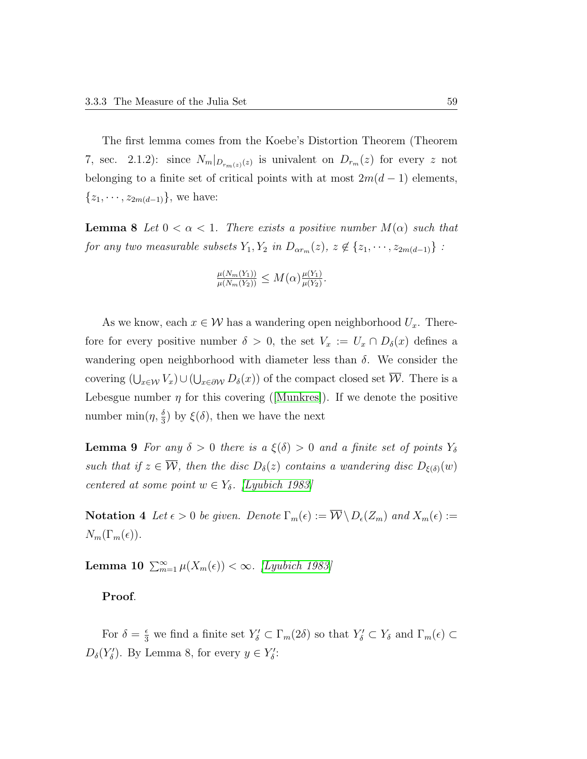The first lemma comes from the Koebe's Distortion Theorem (Theorem 7, sec. 2.1.2): since $N_m|_{D_{r_m(z)}(z)}$ is univalent on $D_{r_m}(z)$ for every $z$ not belonging to a finite set of critical points with at most $2m(d-1)$ elements, $\{z_1, \cdots, z_{2m(d-1)}\}$, we have:

**Lemma 8** *Let $0 < \alpha < 1$. There exists a positive number $M(\alpha)$ such that for any two measurable subsets $Y_1, Y_2$ in $D_{\alpha r_m}(z)$, $z \notin \{z_1, \cdots, z_{2m(d-1)}\}$ :*

$$\frac{\mu(N_m(Y_1))}{\mu(N_m(Y_2))} \leq M(\alpha)\frac{\mu(Y_1)}{\mu(Y_2)}.$$

As we know, each $x \in \mathcal{W}$ has a wandering open neighborhood $U_x$. Therefore for every positive number $\delta > 0$, the set $V_x := U_x \cap D_\delta(x)$ defines a wandering open neighborhood with diameter less than $\delta$. We consider the covering $(\bigcup_{x \in \mathcal{W}} V_x) \cup (\bigcup_{x \in \partial\mathcal{W}} D_\delta(x))$ of the compact closed set $\overline{\mathcal{W}}$. There is a Lebesgue number $\eta$ for this covering ([Munkres]). If we denote the positive number $\min(\eta, \frac{\delta}{3})$ by $\xi(\delta)$, then we have the next

**Lemma 9** *For any $\delta > 0$ there is a $\xi(\delta) > 0$ and a finite set of points $Y_\delta$ such that if $z \in \overline{\mathcal{W}}$, then the disc $D_\delta(z)$ contains a wandering disc $D_{\xi(\delta)}(w)$ centered at some point $w \in Y_\delta$. [Lyubich 1983]*

**Notation 4** *Let $\epsilon > 0$ be given. Denote $\Gamma_m(\epsilon) := \overline{\mathcal{W}} \setminus D_\epsilon(Z_m)$ and $X_m(\epsilon) := N_m(\Gamma_m(\epsilon))$.*

**Lemma 10** $\sum_{m=1}^{\infty} \mu(X_m(\epsilon)) < \infty$. *[Lyubich 1983]*

**Proof**.

For $\delta = \frac{\epsilon}{3}$ we find a finite set $Y'_\delta \subset \Gamma_m(2\delta)$ so that $Y'_\delta \subset Y_\delta$ and $\Gamma_m(\epsilon) \subset D_\delta(Y'_\delta)$. By Lemma 8, for every $y \in Y'_\delta$: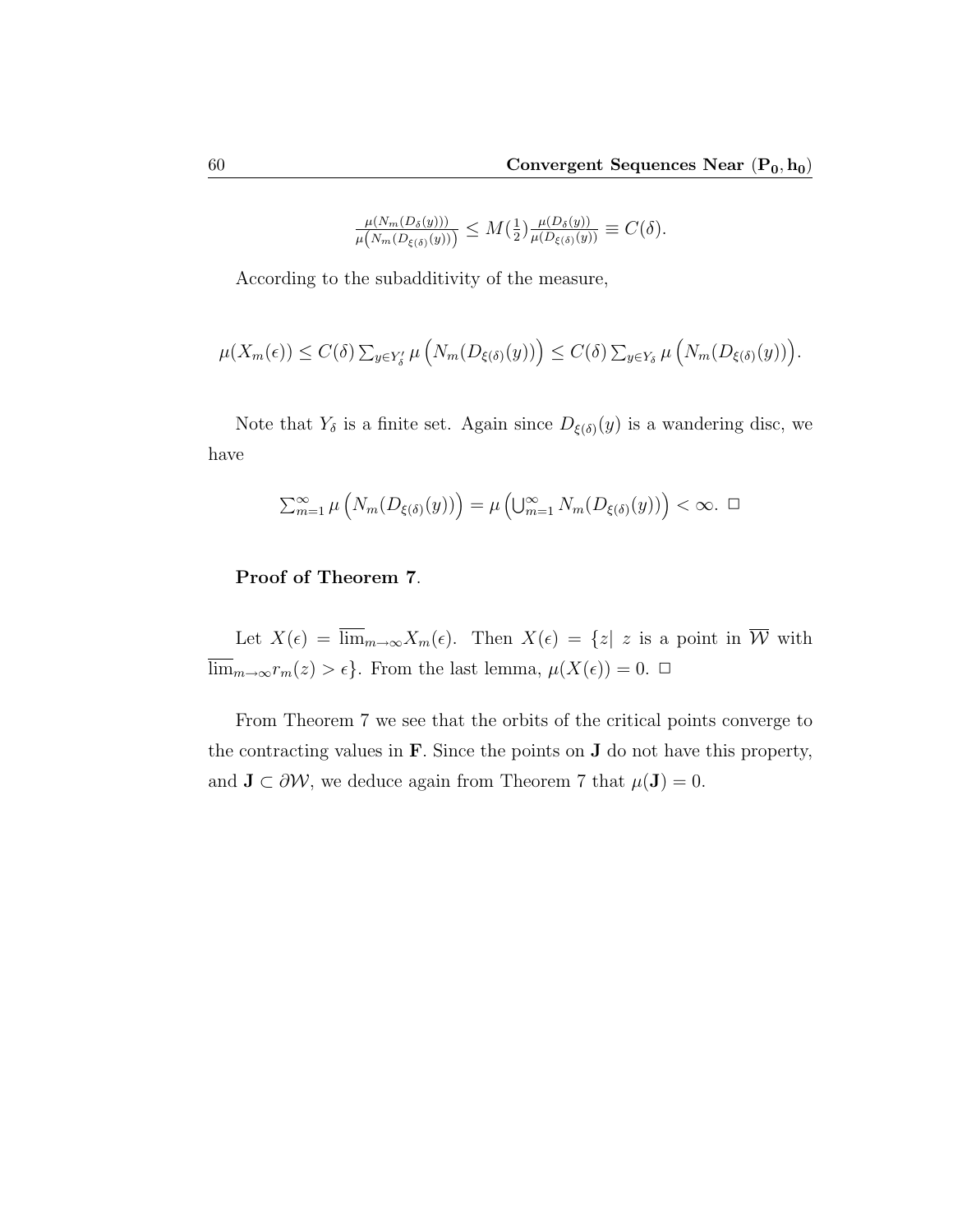$$\frac{\mu(N_m(D_\delta(y)))}{\mu\big(N_m(D_{\xi(\delta)}(y))\big)} \leq M(\tfrac{1}{2})\frac{\mu(D_\delta(y))}{\mu(D_{\xi(\delta)}(y))} \equiv C(\delta).$$

According to the subadditivity of the measure,

$$\mu(X_m(\epsilon)) \leq C(\delta)\sum_{y\in Y'_\delta}\mu\left(N_m(D_{\xi(\delta)}(y))\right) \leq C(\delta)\sum_{y\in Y_\delta}\mu\left(N_m(D_{\xi(\delta)}(y))\right).$$

Note that $Y_\delta$ is a finite set. Again since $D_{\xi(\delta)}(y)$ is a wandering disc, we have

$$\sum_{m=1}^{\infty}\mu\left(N_m(D_{\xi(\delta)}(y))\right) = \mu\left(\bigcup_{m=1}^{\infty} N_m(D_{\xi(\delta)}(y))\right) < \infty. \ \square$$

**Proof of Theorem 7**.

Let $X(\epsilon) = \overline{\lim}_{m\to\infty} X_m(\epsilon)$. Then $X(\epsilon) = \{z|\ z$ is a point in $\overline{\mathcal{W}}$ with $\overline{\lim}_{m\to\infty} r_m(z) > \epsilon\}$. From the last lemma, $\mu(X(\epsilon)) = 0$. $\square$

From Theorem 7 we see that the orbits of the critical points converge to the contracting values in $\mathbf{F}$. Since the points on $\mathbf{J}$ do not have this property, and $\mathbf{J} \subset \partial\mathcal{W}$, we deduce again from Theorem 7 that $\mu(\mathbf{J}) = 0$.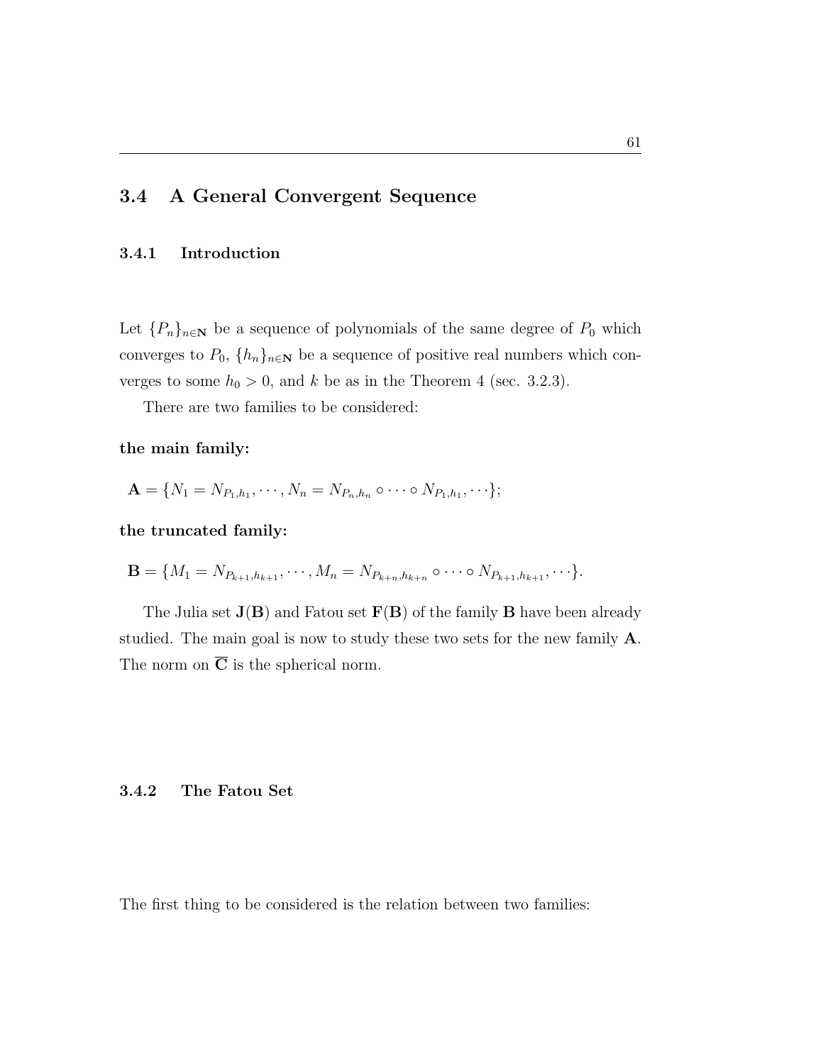## 3.4 A General Convergent Sequence

### 3.4.1 Introduction

Let $\{P_n\}_{n\in\mathbf{N}}$ be a sequence of polynomials of the same degree of $P_0$ which converges to $P_0$, $\{h_n\}_{n\in\mathbf{N}}$ be a sequence of positive real numbers which converges to some $h_0 > 0$, and $k$ be as in the Theorem 4 (sec. 3.2.3).

There are two families to be considered:

**the main family:**

$$\mathbf{A} = \{N_1 = N_{P_1,h_1}, \cdots, N_n = N_{P_n,h_n} \circ \cdots \circ N_{P_1,h_1}, \cdots\};$$

**the truncated family:**

$$\mathbf{B} = \{M_1 = N_{P_{k+1},h_{k+1}}, \cdots, M_n = N_{P_{k+n},h_{k+n}} \circ \cdots \circ N_{P_{k+1},h_{k+1}}, \cdots\}.$$

The Julia set $\mathbf{J}(\mathbf{B})$ and Fatou set $\mathbf{F}(\mathbf{B})$ of the family $\mathbf{B}$ have been already studied. The main goal is now to study these two sets for the new family $\mathbf{A}$. The norm on $\overline{\mathbf{C}}$ is the spherical norm.

### 3.4.2 The Fatou Set

The first thing to be considered is the relation between two families: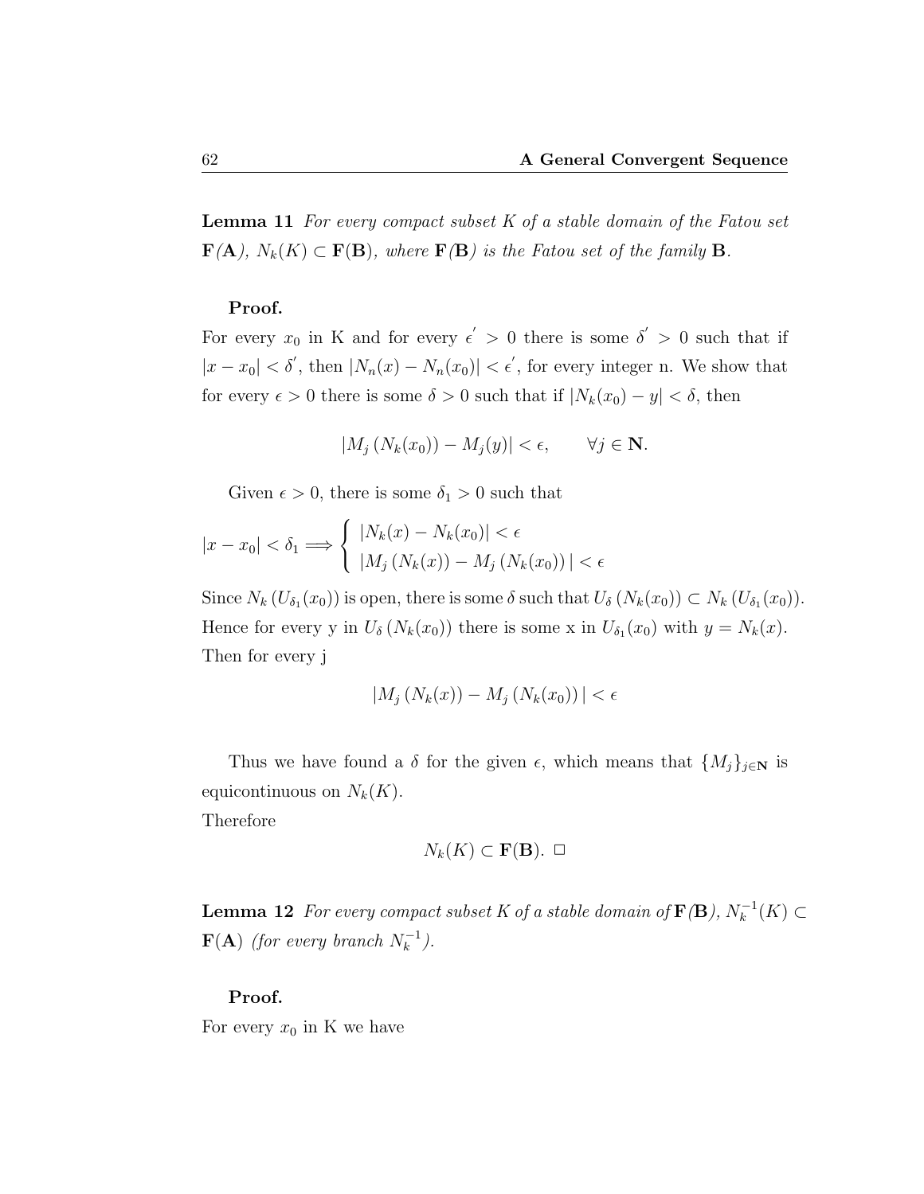**Lemma 11** *For every compact subset K of a stable domain of the Fatou set* $\mathbf{F}(\mathbf{A})$*,* $N_k(K) \subset \mathbf{F}(\mathbf{B})$*, where* $\mathbf{F}(\mathbf{B})$ *is the Fatou set of the family* $\mathbf{B}$*.*

**Proof.**

For every $x_0$ in K and for every $\epsilon' > 0$ there is some $\delta' > 0$ such that if $|x - x_0| < \delta'$, then $|N_n(x) - N_n(x_0)| < \epsilon'$, for every integer n. We show that for every $\epsilon > 0$ there is some $\delta > 0$ such that if $|N_k(x_0) - y| < \delta$, then

$$|M_j\left(N_k(x_0)\right) - M_j(y)| < \epsilon, \qquad \forall j \in \mathbf{N}.$$

Given $\epsilon > 0$, there is some $\delta_1 > 0$ such that

$$|x - x_0| < \delta_1 \Longrightarrow \begin{cases} |N_k(x) - N_k(x_0)| < \epsilon \\ |M_j\left(N_k(x)\right) - M_j\left(N_k(x_0)\right)| < \epsilon \end{cases}$$

Since $N_k\left(U_{\delta_1}(x_0)\right)$ is open, there is some $\delta$ such that $U_\delta\left(N_k(x_0)\right) \subset N_k\left(U_{\delta_1}(x_0)\right)$. Hence for every y in $U_\delta\left(N_k(x_0)\right)$ there is some x in $U_{\delta_1}(x_0)$ with $y = N_k(x)$. Then for every j

$$|M_j\left(N_k(x)\right) - M_j\left(N_k(x_0)\right)| < \epsilon$$

Thus we have found a $\delta$ for the given $\epsilon$, which means that $\{M_j\}_{j\in\mathbf{N}}$ is equicontinuous on $N_k(K)$.
Therefore

$$N_k(K) \subset \mathbf{F}(\mathbf{B}). \ \Box$$

**Lemma 12** *For every compact subset K of a stable domain of* $\mathbf{F}(\mathbf{B})$*,* $N_k^{-1}(K) \subset \mathbf{F}(\mathbf{A})$ *(for every branch* $N_k^{-1}$*).*

**Proof.**

For every $x_0$ in K we have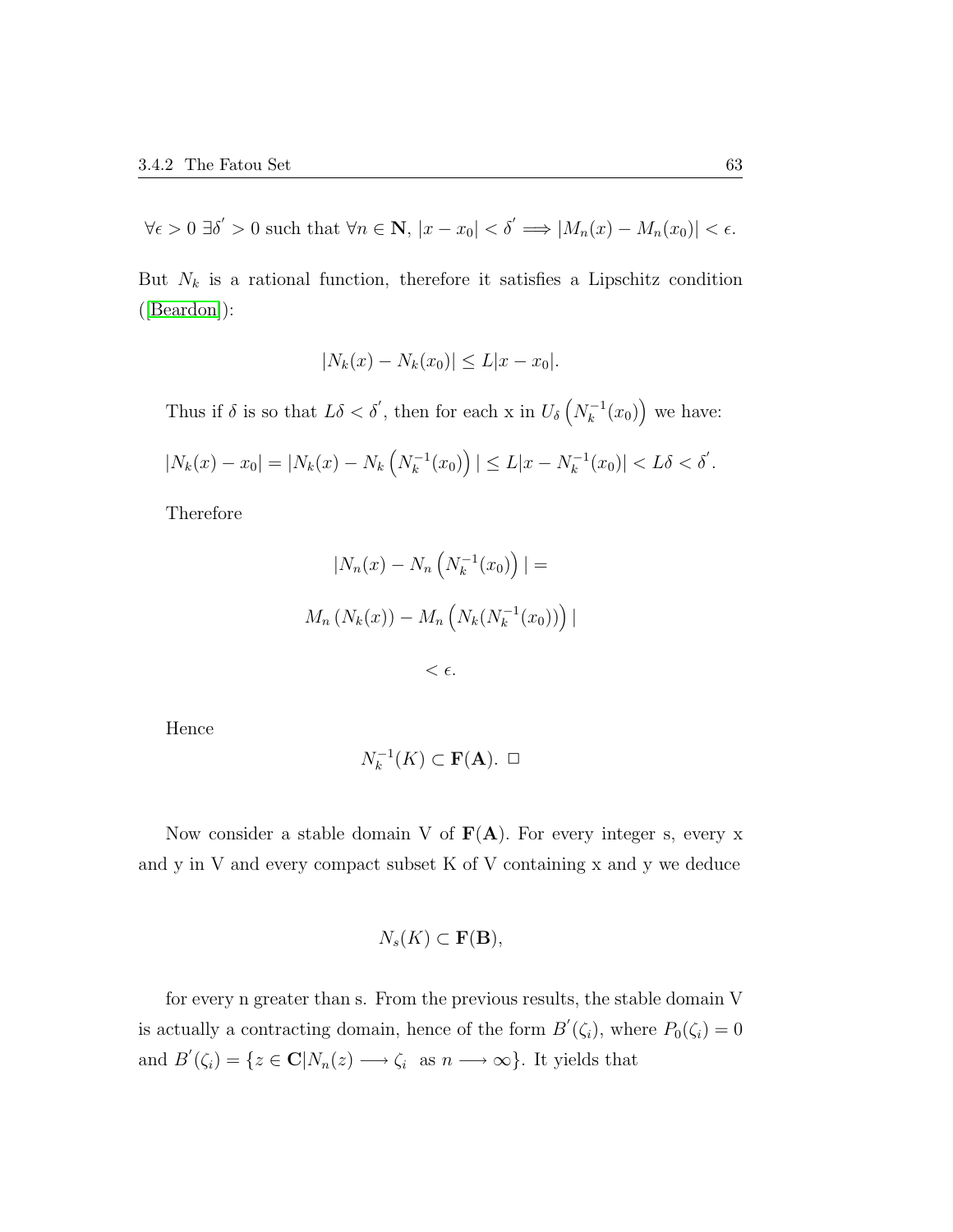$\forall \epsilon > 0 \; \exists \delta' > 0$ such that $\forall n \in \mathbf{N}$, $|x - x_0| < \delta' \Longrightarrow |M_n(x) - M_n(x_0)| < \epsilon$.

But $N_k$ is a rational function, therefore it satisfies a Lipschitz condition ([Beardon]):

$$|N_k(x) - N_k(x_0)| \leq L|x - x_0|.$$

Thus if $\delta$ is so that $L\delta < \delta'$, then for each x in $U_\delta\left(N_k^{-1}(x_0)\right)$ we have:

$$|N_k(x) - x_0| = |N_k(x) - N_k\left(N_k^{-1}(x_0)\right)| \leq L|x - N_k^{-1}(x_0)| < L\delta < \delta'.$$

Therefore

$$|N_n(x) - N_n\left(N_k^{-1}(x_0)\right)| =$$

$$M_n\left(N_k(x)\right) - M_n\left(N_k(N_k^{-1}(x_0))\right)|$$

$$< \epsilon.$$

Hence

$$N_k^{-1}(K) \subset \mathbf{F}(\mathbf{A}). \;\square$$

Now consider a stable domain V of $\mathbf{F}(\mathbf{A})$. For every integer s, every x and y in V and every compact subset K of V containing x and y we deduce

$$N_s(K) \subset \mathbf{F}(\mathbf{B}),$$

for every n greater than s. From the previous results, the stable domain V is actually a contracting domain, hence of the form $B'(\zeta_i)$, where $P_0(\zeta_i) = 0$ and $B'(\zeta_i) = \{z \in \mathbf{C} | N_n(z) \longrightarrow \zeta_i \;\text{ as } n \longrightarrow \infty\}$. It yields that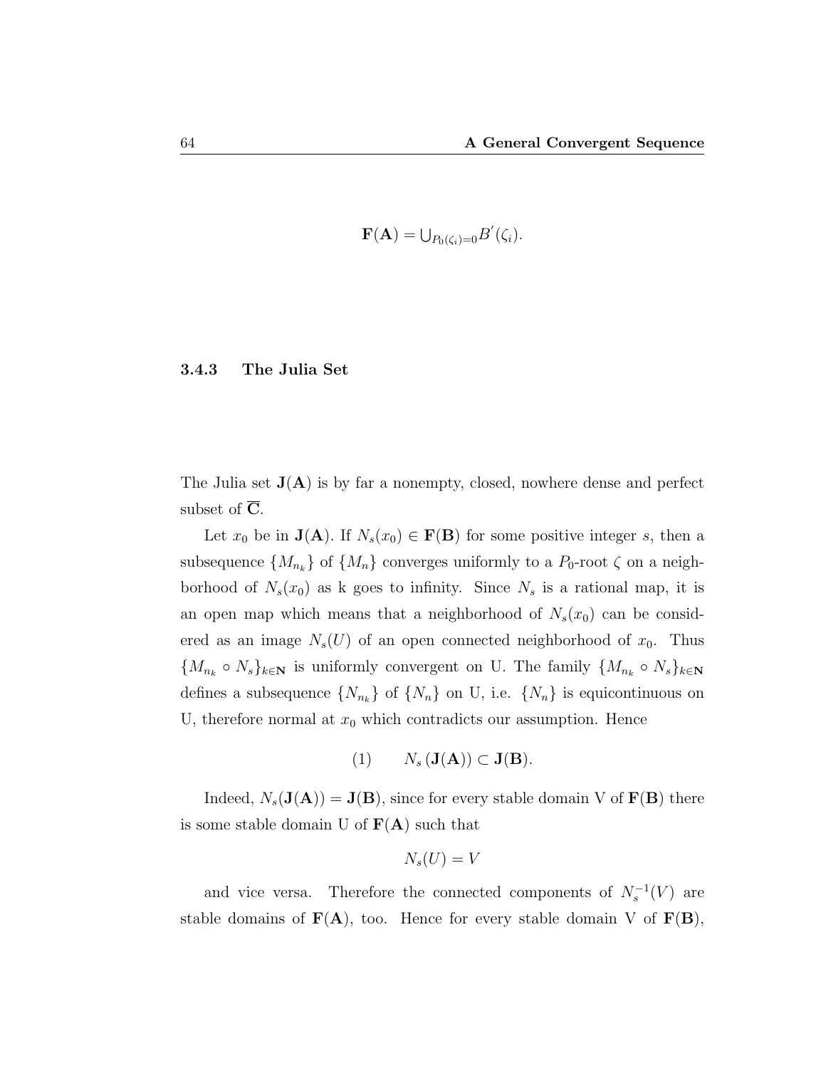$$\mathbf{F}(\mathbf{A}) = \bigcup_{P_0(\zeta_i)=0} B^{'}(\zeta_i).$$

### 3.4.3 The Julia Set

The Julia set $\mathbf{J}(\mathbf{A})$ is by far a nonempty, closed, nowhere dense and perfect subset of $\overline{\mathbf{C}}$.

Let $x_0$ be in $\mathbf{J}(\mathbf{A})$. If $N_s(x_0) \in \mathbf{F}(\mathbf{B})$ for some positive integer $s$, then a subsequence $\{M_{n_k}\}$ of $\{M_n\}$ converges uniformly to a $P_0$-root $\zeta$ on a neighborhood of $N_s(x_0)$ as k goes to infinity. Since $N_s$ is a rational map, it is an open map which means that a neighborhood of $N_s(x_0)$ can be considered as an image $N_s(U)$ of an open connected neighborhood of $x_0$. Thus $\{M_{n_k} \circ N_s\}_{k\in\mathbf{N}}$ is uniformly convergent on U. The family $\{M_{n_k} \circ N_s\}_{k\in\mathbf{N}}$ defines a subsequence $\{N_{n_k}\}$ of $\{N_n\}$ on U, i.e. $\{N_n\}$ is equicontinuous on U, therefore normal at $x_0$ which contradicts our assumption. Hence

$$(1) \qquad N_s\left(\mathbf{J}(\mathbf{A})\right) \subset \mathbf{J}(\mathbf{B}).$$

Indeed, $N_s(\mathbf{J}(\mathbf{A})) = \mathbf{J}(\mathbf{B})$, since for every stable domain V of $\mathbf{F}(\mathbf{B})$ there is some stable domain U of $\mathbf{F}(\mathbf{A})$ such that

$$N_s(U) = V$$

and vice versa. Therefore the connected components of $N_s^{-1}(V)$ are stable domains of $\mathbf{F}(\mathbf{A})$, too. Hence for every stable domain V of $\mathbf{F}(\mathbf{B})$,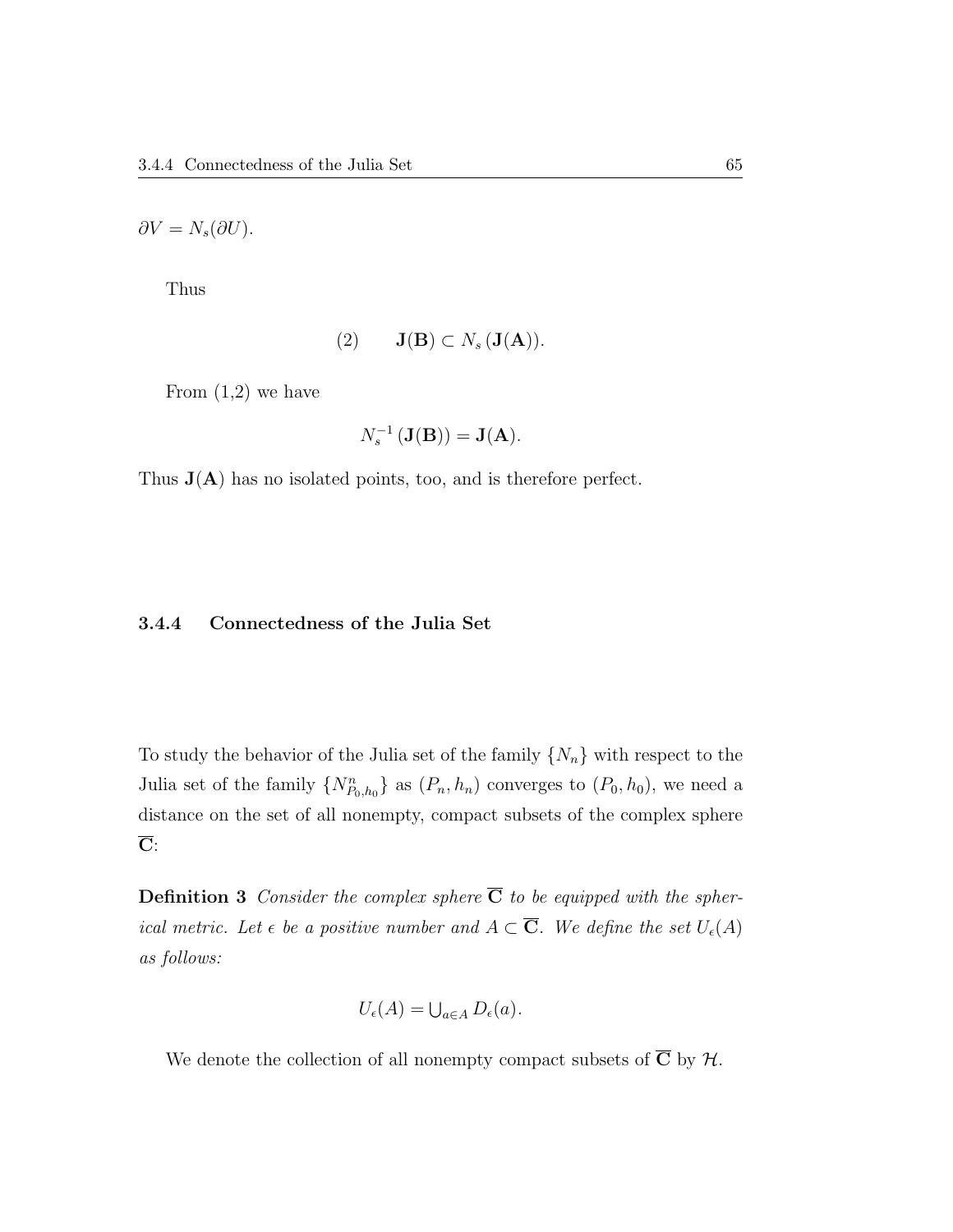$\partial V = N_s(\partial U)$.

Thus

$$(2) \qquad \mathbf{J}(\mathbf{B}) \subset N_s\,(\mathbf{J}(\mathbf{A})).$$

From (1,2) we have

$$N_s^{-1}\,(\mathbf{J}(\mathbf{B})) = \mathbf{J}(\mathbf{A}).$$

Thus $\mathbf{J}(\mathbf{A})$ has no isolated points, too, and is therefore perfect.

### 3.4.4 Connectedness of the Julia Set

To study the behavior of the Julia set of the family $\{N_n\}$ with respect to the Julia set of the family $\{N^n_{P_0,h_0}\}$ as $(P_n, h_n)$ converges to $(P_0, h_0)$, we need a distance on the set of all nonempty, compact subsets of the complex sphere $\overline{\mathbf{C}}$:

**Definition 3** *Consider the complex sphere $\overline{\mathbf{C}}$ to be equipped with the spherical metric. Let $\epsilon$ be a positive number and $A \subset \overline{\mathbf{C}}$. We define the set $U_\epsilon(A)$ as follows:*

$$U_\epsilon(A) = \textstyle\bigcup_{a\in A} D_\epsilon(a).$$

We denote the collection of all nonempty compact subsets of $\overline{\mathbf{C}}$ by $\mathcal{H}$.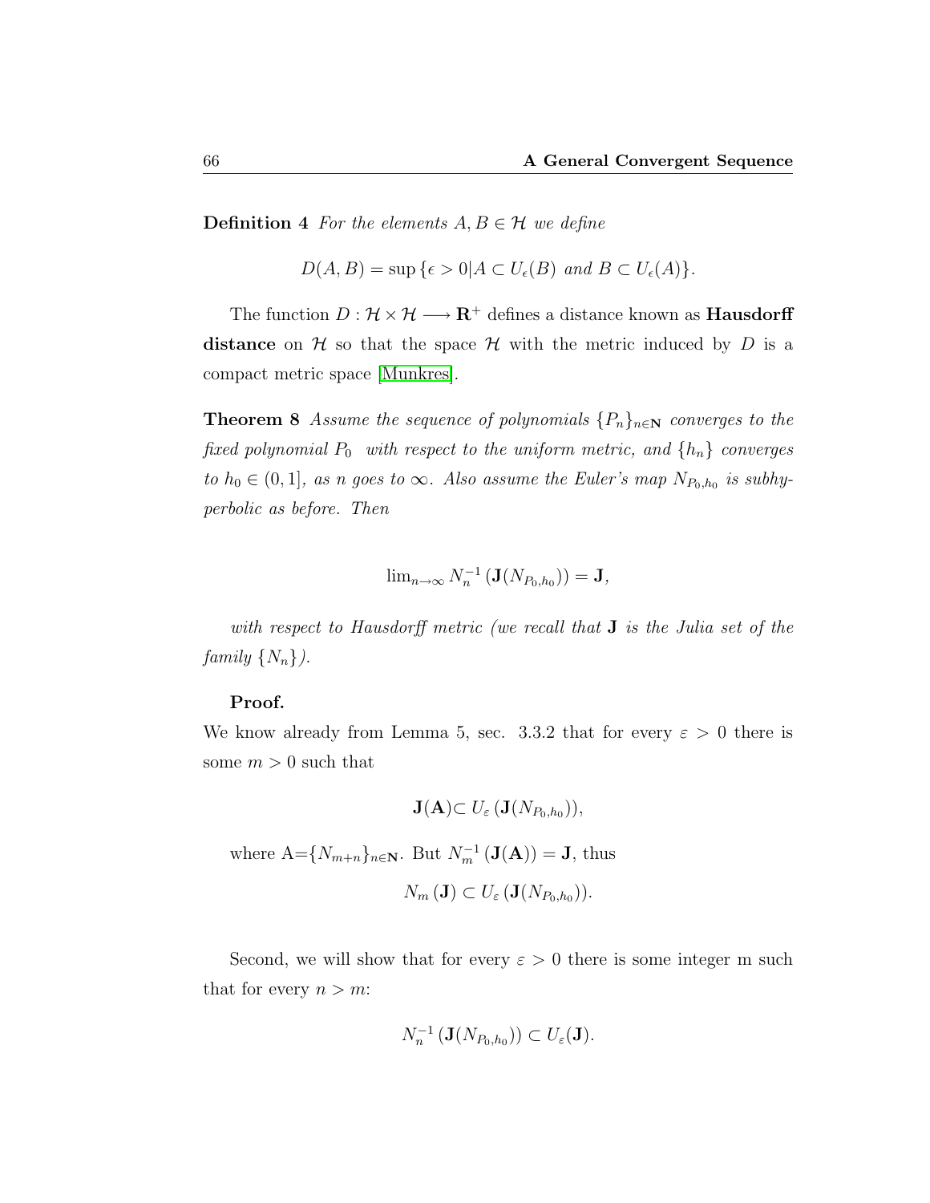**Definition 4** *For the elements $A, B \in \mathcal{H}$ we define*

$$D(A,B) = \sup\{\epsilon > 0 | A \subset U_\epsilon(B) \text{ and } B \subset U_\epsilon(A)\}.$$

The function $D : \mathcal{H} \times \mathcal{H} \longrightarrow \mathbf{R}^+$ defines a distance known as **Hausdorff distance** on $\mathcal{H}$ so that the space $\mathcal{H}$ with the metric induced by $D$ is a compact metric space [Munkres].

**Theorem 8** *Assume the sequence of polynomials $\{P_n\}_{n\in\mathbf{N}}$ converges to the fixed polynomial $P_0$ with respect to the uniform metric, and $\{h_n\}$ converges to $h_0 \in (0,1]$, as $n$ goes to $\infty$. Also assume the Euler's map $N_{P_0,h_0}$ is subhyperbolic as before. Then*

$$\lim_{n\to\infty} N_n^{-1}\left(\mathbf{J}(N_{P_0,h_0})\right) = \mathbf{J},$$

*with respect to Hausdorff metric (we recall that $\mathbf{J}$ is the Julia set of the family $\{N_n\}$).*

**Proof.**

We know already from Lemma 5, sec. 3.3.2 that for every $\varepsilon > 0$ there is some $m > 0$ such that

$$\mathbf{J}(\mathbf{A}) \subset U_\varepsilon\left(\mathbf{J}(N_{P_0,h_0})\right),$$

where A=$\{N_{m+n}\}_{n\in\mathbf{N}}$. But $N_m^{-1}\left(\mathbf{J}(\mathbf{A})\right) = \mathbf{J}$, thus

$$N_m\left(\mathbf{J}\right) \subset U_\varepsilon\left(\mathbf{J}(N_{P_0,h_0})\right).$$

Second, we will show that for every $\varepsilon > 0$ there is some integer m such that for every $n > m$:

$$N_n^{-1}\left(\mathbf{J}(N_{P_0,h_0})\right) \subset U_\varepsilon(\mathbf{J}).$$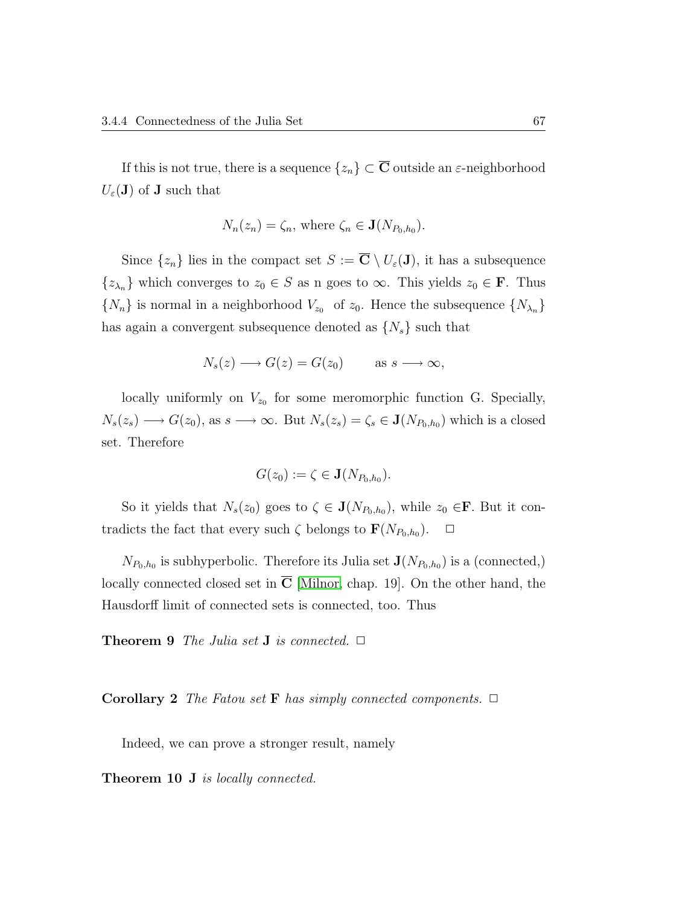If this is not true, there is a sequence $\{z_n\} \subset \overline{\mathbf{C}}$ outside an $\varepsilon$-neighborhood $U_\varepsilon(\mathbf{J})$ of $\mathbf{J}$ such that

$$N_n(z_n) = \zeta_n, \text{ where } \zeta_n \in \mathbf{J}(N_{P_0,h_0}).$$

Since $\{z_n\}$ lies in the compact set $S := \overline{\mathbf{C}} \setminus U_\varepsilon(\mathbf{J})$, it has a subsequence $\{z_{\lambda_n}\}$ which converges to $z_0 \in S$ as n goes to $\infty$. This yields $z_0 \in \mathbf{F}$. Thus $\{N_n\}$ is normal in a neighborhood $V_{z_0}$ of $z_0$. Hence the subsequence $\{N_{\lambda_n}\}$ has again a convergent subsequence denoted as $\{N_s\}$ such that

$$N_s(z) \longrightarrow G(z) = G(z_0) \qquad \text{as } s \longrightarrow \infty,$$

locally uniformly on $V_{z_0}$ for some meromorphic function G. Specially, $N_s(z_s) \longrightarrow G(z_0)$, as $s \longrightarrow \infty$. But $N_s(z_s) = \zeta_s \in \mathbf{J}(N_{P_0,h_0})$ which is a closed set. Therefore

$$G(z_0) := \zeta \in \mathbf{J}(N_{P_0,h_0}).$$

So it yields that $N_s(z_0)$ goes to $\zeta \in \mathbf{J}(N_{P_0,h_0})$, while $z_0 \in \mathbf{F}$. But it contradicts the fact that every such $\zeta$ belongs to $\mathbf{F}(N_{P_0,h_0})$. $\square$

$N_{P_0,h_0}$ is subhyperbolic. Therefore its Julia set $\mathbf{J}(N_{P_0,h_0})$ is a (connected,) locally connected closed set in $\overline{\mathbf{C}}$ [Milnor, chap. 19]. On the other hand, the Hausdorff limit of connected sets is connected, too. Thus

**Theorem 9** *The Julia set* $\mathbf{J}$ *is connected.* $\square$

**Corollary 2** *The Fatou set* $\mathbf{F}$ *has simply connected components.* $\square$

Indeed, we can prove a stronger result, namely

**Theorem 10** $\mathbf{J}$ *is locally connected.*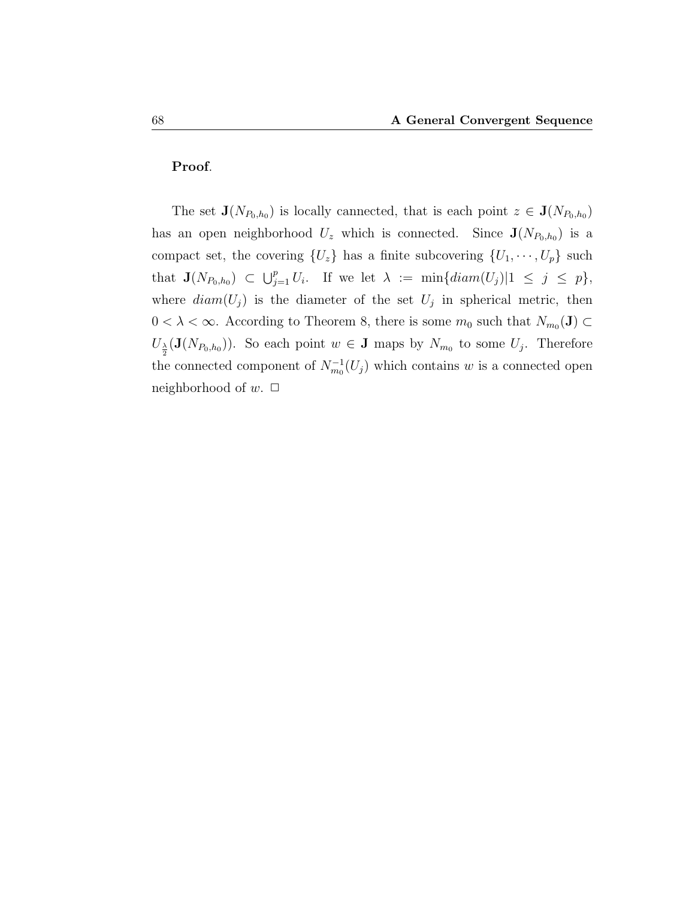**Proof**.

The set $\mathbf{J}(N_{P_0,h_0})$ is locally cannected, that is each point $z \in \mathbf{J}(N_{P_0,h_0})$ has an open neighborhood $U_z$ which is connected. Since $\mathbf{J}(N_{P_0,h_0})$ is a compact set, the covering $\{U_z\}$ has a finite subcovering $\{U_1, \cdots, U_p\}$ such that $\mathbf{J}(N_{P_0,h_0}) \subset \bigcup_{j=1}^{p} U_i$. If we let $\lambda := \min\{diam(U_j) | 1 \leq j \leq p\}$, where $diam(U_j)$ is the diameter of the set $U_j$ in spherical metric, then $0 < \lambda < \infty$. According to Theorem 8, there is some $m_0$ such that $N_{m_0}(\mathbf{J}) \subset U_{\frac{\lambda}{2}}(\mathbf{J}(N_{P_0,h_0}))$. So each point $w \in \mathbf{J}$ maps by $N_{m_0}$ to some $U_j$. Therefore the connected component of $N_{m_0}^{-1}(U_j)$ which contains $w$ is a connected open neighborhood of $w$. $\Box$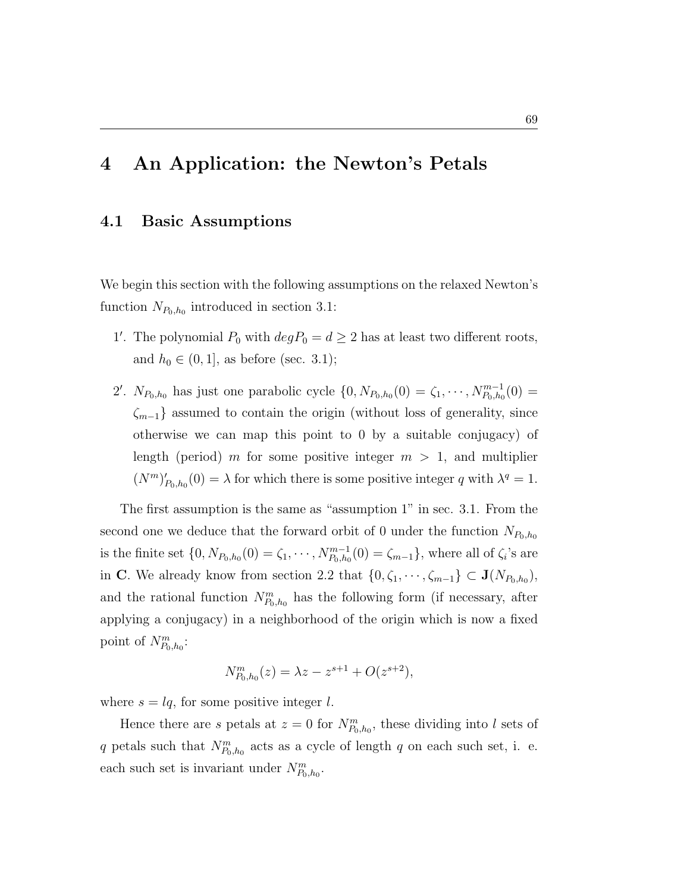# 4 An Application: the Newton's Petals

## 4.1 Basic Assumptions

We begin this section with the following assumptions on the relaxed Newton's function $N_{P_0,h_0}$ introduced in section 3.1:

1'. The polynomial $P_0$ with $degP_0 = d \geq 2$ has at least two different roots, and $h_0 \in (0,1]$, as before (sec. 3.1);

2'. $N_{P_0,h_0}$ has just one parabolic cycle $\{0, N_{P_0,h_0}(0) = \zeta_1, \cdots, N^{m-1}_{P_0,h_0}(0) = \zeta_{m-1}\}$ assumed to contain the origin (without loss of generality, since otherwise we can map this point to 0 by a suitable conjugacy) of length (period) $m$ for some positive integer $m > 1$, and multiplier $(N^m)'_{P_0,h_0}(0) = \lambda$ for which there is some positive integer $q$ with $\lambda^q = 1$.

The first assumption is the same as "assumption 1" in sec. 3.1. From the second one we deduce that the forward orbit of 0 under the function $N_{P_0,h_0}$ is the finite set $\{0, N_{P_0,h_0}(0) = \zeta_1, \cdots, N^{m-1}_{P_0,h_0}(0) = \zeta_{m-1}\}$, where all of $\zeta_i$'s are in $\mathbf{C}$. We already know from section 2.2 that $\{0, \zeta_1, \cdots, \zeta_{m-1}\} \subset \mathbf{J}(N_{P_0,h_0})$, and the rational function $N^m_{P_0,h_0}$ has the following form (if necessary, after applying a conjugacy) in a neighborhood of the origin which is now a fixed point of $N^m_{P_0,h_0}$:

$$N^m_{P_0,h_0}(z) = \lambda z - z^{s+1} + O(z^{s+2}),$$

where $s = lq$, for some positive integer $l$.

Hence there are $s$ petals at $z = 0$ for $N^m_{P_0,h_0}$, these dividing into $l$ sets of $q$ petals such that $N^m_{P_0,h_0}$ acts as a cycle of length $q$ on each such set, i. e. each such set is invariant under $N^m_{P_0,h_0}$.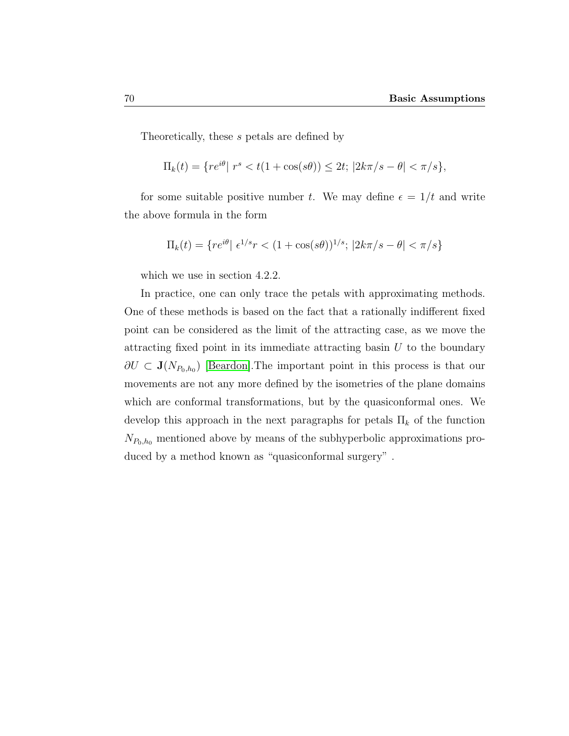Theoretically, these $s$ petals are defined by

$$\Pi_k(t) = \{re^{i\theta} |\ r^s < t(1 + \cos(s\theta)) \leq 2t;\ |2k\pi/s - \theta| < \pi/s\},$$

for some suitable positive number $t$. We may define $\epsilon = 1/t$ and write the above formula in the form

$$\Pi_k(t) = \{re^{i\theta} |\ \epsilon^{1/s} r < (1 + \cos(s\theta))^{1/s};\ |2k\pi/s - \theta| < \pi/s\}$$

which we use in section 4.2.2.

In practice, one can only trace the petals with approximating methods. One of these methods is based on the fact that a rationally indifferent fixed point can be considered as the limit of the attracting case, as we move the attracting fixed point in its immediate attracting basin $U$ to the boundary $\partial U \subset \mathbf{J}(N_{P_0,h_0})$ [Beardon].The important point in this process is that our movements are not any more defined by the isometries of the plane domains which are conformal transformations, but by the quasiconformal ones. We develop this approach in the next paragraphs for petals $\Pi_k$ of the function $N_{P_0,h_0}$ mentioned above by means of the subhyperbolic approximations produced by a method known as "quasiconformal surgery" .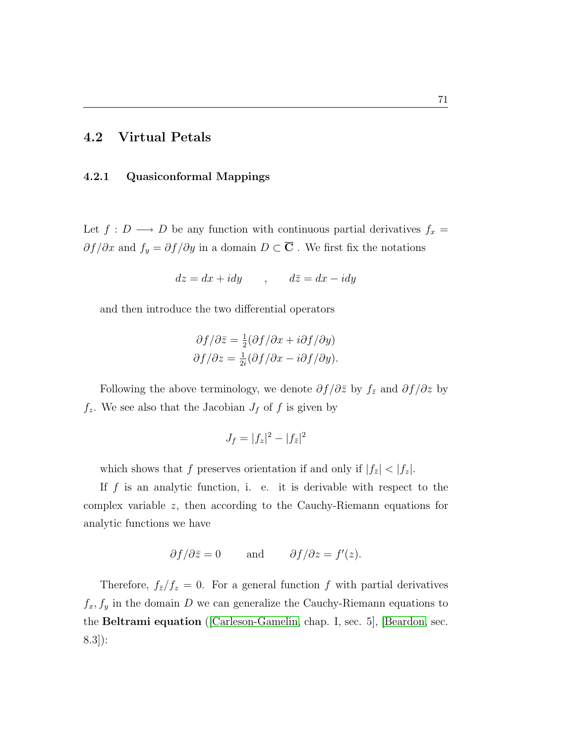## 4.2 Virtual Petals

### 4.2.1 Quasiconformal Mappings

Let $f : D \longrightarrow D$ be any function with continuous partial derivatives $f_x = \partial f/\partial x$ and $f_y = \partial f/\partial y$ in a domain $D \subset \overline{\mathbf{C}}$ . We first fix the notations

$$dz = dx + idy \qquad , \qquad d\bar{z} = dx - idy$$

and then introduce the two differential operators

$$\begin{aligned} \partial f/\partial \bar{z} &= \tfrac{1}{2}(\partial f/\partial x + i\partial f/\partial y) \\ \partial f/\partial z &= \tfrac{1}{2i}(\partial f/\partial x - i\partial f/\partial y). \end{aligned}$$

Following the above terminology, we denote $\partial f/\partial \bar{z}$ by $f_{\bar{z}}$ and $\partial f/\partial z$ by $f_z$. We see also that the Jacobian $J_f$ of $f$ is given by

$$J_f = |f_z|^2 - |f_{\bar{z}}|^2$$

which shows that $f$ preserves orientation if and only if $|f_{\bar{z}}| < |f_z|$.

If $f$ is an analytic function, i. e. it is derivable with respect to the complex variable $z$, then according to the Cauchy-Riemann equations for analytic functions we have

$$\partial f/\partial \bar{z} = 0 \qquad \text{and} \qquad \partial f/\partial z = f'(z).$$

Therefore, $f_{\bar{z}}/f_z = 0$. For a general function $f$ with partial derivatives $f_x, f_y$ in the domain $D$ we can generalize the Cauchy-Riemann equations to the **Beltrami equation** ([Carleson-Gamelin, chap. I, sec. 5], [Beardon, sec. 8.3]):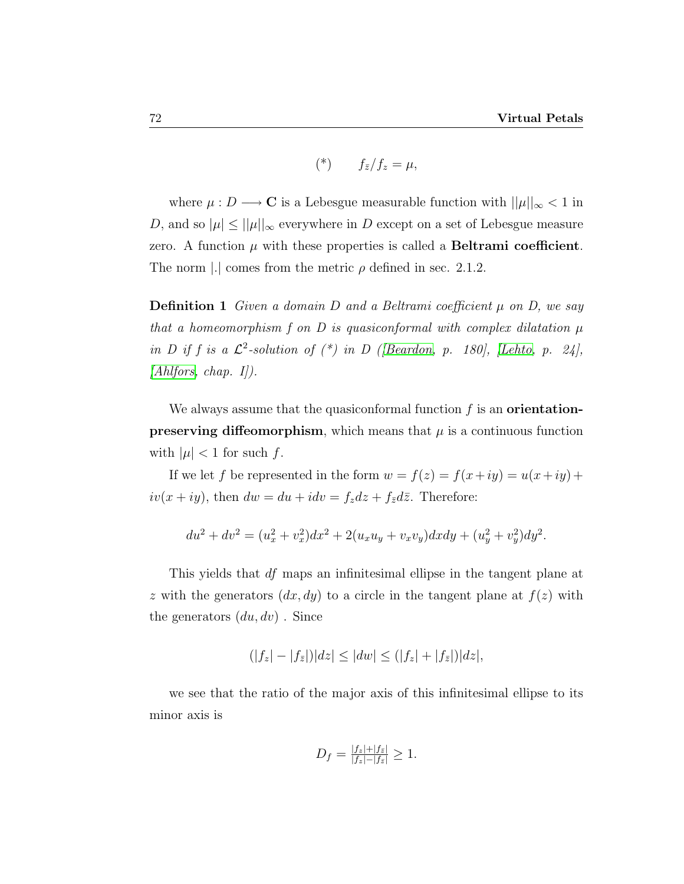$$(*) \qquad f_{\bar{z}}/f_z = \mu,$$

where $\mu : D \longrightarrow \mathbf{C}$ is a Lebesgue measurable function with $||\mu||_\infty < 1$ in $D$, and so $|\mu| \leq ||\mu||_\infty$ everywhere in $D$ except on a set of Lebesgue measure zero. A function $\mu$ with these properties is called a **Beltrami coefficient**. The norm $|.|$ comes from the metric $\rho$ defined in sec. 2.1.2.

**Definition 1** *Given a domain $D$ and a Beltrami coefficient $\mu$ on D, we say that a homeomorphism $f$ on $D$ is quasiconformal with complex dilatation $\mu$ in $D$ if $f$ is a $\mathcal{L}^2$-solution of (\*) in $D$ ([Beardon, p. 180], [Lehto, p. 24], [Ahlfors, chap. I]).*

We always assume that the quasiconformal function $f$ is an **orientation-preserving diffeomorphism**, which means that $\mu$ is a continuous function with $|\mu| < 1$ for such $f$.

If we let $f$ be represented in the form $w = f(z) = f(x+iy) = u(x+iy) + iv(x+iy)$, then $dw = du + idv = f_z dz + f_{\bar{z}} d\bar{z}$. Therefore:

$$du^2 + dv^2 = (u_x^2 + v_x^2)dx^2 + 2(u_x u_y + v_x v_y)dxdy + (u_y^2 + v_y^2)dy^2.$$

This yields that $df$ maps an infinitesimal ellipse in the tangent plane at $z$ with the generators $(dx, dy)$ to a circle in the tangent plane at $f(z)$ with the generators $(du, dv)$ . Since

$$(|f_z| - |f_{\bar{z}}|)|dz| \leq |dw| \leq (|f_z| + |f_{\bar{z}}|)|dz|,$$

we see that the ratio of the major axis of this infinitesimal ellipse to its minor axis is

$$D_f = \tfrac{|f_z| + |f_{\bar{z}}|}{|f_z| - |f_{\bar{z}}|} \geq 1.$$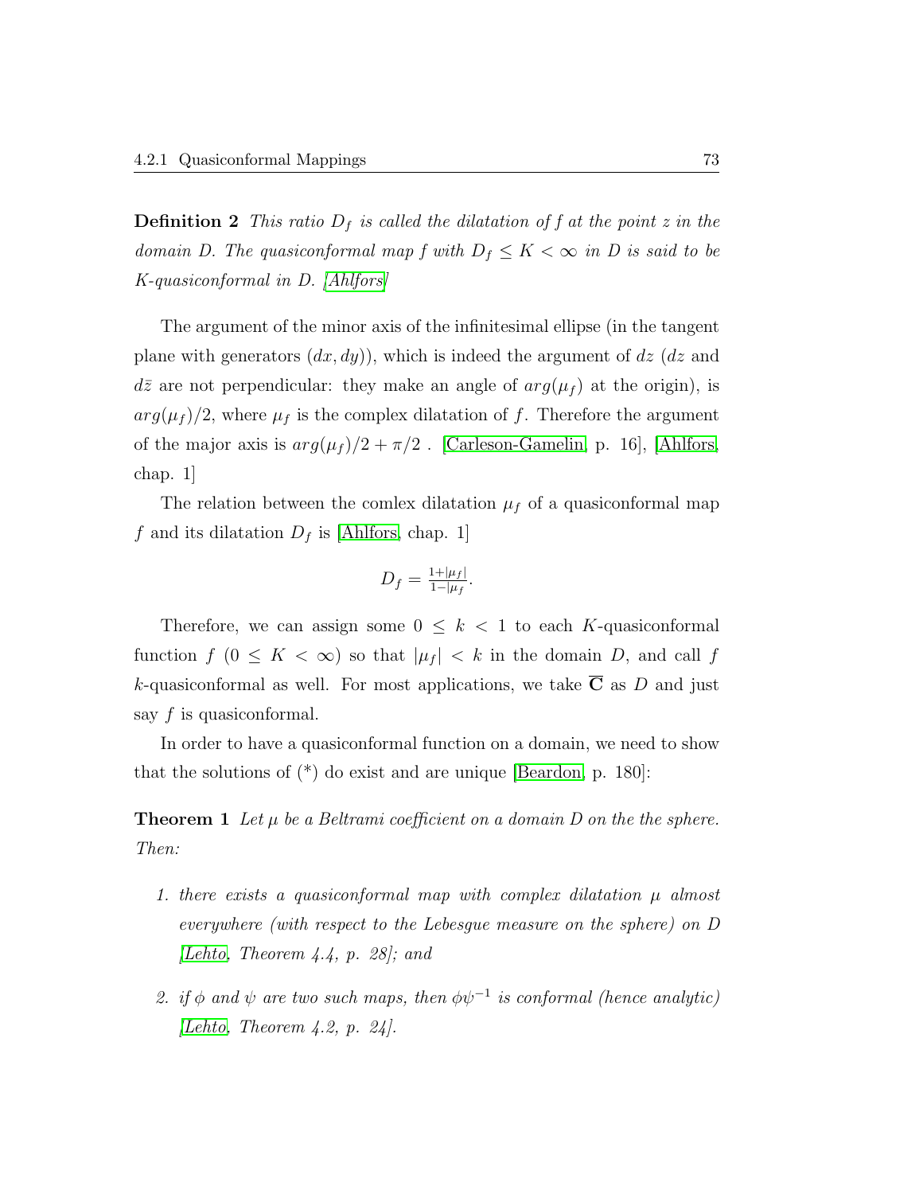**Definition 2** *This ratio $D_f$ is called the dilatation of $f$ at the point $z$ in the domain $D$. The quasiconformal map $f$ with $D_f \leq K < \infty$ in $D$ is said to be $K$-quasiconformal in $D$. [Ahlfors]*

The argument of the minor axis of the infinitesimal ellipse (in the tangent plane with generators $(dx, dy)$), which is indeed the argument of $dz$ ($dz$ and $d\bar{z}$ are not perpendicular: they make an angle of $arg(\mu_f)$ at the origin), is $arg(\mu_f)/2$, where $\mu_f$ is the complex dilatation of $f$. Therefore the argument of the major axis is $arg(\mu_f)/2 + \pi/2$ . [Carleson-Gamelin, p. 16], [Ahlfors, chap. 1]

The relation between the comlex dilatation $\mu_f$ of a quasiconformal map $f$ and its dilatation $D_f$ is [Ahlfors, chap. 1]

$$D_f = \tfrac{1+|\mu_f|}{1-|\mu_f|}.$$

Therefore, we can assign some $0 \leq k < 1$ to each $K$-quasiconformal function $f$ ($0 \leq K < \infty$) so that $|\mu_f| < k$ in the domain $D$, and call $f$ $k$-quasiconformal as well. For most applications, we take $\overline{\mathbf{C}}$ as $D$ and just say $f$ is quasiconformal.

In order to have a quasiconformal function on a domain, we need to show that the solutions of (*) do exist and are unique [Beardon, p. 180]:

**Theorem 1** *Let $\mu$ be a Beltrami coefficient on a domain $D$ on the the sphere. Then:*

1. *there exists a quasiconformal map with complex dilatation $\mu$ almost everywhere (with respect to the Lebesgue measure on the sphere) on $D$ [Lehto, Theorem 4.4, p. 28]; and*
2. *if $\phi$ and $\psi$ are two such maps, then $\phi\psi^{-1}$ is conformal (hence analytic) [Lehto, Theorem 4.2, p. 24].*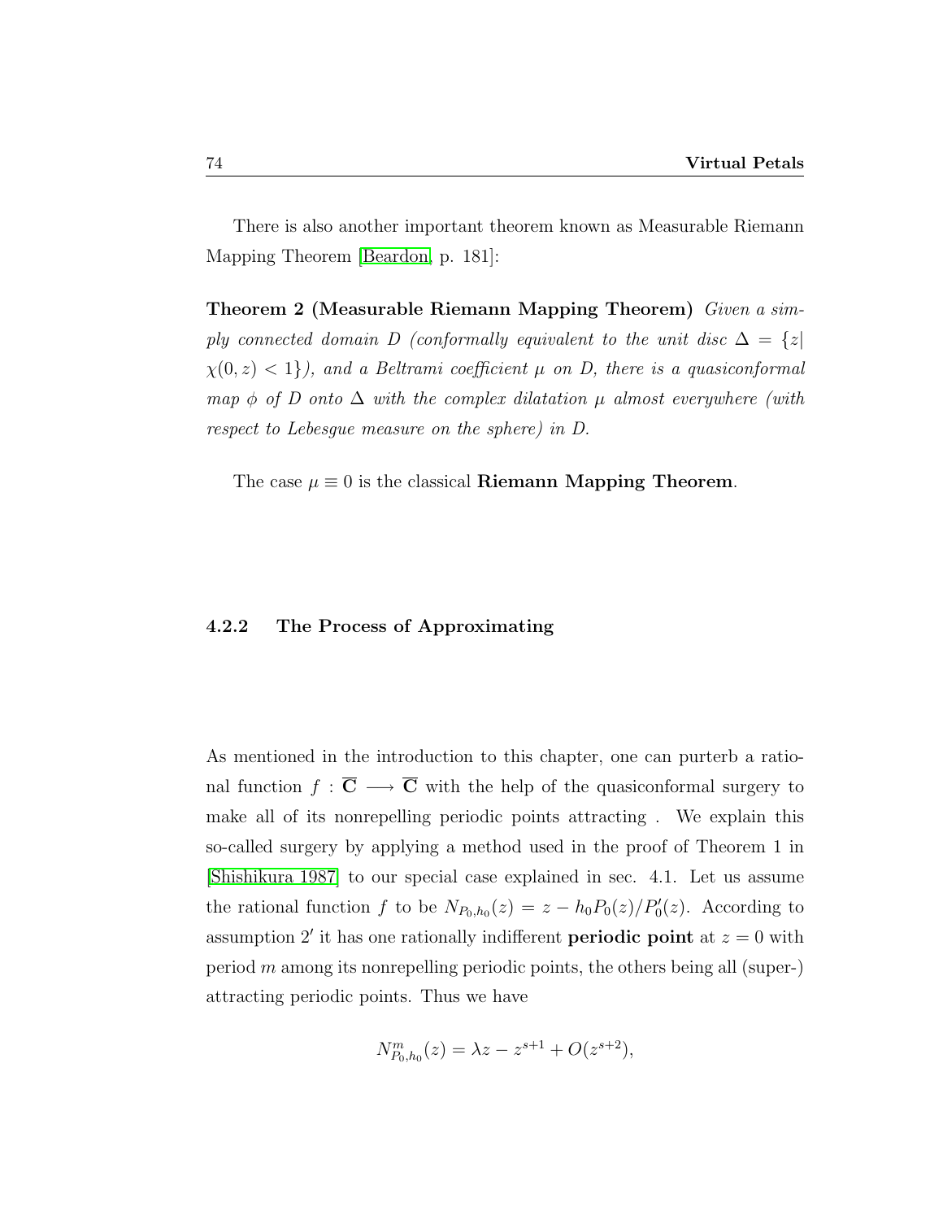There is also another important theorem known as Measurable Riemann Mapping Theorem [Beardon, p. 181]:

**Theorem 2 (Measurable Riemann Mapping Theorem)** *Given a simply connected domain $D$ (conformally equivalent to the unit disc $\Delta = \{z| \chi(0,z) < 1\}$), and a Beltrami coefficient $\mu$ on $D$, there is a quasiconformal map $\phi$ of $D$ onto $\Delta$ with the complex dilatation $\mu$ almost everywhere (with respect to Lebesgue measure on the sphere) in $D$.*

The case $\mu \equiv 0$ is the classical **Riemann Mapping Theorem**.

### 4.2.2 The Process of Approximating

As mentioned in the introduction to this chapter, one can purterb a rational function $f : \overline{\mathbf{C}} \longrightarrow \overline{\mathbf{C}}$ with the help of the quasiconformal surgery to make all of its nonrepelling periodic points attracting . We explain this so-called surgery by applying a method used in the proof of Theorem 1 in [Shishikura 1987] to our special case explained in sec. 4.1. Let us assume the rational function $f$ to be $N_{P_0,h_0}(z) = z - h_0 P_0(z)/P_0'(z)$. According to assumption $2'$ it has one rationally indifferent **periodic point** at $z = 0$ with period $m$ among its nonrepelling periodic points, the others being all (super-) attracting periodic points. Thus we have

$$N^m_{P_0,h_0}(z) = \lambda z - z^{s+1} + O(z^{s+2}),$$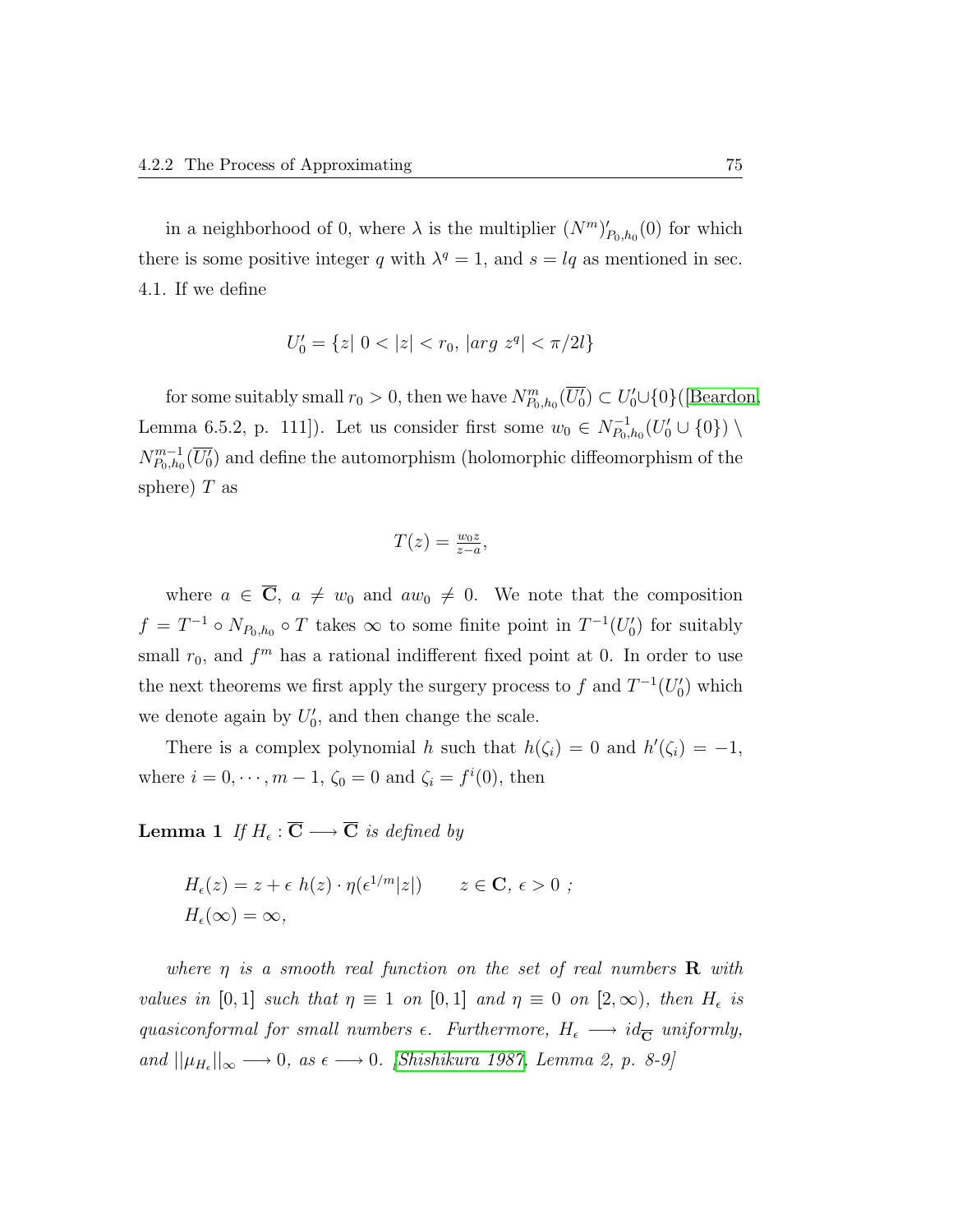in a neighborhood of 0, where $\lambda$ is the multiplier $(N^m)'_{P_0,h_0}(0)$ for which there is some positive integer $q$ with $\lambda^q = 1$, and $s = lq$ as mentioned in sec. 4.1. If we define

$$U'_0 = \{z|\ 0 < |z| < r_0,\ |arg\ z^q| < \pi/2l\}$$

for some suitably small $r_0 > 0$, then we have $N^m_{P_0,h_0}(\overline{U'_0}) \subset U'_0 \cup \{0\}$([Beardon, Lemma 6.5.2, p. 111]). Let us consider first some $w_0 \in N^{-1}_{P_0,h_0}(U'_0 \cup \{0\}) \setminus N^{m-1}_{P_0,h_0}(\overline{U'_0})$ and define the automorphism (holomorphic diffeomorphism of the sphere) $T$ as

$$T(z) = \tfrac{w_0 z}{z-a},$$

where $a \in \overline{\mathbf{C}}$, $a \neq w_0$ and $aw_0 \neq 0$. We note that the composition $f = T^{-1} \circ N_{P_0,h_0} \circ T$ takes $\infty$ to some finite point in $T^{-1}(U'_0)$ for suitably small $r_0$, and $f^m$ has a rational indifferent fixed point at 0. In order to use the next theorems we first apply the surgery process to $f$ and $T^{-1}(U'_0)$ which we denote again by $U'_0$, and then change the scale.

There is a complex polynomial $h$ such that $h(\zeta_i) = 0$ and $h'(\zeta_i) = -1$, where $i = 0, \cdots, m-1$, $\zeta_0 = 0$ and $\zeta_i = f^i(0)$, then

**Lemma 1** *If $H_\epsilon : \overline{\mathbf{C}} \longrightarrow \overline{\mathbf{C}}$ is defined by*

$$H_\epsilon(z) = z + \epsilon\ h(z) \cdot \eta(\epsilon^{1/m}|z|) \qquad z \in \mathbf{C},\ \epsilon > 0\ ;$$
$$H_\epsilon(\infty) = \infty,$$

*where $\eta$ is a smooth real function on the set of real numbers $\mathbf{R}$ with values in $[0,1]$ such that $\eta \equiv 1$ on $[0,1]$ and $\eta \equiv 0$ on $[2,\infty)$, then $H_\epsilon$ is quasiconformal for small numbers $\epsilon$. Furthermore, $H_\epsilon \longrightarrow id_{\overline{\mathbf{C}}}$ uniformly, and $||\mu_{H_\epsilon}||_\infty \longrightarrow 0$, as $\epsilon \longrightarrow 0$. [Shishikura 1987, Lemma 2, p. 8-9]*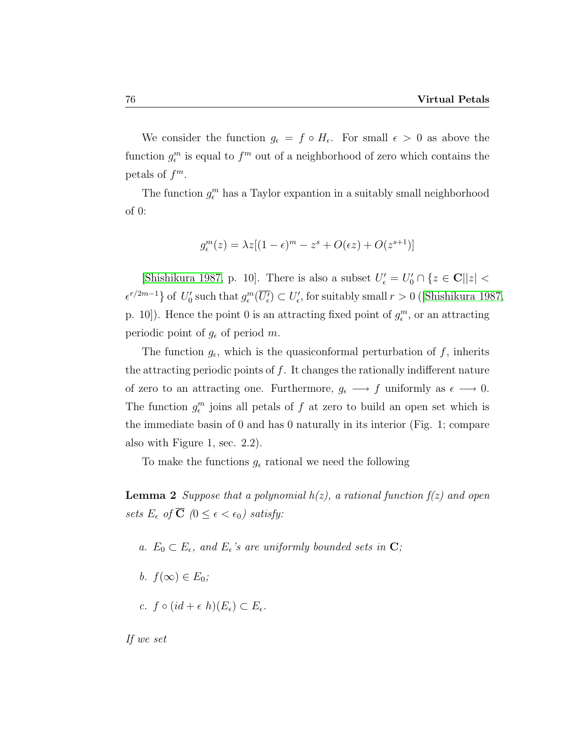We consider the function $g_\epsilon = f \circ H_\epsilon$. For small $\epsilon > 0$ as above the function $g_\epsilon^m$ is equal to $f^m$ out of a neighborhood of zero which contains the petals of $f^m$.

The function $g_\epsilon^m$ has a Taylor expantion in a suitably small neighborhood of 0:

$$g_\epsilon^m(z) = \lambda z[(1-\epsilon)^m - z^s + O(\epsilon z) + O(z^{s+1})]$$

[Shishikura 1987, p. 10]. There is also a subset $U'_\epsilon = U'_0 \cap \{z \in \mathbf{C} || z| < \epsilon^{r/2m-1}\}$ of $U'_0$ such that $g_\epsilon^m(\overline{U'_\epsilon}) \subset U'_\epsilon$, for suitably small $r > 0$ ([Shishikura 1987, p. 10]). Hence the point 0 is an attracting fixed point of $g_\epsilon^m$, or an attracting periodic point of $g_\epsilon$ of period $m$.

The function $g_\epsilon$, which is the quasiconformal perturbation of $f$, inherits the attracting periodic points of $f$. It changes the rationally indifferent nature of zero to an attracting one. Furthermore, $g_\epsilon \longrightarrow f$ uniformly as $\epsilon \longrightarrow 0$. The function $g_\epsilon^m$ joins all petals of $f$ at zero to build an open set which is the immediate basin of 0 and has 0 naturally in its interior (Fig. 1; compare also with Figure 1, sec. 2.2).

To make the functions $g_\epsilon$ rational we need the following

**Lemma 2** *Suppose that a polynomial $h(z)$, a rational function $f(z)$ and open sets $E_\epsilon$ of $\overline{\mathbf{C}}$ $(0 \le \epsilon < \epsilon_0)$ satisfy:*

- *a. $E_0 \subset E_\epsilon$, and $E_\epsilon$'s are uniformly bounded sets in $\mathbf{C}$;*
- *b. $f(\infty) \in E_0$;*
- *c. $f \circ (id + \epsilon\, h)(E_\epsilon) \subset E_\epsilon$.*

*If we set*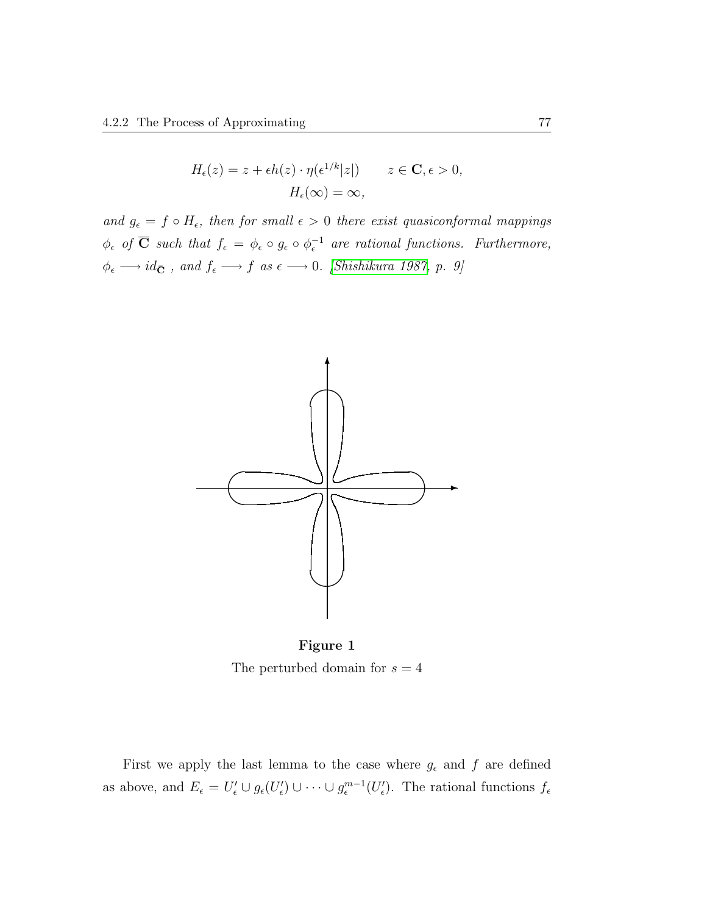$$H_\epsilon(z) = z + \epsilon h(z) \cdot \eta(\epsilon^{1/k}|z|) \qquad z \in \mathbf{C}, \epsilon > 0,$$
$$H_\epsilon(\infty) = \infty,$$

*and* $g_\epsilon = f \circ H_\epsilon$*, then for small* $\epsilon > 0$ *there exist quasiconformal mappings* $\phi_\epsilon$ *of* $\overline{\mathbf{C}}$ *such that* $f_\epsilon = \phi_\epsilon \circ g_\epsilon \circ \phi_\epsilon^{-1}$ *are rational functions. Furthermore,* $\phi_\epsilon \longrightarrow id_{\overline{\mathbf{C}}}$ *, and* $f_\epsilon \longrightarrow f$ *as* $\epsilon \longrightarrow 0$*. [Shishikura 1987, p. 9]*

**Figure 1**

The perturbed domain for $s = 4$

First we apply the last lemma to the case where $g_\epsilon$ and $f$ are defined as above, and $E_\epsilon = U'_\epsilon \cup g_\epsilon(U'_\epsilon) \cup \cdots \cup g_\epsilon^{m-1}(U'_\epsilon)$. The rational functions $f_\epsilon$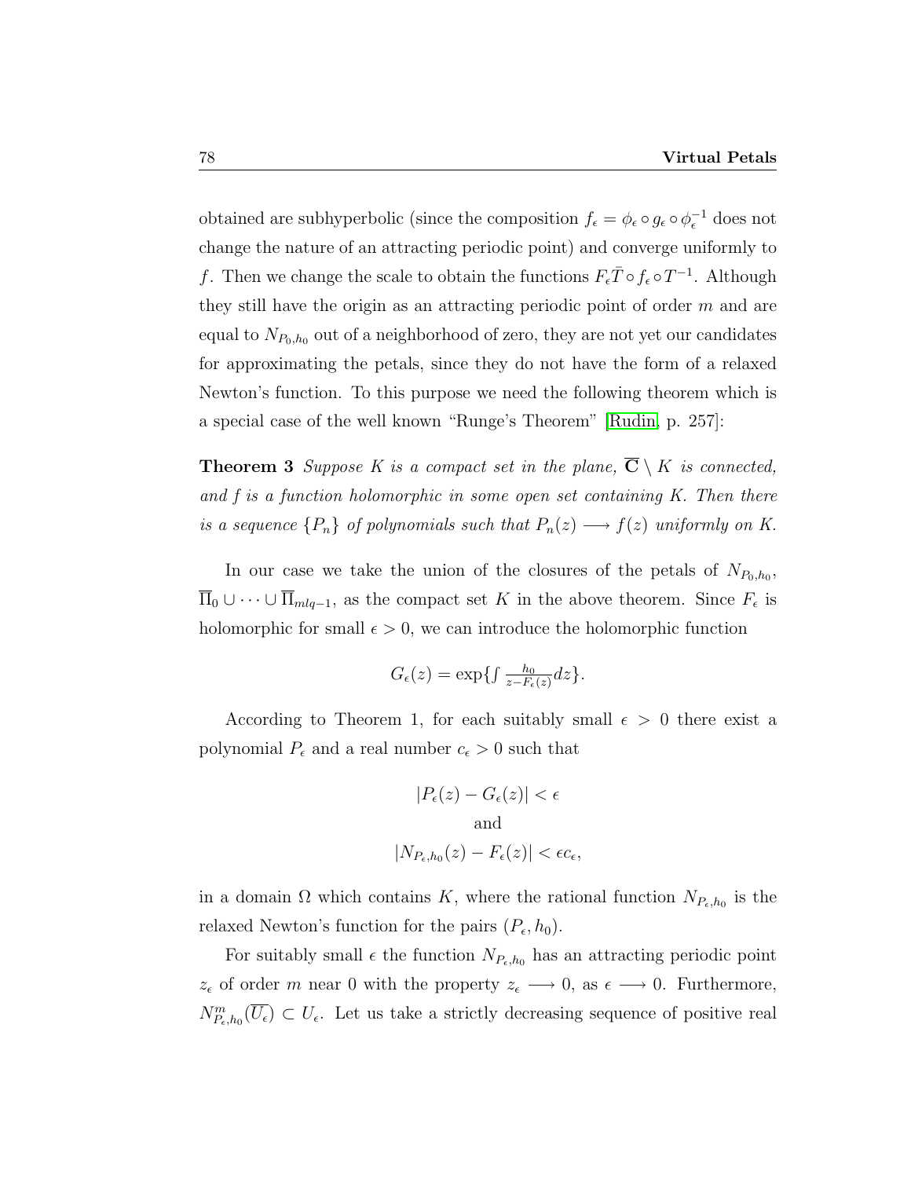obtained are subhyperbolic (since the composition $f_\epsilon = \phi_\epsilon \circ g_\epsilon \circ \phi_\epsilon^{-1}$ does not change the nature of an attracting periodic point) and converge uniformly to $f$. Then we change the scale to obtain the functions $F_\epsilon \bar{T} \circ f_\epsilon \circ T^{-1}$. Although they still have the origin as an attracting periodic point of order $m$ and are equal to $N_{P_0,h_0}$ out of a neighborhood of zero, they are not yet our candidates for approximating the petals, since they do not have the form of a relaxed Newton's function. To this purpose we need the following theorem which is a special case of the well known "Runge's Theorem" [Rudin, p. 257]:

**Theorem 3** *Suppose $K$ is a compact set in the plane, $\overline{\mathbf{C}} \setminus K$ is connected, and $f$ is a function holomorphic in some open set containing $K$. Then there is a sequence $\{P_n\}$ of polynomials such that $P_n(z) \longrightarrow f(z)$ uniformly on $K$.*

In our case we take the union of the closures of the petals of $N_{P_0,h_0}$, $\overline{\Pi}_0 \cup \cdots \cup \overline{\Pi}_{mlq-1}$, as the compact set $K$ in the above theorem. Since $F_\epsilon$ is holomorphic for small $\epsilon > 0$, we can introduce the holomorphic function

$$G_\epsilon(z) = \exp\{\textstyle\int \frac{h_0}{z - F_\epsilon(z)} dz\}.$$

According to Theorem 1, for each suitably small $\epsilon > 0$ there exist a polynomial $P_\epsilon$ and a real number $c_\epsilon > 0$ such that

$$|P_\epsilon(z) - G_\epsilon(z)| < \epsilon$$
$$\text{and}$$
$$|N_{P_\epsilon,h_0}(z) - F_\epsilon(z)| < \epsilon c_\epsilon,$$

in a domain $\Omega$ which contains $K$, where the rational function $N_{P_\epsilon,h_0}$ is the relaxed Newton's function for the pairs $(P_\epsilon, h_0)$.

For suitably small $\epsilon$ the function $N_{P_\epsilon,h_0}$ has an attracting periodic point $z_\epsilon$ of order $m$ near 0 with the property $z_\epsilon \longrightarrow 0$, as $\epsilon \longrightarrow 0$. Furthermore, $N^m_{P_\epsilon,h_0}(\overline{U_\epsilon}) \subset U_\epsilon$. Let us take a strictly decreasing sequence of positive real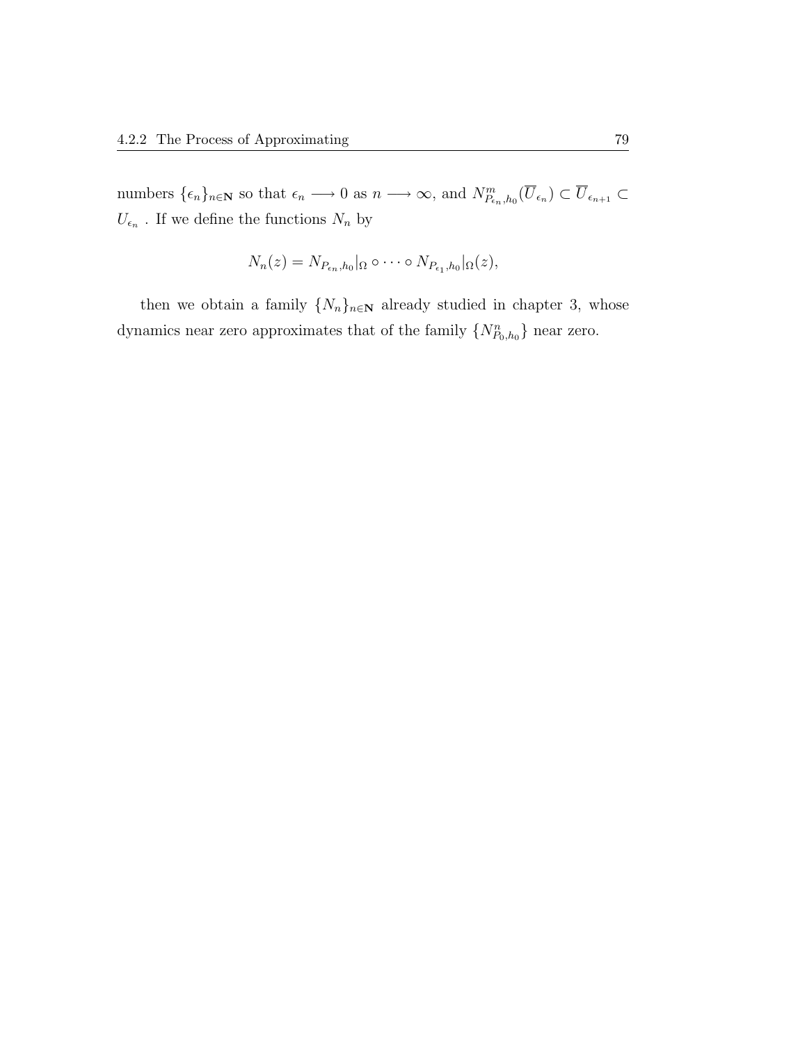numbers $\{\epsilon_n\}_{n\in\mathbf{N}}$ so that $\epsilon_n \longrightarrow 0$ as $n \longrightarrow \infty$, and $N^m_{P_{\epsilon_n},h_0}(\overline{U}_{\epsilon_n}) \subset \overline{U}_{\epsilon_{n+1}} \subset U_{\epsilon_n}$ . If we define the functions $N_n$ by

$$N_n(z) = N_{P_{\epsilon_n},h_0}|_\Omega \circ \cdots \circ N_{P_{\epsilon_1},h_0}|_\Omega(z),$$

then we obtain a family $\{N_n\}_{n\in\mathbf{N}}$ already studied in chapter 3, whose dynamics near zero approximates that of the family $\{N^n_{P_0,h_0}\}$ near zero.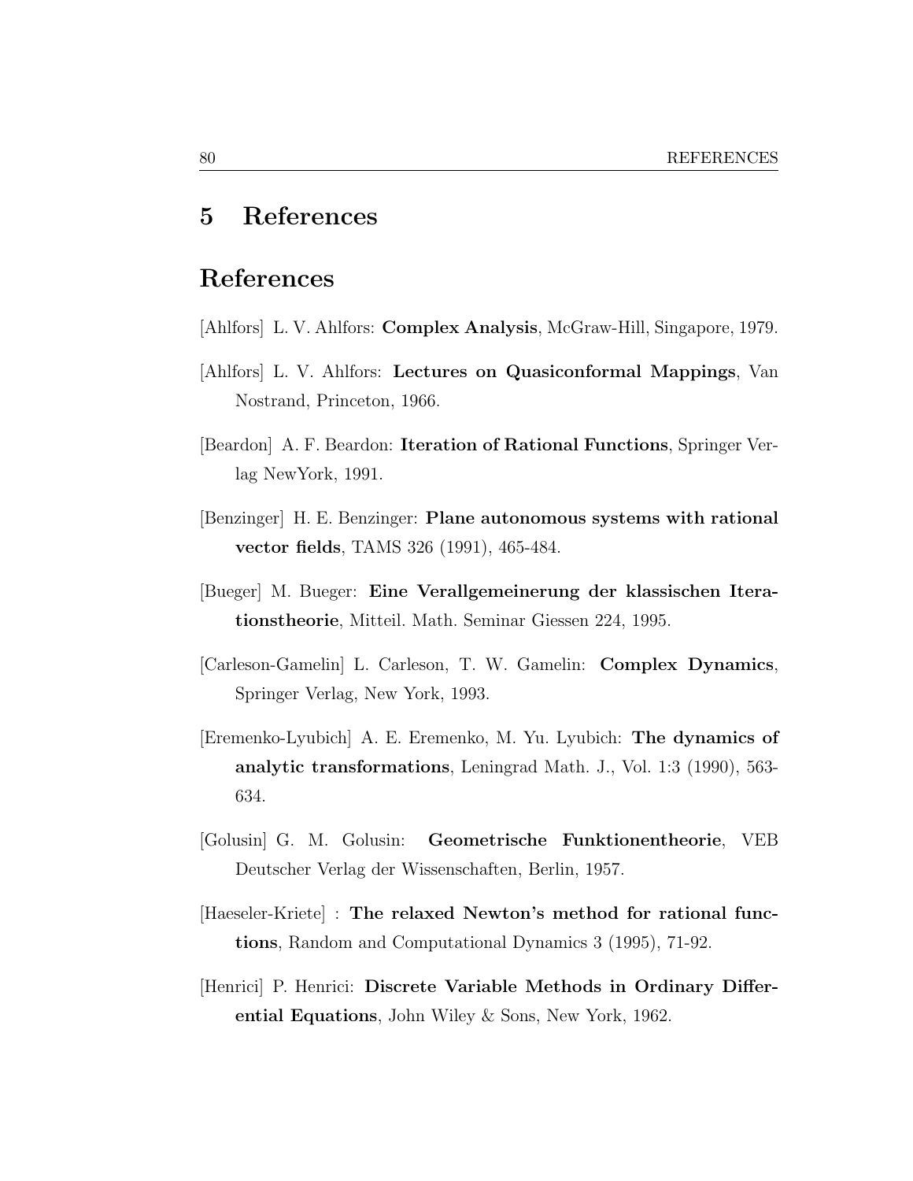# 5 References

## References

[Ahlfors] L. V. Ahlfors: **Complex Analysis**, McGraw-Hill, Singapore, 1979.

[Ahlfors] L. V. Ahlfors: **Lectures on Quasiconformal Mappings**, Van Nostrand, Princeton, 1966.

[Beardon] A. F. Beardon: **Iteration of Rational Functions**, Springer Verlag NewYork, 1991.

[Benzinger] H. E. Benzinger: **Plane autonomous systems with rational vector fields**, TAMS 326 (1991), 465-484.

[Bueger] M. Bueger: **Eine Verallgemeinerung der klassischen Iterationstheorie**, Mitteil. Math. Seminar Giessen 224, 1995.

[Carleson-Gamelin] L. Carleson, T. W. Gamelin: **Complex Dynamics**, Springer Verlag, New York, 1993.

[Eremenko-Lyubich] A. E. Eremenko, M. Yu. Lyubich: **The dynamics of analytic transformations**, Leningrad Math. J., Vol. 1:3 (1990), 563-634.

[Golusin] G. M. Golusin: **Geometrische Funktionentheorie**, VEB Deutscher Verlag der Wissenschaften, Berlin, 1957.

[Haeseler-Kriete] : **The relaxed Newton's method for rational functions**, Random and Computational Dynamics 3 (1995), 71-92.

[Henrici] P. Henrici: **Discrete Variable Methods in Ordinary Differential Equations**, John Wiley & Sons, New York, 1962.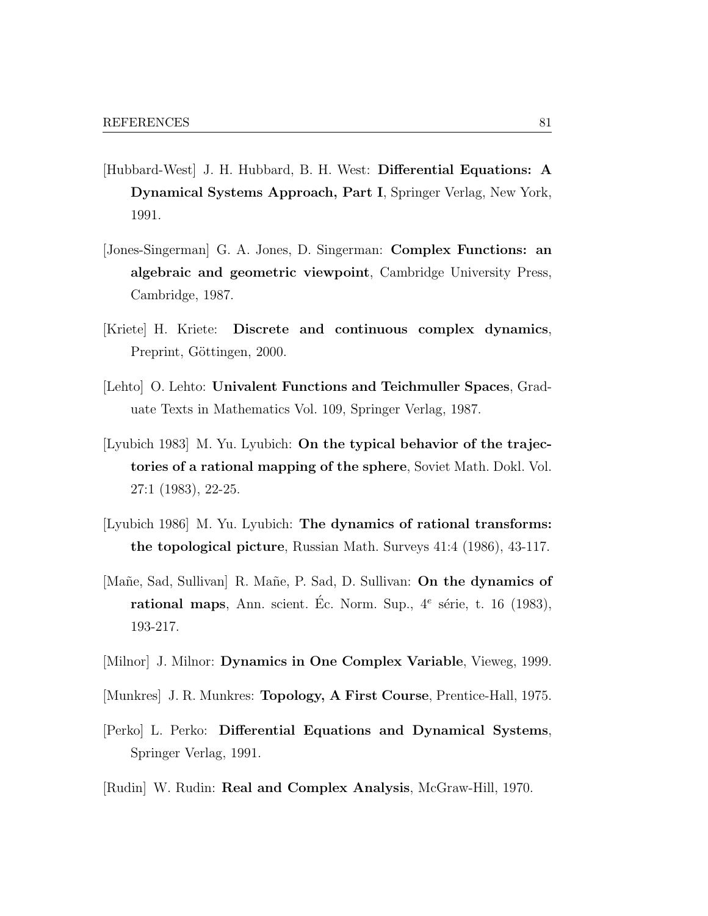[Hubbard-West] J. H. Hubbard, B. H. West: **Differential Equations: A Dynamical Systems Approach, Part I**, Springer Verlag, New York, 1991.

[Jones-Singerman] G. A. Jones, D. Singerman: **Complex Functions: an algebraic and geometric viewpoint**, Cambridge University Press, Cambridge, 1987.

[Kriete] H. Kriete: **Discrete and continuous complex dynamics**, Preprint, Göttingen, 2000.

[Lehto] O. Lehto: **Univalent Functions and Teichmuller Spaces**, Graduate Texts in Mathematics Vol. 109, Springer Verlag, 1987.

[Lyubich 1983] M. Yu. Lyubich: **On the typical behavior of the trajectories of a rational mapping of the sphere**, Soviet Math. Dokl. Vol. 27:1 (1983), 22-25.

[Lyubich 1986] M. Yu. Lyubich: **The dynamics of rational transforms: the topological picture**, Russian Math. Surveys 41:4 (1986), 43-117.

[Mañe, Sad, Sullivan] R. Mañe, P. Sad, D. Sullivan: **On the dynamics of rational maps**, Ann. scient. Éc. Norm. Sup., $4^e$ série, t. 16 (1983), 193-217.

[Milnor] J. Milnor: **Dynamics in One Complex Variable**, Vieweg, 1999.

[Munkres] J. R. Munkres: **Topology, A First Course**, Prentice-Hall, 1975.

[Perko] L. Perko: **Differential Equations and Dynamical Systems**, Springer Verlag, 1991.

[Rudin] W. Rudin: **Real and Complex Analysis**, McGraw-Hill, 1970.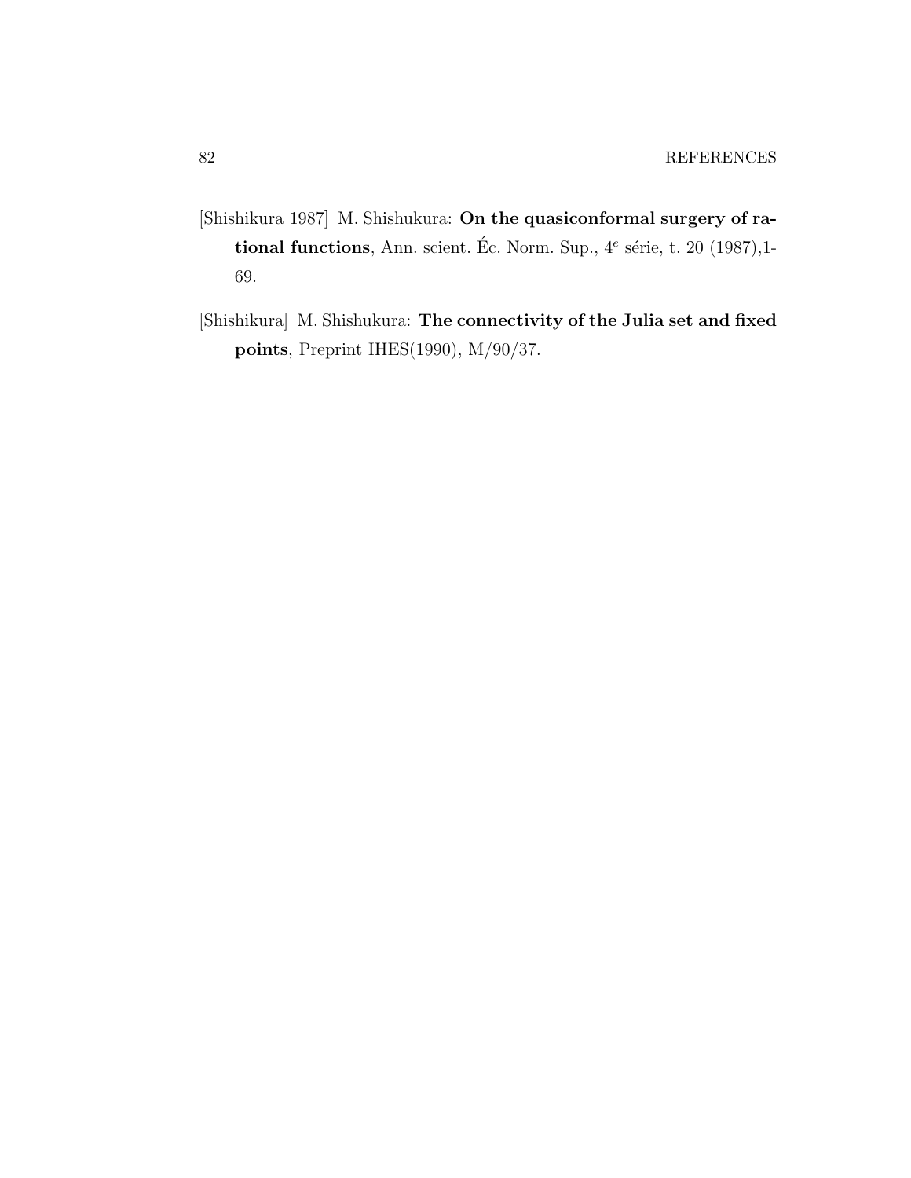[Shishikura 1987] M. Shishukura: **On the quasiconformal surgery of rational functions**, Ann. scient. Éc. Norm. Sup., $4^e$ série, t. 20 (1987),1-69.

[Shishikura] M. Shishukura: **The connectivity of the Julia set and fixed points**, Preprint IHES(1990), M/90/37.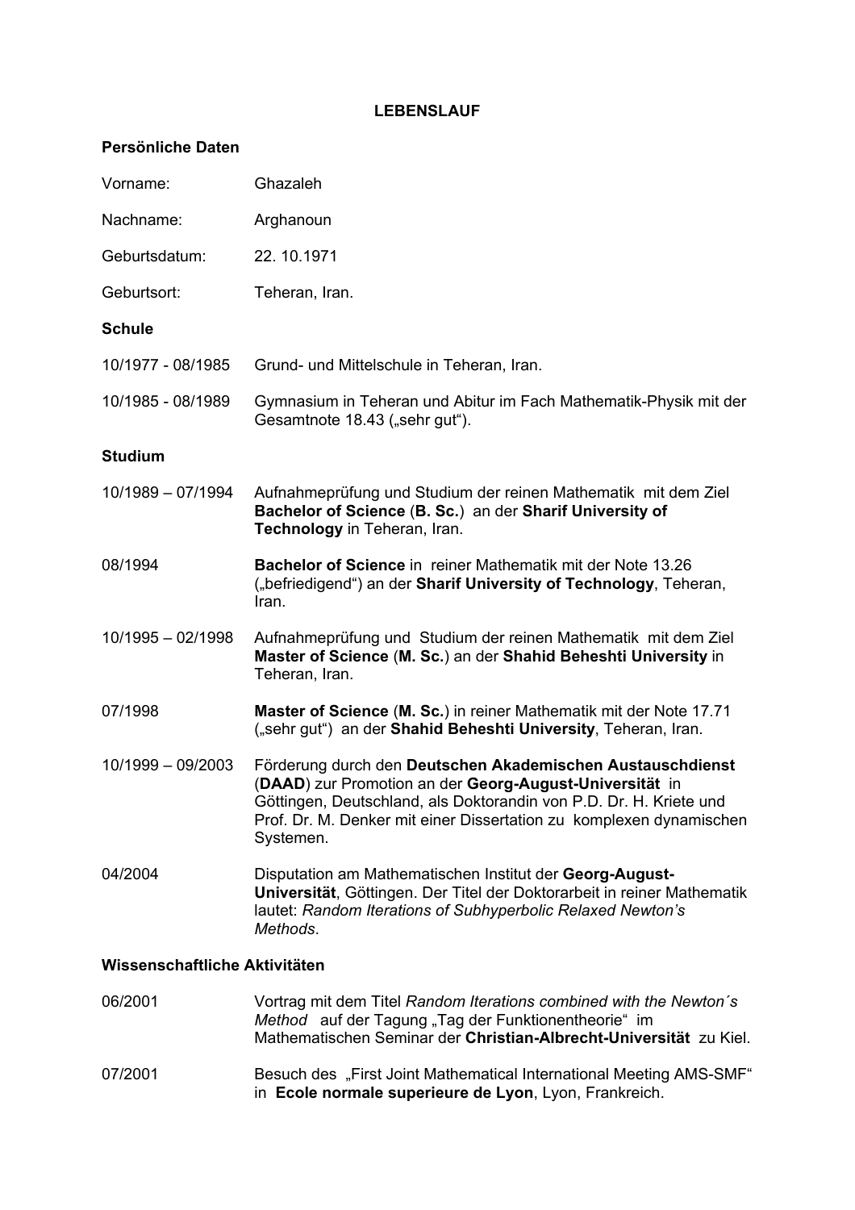# LEBENSLAUF

## Persönliche Daten

| | |
|---|---|
| Vorname: | Ghazaleh |
| Nachname: | Arghanoun |
| Geburtsdatum: | 22. 10.1971 |
| Geburtsort: | Teheran, Iran. |

## Schule

| | |
|---|---|
| 10/1977 - 08/1985 | Grund- und Mittelschule in Teheran, Iran. |
| 10/1985 - 08/1989 | Gymnasium in Teheran und Abitur im Fach Mathematik-Physik mit der Gesamtnote 18.43 („sehr gut“). |

## Studium

| | |
|---|---|
| 10/1989 – 07/1994 | Aufnahmeprüfung und Studium der reinen Mathematik mit dem Ziel **Bachelor of Science** (**B. Sc.**) an der **Sharif University of Technology** in Teheran, Iran. |
| 08/1994 | **Bachelor of Science** in reiner Mathematik mit der Note 13.26 („befriedigend“) an der **Sharif University of Technology**, Teheran, Iran. |
| 10/1995 – 02/1998 | Aufnahmeprüfung und Studium der reinen Mathematik mit dem Ziel **Master of Science** (**M. Sc.**) an der **Shahid Beheshti University** in Teheran, Iran. |
| 07/1998 | **Master of Science** (**M. Sc.**) in reiner Mathematik mit der Note 17.71 („sehr gut“) an der **Shahid Beheshti University**, Teheran, Iran. |
| 10/1999 – 09/2003 | Förderung durch den **Deutschen Akademischen Austauschdienst** (**DAAD**) zur Promotion an der **Georg-August-Universität** in Göttingen, Deutschland, als Doktorandin von P.D. Dr. H. Kriete und Prof. Dr. M. Denker mit einer Dissertation zu komplexen dynamischen Systemen. |
| 04/2004 | Disputation am Mathematischen Institut der **Georg-August-Universität**, Göttingen. Der Titel der Doktorarbeit in reiner Mathematik lautet: *Random Iterations of Subhyperbolic Relaxed Newton's Methods*. |

## Wissenschaftliche Aktivitäten

| | |
|---|---|
| 06/2001 | Vortrag mit dem Titel *Random Iterations combined with the Newton´s Method* auf der Tagung „Tag der Funktionentheorie“ im Mathematischen Seminar der **Christian-Albrecht-Universität** zu Kiel. |
| 07/2001 | Besuch des „First Joint Mathematical International Meeting AMS-SMF“ in **Ecole normale superieure de Lyon**, Lyon, Frankreich. |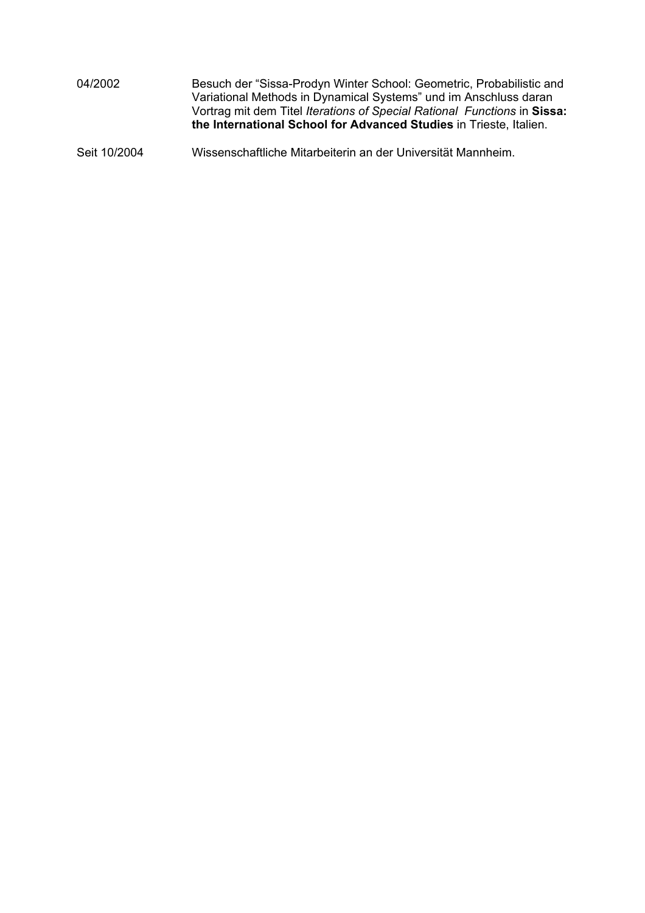| | |
|---|---|
| 04/2002 | Besuch der "Sissa-Prodyn Winter School: Geometric, Probabilistic and Variational Methods in Dynamical Systems" und im Anschluss daran Vortrag mit dem Titel *Iterations of Special Rational Functions* in **Sissa: the International School for Advanced Studies** in Trieste, Italien. |
| Seit 10/2004 | Wissenschaftliche Mitarbeiterin an der Universität Mannheim. |